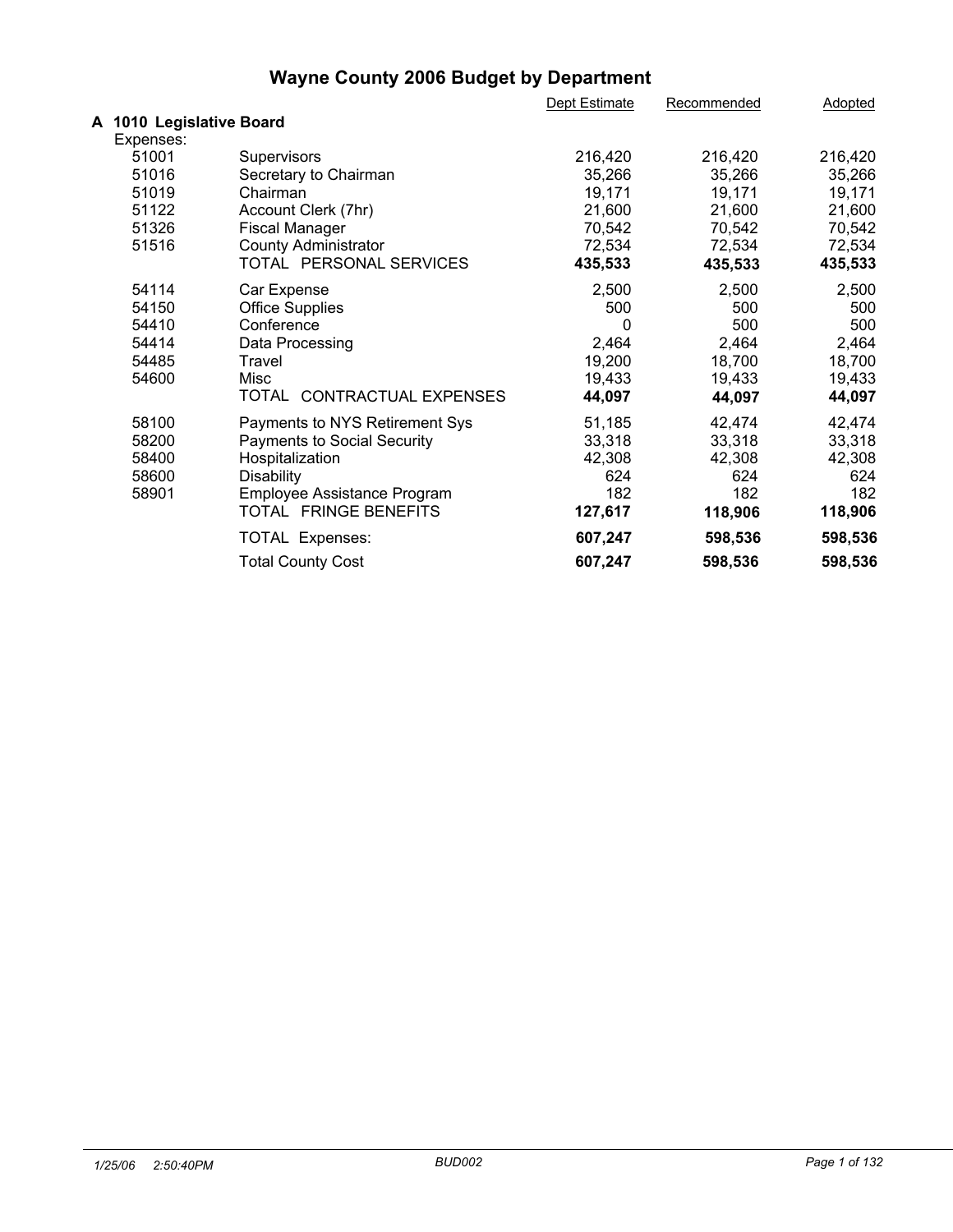# Wayne County 2006 Budget by Department

| | | Dept Estimate | Recommended | Adopted |
|---|---|---|---|---|
| **A 1010 Legislative Board** | | | | |
| Expenses: | | | | |
| 51001 | Supervisors | 216,420 | 216,420 | 216,420 |
| 51016 | Secretary to Chairman | 35,266 | 35,266 | 35,266 |
| 51019 | Chairman | 19,171 | 19,171 | 19,171 |
| 51122 | Account Clerk (7hr) | 21,600 | 21,600 | 21,600 |
| 51326 | Fiscal Manager | 70,542 | 70,542 | 70,542 |
| 51516 | County Administrator | 72,534 | 72,534 | 72,534 |
| | TOTAL PERSONAL SERVICES | **435,533** | **435,533** | **435,533** |
| 54114 | Car Expense | 2,500 | 2,500 | 2,500 |
| 54150 | Office Supplies | 500 | 500 | 500 |
| 54410 | Conference | 0 | 500 | 500 |
| 54414 | Data Processing | 2,464 | 2,464 | 2,464 |
| 54485 | Travel | 19,200 | 18,700 | 18,700 |
| 54600 | Misc | 19,433 | 19,433 | 19,433 |
| | TOTAL CONTRACTUAL EXPENSES | **44,097** | **44,097** | **44,097** |
| 58100 | Payments to NYS Retirement Sys | 51,185 | 42,474 | 42,474 |
| 58200 | Payments to Social Security | 33,318 | 33,318 | 33,318 |
| 58400 | Hospitalization | 42,308 | 42,308 | 42,308 |
| 58600 | Disability | 624 | 624 | 624 |
| 58901 | Employee Assistance Program | 182 | 182 | 182 |
| | TOTAL FRINGE BENEFITS | **127,617** | **118,906** | **118,906** |
| | TOTAL Expenses: | **607,247** | **598,536** | **598,536** |
| | Total County Cost | **607,247** | **598,536** | **598,536** |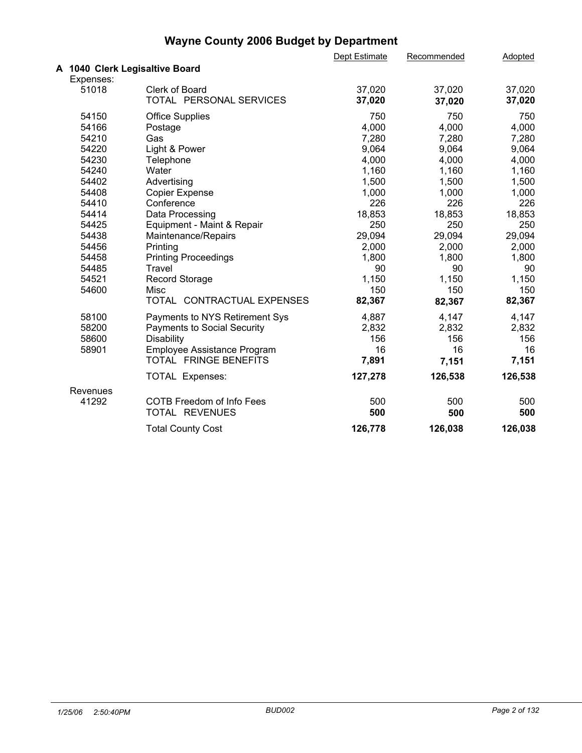# Wayne County 2006 Budget by Department

## A 1040 Clerk Legisaltive Board

| | | Dept Estimate | Recommended | Adopted |
|---|---|---|---|---|
| **Expenses:** | | | | |
| 51018 | Clerk of Board | 37,020 | 37,020 | 37,020 |
| | TOTAL PERSONAL SERVICES | **37,020** | **37,020** | **37,020** |
| 54150 | Office Supplies | 750 | 750 | 750 |
| 54166 | Postage | 4,000 | 4,000 | 4,000 |
| 54210 | Gas | 7,280 | 7,280 | 7,280 |
| 54220 | Light & Power | 9,064 | 9,064 | 9,064 |
| 54230 | Telephone | 4,000 | 4,000 | 4,000 |
| 54240 | Water | 1,160 | 1,160 | 1,160 |
| 54402 | Advertising | 1,500 | 1,500 | 1,500 |
| 54408 | Copier Expense | 1,000 | 1,000 | 1,000 |
| 54410 | Conference | 226 | 226 | 226 |
| 54414 | Data Processing | 18,853 | 18,853 | 18,853 |
| 54425 | Equipment - Maint & Repair | 250 | 250 | 250 |
| 54438 | Maintenance/Repairs | 29,094 | 29,094 | 29,094 |
| 54456 | Printing | 2,000 | 2,000 | 2,000 |
| 54458 | Printing Proceedings | 1,800 | 1,800 | 1,800 |
| 54485 | Travel | 90 | 90 | 90 |
| 54521 | Record Storage | 1,150 | 1,150 | 1,150 |
| 54600 | Misc | 150 | 150 | 150 |
| | TOTAL CONTRACTUAL EXPENSES | **82,367** | **82,367** | **82,367** |
| 58100 | Payments to NYS Retirement Sys | 4,887 | 4,147 | 4,147 |
| 58200 | Payments to Social Security | 2,832 | 2,832 | 2,832 |
| 58600 | Disability | 156 | 156 | 156 |
| 58901 | Employee Assistance Program | 16 | 16 | 16 |
| | TOTAL FRINGE BENEFITS | **7,891** | **7,151** | **7,151** |
| | TOTAL Expenses: | **127,278** | **126,538** | **126,538** |
| **Revenues** | | | | |
| 41292 | COTB Freedom of Info Fees | 500 | 500 | 500 |
| | TOTAL REVENUES | **500** | **500** | **500** |
| | Total County Cost | **126,778** | **126,038** | **126,038** |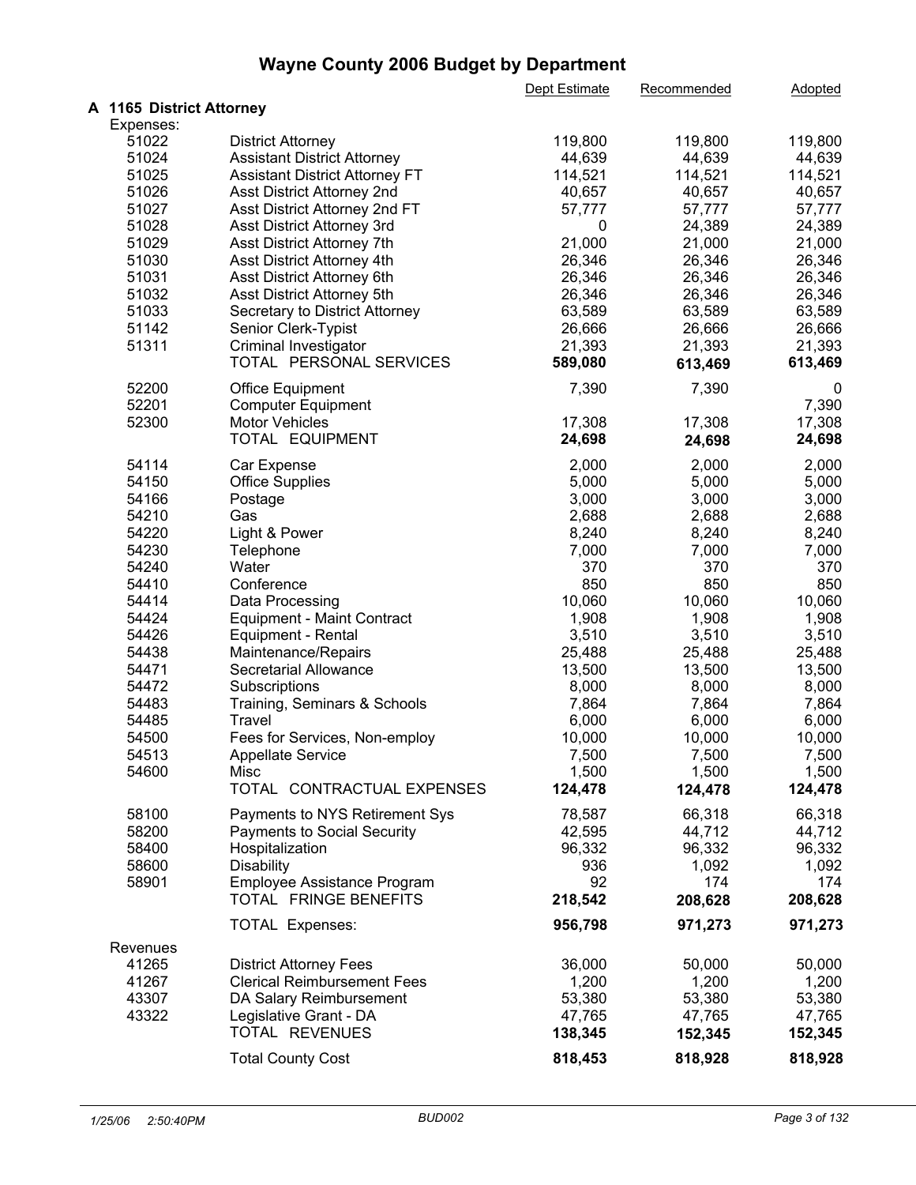# Wayne County 2006 Budget by Department

| | | Dept Estimate | Recommended | Adopted |
|---|---|---|---|---|
| **A 1165 District Attorney** | | | | |
| Expenses: | | | | |
| 51022 | District Attorney | 119,800 | 119,800 | 119,800 |
| 51024 | Assistant District Attorney | 44,639 | 44,639 | 44,639 |
| 51025 | Assistant District Attorney FT | 114,521 | 114,521 | 114,521 |
| 51026 | Asst District Attorney 2nd | 40,657 | 40,657 | 40,657 |
| 51027 | Asst District Attorney 2nd FT | 57,777 | 57,777 | 57,777 |
| 51028 | Asst District Attorney 3rd | 0 | 24,389 | 24,389 |
| 51029 | Asst District Attorney 7th | 21,000 | 21,000 | 21,000 |
| 51030 | Asst District Attorney 4th | 26,346 | 26,346 | 26,346 |
| 51031 | Asst District Attorney 6th | 26,346 | 26,346 | 26,346 |
| 51032 | Asst District Attorney 5th | 26,346 | 26,346 | 26,346 |
| 51033 | Secretary to District Attorney | 63,589 | 63,589 | 63,589 |
| 51142 | Senior Clerk-Typist | 26,666 | 26,666 | 26,666 |
| 51311 | Criminal Investigator | 21,393 | 21,393 | 21,393 |
| | TOTAL PERSONAL SERVICES | **589,080** | **613,469** | **613,469** |
| 52200 | Office Equipment | 7,390 | 7,390 | 0 |
| 52201 | Computer Equipment | | | 7,390 |
| 52300 | Motor Vehicles | 17,308 | 17,308 | 17,308 |
| | TOTAL EQUIPMENT | **24,698** | **24,698** | **24,698** |
| 54114 | Car Expense | 2,000 | 2,000 | 2,000 |
| 54150 | Office Supplies | 5,000 | 5,000 | 5,000 |
| 54166 | Postage | 3,000 | 3,000 | 3,000 |
| 54210 | Gas | 2,688 | 2,688 | 2,688 |
| 54220 | Light & Power | 8,240 | 8,240 | 8,240 |
| 54230 | Telephone | 7,000 | 7,000 | 7,000 |
| 54240 | Water | 370 | 370 | 370 |
| 54410 | Conference | 850 | 850 | 850 |
| 54414 | Data Processing | 10,060 | 10,060 | 10,060 |
| 54424 | Equipment - Maint Contract | 1,908 | 1,908 | 1,908 |
| 54426 | Equipment - Rental | 3,510 | 3,510 | 3,510 |
| 54438 | Maintenance/Repairs | 25,488 | 25,488 | 25,488 |
| 54471 | Secretarial Allowance | 13,500 | 13,500 | 13,500 |
| 54472 | Subscriptions | 8,000 | 8,000 | 8,000 |
| 54483 | Training, Seminars & Schools | 7,864 | 7,864 | 7,864 |
| 54485 | Travel | 6,000 | 6,000 | 6,000 |
| 54500 | Fees for Services, Non-employ | 10,000 | 10,000 | 10,000 |
| 54513 | Appellate Service | 7,500 | 7,500 | 7,500 |
| 54600 | Misc | 1,500 | 1,500 | 1,500 |
| | TOTAL CONTRACTUAL EXPENSES | **124,478** | **124,478** | **124,478** |
| 58100 | Payments to NYS Retirement Sys | 78,587 | 66,318 | 66,318 |
| 58200 | Payments to Social Security | 42,595 | 44,712 | 44,712 |
| 58400 | Hospitalization | 96,332 | 96,332 | 96,332 |
| 58600 | Disability | 936 | 1,092 | 1,092 |
| 58901 | Employee Assistance Program | 92 | 174 | 174 |
| | TOTAL FRINGE BENEFITS | **218,542** | **208,628** | **208,628** |
| | TOTAL Expenses: | **956,798** | **971,273** | **971,273** |
| Revenues | | | | |
| 41265 | District Attorney Fees | 36,000 | 50,000 | 50,000 |
| 41267 | Clerical Reimbursement Fees | 1,200 | 1,200 | 1,200 |
| 43307 | DA Salary Reimbursement | 53,380 | 53,380 | 53,380 |
| 43322 | Legislative Grant - DA | 47,765 | 47,765 | 47,765 |
| | TOTAL REVENUES | **138,345** | **152,345** | **152,345** |
| | Total County Cost | **818,453** | **818,928** | **818,928** |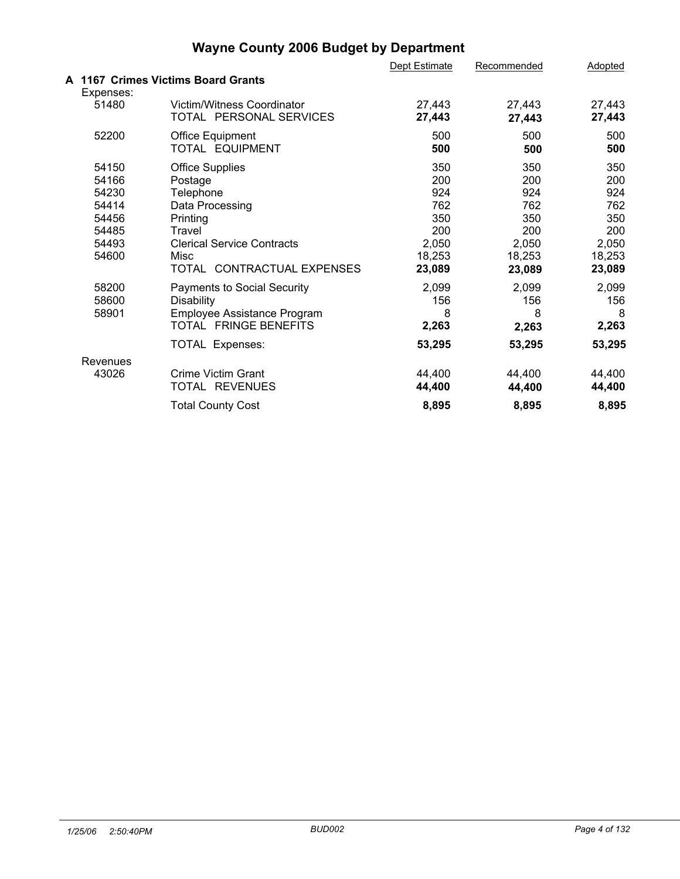# Wayne County 2006 Budget by Department

| | | Dept Estimate | Recommended | Adopted |
|---|---|---|---|---|
| **A 1167 Crimes Victims Board Grants** | | | | |
| Expenses: | | | | |
| 51480 | Victim/Witness Coordinator | 27,443 | 27,443 | 27,443 |
| | TOTAL PERSONAL SERVICES | **27,443** | **27,443** | **27,443** |
| 52200 | Office Equipment | 500 | 500 | 500 |
| | TOTAL EQUIPMENT | **500** | **500** | **500** |
| 54150 | Office Supplies | 350 | 350 | 350 |
| 54166 | Postage | 200 | 200 | 200 |
| 54230 | Telephone | 924 | 924 | 924 |
| 54414 | Data Processing | 762 | 762 | 762 |
| 54456 | Printing | 350 | 350 | 350 |
| 54485 | Travel | 200 | 200 | 200 |
| 54493 | Clerical Service Contracts | 2,050 | 2,050 | 2,050 |
| 54600 | Misc | 18,253 | 18,253 | 18,253 |
| | TOTAL CONTRACTUAL EXPENSES | **23,089** | **23,089** | **23,089** |
| 58200 | Payments to Social Security | 2,099 | 2,099 | 2,099 |
| 58600 | Disability | 156 | 156 | 156 |
| 58901 | Employee Assistance Program | 8 | 8 | 8 |
| | TOTAL FRINGE BENEFITS | **2,263** | **2,263** | **2,263** |
| | TOTAL Expenses: | **53,295** | **53,295** | **53,295** |
| Revenues | | | | |
| 43026 | Crime Victim Grant | 44,400 | 44,400 | 44,400 |
| | TOTAL REVENUES | **44,400** | **44,400** | **44,400** |
| | Total County Cost | **8,895** | **8,895** | **8,895** |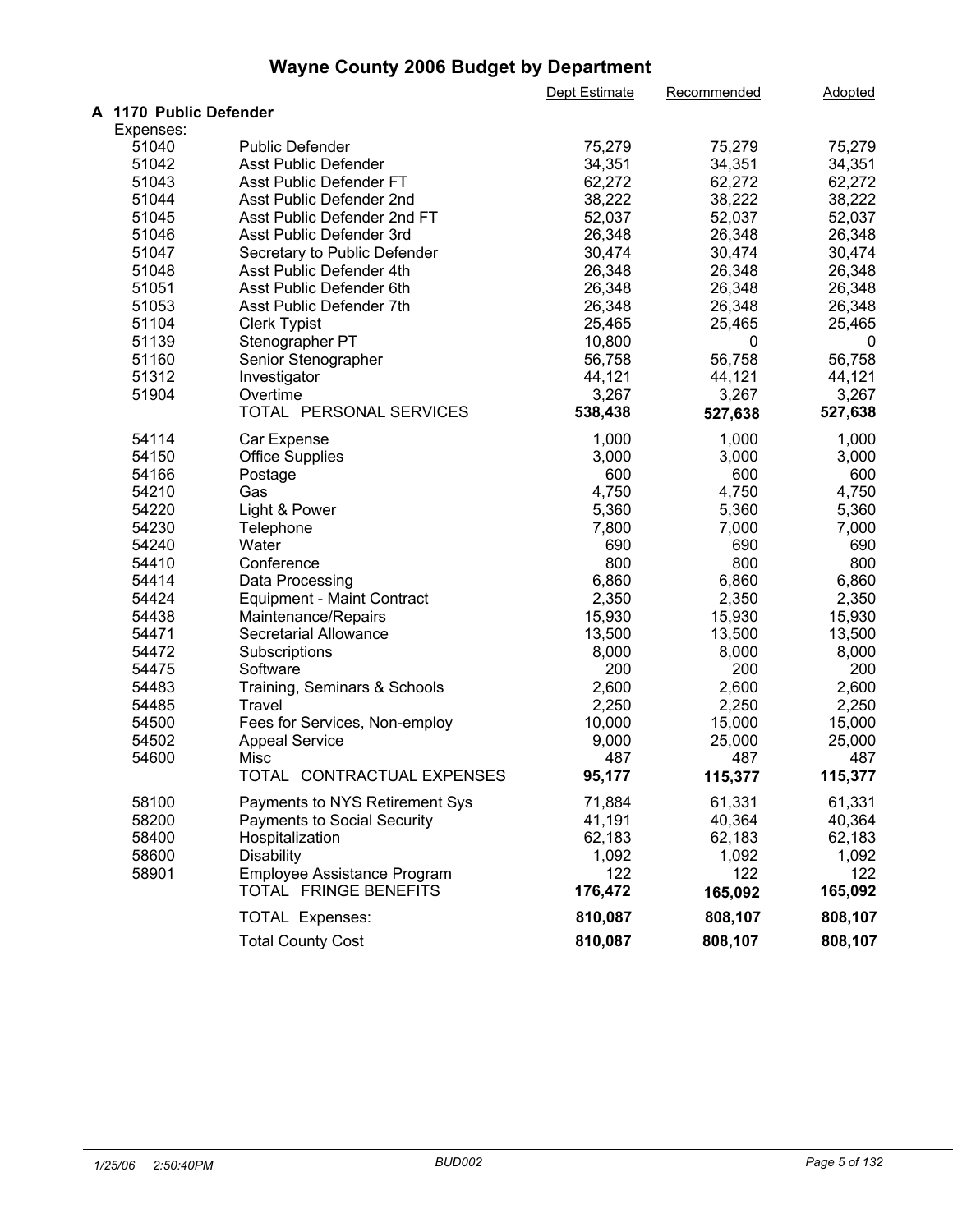# Wayne County 2006 Budget by Department

| | | Dept Estimate | Recommended | Adopted |
|---|---|---|---|---|
| **A 1170 Public Defender** | | | | |
| Expenses: | | | | |
| 51040 | Public Defender | 75,279 | 75,279 | 75,279 |
| 51042 | Asst Public Defender | 34,351 | 34,351 | 34,351 |
| 51043 | Asst Public Defender FT | 62,272 | 62,272 | 62,272 |
| 51044 | Asst Public Defender 2nd | 38,222 | 38,222 | 38,222 |
| 51045 | Asst Public Defender 2nd FT | 52,037 | 52,037 | 52,037 |
| 51046 | Asst Public Defender 3rd | 26,348 | 26,348 | 26,348 |
| 51047 | Secretary to Public Defender | 30,474 | 30,474 | 30,474 |
| 51048 | Asst Public Defender 4th | 26,348 | 26,348 | 26,348 |
| 51051 | Asst Public Defender 6th | 26,348 | 26,348 | 26,348 |
| 51053 | Asst Public Defender 7th | 26,348 | 26,348 | 26,348 |
| 51104 | Clerk Typist | 25,465 | 25,465 | 25,465 |
| 51139 | Stenographer PT | 10,800 | 0 | 0 |
| 51160 | Senior Stenographer | 56,758 | 56,758 | 56,758 |
| 51312 | Investigator | 44,121 | 44,121 | 44,121 |
| 51904 | Overtime | 3,267 | 3,267 | 3,267 |
| | TOTAL PERSONAL SERVICES | **538,438** | **527,638** | **527,638** |
| 54114 | Car Expense | 1,000 | 1,000 | 1,000 |
| 54150 | Office Supplies | 3,000 | 3,000 | 3,000 |
| 54166 | Postage | 600 | 600 | 600 |
| 54210 | Gas | 4,750 | 4,750 | 4,750 |
| 54220 | Light & Power | 5,360 | 5,360 | 5,360 |
| 54230 | Telephone | 7,800 | 7,000 | 7,000 |
| 54240 | Water | 690 | 690 | 690 |
| 54410 | Conference | 800 | 800 | 800 |
| 54414 | Data Processing | 6,860 | 6,860 | 6,860 |
| 54424 | Equipment - Maint Contract | 2,350 | 2,350 | 2,350 |
| 54438 | Maintenance/Repairs | 15,930 | 15,930 | 15,930 |
| 54471 | Secretarial Allowance | 13,500 | 13,500 | 13,500 |
| 54472 | Subscriptions | 8,000 | 8,000 | 8,000 |
| 54475 | Software | 200 | 200 | 200 |
| 54483 | Training, Seminars & Schools | 2,600 | 2,600 | 2,600 |
| 54485 | Travel | 2,250 | 2,250 | 2,250 |
| 54500 | Fees for Services, Non-employ | 10,000 | 15,000 | 15,000 |
| 54502 | Appeal Service | 9,000 | 25,000 | 25,000 |
| 54600 | Misc | 487 | 487 | 487 |
| | TOTAL CONTRACTUAL EXPENSES | **95,177** | **115,377** | **115,377** |
| 58100 | Payments to NYS Retirement Sys | 71,884 | 61,331 | 61,331 |
| 58200 | Payments to Social Security | 41,191 | 40,364 | 40,364 |
| 58400 | Hospitalization | 62,183 | 62,183 | 62,183 |
| 58600 | Disability | 1,092 | 1,092 | 1,092 |
| 58901 | Employee Assistance Program | 122 | 122 | 122 |
| | TOTAL FRINGE BENEFITS | **176,472** | **165,092** | **165,092** |
| | TOTAL Expenses: | **810,087** | **808,107** | **808,107** |
| | Total County Cost | **810,087** | **808,107** | **808,107** |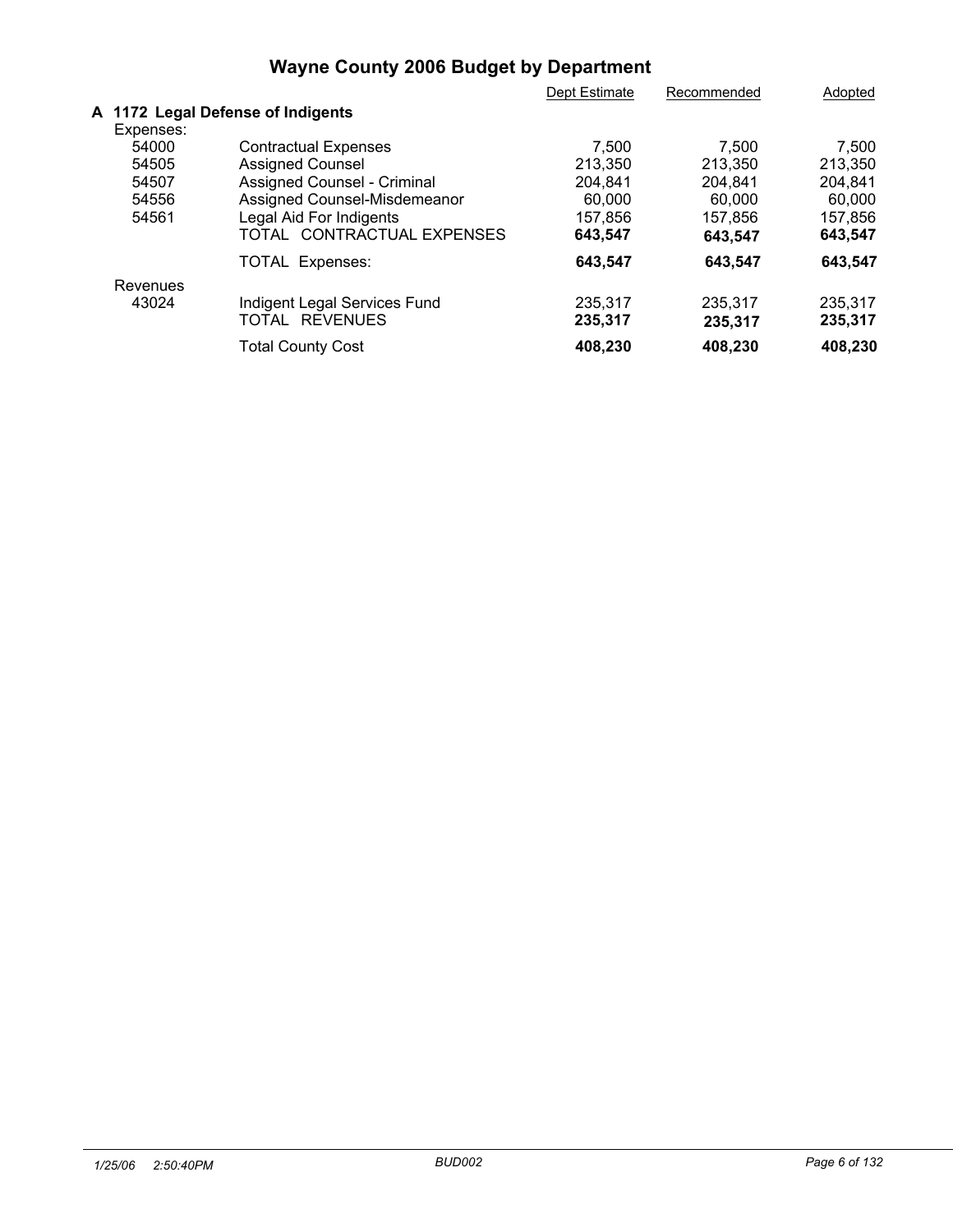# Wayne County 2006 Budget by Department

| | | Dept Estimate | Recommended | Adopted |
|---|---|---|---|---|
| **A 1172 Legal Defense of Indigents** | | | | |
| Expenses: | | | | |
| 54000 | Contractual Expenses | 7,500 | 7,500 | 7,500 |
| 54505 | Assigned Counsel | 213,350 | 213,350 | 213,350 |
| 54507 | Assigned Counsel - Criminal | 204,841 | 204,841 | 204,841 |
| 54556 | Assigned Counsel-Misdemeanor | 60,000 | 60,000 | 60,000 |
| 54561 | Legal Aid For Indigents | 157,856 | 157,856 | 157,856 |
| | TOTAL CONTRACTUAL EXPENSES | **643,547** | **643,547** | **643,547** |
| | TOTAL Expenses: | **643,547** | **643,547** | **643,547** |
| Revenues | | | | |
| 43024 | Indigent Legal Services Fund | 235,317 | 235,317 | 235,317 |
| | TOTAL REVENUES | **235,317** | **235,317** | **235,317** |
| | Total County Cost | **408,230** | **408,230** | **408,230** |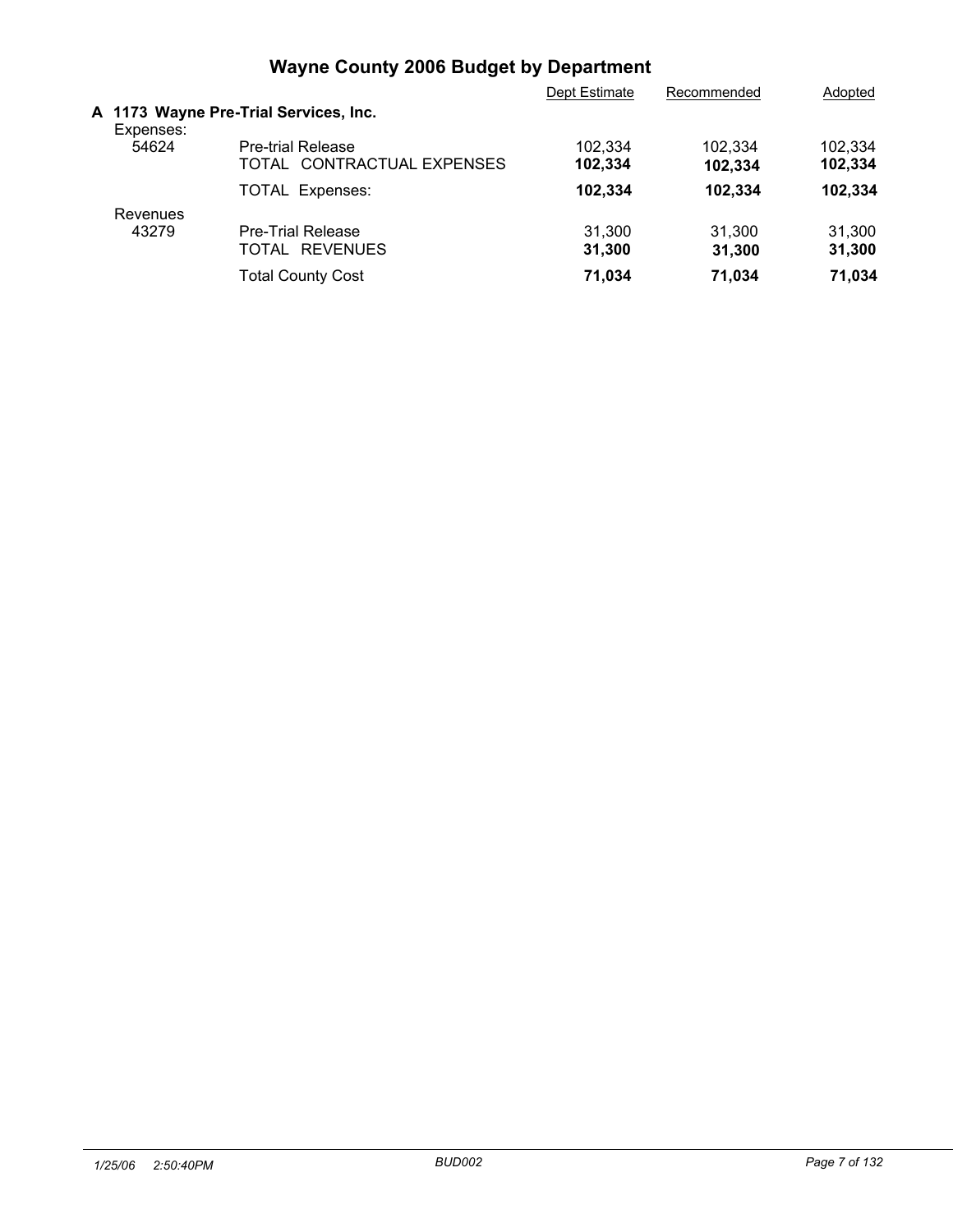# Wayne County 2006 Budget by Department

| | | Dept Estimate | Recommended | Adopted |
|---|---|---|---|---|
| **A 1173 Wayne Pre-Trial Services, Inc.** | | | | |
| Expenses: | | | | |
| 54624 | Pre-trial Release | 102,334 | 102,334 | 102,334 |
| | TOTAL CONTRACTUAL EXPENSES | **102,334** | **102,334** | **102,334** |
| | TOTAL Expenses: | **102,334** | **102,334** | **102,334** |
| Revenues | | | | |
| 43279 | Pre-Trial Release | 31,300 | 31,300 | 31,300 |
| | TOTAL REVENUES | **31,300** | **31,300** | **31,300** |
| | Total County Cost | **71,034** | **71,034** | **71,034** |

*1/25/06 2:50:40PM* *BUD002*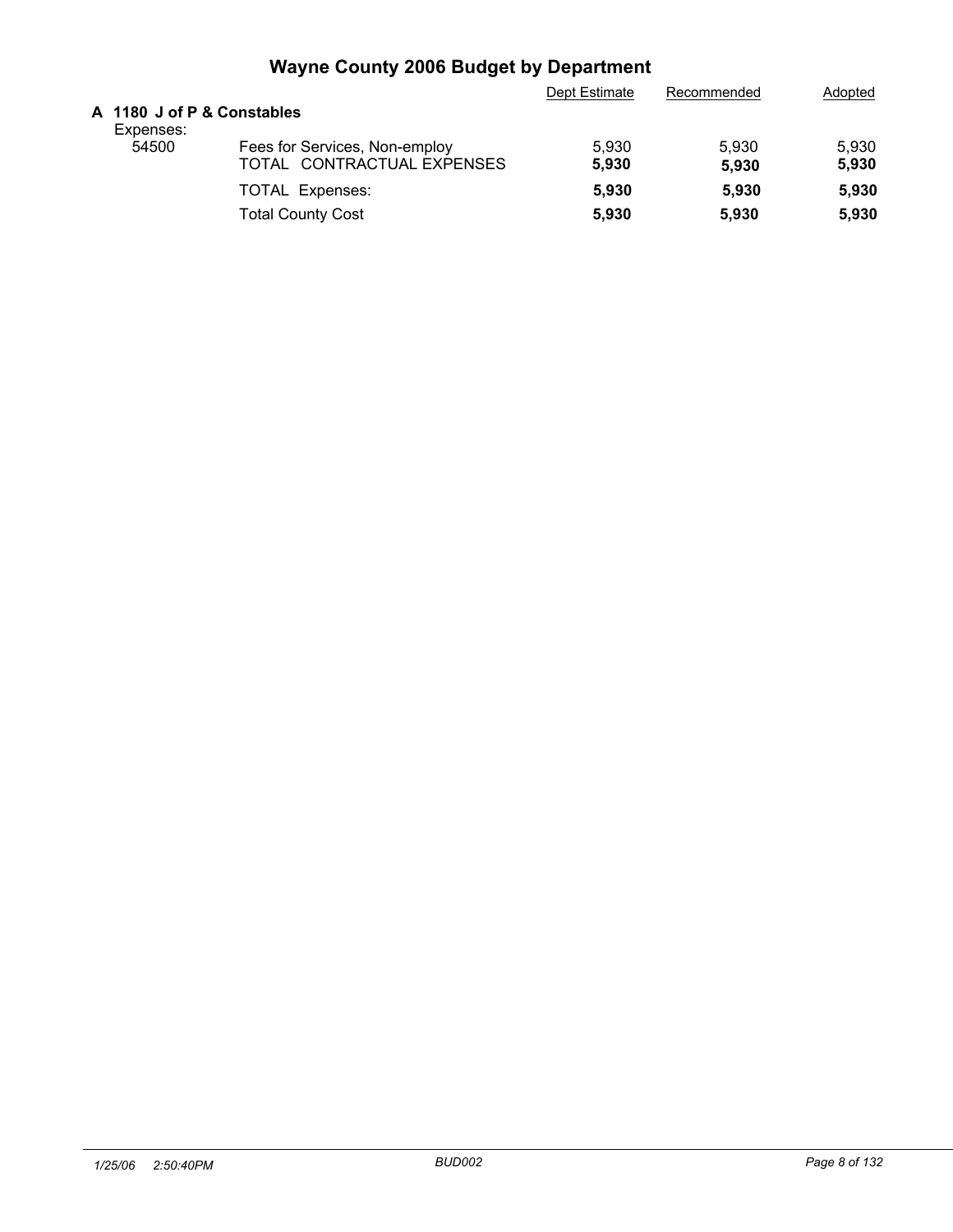# Wayne County 2006 Budget by Department

| | | Dept Estimate | Recommended | Adopted |
|---|---|---|---|---|
| **A 1180 J of P & Constables** | | | | |
| Expenses: | | | | |
| 54500 | Fees for Services, Non-employ | 5,930 | 5,930 | 5,930 |
| | TOTAL CONTRACTUAL EXPENSES | **5,930** | **5,930** | **5,930** |
| | TOTAL Expenses: | **5,930** | **5,930** | **5,930** |
| | Total County Cost | **5,930** | **5,930** | **5,930** |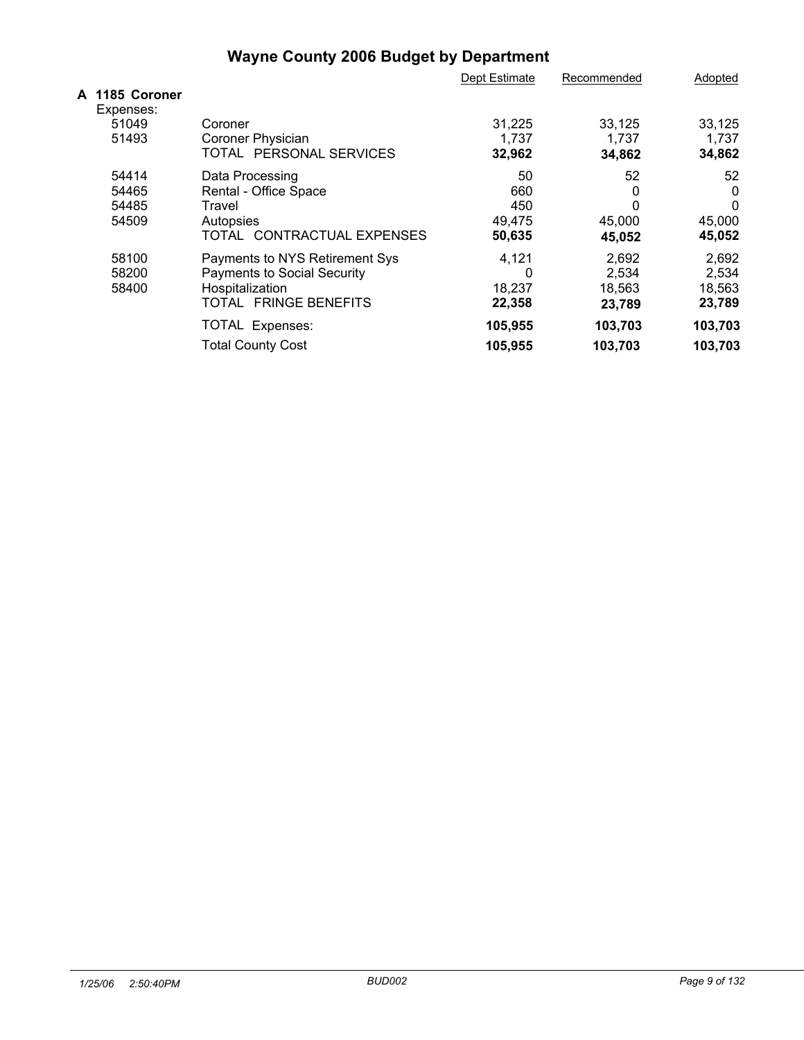# Wayne County 2006 Budget by Department

| | | Dept Estimate | Recommended | Adopted |
|---|---|---|---|---|
| **A 1185 Coroner** | | | | |
| Expenses: | | | | |
| 51049 | Coroner | 31,225 | 33,125 | 33,125 |
| 51493 | Coroner Physician | 1,737 | 1,737 | 1,737 |
| | TOTAL PERSONAL SERVICES | **32,962** | **34,862** | **34,862** |
| 54414 | Data Processing | 50 | 52 | 52 |
| 54465 | Rental - Office Space | 660 | 0 | 0 |
| 54485 | Travel | 450 | 0 | 0 |
| 54509 | Autopsies | 49,475 | 45,000 | 45,000 |
| | TOTAL CONTRACTUAL EXPENSES | **50,635** | **45,052** | **45,052** |
| 58100 | Payments to NYS Retirement Sys | 4,121 | 2,692 | 2,692 |
| 58200 | Payments to Social Security | 0 | 2,534 | 2,534 |
| 58400 | Hospitalization | 18,237 | 18,563 | 18,563 |
| | TOTAL FRINGE BENEFITS | **22,358** | **23,789** | **23,789** |
| | TOTAL Expenses: | **105,955** | **103,703** | **103,703** |
| | Total County Cost | **105,955** | **103,703** | **103,703** |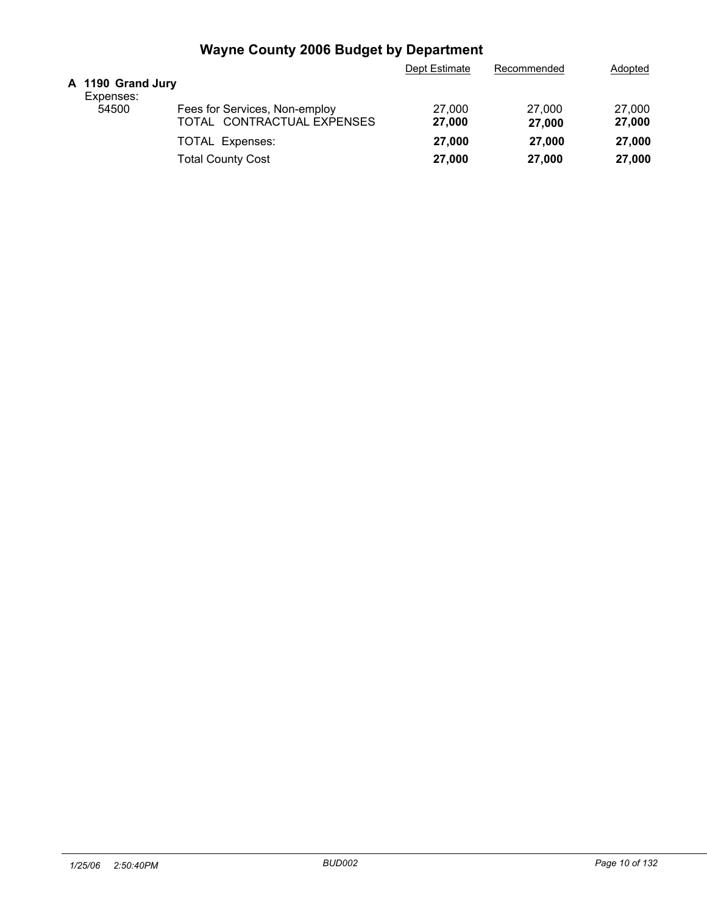# Wayne County 2006 Budget by Department

| | | Dept Estimate | Recommended | Adopted |
|---|---|---|---|---|
| **A 1190 Grand Jury** | | | | |
| Expenses: | | | | |
| 54500 | Fees for Services, Non-employ | 27,000 | 27,000 | 27,000 |
| | TOTAL CONTRACTUAL EXPENSES | **27,000** | **27,000** | **27,000** |
| | TOTAL Expenses: | **27,000** | **27,000** | **27,000** |
| | Total County Cost | **27,000** | **27,000** | **27,000** |

*1/25/06 2:50:40PM* *BUD002*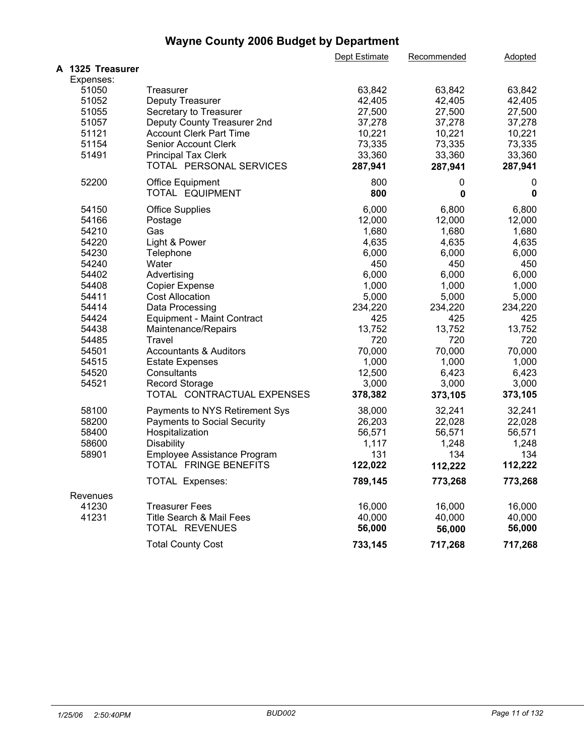# Wayne County 2006 Budget by Department

| | | Dept Estimate | Recommended | Adopted |
|---|---|---|---|---|
| **A 1325 Treasurer** | | | | |
| Expenses: | | | | |
| 51050 | Treasurer | 63,842 | 63,842 | 63,842 |
| 51052 | Deputy Treasurer | 42,405 | 42,405 | 42,405 |
| 51055 | Secretary to Treasurer | 27,500 | 27,500 | 27,500 |
| 51057 | Deputy County Treasurer 2nd | 37,278 | 37,278 | 37,278 |
| 51121 | Account Clerk Part Time | 10,221 | 10,221 | 10,221 |
| 51154 | Senior Account Clerk | 73,335 | 73,335 | 73,335 |
| 51491 | Principal Tax Clerk | 33,360 | 33,360 | 33,360 |
| | TOTAL PERSONAL SERVICES | **287,941** | **287,941** | **287,941** |
| 52200 | Office Equipment | 800 | 0 | 0 |
| | TOTAL EQUIPMENT | **800** | **0** | **0** |
| 54150 | Office Supplies | 6,000 | 6,800 | 6,800 |
| 54166 | Postage | 12,000 | 12,000 | 12,000 |
| 54210 | Gas | 1,680 | 1,680 | 1,680 |
| 54220 | Light & Power | 4,635 | 4,635 | 4,635 |
| 54230 | Telephone | 6,000 | 6,000 | 6,000 |
| 54240 | Water | 450 | 450 | 450 |
| 54402 | Advertising | 6,000 | 6,000 | 6,000 |
| 54408 | Copier Expense | 1,000 | 1,000 | 1,000 |
| 54411 | Cost Allocation | 5,000 | 5,000 | 5,000 |
| 54414 | Data Processing | 234,220 | 234,220 | 234,220 |
| 54424 | Equipment - Maint Contract | 425 | 425 | 425 |
| 54438 | Maintenance/Repairs | 13,752 | 13,752 | 13,752 |
| 54485 | Travel | 720 | 720 | 720 |
| 54501 | Accountants & Auditors | 70,000 | 70,000 | 70,000 |
| 54515 | Estate Expenses | 1,000 | 1,000 | 1,000 |
| 54520 | Consultants | 12,500 | 6,423 | 6,423 |
| 54521 | Record Storage | 3,000 | 3,000 | 3,000 |
| | TOTAL CONTRACTUAL EXPENSES | **378,382** | **373,105** | **373,105** |
| 58100 | Payments to NYS Retirement Sys | 38,000 | 32,241 | 32,241 |
| 58200 | Payments to Social Security | 26,203 | 22,028 | 22,028 |
| 58400 | Hospitalization | 56,571 | 56,571 | 56,571 |
| 58600 | Disability | 1,117 | 1,248 | 1,248 |
| 58901 | Employee Assistance Program | 131 | 134 | 134 |
| | TOTAL FRINGE BENEFITS | **122,022** | **112,222** | **112,222** |
| | TOTAL Expenses: | **789,145** | **773,268** | **773,268** |
| Revenues | | | | |
| 41230 | Treasurer Fees | 16,000 | 16,000 | 16,000 |
| 41231 | Title Search & Mail Fees | 40,000 | 40,000 | 40,000 |
| | TOTAL REVENUES | **56,000** | **56,000** | **56,000** |
| | Total County Cost | **733,145** | **717,268** | **717,268** |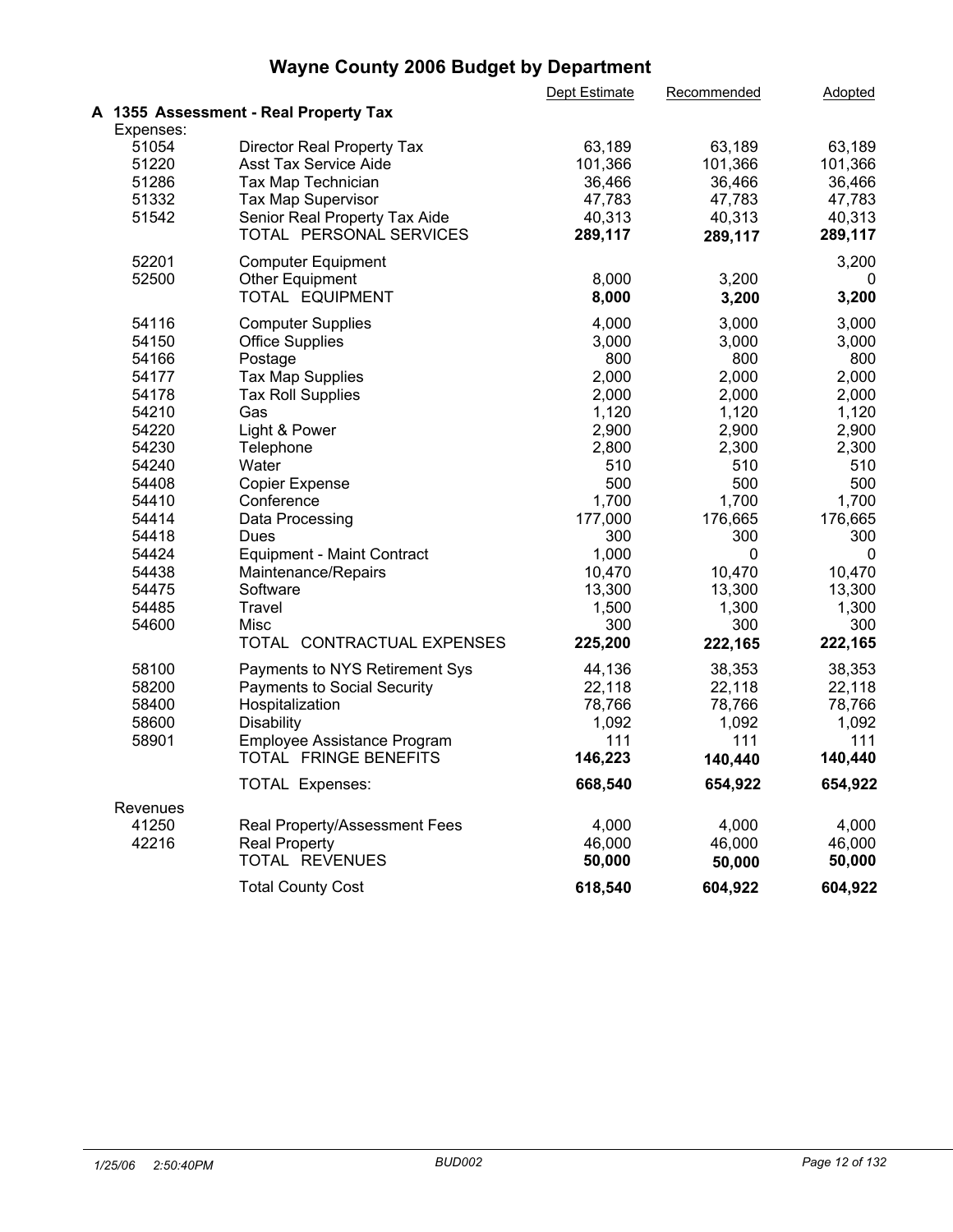# Wayne County 2006 Budget by Department

## A 1355 Assessment - Real Property Tax

| | | Dept Estimate | Recommended | Adopted |
|---|---|---|---|---|
| **Expenses:** | | | | |
| 51054 | Director Real Property Tax | 63,189 | 63,189 | 63,189 |
| 51220 | Asst Tax Service Aide | 101,366 | 101,366 | 101,366 |
| 51286 | Tax Map Technician | 36,466 | 36,466 | 36,466 |
| 51332 | Tax Map Supervisor | 47,783 | 47,783 | 47,783 |
| 51542 | Senior Real Property Tax Aide | 40,313 | 40,313 | 40,313 |
| | TOTAL PERSONAL SERVICES | **289,117** | **289,117** | **289,117** |
| 52201 | Computer Equipment | | | 3,200 |
| 52500 | Other Equipment | 8,000 | 3,200 | 0 |
| | TOTAL EQUIPMENT | **8,000** | **3,200** | **3,200** |
| 54116 | Computer Supplies | 4,000 | 3,000 | 3,000 |
| 54150 | Office Supplies | 3,000 | 3,000 | 3,000 |
| 54166 | Postage | 800 | 800 | 800 |
| 54177 | Tax Map Supplies | 2,000 | 2,000 | 2,000 |
| 54178 | Tax Roll Supplies | 2,000 | 2,000 | 2,000 |
| 54210 | Gas | 1,120 | 1,120 | 1,120 |
| 54220 | Light & Power | 2,900 | 2,900 | 2,900 |
| 54230 | Telephone | 2,800 | 2,300 | 2,300 |
| 54240 | Water | 510 | 510 | 510 |
| 54408 | Copier Expense | 500 | 500 | 500 |
| 54410 | Conference | 1,700 | 1,700 | 1,700 |
| 54414 | Data Processing | 177,000 | 176,665 | 176,665 |
| 54418 | Dues | 300 | 300 | 300 |
| 54424 | Equipment - Maint Contract | 1,000 | 0 | 0 |
| 54438 | Maintenance/Repairs | 10,470 | 10,470 | 10,470 |
| 54475 | Software | 13,300 | 13,300 | 13,300 |
| 54485 | Travel | 1,500 | 1,300 | 1,300 |
| 54600 | Misc | 300 | 300 | 300 |
| | TOTAL CONTRACTUAL EXPENSES | **225,200** | **222,165** | **222,165** |
| 58100 | Payments to NYS Retirement Sys | 44,136 | 38,353 | 38,353 |
| 58200 | Payments to Social Security | 22,118 | 22,118 | 22,118 |
| 58400 | Hospitalization | 78,766 | 78,766 | 78,766 |
| 58600 | Disability | 1,092 | 1,092 | 1,092 |
| 58901 | Employee Assistance Program | 111 | 111 | 111 |
| | TOTAL FRINGE BENEFITS | **146,223** | **140,440** | **140,440** |
| | TOTAL Expenses: | **668,540** | **654,922** | **654,922** |
| **Revenues** | | | | |
| 41250 | Real Property/Assessment Fees | 4,000 | 4,000 | 4,000 |
| 42216 | Real Property | 46,000 | 46,000 | 46,000 |
| | TOTAL REVENUES | **50,000** | **50,000** | **50,000** |
| | Total County Cost | **618,540** | **604,922** | **604,922** |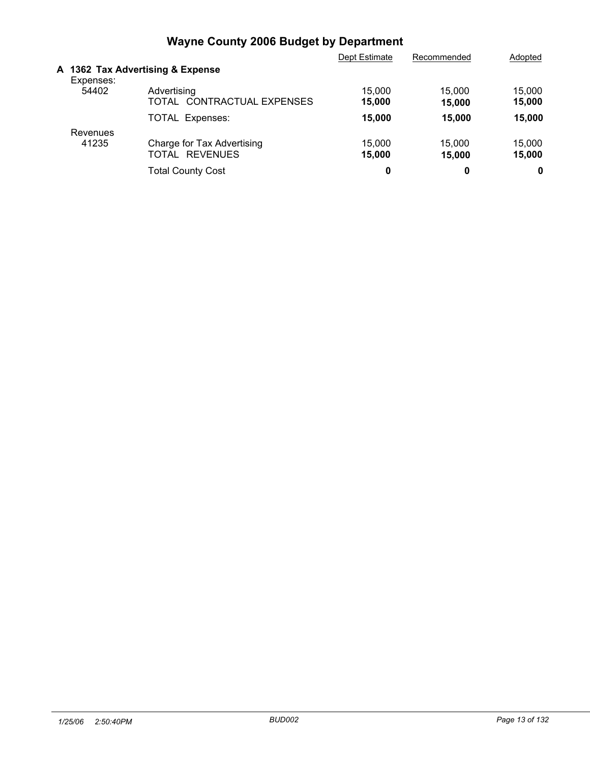# Wayne County 2006 Budget by Department

| | | Dept Estimate | Recommended | Adopted |
|---|---|---|---|---|
| **A 1362 Tax Advertising & Expense** | | | | |
| Expenses: | | | | |
| 54402 | Advertising | 15,000 | 15,000 | 15,000 |
| | TOTAL CONTRACTUAL EXPENSES | **15,000** | **15,000** | **15,000** |
| | TOTAL Expenses: | **15,000** | **15,000** | **15,000** |
| Revenues | | | | |
| 41235 | Charge for Tax Advertising | 15,000 | 15,000 | 15,000 |
| | TOTAL REVENUES | **15,000** | **15,000** | **15,000** |
| | Total County Cost | **0** | **0** | **0** |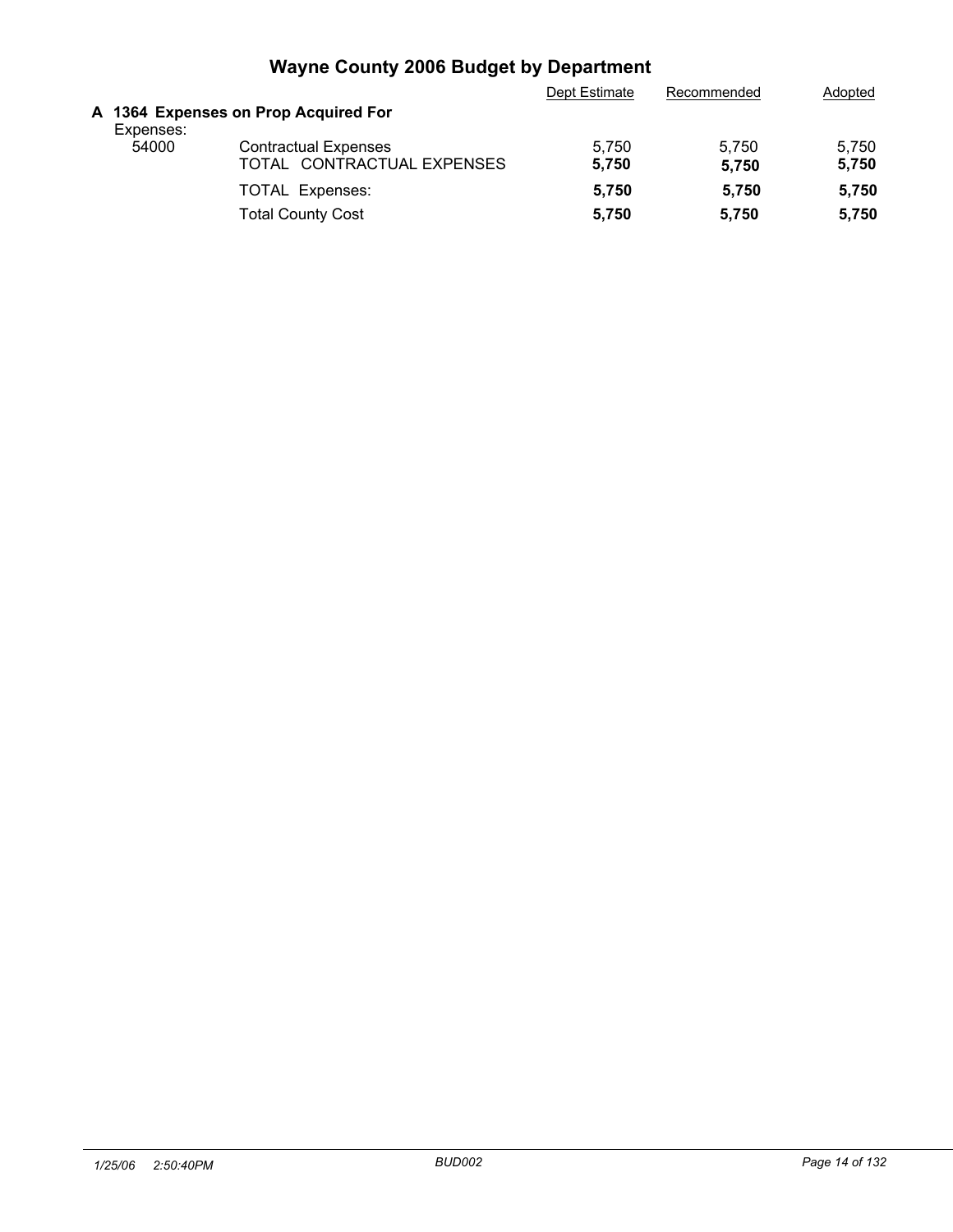# Wayne County 2006 Budget by Department

| | | Dept Estimate | Recommended | Adopted |
|---|---|---|---|---|
| **A 1364 Expenses on Prop Acquired For** | | | | |
| Expenses: | | | | |
| 54000 | Contractual Expenses | 5,750 | 5,750 | 5,750 |
| | TOTAL CONTRACTUAL EXPENSES | **5,750** | **5,750** | **5,750** |
| | TOTAL Expenses: | **5,750** | **5,750** | **5,750** |
| | Total County Cost | **5,750** | **5,750** | **5,750** |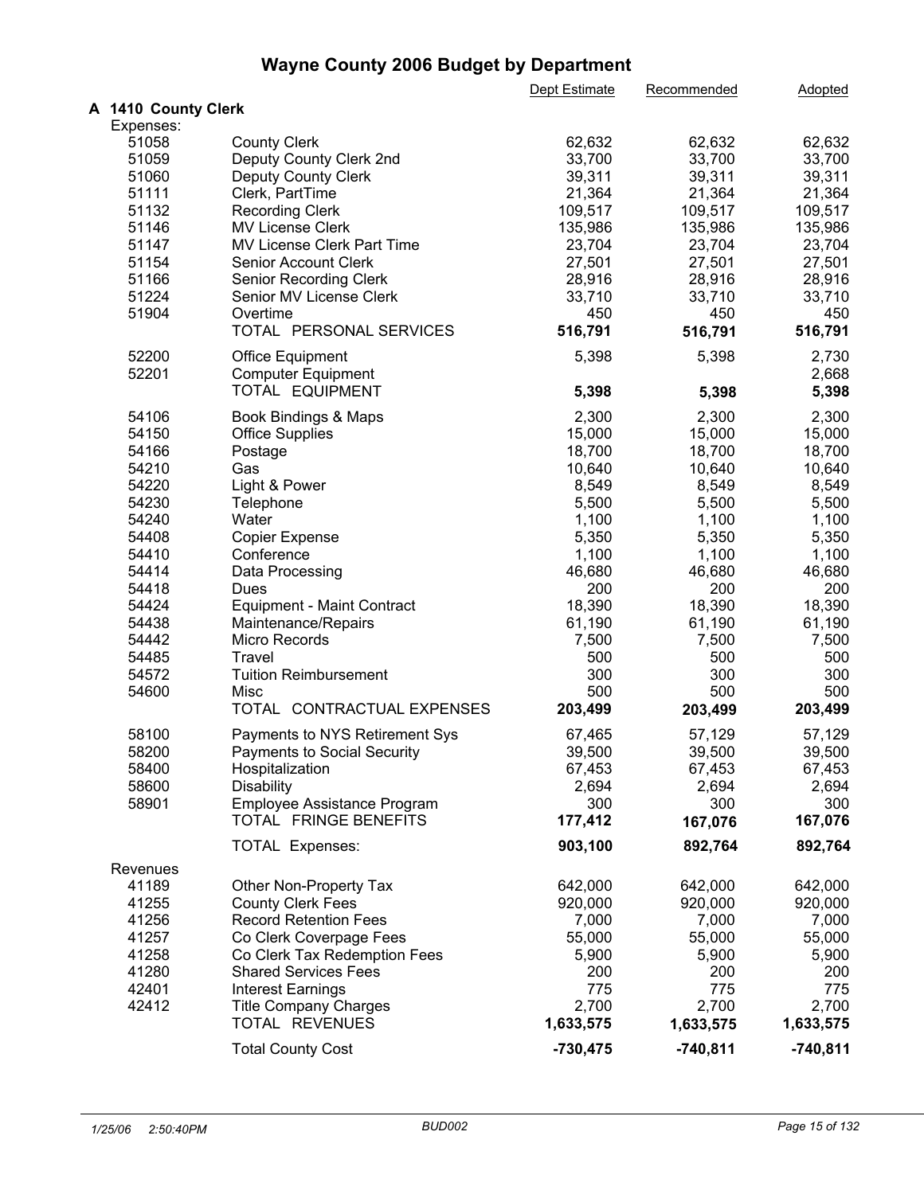# Wayne County 2006 Budget by Department

## A 1410 County Clerk

| | | Dept Estimate | Recommended | Adopted |
|---|---|---|---|---|
| **Expenses:** | | | | |
| 51058 | County Clerk | 62,632 | 62,632 | 62,632 |
| 51059 | Deputy County Clerk 2nd | 33,700 | 33,700 | 33,700 |
| 51060 | Deputy County Clerk | 39,311 | 39,311 | 39,311 |
| 51111 | Clerk, PartTime | 21,364 | 21,364 | 21,364 |
| 51132 | Recording Clerk | 109,517 | 109,517 | 109,517 |
| 51146 | MV License Clerk | 135,986 | 135,986 | 135,986 |
| 51147 | MV License Clerk Part Time | 23,704 | 23,704 | 23,704 |
| 51154 | Senior Account Clerk | 27,501 | 27,501 | 27,501 |
| 51166 | Senior Recording Clerk | 28,916 | 28,916 | 28,916 |
| 51224 | Senior MV License Clerk | 33,710 | 33,710 | 33,710 |
| 51904 | Overtime | 450 | 450 | 450 |
| | TOTAL PERSONAL SERVICES | **516,791** | **516,791** | **516,791** |
| 52200 | Office Equipment | 5,398 | 5,398 | 2,730 |
| 52201 | Computer Equipment | | | 2,668 |
| | TOTAL EQUIPMENT | **5,398** | **5,398** | **5,398** |
| 54106 | Book Bindings & Maps | 2,300 | 2,300 | 2,300 |
| 54150 | Office Supplies | 15,000 | 15,000 | 15,000 |
| 54166 | Postage | 18,700 | 18,700 | 18,700 |
| 54210 | Gas | 10,640 | 10,640 | 10,640 |
| 54220 | Light & Power | 8,549 | 8,549 | 8,549 |
| 54230 | Telephone | 5,500 | 5,500 | 5,500 |
| 54240 | Water | 1,100 | 1,100 | 1,100 |
| 54408 | Copier Expense | 5,350 | 5,350 | 5,350 |
| 54410 | Conference | 1,100 | 1,100 | 1,100 |
| 54414 | Data Processing | 46,680 | 46,680 | 46,680 |
| 54418 | Dues | 200 | 200 | 200 |
| 54424 | Equipment - Maint Contract | 18,390 | 18,390 | 18,390 |
| 54438 | Maintenance/Repairs | 61,190 | 61,190 | 61,190 |
| 54442 | Micro Records | 7,500 | 7,500 | 7,500 |
| 54485 | Travel | 500 | 500 | 500 |
| 54572 | Tuition Reimbursement | 300 | 300 | 300 |
| 54600 | Misc | 500 | 500 | 500 |
| | TOTAL CONTRACTUAL EXPENSES | **203,499** | **203,499** | **203,499** |
| 58100 | Payments to NYS Retirement Sys | 67,465 | 57,129 | 57,129 |
| 58200 | Payments to Social Security | 39,500 | 39,500 | 39,500 |
| 58400 | Hospitalization | 67,453 | 67,453 | 67,453 |
| 58600 | Disability | 2,694 | 2,694 | 2,694 |
| 58901 | Employee Assistance Program | 300 | 300 | 300 |
| | TOTAL FRINGE BENEFITS | **177,412** | **167,076** | **167,076** |
| | TOTAL Expenses: | **903,100** | **892,764** | **892,764** |
| **Revenues** | | | | |
| 41189 | Other Non-Property Tax | 642,000 | 642,000 | 642,000 |
| 41255 | County Clerk Fees | 920,000 | 920,000 | 920,000 |
| 41256 | Record Retention Fees | 7,000 | 7,000 | 7,000 |
| 41257 | Co Clerk Coverpage Fees | 55,000 | 55,000 | 55,000 |
| 41258 | Co Clerk Tax Redemption Fees | 5,900 | 5,900 | 5,900 |
| 41280 | Shared Services Fees | 200 | 200 | 200 |
| 42401 | Interest Earnings | 775 | 775 | 775 |
| 42412 | Title Company Charges | 2,700 | 2,700 | 2,700 |
| | TOTAL REVENUES | **1,633,575** | **1,633,575** | **1,633,575** |
| | Total County Cost | **-730,475** | **-740,811** | **-740,811** |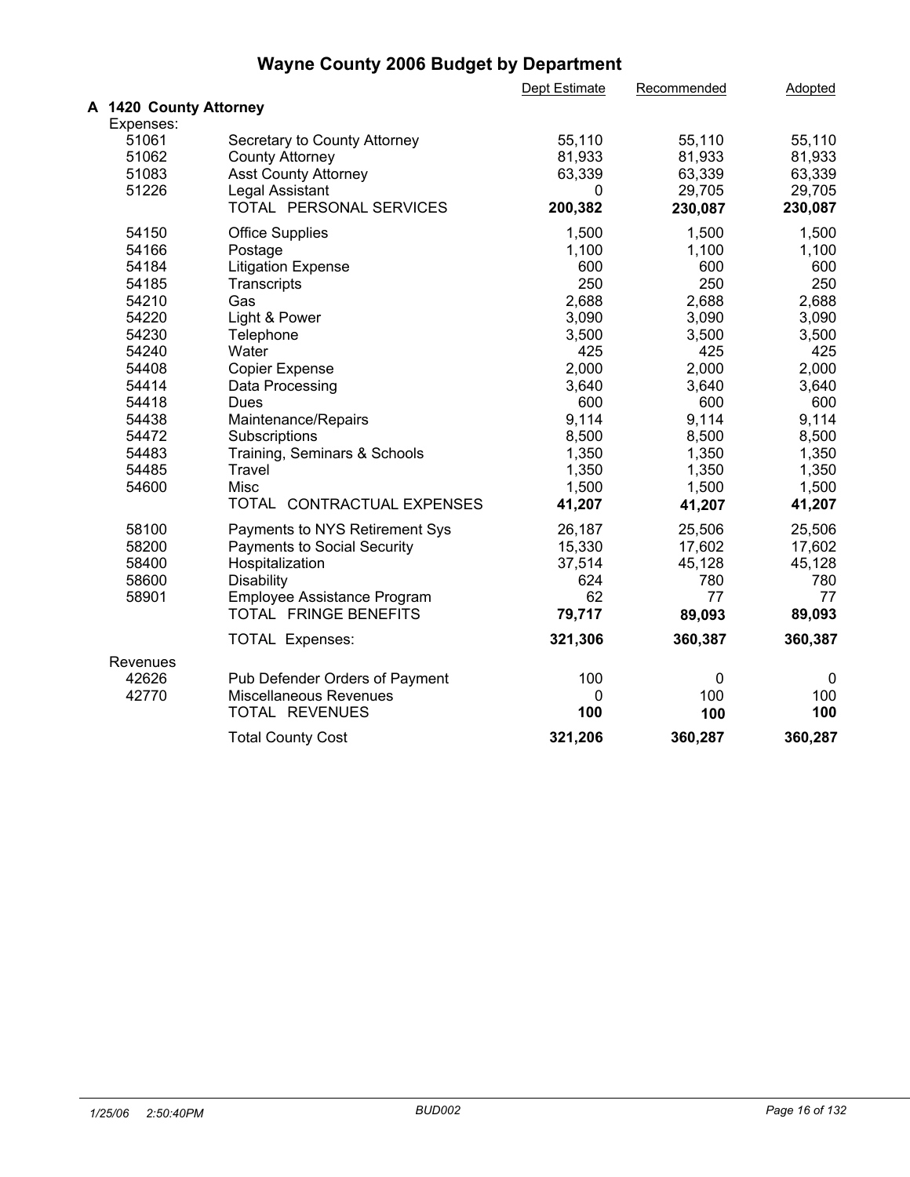# Wayne County 2006 Budget by Department

| | | Dept Estimate | Recommended | Adopted |
|---|---|---|---|---|
| **A 1420 County Attorney** | | | | |
| Expenses: | | | | |
| 51061 | Secretary to County Attorney | 55,110 | 55,110 | 55,110 |
| 51062 | County Attorney | 81,933 | 81,933 | 81,933 |
| 51083 | Asst County Attorney | 63,339 | 63,339 | 63,339 |
| 51226 | Legal Assistant | 0 | 29,705 | 29,705 |
| | TOTAL PERSONAL SERVICES | **200,382** | **230,087** | **230,087** |
| 54150 | Office Supplies | 1,500 | 1,500 | 1,500 |
| 54166 | Postage | 1,100 | 1,100 | 1,100 |
| 54184 | Litigation Expense | 600 | 600 | 600 |
| 54185 | Transcripts | 250 | 250 | 250 |
| 54210 | Gas | 2,688 | 2,688 | 2,688 |
| 54220 | Light & Power | 3,090 | 3,090 | 3,090 |
| 54230 | Telephone | 3,500 | 3,500 | 3,500 |
| 54240 | Water | 425 | 425 | 425 |
| 54408 | Copier Expense | 2,000 | 2,000 | 2,000 |
| 54414 | Data Processing | 3,640 | 3,640 | 3,640 |
| 54418 | Dues | 600 | 600 | 600 |
| 54438 | Maintenance/Repairs | 9,114 | 9,114 | 9,114 |
| 54472 | Subscriptions | 8,500 | 8,500 | 8,500 |
| 54483 | Training, Seminars & Schools | 1,350 | 1,350 | 1,350 |
| 54485 | Travel | 1,350 | 1,350 | 1,350 |
| 54600 | Misc | 1,500 | 1,500 | 1,500 |
| | TOTAL CONTRACTUAL EXPENSES | **41,207** | **41,207** | **41,207** |
| 58100 | Payments to NYS Retirement Sys | 26,187 | 25,506 | 25,506 |
| 58200 | Payments to Social Security | 15,330 | 17,602 | 17,602 |
| 58400 | Hospitalization | 37,514 | 45,128 | 45,128 |
| 58600 | Disability | 624 | 780 | 780 |
| 58901 | Employee Assistance Program | 62 | 77 | 77 |
| | TOTAL FRINGE BENEFITS | **79,717** | **89,093** | **89,093** |
| | TOTAL Expenses: | **321,306** | **360,387** | **360,387** |
| Revenues | | | | |
| 42626 | Pub Defender Orders of Payment | 100 | 0 | 0 |
| 42770 | Miscellaneous Revenues | 0 | 100 | 100 |
| | TOTAL REVENUES | **100** | **100** | **100** |
| | Total County Cost | **321,206** | **360,287** | **360,287** |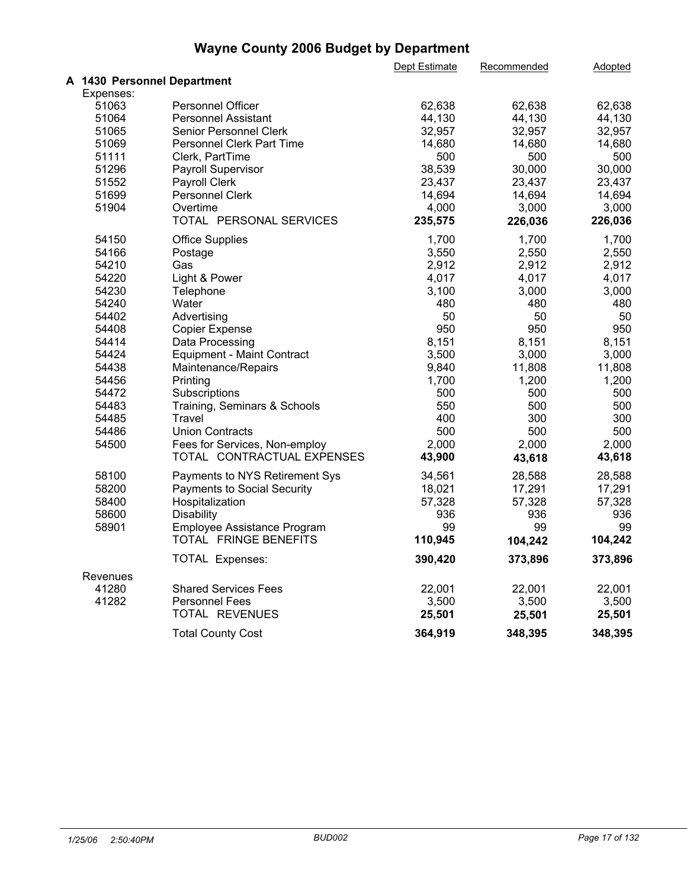# Wayne County 2006 Budget by Department

## A 1430 Personnel Department

| | | Dept Estimate | Recommended | Adopted |
|---|---|---|---|---|
| **Expenses:** | | | | |
| 51063 | Personnel Officer | 62,638 | 62,638 | 62,638 |
| 51064 | Personnel Assistant | 44,130 | 44,130 | 44,130 |
| 51065 | Senior Personnel Clerk | 32,957 | 32,957 | 32,957 |
| 51069 | Personnel Clerk Part Time | 14,680 | 14,680 | 14,680 |
| 51111 | Clerk, PartTime | 500 | 500 | 500 |
| 51296 | Payroll Supervisor | 38,539 | 30,000 | 30,000 |
| 51552 | Payroll Clerk | 23,437 | 23,437 | 23,437 |
| 51699 | Personnel Clerk | 14,694 | 14,694 | 14,694 |
| 51904 | Overtime | 4,000 | 3,000 | 3,000 |
| | TOTAL PERSONAL SERVICES | **235,575** | **226,036** | **226,036** |
| 54150 | Office Supplies | 1,700 | 1,700 | 1,700 |
| 54166 | Postage | 3,550 | 2,550 | 2,550 |
| 54210 | Gas | 2,912 | 2,912 | 2,912 |
| 54220 | Light & Power | 4,017 | 4,017 | 4,017 |
| 54230 | Telephone | 3,100 | 3,000 | 3,000 |
| 54240 | Water | 480 | 480 | 480 |
| 54402 | Advertising | 50 | 50 | 50 |
| 54408 | Copier Expense | 950 | 950 | 950 |
| 54414 | Data Processing | 8,151 | 8,151 | 8,151 |
| 54424 | Equipment - Maint Contract | 3,500 | 3,000 | 3,000 |
| 54438 | Maintenance/Repairs | 9,840 | 11,808 | 11,808 |
| 54456 | Printing | 1,700 | 1,200 | 1,200 |
| 54472 | Subscriptions | 500 | 500 | 500 |
| 54483 | Training, Seminars & Schools | 550 | 500 | 500 |
| 54485 | Travel | 400 | 300 | 300 |
| 54486 | Union Contracts | 500 | 500 | 500 |
| 54500 | Fees for Services, Non-employ | 2,000 | 2,000 | 2,000 |
| | TOTAL CONTRACTUAL EXPENSES | **43,900** | **43,618** | **43,618** |
| 58100 | Payments to NYS Retirement Sys | 34,561 | 28,588 | 28,588 |
| 58200 | Payments to Social Security | 18,021 | 17,291 | 17,291 |
| 58400 | Hospitalization | 57,328 | 57,328 | 57,328 |
| 58600 | Disability | 936 | 936 | 936 |
| 58901 | Employee Assistance Program | 99 | 99 | 99 |
| | TOTAL FRINGE BENEFITS | **110,945** | **104,242** | **104,242** |
| | TOTAL Expenses: | **390,420** | **373,896** | **373,896** |
| **Revenues** | | | | |
| 41280 | Shared Services Fees | 22,001 | 22,001 | 22,001 |
| 41282 | Personnel Fees | 3,500 | 3,500 | 3,500 |
| | TOTAL REVENUES | **25,501** | **25,501** | **25,501** |
| | Total County Cost | **364,919** | **348,395** | **348,395** |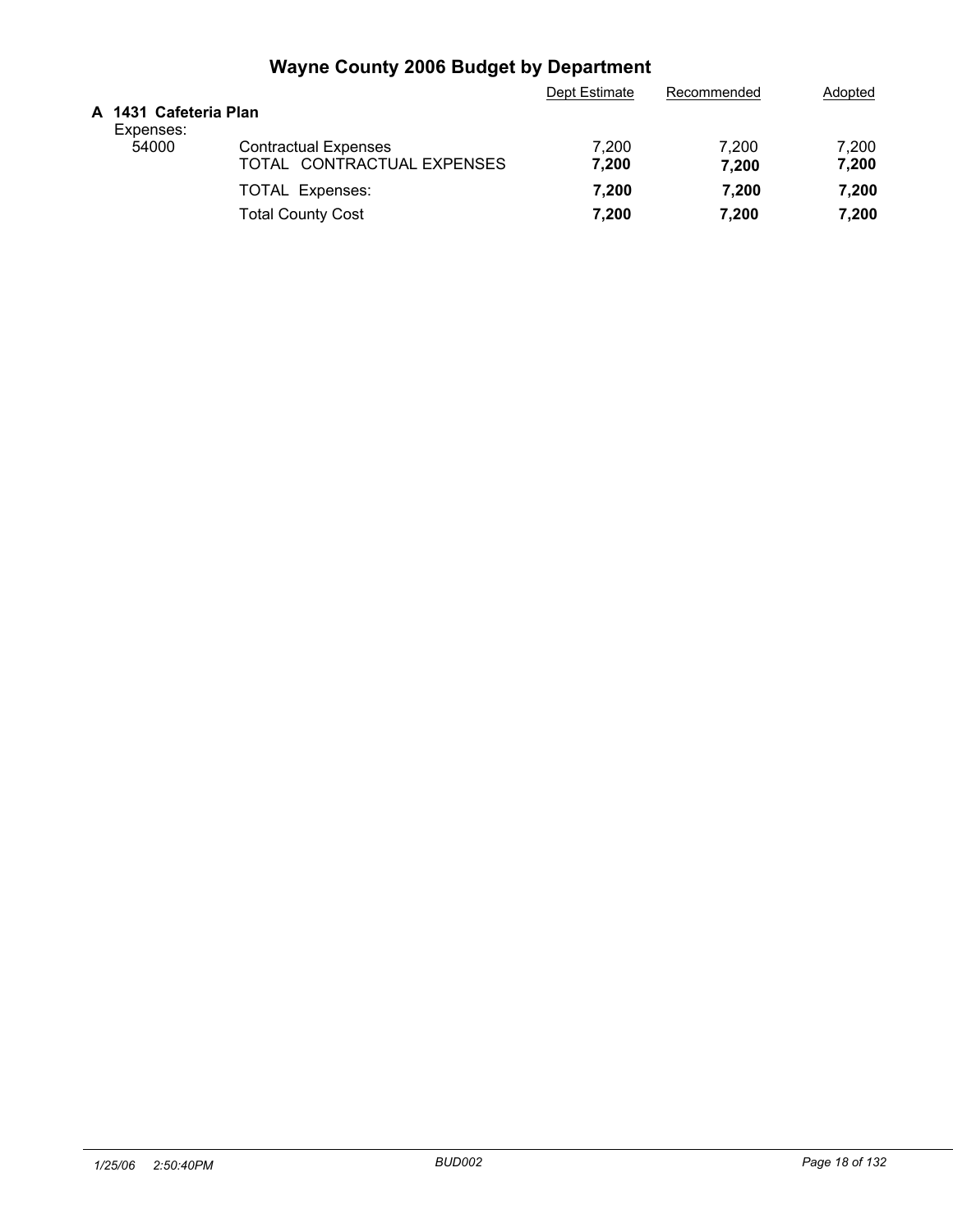# Wayne County 2006 Budget by Department

| | | Dept Estimate | Recommended | Adopted |
|---|---|---|---|---|
| **A 1431 Cafeteria Plan** | | | | |
| Expenses: | | | | |
| 54000 | Contractual Expenses | 7,200 | 7,200 | 7,200 |
| | TOTAL CONTRACTUAL EXPENSES | **7,200** | **7,200** | **7,200** |
| | TOTAL Expenses: | **7,200** | **7,200** | **7,200** |
| | Total County Cost | **7,200** | **7,200** | **7,200** |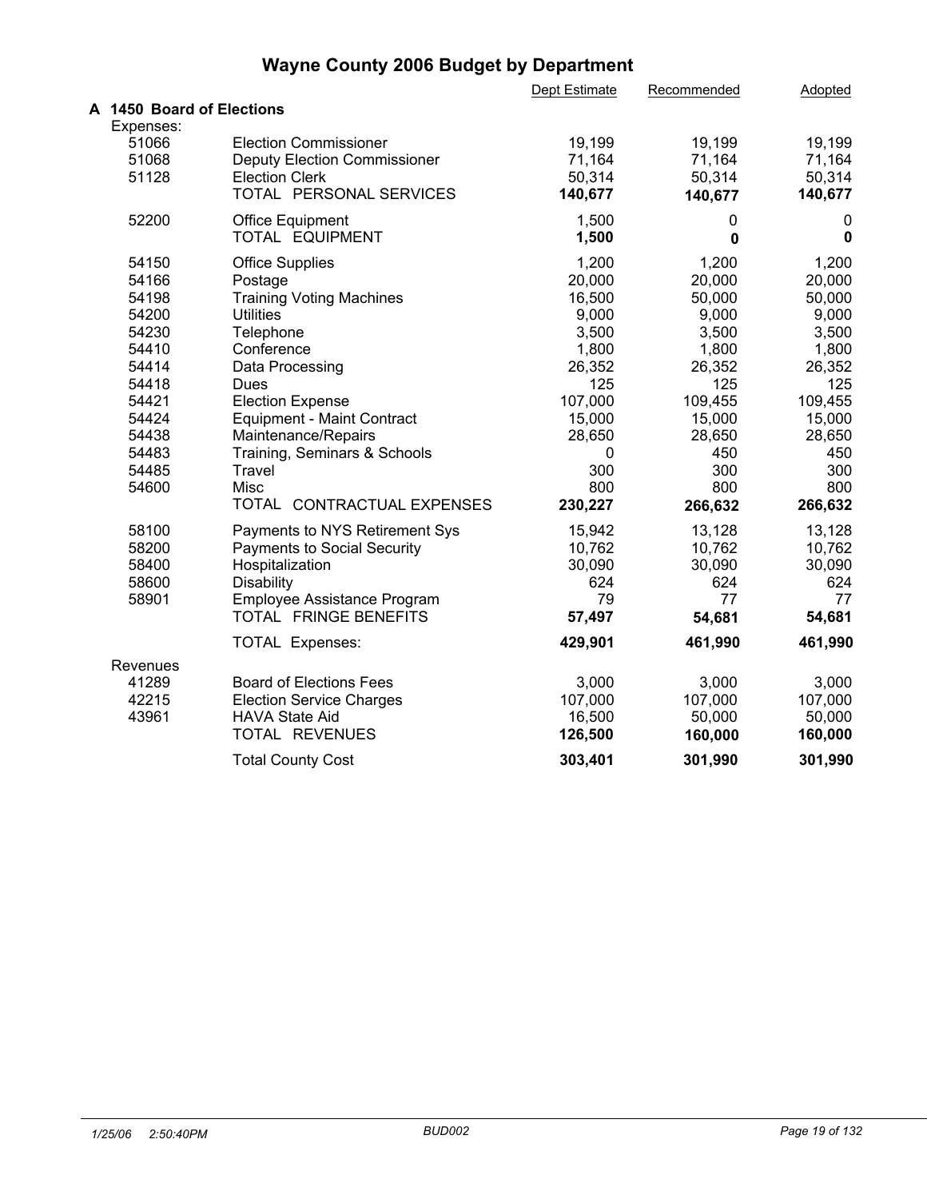# Wayne County 2006 Budget by Department

| | | Dept Estimate | Recommended | Adopted |
|---|---|---|---|---|
| **A 1450 Board of Elections** | | | | |
| Expenses: | | | | |
| 51066 | Election Commissioner | 19,199 | 19,199 | 19,199 |
| 51068 | Deputy Election Commissioner | 71,164 | 71,164 | 71,164 |
| 51128 | Election Clerk | 50,314 | 50,314 | 50,314 |
| | TOTAL PERSONAL SERVICES | **140,677** | **140,677** | **140,677** |
| 52200 | Office Equipment | 1,500 | 0 | 0 |
| | TOTAL EQUIPMENT | **1,500** | **0** | **0** |
| 54150 | Office Supplies | 1,200 | 1,200 | 1,200 |
| 54166 | Postage | 20,000 | 20,000 | 20,000 |
| 54198 | Training Voting Machines | 16,500 | 50,000 | 50,000 |
| 54200 | Utilities | 9,000 | 9,000 | 9,000 |
| 54230 | Telephone | 3,500 | 3,500 | 3,500 |
| 54410 | Conference | 1,800 | 1,800 | 1,800 |
| 54414 | Data Processing | 26,352 | 26,352 | 26,352 |
| 54418 | Dues | 125 | 125 | 125 |
| 54421 | Election Expense | 107,000 | 109,455 | 109,455 |
| 54424 | Equipment - Maint Contract | 15,000 | 15,000 | 15,000 |
| 54438 | Maintenance/Repairs | 28,650 | 28,650 | 28,650 |
| 54483 | Training, Seminars & Schools | 0 | 450 | 450 |
| 54485 | Travel | 300 | 300 | 300 |
| 54600 | Misc | 800 | 800 | 800 |
| | TOTAL CONTRACTUAL EXPENSES | **230,227** | **266,632** | **266,632** |
| 58100 | Payments to NYS Retirement Sys | 15,942 | 13,128 | 13,128 |
| 58200 | Payments to Social Security | 10,762 | 10,762 | 10,762 |
| 58400 | Hospitalization | 30,090 | 30,090 | 30,090 |
| 58600 | Disability | 624 | 624 | 624 |
| 58901 | Employee Assistance Program | 79 | 77 | 77 |
| | TOTAL FRINGE BENEFITS | **57,497** | **54,681** | **54,681** |
| | TOTAL Expenses: | **429,901** | **461,990** | **461,990** |
| Revenues | | | | |
| 41289 | Board of Elections Fees | 3,000 | 3,000 | 3,000 |
| 42215 | Election Service Charges | 107,000 | 107,000 | 107,000 |
| 43961 | HAVA State Aid | 16,500 | 50,000 | 50,000 |
| | TOTAL REVENUES | **126,500** | **160,000** | **160,000** |
| | Total County Cost | **303,401** | **301,990** | **301,990** |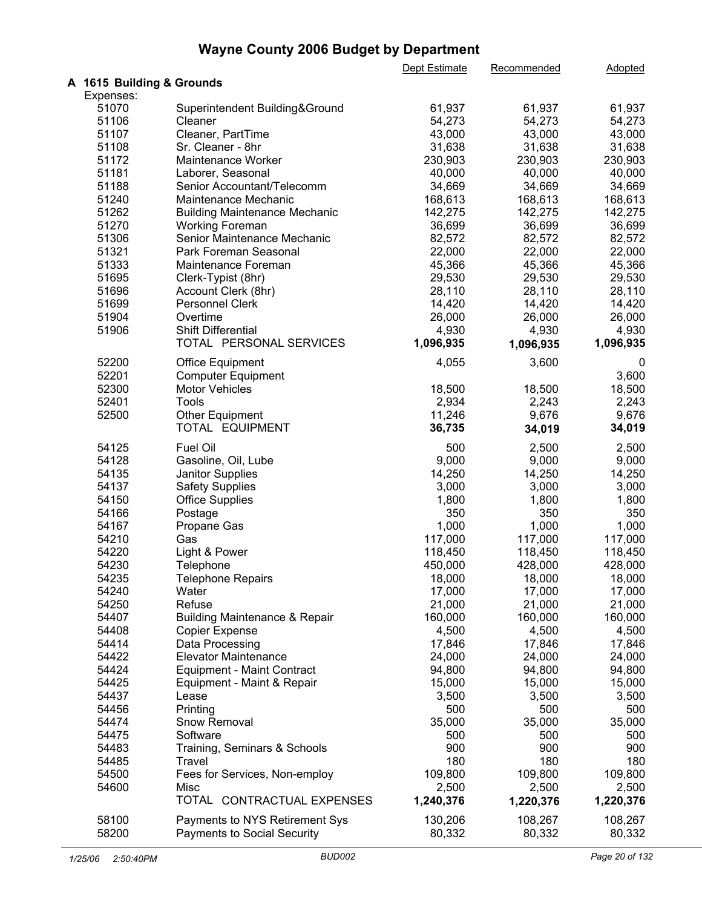# Wayne County 2006 Budget by Department

| | | Dept Estimate | Recommended | Adopted |
|---|---|---|---|---|
| **A 1615 Building & Grounds** | | | | |
| Expenses: | | | | |
| 51070 | Superintendent Building&Ground | 61,937 | 61,937 | 61,937 |
| 51106 | Cleaner | 54,273 | 54,273 | 54,273 |
| 51107 | Cleaner, PartTime | 43,000 | 43,000 | 43,000 |
| 51108 | Sr. Cleaner - 8hr | 31,638 | 31,638 | 31,638 |
| 51172 | Maintenance Worker | 230,903 | 230,903 | 230,903 |
| 51181 | Laborer, Seasonal | 40,000 | 40,000 | 40,000 |
| 51188 | Senior Accountant/Telecomm | 34,669 | 34,669 | 34,669 |
| 51240 | Maintenance Mechanic | 168,613 | 168,613 | 168,613 |
| 51262 | Building Maintenance Mechanic | 142,275 | 142,275 | 142,275 |
| 51270 | Working Foreman | 36,699 | 36,699 | 36,699 |
| 51306 | Senior Maintenance Mechanic | 82,572 | 82,572 | 82,572 |
| 51321 | Park Foreman Seasonal | 22,000 | 22,000 | 22,000 |
| 51333 | Maintenance Foreman | 45,366 | 45,366 | 45,366 |
| 51695 | Clerk-Typist (8hr) | 29,530 | 29,530 | 29,530 |
| 51696 | Account Clerk (8hr) | 28,110 | 28,110 | 28,110 |
| 51699 | Personnel Clerk | 14,420 | 14,420 | 14,420 |
| 51904 | Overtime | 26,000 | 26,000 | 26,000 |
| 51906 | Shift Differential | 4,930 | 4,930 | 4,930 |
| | TOTAL PERSONAL SERVICES | **1,096,935** | **1,096,935** | **1,096,935** |
| 52200 | Office Equipment | 4,055 | 3,600 | 0 |
| 52201 | Computer Equipment | | | 3,600 |
| 52300 | Motor Vehicles | 18,500 | 18,500 | 18,500 |
| 52401 | Tools | 2,934 | 2,243 | 2,243 |
| 52500 | Other Equipment | 11,246 | 9,676 | 9,676 |
| | TOTAL EQUIPMENT | **36,735** | **34,019** | **34,019** |
| 54125 | Fuel Oil | 500 | 2,500 | 2,500 |
| 54128 | Gasoline, Oil, Lube | 9,000 | 9,000 | 9,000 |
| 54135 | Janitor Supplies | 14,250 | 14,250 | 14,250 |
| 54137 | Safety Supplies | 3,000 | 3,000 | 3,000 |
| 54150 | Office Supplies | 1,800 | 1,800 | 1,800 |
| 54166 | Postage | 350 | 350 | 350 |
| 54167 | Propane Gas | 1,000 | 1,000 | 1,000 |
| 54210 | Gas | 117,000 | 117,000 | 117,000 |
| 54220 | Light & Power | 118,450 | 118,450 | 118,450 |
| 54230 | Telephone | 450,000 | 428,000 | 428,000 |
| 54235 | Telephone Repairs | 18,000 | 18,000 | 18,000 |
| 54240 | Water | 17,000 | 17,000 | 17,000 |
| 54250 | Refuse | 21,000 | 21,000 | 21,000 |
| 54407 | Building Maintenance & Repair | 160,000 | 160,000 | 160,000 |
| 54408 | Copier Expense | 4,500 | 4,500 | 4,500 |
| 54414 | Data Processing | 17,846 | 17,846 | 17,846 |
| 54422 | Elevator Maintenance | 24,000 | 24,000 | 24,000 |
| 54424 | Equipment - Maint Contract | 94,800 | 94,800 | 94,800 |
| 54425 | Equipment - Maint & Repair | 15,000 | 15,000 | 15,000 |
| 54437 | Lease | 3,500 | 3,500 | 3,500 |
| 54456 | Printing | 500 | 500 | 500 |
| 54474 | Snow Removal | 35,000 | 35,000 | 35,000 |
| 54475 | Software | 500 | 500 | 500 |
| 54483 | Training, Seminars & Schools | 900 | 900 | 900 |
| 54485 | Travel | 180 | 180 | 180 |
| 54500 | Fees for Services, Non-employ | 109,800 | 109,800 | 109,800 |
| 54600 | Misc | 2,500 | 2,500 | 2,500 |
| | TOTAL CONTRACTUAL EXPENSES | **1,240,376** | **1,220,376** | **1,220,376** |
| 58100 | Payments to NYS Retirement Sys | 130,206 | 108,267 | 108,267 |
| 58200 | Payments to Social Security | 80,332 | 80,332 | 80,332 |

*1/25/06 2:50:40PM* *BUD002*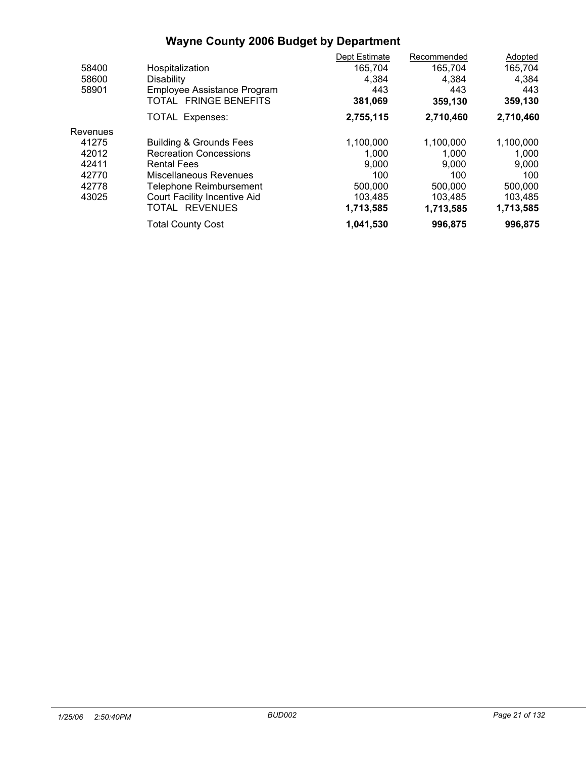# Wayne County 2006 Budget by Department

| | | Dept Estimate | Recommended | Adopted |
|---|---|---|---|---|
| 58400 | Hospitalization | 165,704 | 165,704 | 165,704 |
| 58600 | Disability | 4,384 | 4,384 | 4,384 |
| 58901 | Employee Assistance Program | 443 | 443 | 443 |
| | TOTAL FRINGE BENEFITS | **381,069** | **359,130** | **359,130** |
| | TOTAL Expenses: | **2,755,115** | **2,710,460** | **2,710,460** |
| Revenues | | | | |
| 41275 | Building & Grounds Fees | 1,100,000 | 1,100,000 | 1,100,000 |
| 42012 | Recreation Concessions | 1,000 | 1,000 | 1,000 |
| 42411 | Rental Fees | 9,000 | 9,000 | 9,000 |
| 42770 | Miscellaneous Revenues | 100 | 100 | 100 |
| 42778 | Telephone Reimbursement | 500,000 | 500,000 | 500,000 |
| 43025 | Court Facility Incentive Aid | 103,485 | 103,485 | 103,485 |
| | TOTAL REVENUES | **1,713,585** | **1,713,585** | **1,713,585** |
| | Total County Cost | **1,041,530** | **996,875** | **996,875** |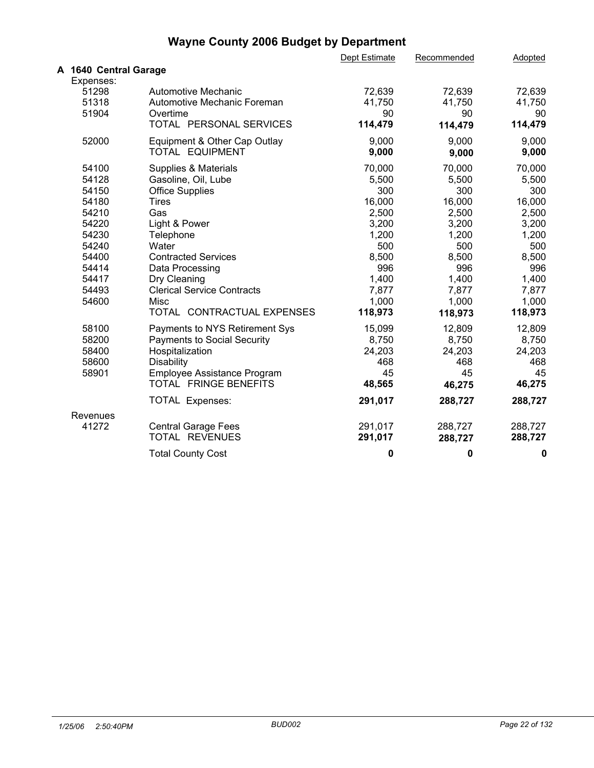# Wayne County 2006 Budget by Department

## A 1640 Central Garage

| | | Dept Estimate | Recommended | Adopted |
|---|---|---|---|---|
| **Expenses:** | | | | |
| 51298 | Automotive Mechanic | 72,639 | 72,639 | 72,639 |
| 51318 | Automotive Mechanic Foreman | 41,750 | 41,750 | 41,750 |
| 51904 | Overtime | 90 | 90 | 90 |
| | TOTAL PERSONAL SERVICES | **114,479** | **114,479** | **114,479** |
| 52000 | Equipment & Other Cap Outlay | 9,000 | 9,000 | 9,000 |
| | TOTAL EQUIPMENT | **9,000** | **9,000** | **9,000** |
| 54100 | Supplies & Materials | 70,000 | 70,000 | 70,000 |
| 54128 | Gasoline, Oil, Lube | 5,500 | 5,500 | 5,500 |
| 54150 | Office Supplies | 300 | 300 | 300 |
| 54180 | Tires | 16,000 | 16,000 | 16,000 |
| 54210 | Gas | 2,500 | 2,500 | 2,500 |
| 54220 | Light & Power | 3,200 | 3,200 | 3,200 |
| 54230 | Telephone | 1,200 | 1,200 | 1,200 |
| 54240 | Water | 500 | 500 | 500 |
| 54400 | Contracted Services | 8,500 | 8,500 | 8,500 |
| 54414 | Data Processing | 996 | 996 | 996 |
| 54417 | Dry Cleaning | 1,400 | 1,400 | 1,400 |
| 54493 | Clerical Service Contracts | 7,877 | 7,877 | 7,877 |
| 54600 | Misc | 1,000 | 1,000 | 1,000 |
| | TOTAL CONTRACTUAL EXPENSES | **118,973** | **118,973** | **118,973** |
| 58100 | Payments to NYS Retirement Sys | 15,099 | 12,809 | 12,809 |
| 58200 | Payments to Social Security | 8,750 | 8,750 | 8,750 |
| 58400 | Hospitalization | 24,203 | 24,203 | 24,203 |
| 58600 | Disability | 468 | 468 | 468 |
| 58901 | Employee Assistance Program | 45 | 45 | 45 |
| | TOTAL FRINGE BENEFITS | **48,565** | **46,275** | **46,275** |
| | TOTAL Expenses: | **291,017** | **288,727** | **288,727** |
| **Revenues** | | | | |
| 41272 | Central Garage Fees | 291,017 | 288,727 | 288,727 |
| | TOTAL REVENUES | **291,017** | **288,727** | **288,727** |
| | Total County Cost | **0** | **0** | **0** |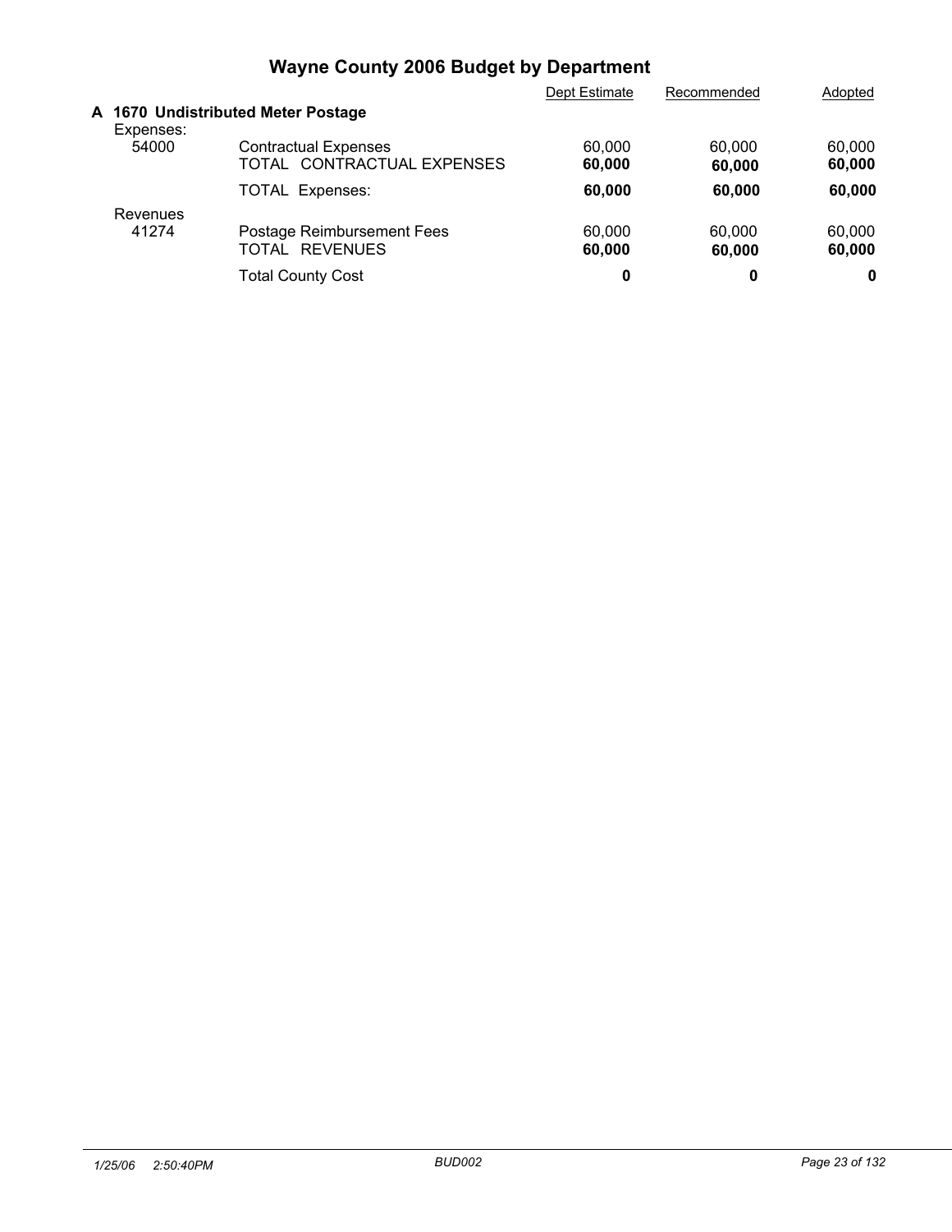# Wayne County 2006 Budget by Department

## A 1670 Undistributed Meter Postage

| | | Dept Estimate | Recommended | Adopted |
|---|---|---|---|---|
| Expenses: | | | | |
| 54000 | Contractual Expenses | 60,000 | 60,000 | 60,000 |
| | TOTAL CONTRACTUAL EXPENSES | **60,000** | **60,000** | **60,000** |
| | TOTAL Expenses: | **60,000** | **60,000** | **60,000** |
| Revenues | | | | |
| 41274 | Postage Reimbursement Fees | 60,000 | 60,000 | 60,000 |
| | TOTAL REVENUES | **60,000** | **60,000** | **60,000** |
| | Total County Cost | **0** | **0** | **0** |

*1/25/06 2:50:40PM* *BUD002*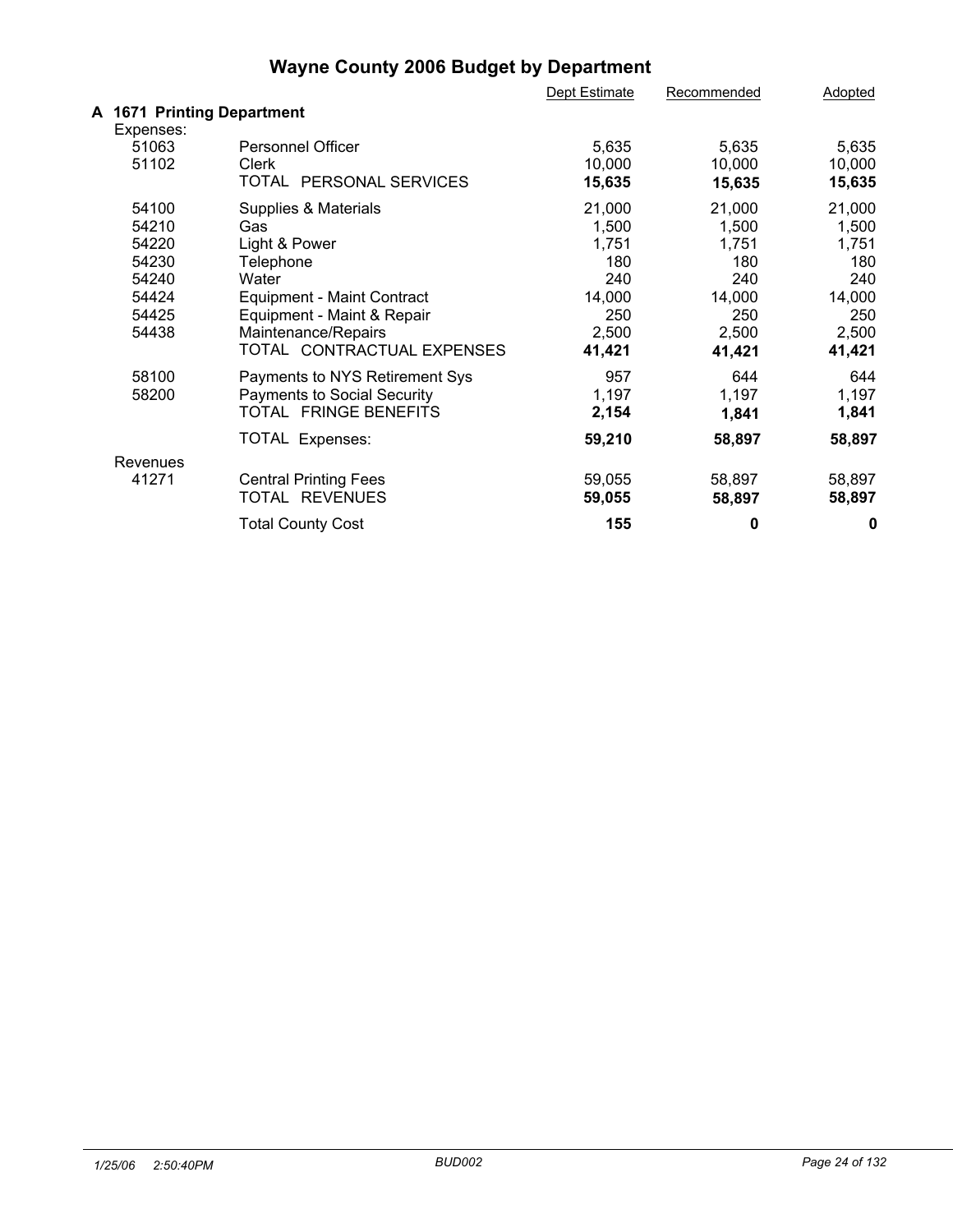# Wayne County 2006 Budget by Department

## A 1671 Printing Department

| | | Dept Estimate | Recommended | Adopted |
|---|---|---|---|---|
| **Expenses:** | | | | |
| 51063 | Personnel Officer | 5,635 | 5,635 | 5,635 |
| 51102 | Clerk | 10,000 | 10,000 | 10,000 |
| | TOTAL PERSONAL SERVICES | **15,635** | **15,635** | **15,635** |
| 54100 | Supplies & Materials | 21,000 | 21,000 | 21,000 |
| 54210 | Gas | 1,500 | 1,500 | 1,500 |
| 54220 | Light & Power | 1,751 | 1,751 | 1,751 |
| 54230 | Telephone | 180 | 180 | 180 |
| 54240 | Water | 240 | 240 | 240 |
| 54424 | Equipment - Maint Contract | 14,000 | 14,000 | 14,000 |
| 54425 | Equipment - Maint & Repair | 250 | 250 | 250 |
| 54438 | Maintenance/Repairs | 2,500 | 2,500 | 2,500 |
| | TOTAL CONTRACTUAL EXPENSES | **41,421** | **41,421** | **41,421** |
| 58100 | Payments to NYS Retirement Sys | 957 | 644 | 644 |
| 58200 | Payments to Social Security | 1,197 | 1,197 | 1,197 |
| | TOTAL FRINGE BENEFITS | **2,154** | **1,841** | **1,841** |
| | TOTAL Expenses: | **59,210** | **58,897** | **58,897** |
| **Revenues** | | | | |
| 41271 | Central Printing Fees | 59,055 | 58,897 | 58,897 |
| | TOTAL REVENUES | **59,055** | **58,897** | **58,897** |
| | Total County Cost | **155** | **0** | **0** |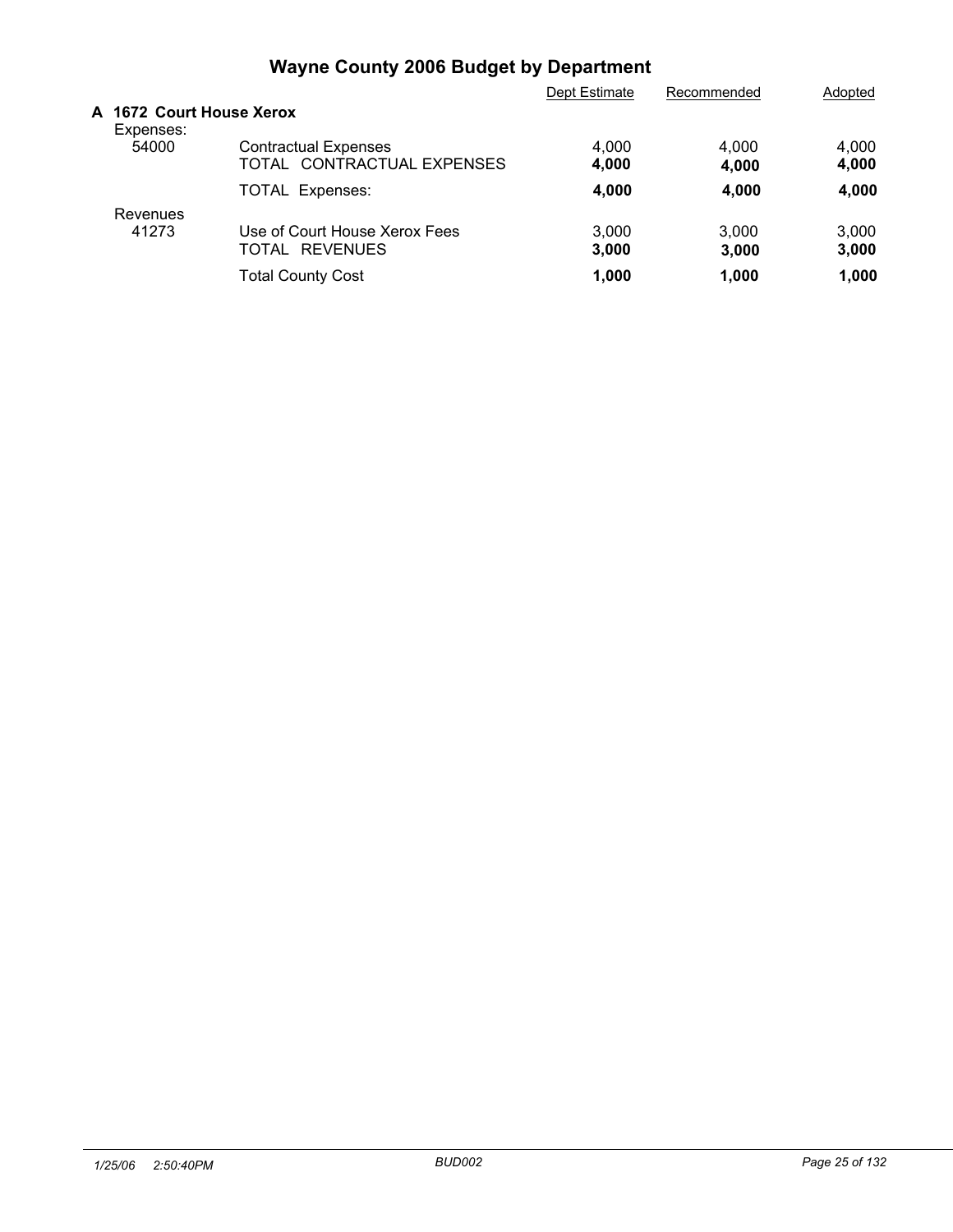# Wayne County 2006 Budget by Department

| | | Dept Estimate | Recommended | Adopted |
|---|---|---|---|---|
| **A 1672 Court House Xerox** | | | | |
| Expenses: | | | | |
| 54000 | Contractual Expenses | 4,000 | 4,000 | 4,000 |
| | TOTAL CONTRACTUAL EXPENSES | **4,000** | **4,000** | **4,000** |
| | TOTAL Expenses: | **4,000** | **4,000** | **4,000** |
| Revenues | | | | |
| 41273 | Use of Court House Xerox Fees | 3,000 | 3,000 | 3,000 |
| | TOTAL REVENUES | **3,000** | **3,000** | **3,000** |
| | Total County Cost | **1,000** | **1,000** | **1,000** |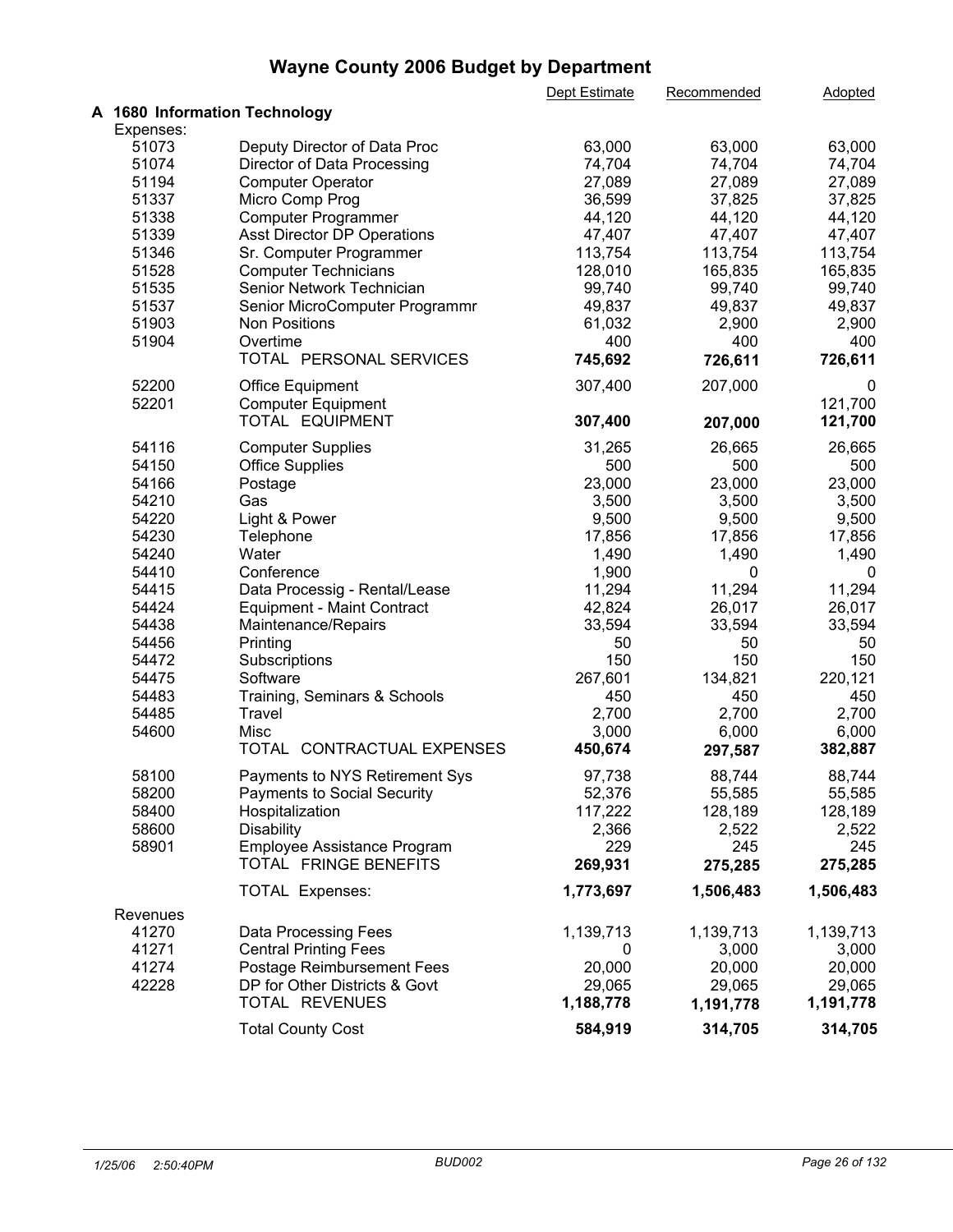# Wayne County 2006 Budget by Department

## A 1680 Information Technology

| | | Dept Estimate | Recommended | Adopted |
|---|---|---|---|---|
| **Expenses:** | | | | |
| 51073 | Deputy Director of Data Proc | 63,000 | 63,000 | 63,000 |
| 51074 | Director of Data Processing | 74,704 | 74,704 | 74,704 |
| 51194 | Computer Operator | 27,089 | 27,089 | 27,089 |
| 51337 | Micro Comp Prog | 36,599 | 37,825 | 37,825 |
| 51338 | Computer Programmer | 44,120 | 44,120 | 44,120 |
| 51339 | Asst Director DP Operations | 47,407 | 47,407 | 47,407 |
| 51346 | Sr. Computer Programmer | 113,754 | 113,754 | 113,754 |
| 51528 | Computer Technicians | 128,010 | 165,835 | 165,835 |
| 51535 | Senior Network Technician | 99,740 | 99,740 | 99,740 |
| 51537 | Senior MicroComputer Programmr | 49,837 | 49,837 | 49,837 |
| 51903 | Non Positions | 61,032 | 2,900 | 2,900 |
| 51904 | Overtime | 400 | 400 | 400 |
| | TOTAL PERSONAL SERVICES | **745,692** | **726,611** | **726,611** |
| 52200 | Office Equipment | 307,400 | 207,000 | 0 |
| 52201 | Computer Equipment | | | 121,700 |
| | TOTAL EQUIPMENT | **307,400** | **207,000** | **121,700** |
| 54116 | Computer Supplies | 31,265 | 26,665 | 26,665 |
| 54150 | Office Supplies | 500 | 500 | 500 |
| 54166 | Postage | 23,000 | 23,000 | 23,000 |
| 54210 | Gas | 3,500 | 3,500 | 3,500 |
| 54220 | Light & Power | 9,500 | 9,500 | 9,500 |
| 54230 | Telephone | 17,856 | 17,856 | 17,856 |
| 54240 | Water | 1,490 | 1,490 | 1,490 |
| 54410 | Conference | 1,900 | 0 | 0 |
| 54415 | Data Processig - Rental/Lease | 11,294 | 11,294 | 11,294 |
| 54424 | Equipment - Maint Contract | 42,824 | 26,017 | 26,017 |
| 54438 | Maintenance/Repairs | 33,594 | 33,594 | 33,594 |
| 54456 | Printing | 50 | 50 | 50 |
| 54472 | Subscriptions | 150 | 150 | 150 |
| 54475 | Software | 267,601 | 134,821 | 220,121 |
| 54483 | Training, Seminars & Schools | 450 | 450 | 450 |
| 54485 | Travel | 2,700 | 2,700 | 2,700 |
| 54600 | Misc | 3,000 | 6,000 | 6,000 |
| | TOTAL CONTRACTUAL EXPENSES | **450,674** | **297,587** | **382,887** |
| 58100 | Payments to NYS Retirement Sys | 97,738 | 88,744 | 88,744 |
| 58200 | Payments to Social Security | 52,376 | 55,585 | 55,585 |
| 58400 | Hospitalization | 117,222 | 128,189 | 128,189 |
| 58600 | Disability | 2,366 | 2,522 | 2,522 |
| 58901 | Employee Assistance Program | 229 | 245 | 245 |
| | TOTAL FRINGE BENEFITS | **269,931** | **275,285** | **275,285** |
| | TOTAL Expenses: | **1,773,697** | **1,506,483** | **1,506,483** |
| **Revenues** | | | | |
| 41270 | Data Processing Fees | 1,139,713 | 1,139,713 | 1,139,713 |
| 41271 | Central Printing Fees | 0 | 3,000 | 3,000 |
| 41274 | Postage Reimbursement Fees | 20,000 | 20,000 | 20,000 |
| 42228 | DP for Other Districts & Govt | 29,065 | 29,065 | 29,065 |
| | TOTAL REVENUES | **1,188,778** | **1,191,778** | **1,191,778** |
| | Total County Cost | **584,919** | **314,705** | **314,705** |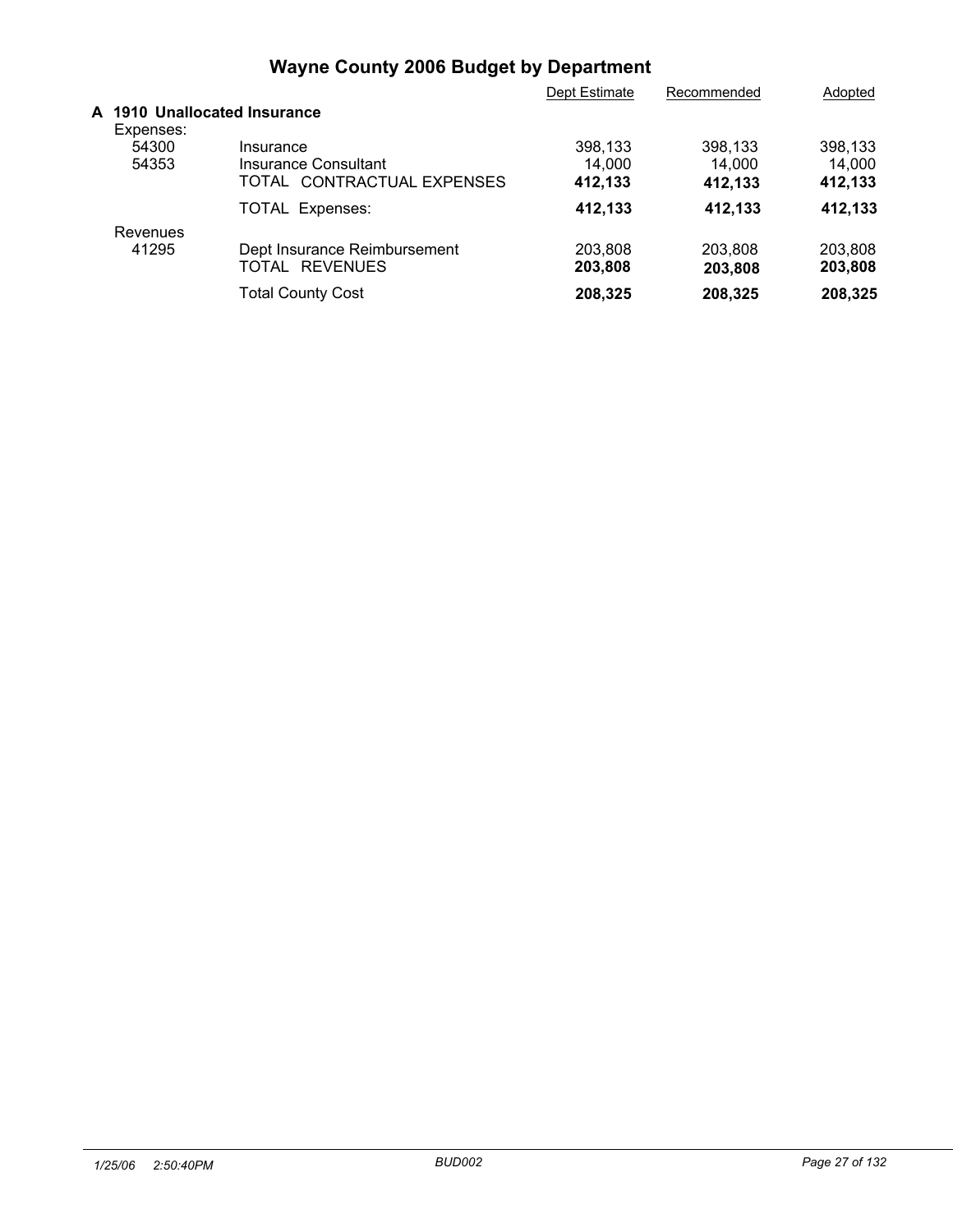# Wayne County 2006 Budget by Department

| | | Dept Estimate | Recommended | Adopted |
|---|---|---|---|---|
| **A 1910 Unallocated Insurance** | | | | |
| Expenses: | | | | |
| 54300 | Insurance | 398,133 | 398,133 | 398,133 |
| 54353 | Insurance Consultant | 14,000 | 14,000 | 14,000 |
| | TOTAL CONTRACTUAL EXPENSES | **412,133** | **412,133** | **412,133** |
| | TOTAL Expenses: | **412,133** | **412,133** | **412,133** |
| Revenues | | | | |
| 41295 | Dept Insurance Reimbursement | 203,808 | 203,808 | 203,808 |
| | TOTAL REVENUES | **203,808** | **203,808** | **203,808** |
| | Total County Cost | **208,325** | **208,325** | **208,325** |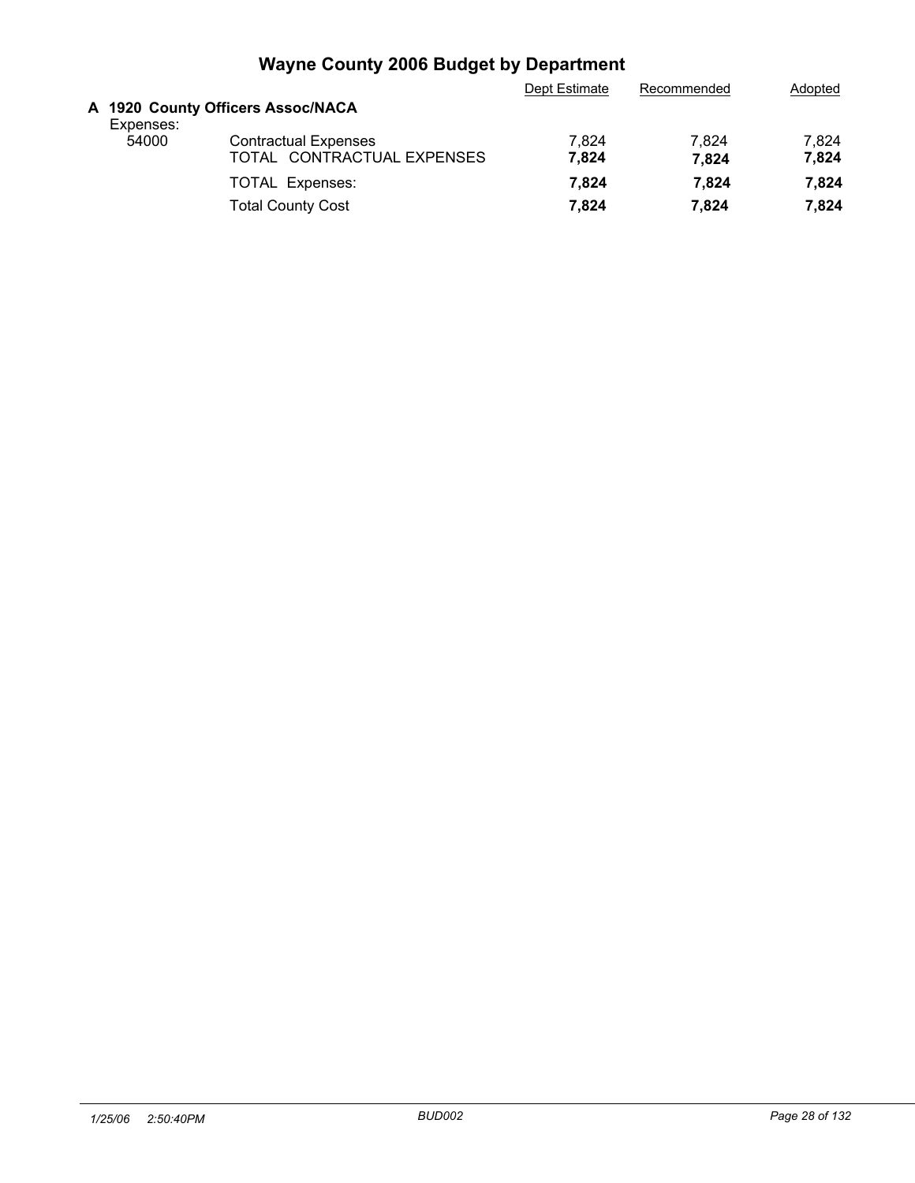# Wayne County 2006 Budget by Department

| | | Dept Estimate | Recommended | Adopted |
|---|---|---|---|---|
| **A 1920 County Officers Assoc/NACA** | | | | |
| Expenses: | | | | |
| 54000 | Contractual Expenses | 7,824 | 7,824 | 7,824 |
| | TOTAL CONTRACTUAL EXPENSES | **7,824** | **7,824** | **7,824** |
| | TOTAL Expenses: | **7,824** | **7,824** | **7,824** |
| | Total County Cost | **7,824** | **7,824** | **7,824** |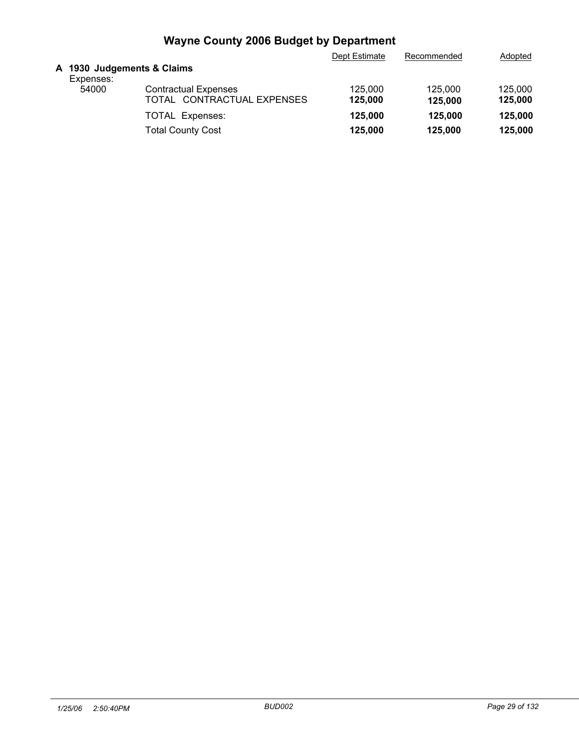# Wayne County 2006 Budget by Department

| | | Dept Estimate | Recommended | Adopted |
|---|---|---|---|---|
| **A 1930 Judgements & Claims** | | | | |
| Expenses: | | | | |
| 54000 | Contractual Expenses | 125,000 | 125,000 | 125,000 |
| | TOTAL CONTRACTUAL EXPENSES | **125,000** | **125,000** | **125,000** |
| | TOTAL Expenses: | **125,000** | **125,000** | **125,000** |
| | Total County Cost | **125,000** | **125,000** | **125,000** |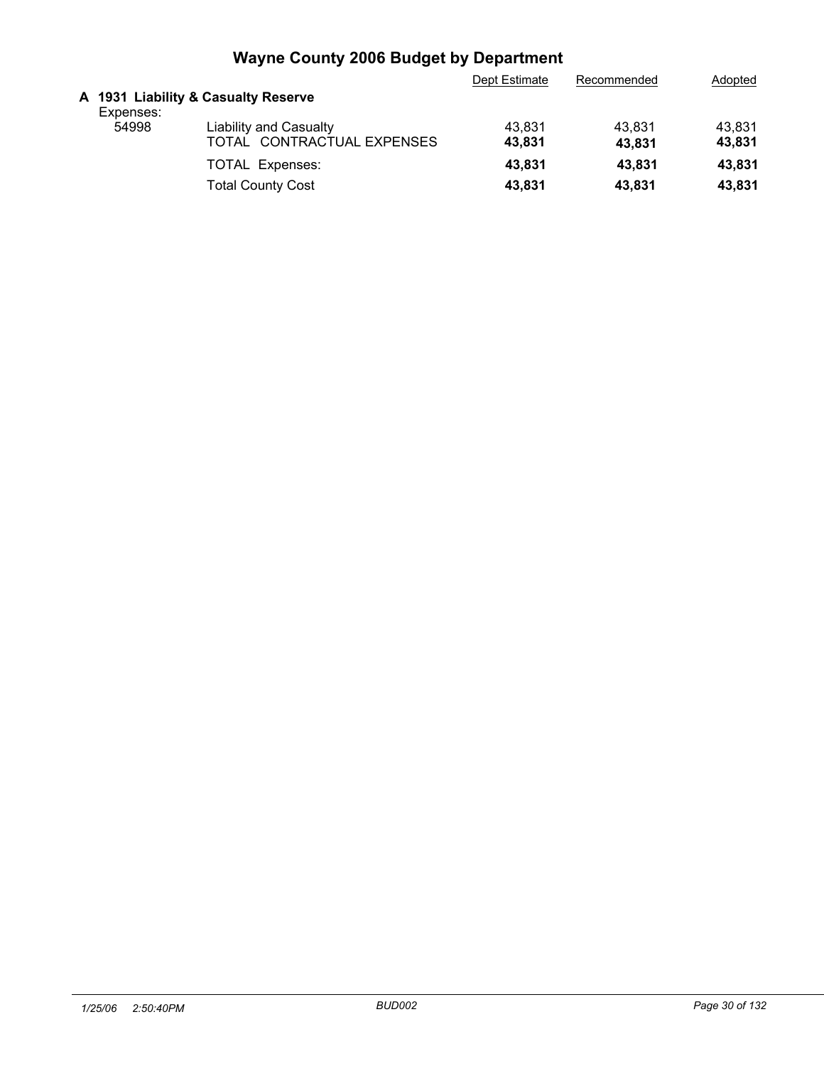# Wayne County 2006 Budget by Department

| | | Dept Estimate | Recommended | Adopted |
|---|---|---|---|---|
| **A 1931 Liability & Casualty Reserve** | | | | |
| Expenses: | | | | |
| 54998 | Liability and Casualty | 43,831 | 43,831 | 43,831 |
| | TOTAL CONTRACTUAL EXPENSES | **43,831** | **43,831** | **43,831** |
| | TOTAL Expenses: | **43,831** | **43,831** | **43,831** |
| | Total County Cost | **43,831** | **43,831** | **43,831** |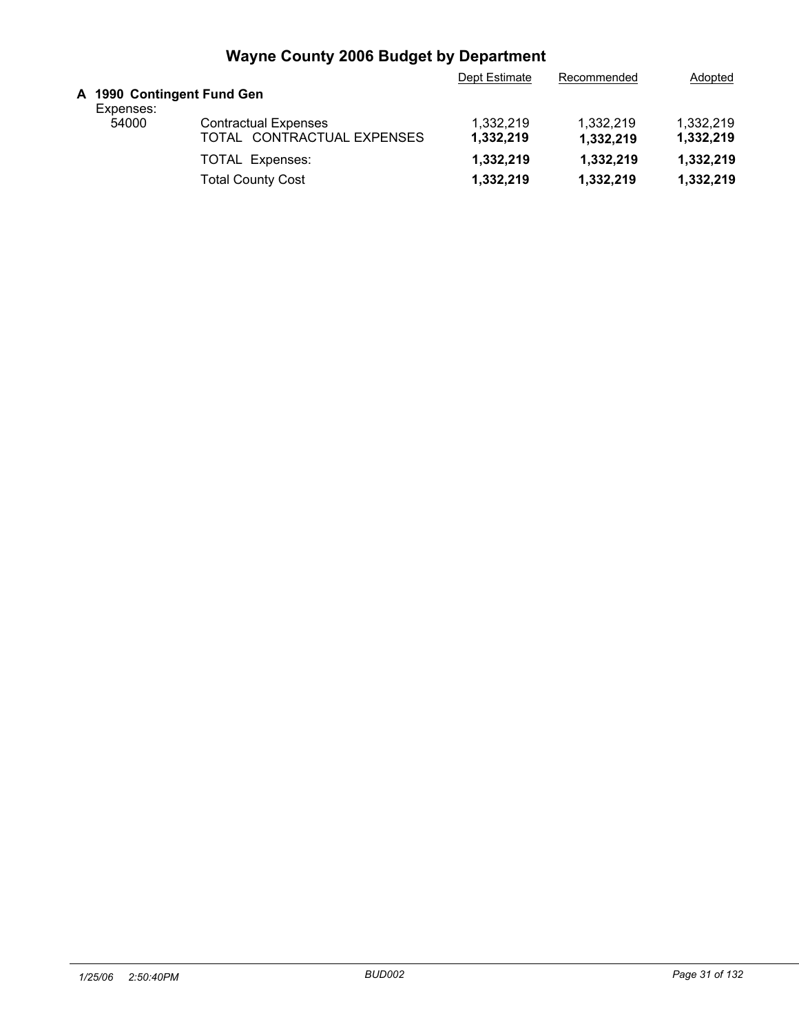# Wayne County 2006 Budget by Department

| | | Dept Estimate | Recommended | Adopted |
|---|---|---|---|---|
| **A 1990 Contingent Fund Gen** | | | | |
| Expenses: | | | | |
| 54000 | Contractual Expenses | 1,332,219 | 1,332,219 | 1,332,219 |
| | TOTAL CONTRACTUAL EXPENSES | **1,332,219** | **1,332,219** | **1,332,219** |
| | TOTAL Expenses: | **1,332,219** | **1,332,219** | **1,332,219** |
| | Total County Cost | **1,332,219** | **1,332,219** | **1,332,219** |

*1/25/06 2:50:40PM* *BUD002*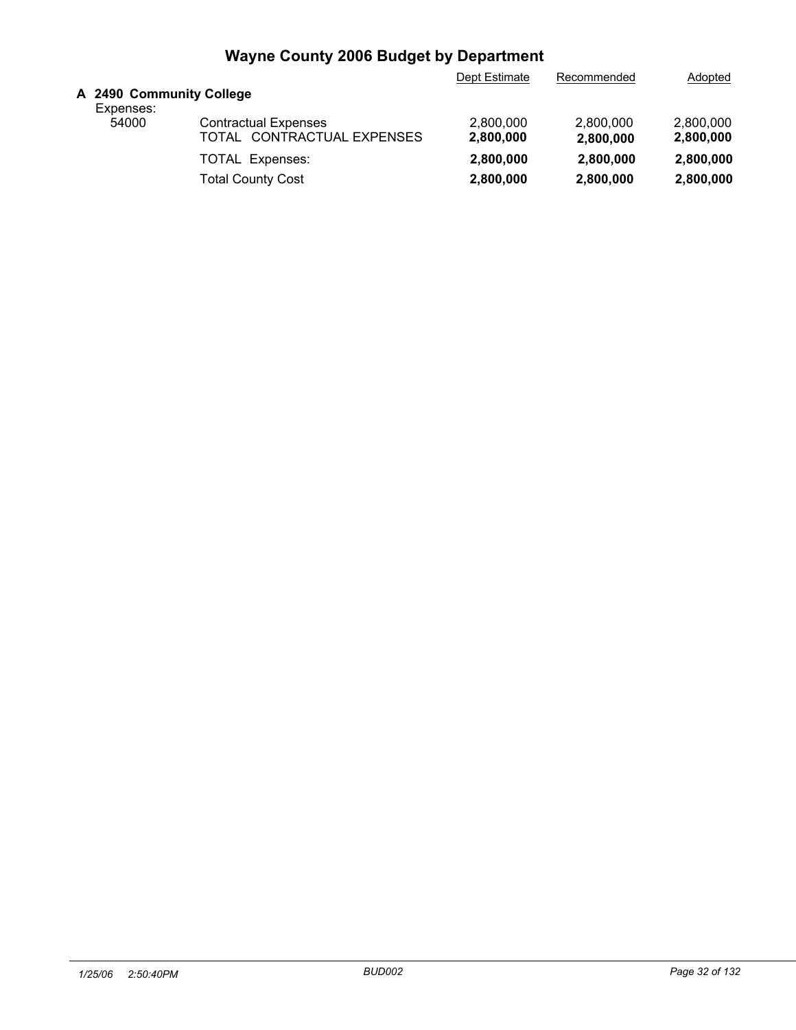# Wayne County 2006 Budget by Department

| | | Dept Estimate | Recommended | Adopted |
|---|---|---|---|---|
| **A 2490 Community College** | | | | |
| Expenses: | | | | |
| 54000 | Contractual Expenses | 2,800,000 | 2,800,000 | 2,800,000 |
| | TOTAL CONTRACTUAL EXPENSES | **2,800,000** | **2,800,000** | **2,800,000** |
| | TOTAL Expenses: | **2,800,000** | **2,800,000** | **2,800,000** |
| | Total County Cost | **2,800,000** | **2,800,000** | **2,800,000** |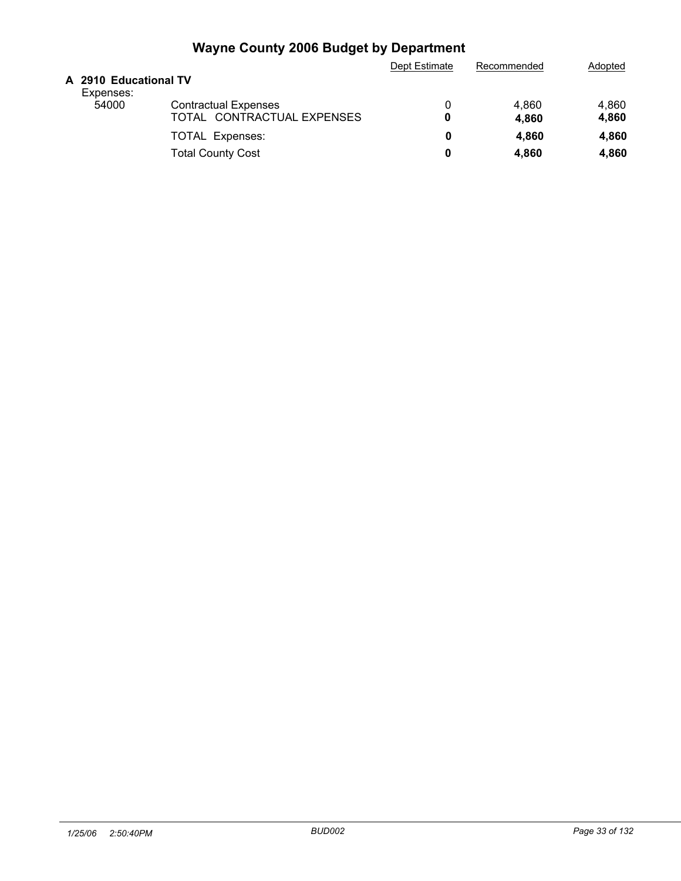# Wayne County 2006 Budget by Department

| | | Dept Estimate | Recommended | Adopted |
|---|---|---|---|---|
| **A 2910 Educational TV** | | | | |
| Expenses: | | | | |
| 54000 | Contractual Expenses | 0 | 4,860 | 4,860 |
| | TOTAL CONTRACTUAL EXPENSES | **0** | **4,860** | **4,860** |
| | TOTAL Expenses: | **0** | **4,860** | **4,860** |
| | Total County Cost | **0** | **4,860** | **4,860** |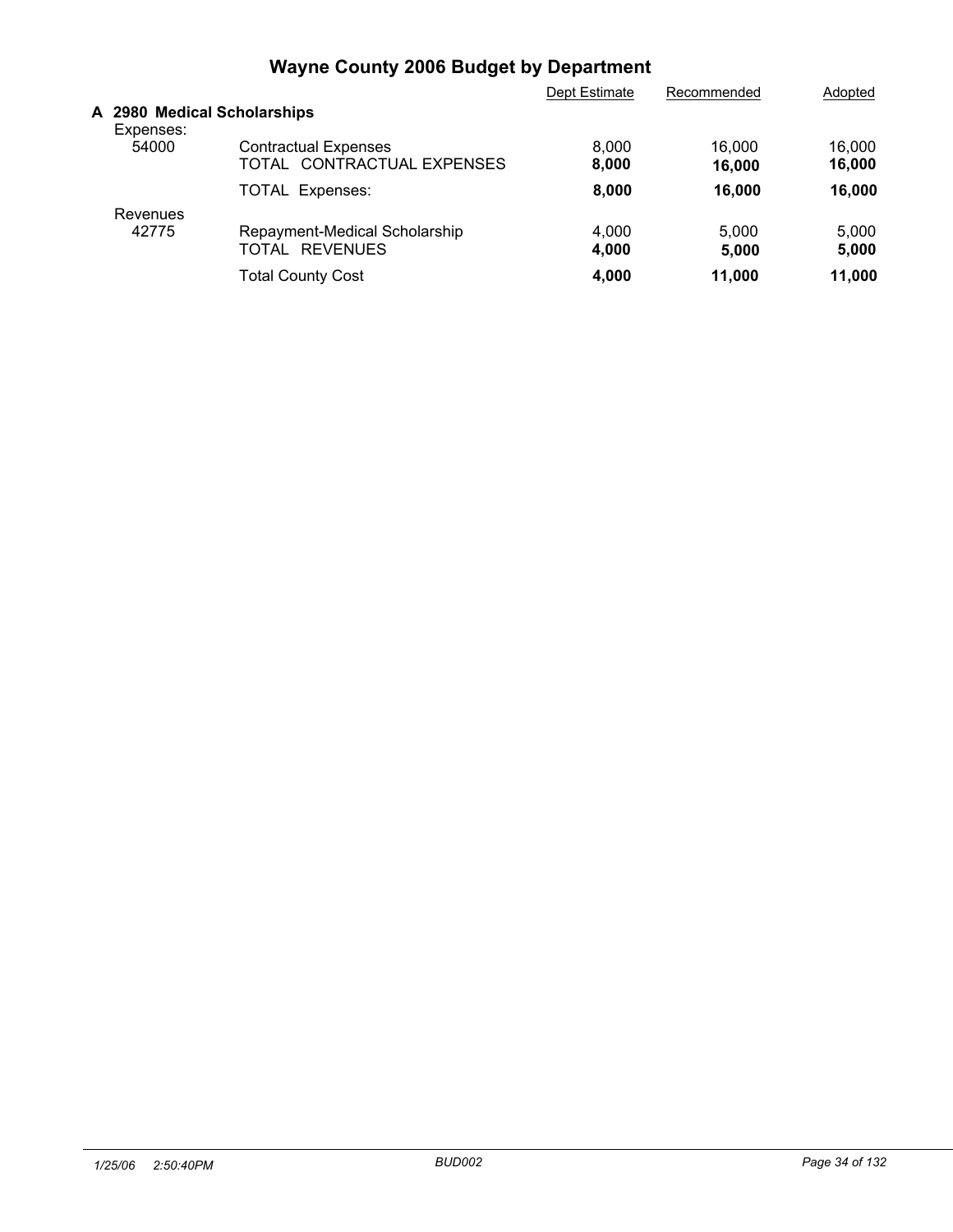# Wayne County 2006 Budget by Department

| | | Dept Estimate | Recommended | Adopted |
|---|---|---|---|---|
| **A 2980 Medical Scholarships** | | | | |
| Expenses: | | | | |
| 54000 | Contractual Expenses | 8,000 | 16,000 | 16,000 |
| | TOTAL CONTRACTUAL EXPENSES | **8,000** | **16,000** | **16,000** |
| | TOTAL Expenses: | **8,000** | **16,000** | **16,000** |
| Revenues | | | | |
| 42775 | Repayment-Medical Scholarship | 4,000 | 5,000 | 5,000 |
| | TOTAL REVENUES | **4,000** | **5,000** | **5,000** |
| | Total County Cost | **4,000** | **11,000** | **11,000** |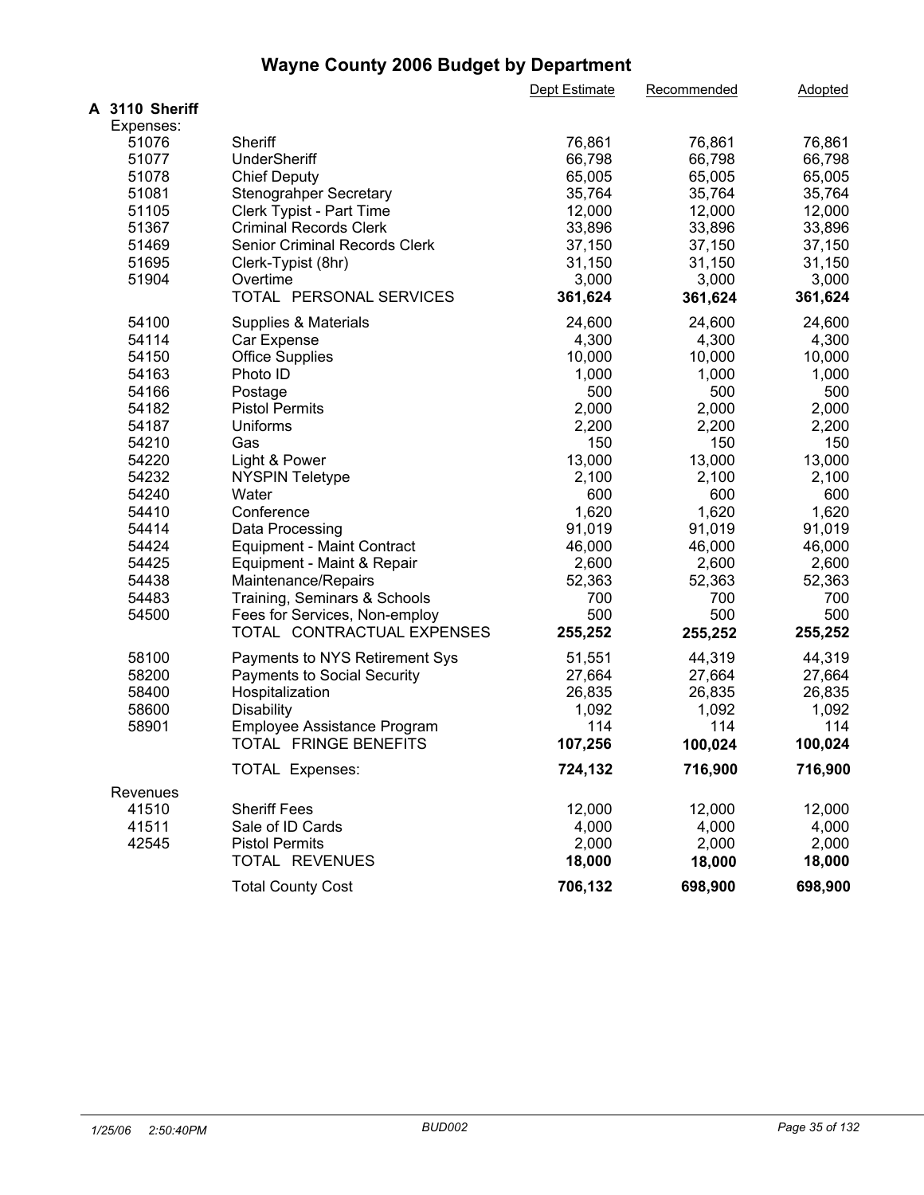# Wayne County 2006 Budget by Department

| | | Dept Estimate | Recommended | Adopted |
|---|---|---|---|---|
| **A 3110 Sheriff** | | | | |
| Expenses: | | | | |
| 51076 | Sheriff | 76,861 | 76,861 | 76,861 |
| 51077 | UnderSheriff | 66,798 | 66,798 | 66,798 |
| 51078 | Chief Deputy | 65,005 | 65,005 | 65,005 |
| 51081 | Stenograhper Secretary | 35,764 | 35,764 | 35,764 |
| 51105 | Clerk Typist - Part Time | 12,000 | 12,000 | 12,000 |
| 51367 | Criminal Records Clerk | 33,896 | 33,896 | 33,896 |
| 51469 | Senior Criminal Records Clerk | 37,150 | 37,150 | 37,150 |
| 51695 | Clerk-Typist (8hr) | 31,150 | 31,150 | 31,150 |
| 51904 | Overtime | 3,000 | 3,000 | 3,000 |
| | TOTAL PERSONAL SERVICES | **361,624** | **361,624** | **361,624** |
| 54100 | Supplies & Materials | 24,600 | 24,600 | 24,600 |
| 54114 | Car Expense | 4,300 | 4,300 | 4,300 |
| 54150 | Office Supplies | 10,000 | 10,000 | 10,000 |
| 54163 | Photo ID | 1,000 | 1,000 | 1,000 |
| 54166 | Postage | 500 | 500 | 500 |
| 54182 | Pistol Permits | 2,000 | 2,000 | 2,000 |
| 54187 | Uniforms | 2,200 | 2,200 | 2,200 |
| 54210 | Gas | 150 | 150 | 150 |
| 54220 | Light & Power | 13,000 | 13,000 | 13,000 |
| 54232 | NYSPIN Teletype | 2,100 | 2,100 | 2,100 |
| 54240 | Water | 600 | 600 | 600 |
| 54410 | Conference | 1,620 | 1,620 | 1,620 |
| 54414 | Data Processing | 91,019 | 91,019 | 91,019 |
| 54424 | Equipment - Maint Contract | 46,000 | 46,000 | 46,000 |
| 54425 | Equipment - Maint & Repair | 2,600 | 2,600 | 2,600 |
| 54438 | Maintenance/Repairs | 52,363 | 52,363 | 52,363 |
| 54483 | Training, Seminars & Schools | 700 | 700 | 700 |
| 54500 | Fees for Services, Non-employ | 500 | 500 | 500 |
| | TOTAL CONTRACTUAL EXPENSES | **255,252** | **255,252** | **255,252** |
| 58100 | Payments to NYS Retirement Sys | 51,551 | 44,319 | 44,319 |
| 58200 | Payments to Social Security | 27,664 | 27,664 | 27,664 |
| 58400 | Hospitalization | 26,835 | 26,835 | 26,835 |
| 58600 | Disability | 1,092 | 1,092 | 1,092 |
| 58901 | Employee Assistance Program | 114 | 114 | 114 |
| | TOTAL FRINGE BENEFITS | **107,256** | **100,024** | **100,024** |
| | TOTAL Expenses: | **724,132** | **716,900** | **716,900** |
| Revenues | | | | |
| 41510 | Sheriff Fees | 12,000 | 12,000 | 12,000 |
| 41511 | Sale of ID Cards | 4,000 | 4,000 | 4,000 |
| 42545 | Pistol Permits | 2,000 | 2,000 | 2,000 |
| | TOTAL REVENUES | **18,000** | **18,000** | **18,000** |
| | Total County Cost | **706,132** | **698,900** | **698,900** |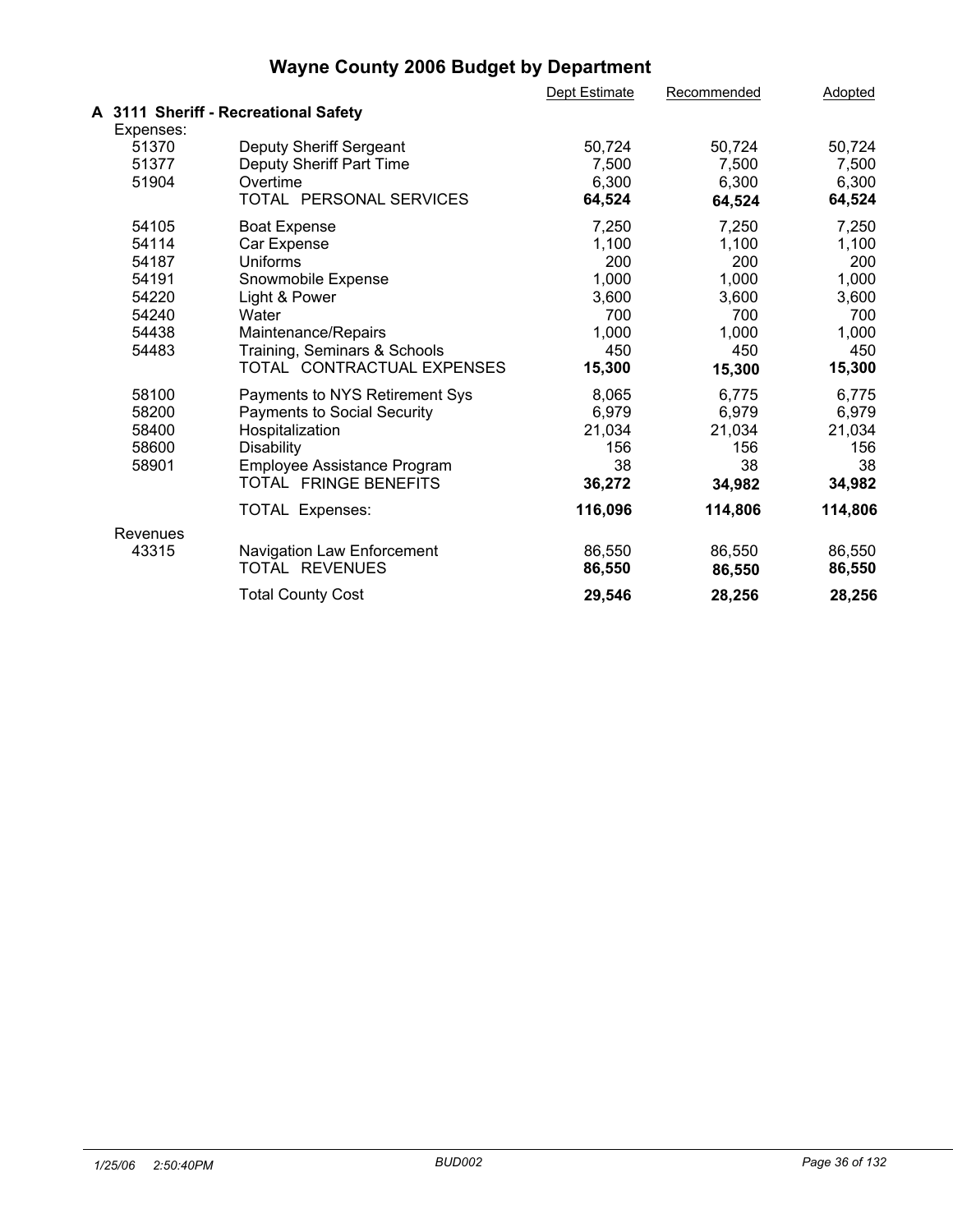# Wayne County 2006 Budget by Department

## A 3111 Sheriff - Recreational Safety

| | | Dept Estimate | Recommended | Adopted |
|---|---|---|---|---|
| **Expenses:** | | | | |
| 51370 | Deputy Sheriff Sergeant | 50,724 | 50,724 | 50,724 |
| 51377 | Deputy Sheriff Part Time | 7,500 | 7,500 | 7,500 |
| 51904 | Overtime | 6,300 | 6,300 | 6,300 |
| | TOTAL PERSONAL SERVICES | **64,524** | **64,524** | **64,524** |
| 54105 | Boat Expense | 7,250 | 7,250 | 7,250 |
| 54114 | Car Expense | 1,100 | 1,100 | 1,100 |
| 54187 | Uniforms | 200 | 200 | 200 |
| 54191 | Snowmobile Expense | 1,000 | 1,000 | 1,000 |
| 54220 | Light & Power | 3,600 | 3,600 | 3,600 |
| 54240 | Water | 700 | 700 | 700 |
| 54438 | Maintenance/Repairs | 1,000 | 1,000 | 1,000 |
| 54483 | Training, Seminars & Schools | 450 | 450 | 450 |
| | TOTAL CONTRACTUAL EXPENSES | **15,300** | **15,300** | **15,300** |
| 58100 | Payments to NYS Retirement Sys | 8,065 | 6,775 | 6,775 |
| 58200 | Payments to Social Security | 6,979 | 6,979 | 6,979 |
| 58400 | Hospitalization | 21,034 | 21,034 | 21,034 |
| 58600 | Disability | 156 | 156 | 156 |
| 58901 | Employee Assistance Program | 38 | 38 | 38 |
| | TOTAL FRINGE BENEFITS | **36,272** | **34,982** | **34,982** |
| | TOTAL Expenses: | **116,096** | **114,806** | **114,806** |
| **Revenues** | | | | |
| 43315 | Navigation Law Enforcement | 86,550 | 86,550 | 86,550 |
| | TOTAL REVENUES | **86,550** | **86,550** | **86,550** |
| | Total County Cost | **29,546** | **28,256** | **28,256** |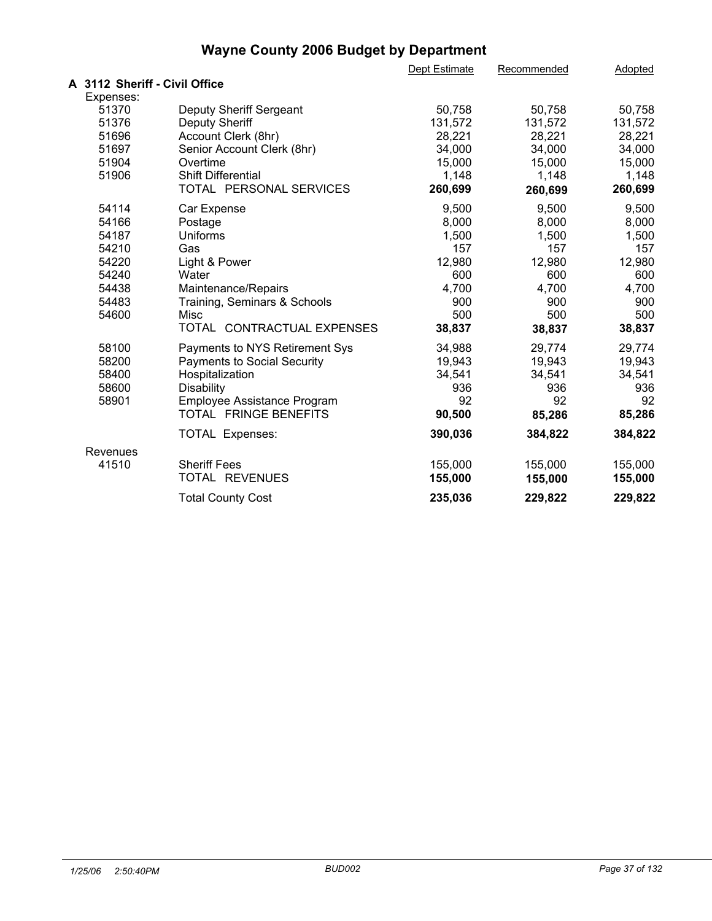# Wayne County 2006 Budget by Department

## A 3112 Sheriff - Civil Office

| | | Dept Estimate | Recommended | Adopted |
|---|---|---|---|---|
| **Expenses:** | | | | |
| 51370 | Deputy Sheriff Sergeant | 50,758 | 50,758 | 50,758 |
| 51376 | Deputy Sheriff | 131,572 | 131,572 | 131,572 |
| 51696 | Account Clerk (8hr) | 28,221 | 28,221 | 28,221 |
| 51697 | Senior Account Clerk (8hr) | 34,000 | 34,000 | 34,000 |
| 51904 | Overtime | 15,000 | 15,000 | 15,000 |
| 51906 | Shift Differential | 1,148 | 1,148 | 1,148 |
| | TOTAL PERSONAL SERVICES | **260,699** | **260,699** | **260,699** |
| 54114 | Car Expense | 9,500 | 9,500 | 9,500 |
| 54166 | Postage | 8,000 | 8,000 | 8,000 |
| 54187 | Uniforms | 1,500 | 1,500 | 1,500 |
| 54210 | Gas | 157 | 157 | 157 |
| 54220 | Light & Power | 12,980 | 12,980 | 12,980 |
| 54240 | Water | 600 | 600 | 600 |
| 54438 | Maintenance/Repairs | 4,700 | 4,700 | 4,700 |
| 54483 | Training, Seminars & Schools | 900 | 900 | 900 |
| 54600 | Misc | 500 | 500 | 500 |
| | TOTAL CONTRACTUAL EXPENSES | **38,837** | **38,837** | **38,837** |
| 58100 | Payments to NYS Retirement Sys | 34,988 | 29,774 | 29,774 |
| 58200 | Payments to Social Security | 19,943 | 19,943 | 19,943 |
| 58400 | Hospitalization | 34,541 | 34,541 | 34,541 |
| 58600 | Disability | 936 | 936 | 936 |
| 58901 | Employee Assistance Program | 92 | 92 | 92 |
| | TOTAL FRINGE BENEFITS | **90,500** | **85,286** | **85,286** |
| | TOTAL Expenses: | **390,036** | **384,822** | **384,822** |
| **Revenues** | | | | |
| 41510 | Sheriff Fees | 155,000 | 155,000 | 155,000 |
| | TOTAL REVENUES | **155,000** | **155,000** | **155,000** |
| | Total County Cost | **235,036** | **229,822** | **229,822** |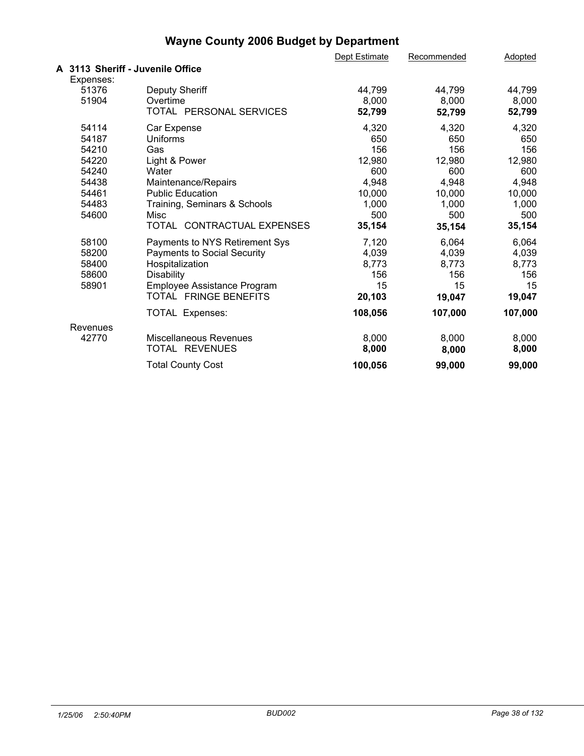# Wayne County 2006 Budget by Department

| | | Dept Estimate | Recommended | Adopted |
|---|---|---|---|---|
| **A 3113 Sheriff - Juvenile Office** | | | | |
| Expenses: | | | | |
| 51376 | Deputy Sheriff | 44,799 | 44,799 | 44,799 |
| 51904 | Overtime | 8,000 | 8,000 | 8,000 |
| | TOTAL PERSONAL SERVICES | **52,799** | **52,799** | **52,799** |
| 54114 | Car Expense | 4,320 | 4,320 | 4,320 |
| 54187 | Uniforms | 650 | 650 | 650 |
| 54210 | Gas | 156 | 156 | 156 |
| 54220 | Light & Power | 12,980 | 12,980 | 12,980 |
| 54240 | Water | 600 | 600 | 600 |
| 54438 | Maintenance/Repairs | 4,948 | 4,948 | 4,948 |
| 54461 | Public Education | 10,000 | 10,000 | 10,000 |
| 54483 | Training, Seminars & Schools | 1,000 | 1,000 | 1,000 |
| 54600 | Misc | 500 | 500 | 500 |
| | TOTAL CONTRACTUAL EXPENSES | **35,154** | **35,154** | **35,154** |
| 58100 | Payments to NYS Retirement Sys | 7,120 | 6,064 | 6,064 |
| 58200 | Payments to Social Security | 4,039 | 4,039 | 4,039 |
| 58400 | Hospitalization | 8,773 | 8,773 | 8,773 |
| 58600 | Disability | 156 | 156 | 156 |
| 58901 | Employee Assistance Program | 15 | 15 | 15 |
| | TOTAL FRINGE BENEFITS | **20,103** | **19,047** | **19,047** |
| | TOTAL Expenses: | **108,056** | **107,000** | **107,000** |
| Revenues | | | | |
| 42770 | Miscellaneous Revenues | 8,000 | 8,000 | 8,000 |
| | TOTAL REVENUES | **8,000** | **8,000** | **8,000** |
| | Total County Cost | **100,056** | **99,000** | **99,000** |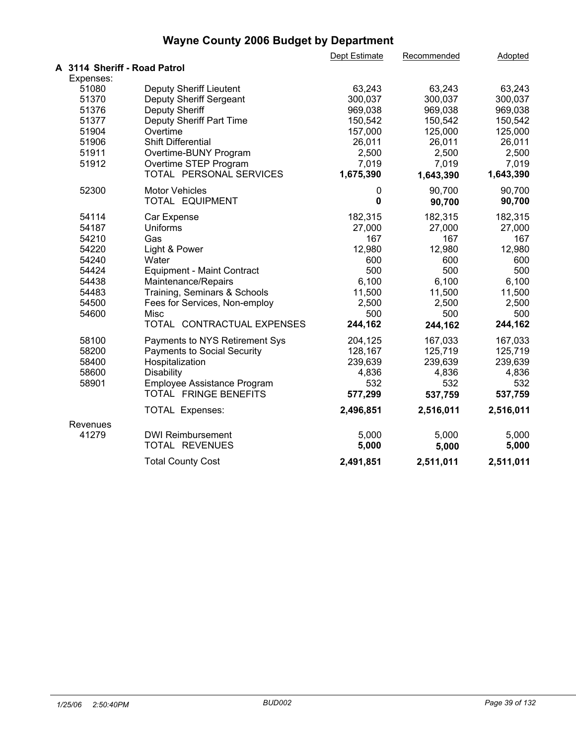# Wayne County 2006 Budget by Department

| | | Dept Estimate | Recommended | Adopted |
|---|---|---|---|---|
| **A 3114 Sheriff - Road Patrol** | | | | |
| Expenses: | | | | |
| 51080 | Deputy Sheriff Lieutent | 63,243 | 63,243 | 63,243 |
| 51370 | Deputy Sheriff Sergeant | 300,037 | 300,037 | 300,037 |
| 51376 | Deputy Sheriff | 969,038 | 969,038 | 969,038 |
| 51377 | Deputy Sheriff Part Time | 150,542 | 150,542 | 150,542 |
| 51904 | Overtime | 157,000 | 125,000 | 125,000 |
| 51906 | Shift Differential | 26,011 | 26,011 | 26,011 |
| 51911 | Overtime-BUNY Program | 2,500 | 2,500 | 2,500 |
| 51912 | Overtime STEP Program | 7,019 | 7,019 | 7,019 |
| | TOTAL PERSONAL SERVICES | **1,675,390** | **1,643,390** | **1,643,390** |
| 52300 | Motor Vehicles | 0 | 90,700 | 90,700 |
| | TOTAL EQUIPMENT | **0** | **90,700** | **90,700** |
| 54114 | Car Expense | 182,315 | 182,315 | 182,315 |
| 54187 | Uniforms | 27,000 | 27,000 | 27,000 |
| 54210 | Gas | 167 | 167 | 167 |
| 54220 | Light & Power | 12,980 | 12,980 | 12,980 |
| 54240 | Water | 600 | 600 | 600 |
| 54424 | Equipment - Maint Contract | 500 | 500 | 500 |
| 54438 | Maintenance/Repairs | 6,100 | 6,100 | 6,100 |
| 54483 | Training, Seminars & Schools | 11,500 | 11,500 | 11,500 |
| 54500 | Fees for Services, Non-employ | 2,500 | 2,500 | 2,500 |
| 54600 | Misc | 500 | 500 | 500 |
| | TOTAL CONTRACTUAL EXPENSES | **244,162** | **244,162** | **244,162** |
| 58100 | Payments to NYS Retirement Sys | 204,125 | 167,033 | 167,033 |
| 58200 | Payments to Social Security | 128,167 | 125,719 | 125,719 |
| 58400 | Hospitalization | 239,639 | 239,639 | 239,639 |
| 58600 | Disability | 4,836 | 4,836 | 4,836 |
| 58901 | Employee Assistance Program | 532 | 532 | 532 |
| | TOTAL FRINGE BENEFITS | **577,299** | **537,759** | **537,759** |
| | TOTAL Expenses: | **2,496,851** | **2,516,011** | **2,516,011** |
| Revenues | | | | |
| 41279 | DWI Reimbursement | 5,000 | 5,000 | 5,000 |
| | TOTAL REVENUES | **5,000** | **5,000** | **5,000** |
| | Total County Cost | **2,491,851** | **2,511,011** | **2,511,011** |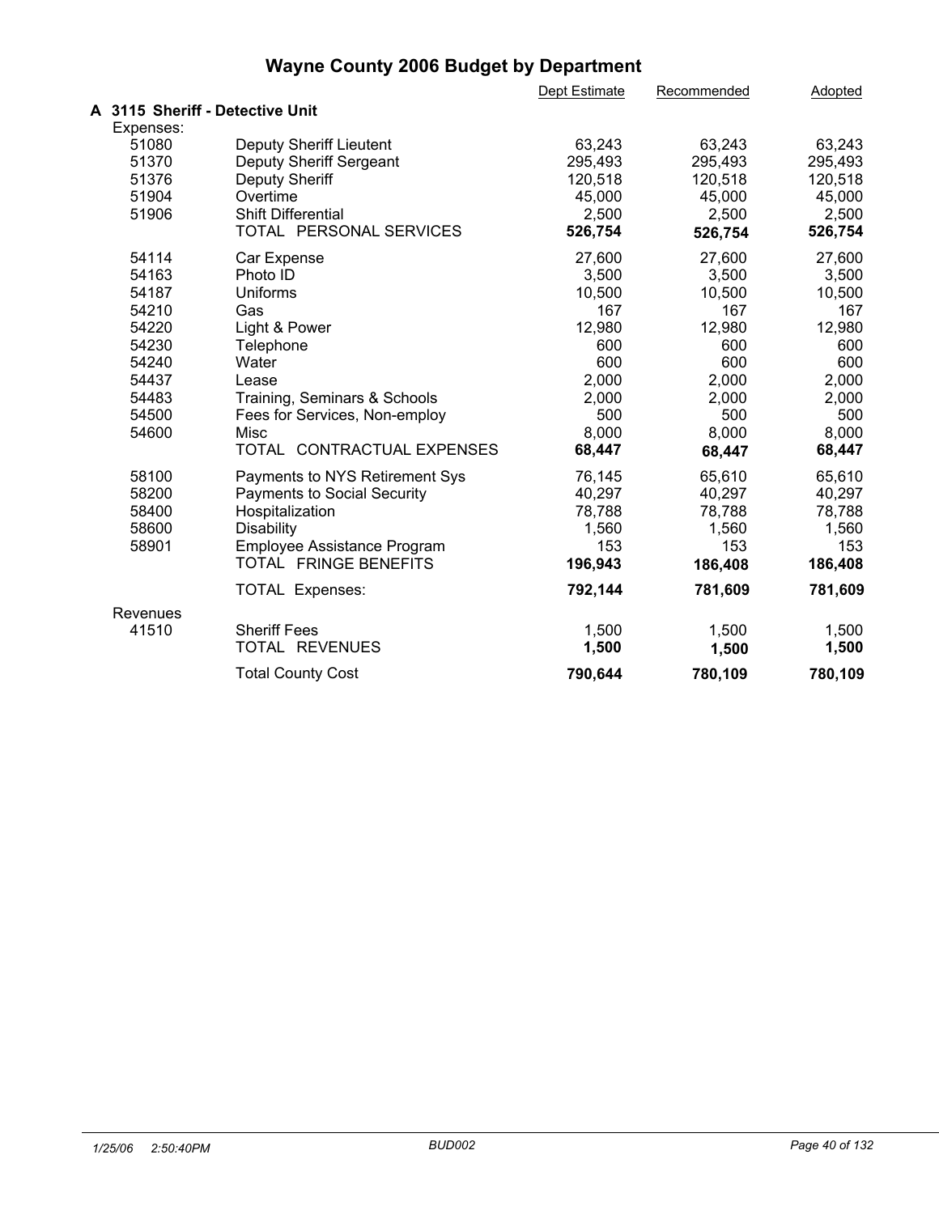# Wayne County 2006 Budget by Department

## A 3115 Sheriff - Detective Unit

| | | Dept Estimate | Recommended | Adopted |
|---|---|---|---|---|
| **Expenses:** | | | | |
| 51080 | Deputy Sheriff Lieutent | 63,243 | 63,243 | 63,243 |
| 51370 | Deputy Sheriff Sergeant | 295,493 | 295,493 | 295,493 |
| 51376 | Deputy Sheriff | 120,518 | 120,518 | 120,518 |
| 51904 | Overtime | 45,000 | 45,000 | 45,000 |
| 51906 | Shift Differential | 2,500 | 2,500 | 2,500 |
| | TOTAL PERSONAL SERVICES | **526,754** | **526,754** | **526,754** |
| 54114 | Car Expense | 27,600 | 27,600 | 27,600 |
| 54163 | Photo ID | 3,500 | 3,500 | 3,500 |
| 54187 | Uniforms | 10,500 | 10,500 | 10,500 |
| 54210 | Gas | 167 | 167 | 167 |
| 54220 | Light & Power | 12,980 | 12,980 | 12,980 |
| 54230 | Telephone | 600 | 600 | 600 |
| 54240 | Water | 600 | 600 | 600 |
| 54437 | Lease | 2,000 | 2,000 | 2,000 |
| 54483 | Training, Seminars & Schools | 2,000 | 2,000 | 2,000 |
| 54500 | Fees for Services, Non-employ | 500 | 500 | 500 |
| 54600 | Misc | 8,000 | 8,000 | 8,000 |
| | TOTAL CONTRACTUAL EXPENSES | **68,447** | **68,447** | **68,447** |
| 58100 | Payments to NYS Retirement Sys | 76,145 | 65,610 | 65,610 |
| 58200 | Payments to Social Security | 40,297 | 40,297 | 40,297 |
| 58400 | Hospitalization | 78,788 | 78,788 | 78,788 |
| 58600 | Disability | 1,560 | 1,560 | 1,560 |
| 58901 | Employee Assistance Program | 153 | 153 | 153 |
| | TOTAL FRINGE BENEFITS | **196,943** | **186,408** | **186,408** |
| | TOTAL Expenses: | **792,144** | **781,609** | **781,609** |
| **Revenues** | | | | |
| 41510 | Sheriff Fees | 1,500 | 1,500 | 1,500 |
| | TOTAL REVENUES | **1,500** | **1,500** | **1,500** |
| | Total County Cost | **790,644** | **780,109** | **780,109** |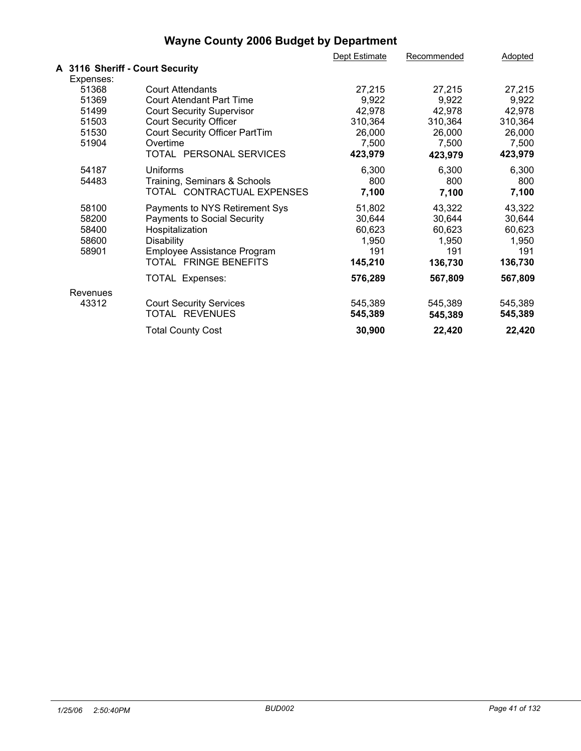# Wayne County 2006 Budget by Department

| | | Dept Estimate | Recommended | Adopted |
|---|---|---|---|---|
| **A 3116 Sheriff - Court Security** | | | | |
| Expenses: | | | | |
| 51368 | Court Attendants | 27,215 | 27,215 | 27,215 |
| 51369 | Court Atendant Part Time | 9,922 | 9,922 | 9,922 |
| 51499 | Court Security Supervisor | 42,978 | 42,978 | 42,978 |
| 51503 | Court Security Officer | 310,364 | 310,364 | 310,364 |
| 51530 | Court Security Officer PartTim | 26,000 | 26,000 | 26,000 |
| 51904 | Overtime | 7,500 | 7,500 | 7,500 |
| | TOTAL PERSONAL SERVICES | **423,979** | **423,979** | **423,979** |
| 54187 | Uniforms | 6,300 | 6,300 | 6,300 |
| 54483 | Training, Seminars & Schools | 800 | 800 | 800 |
| | TOTAL CONTRACTUAL EXPENSES | **7,100** | **7,100** | **7,100** |
| 58100 | Payments to NYS Retirement Sys | 51,802 | 43,322 | 43,322 |
| 58200 | Payments to Social Security | 30,644 | 30,644 | 30,644 |
| 58400 | Hospitalization | 60,623 | 60,623 | 60,623 |
| 58600 | Disability | 1,950 | 1,950 | 1,950 |
| 58901 | Employee Assistance Program | 191 | 191 | 191 |
| | TOTAL FRINGE BENEFITS | **145,210** | **136,730** | **136,730** |
| | TOTAL Expenses: | **576,289** | **567,809** | **567,809** |
| Revenues | | | | |
| 43312 | Court Security Services | 545,389 | 545,389 | 545,389 |
| | TOTAL REVENUES | **545,389** | **545,389** | **545,389** |
| | Total County Cost | **30,900** | **22,420** | **22,420** |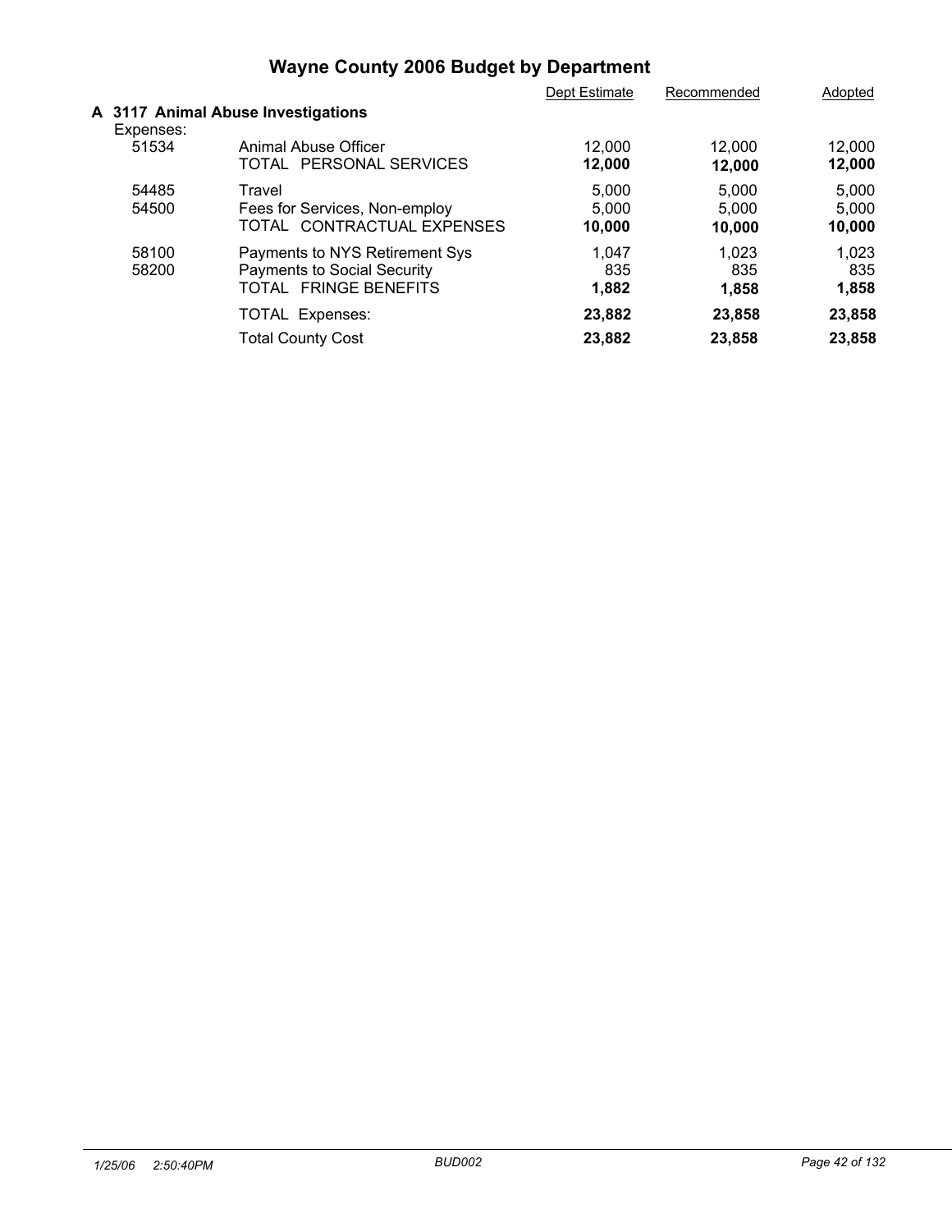# Wayne County 2006 Budget by Department

| | | Dept Estimate | Recommended | Adopted |
|---|---|---|---|---|
| **A 3117 Animal Abuse Investigations** | | | | |
| Expenses: | | | | |
| 51534 | Animal Abuse Officer | 12,000 | 12,000 | 12,000 |
| | TOTAL PERSONAL SERVICES | **12,000** | **12,000** | **12,000** |
| 54485 | Travel | 5,000 | 5,000 | 5,000 |
| 54500 | Fees for Services, Non-employ | 5,000 | 5,000 | 5,000 |
| | TOTAL CONTRACTUAL EXPENSES | **10,000** | **10,000** | **10,000** |
| 58100 | Payments to NYS Retirement Sys | 1,047 | 1,023 | 1,023 |
| 58200 | Payments to Social Security | 835 | 835 | 835 |
| | TOTAL FRINGE BENEFITS | **1,882** | **1,858** | **1,858** |
| | TOTAL Expenses: | **23,882** | **23,858** | **23,858** |
| | Total County Cost | **23,882** | **23,858** | **23,858** |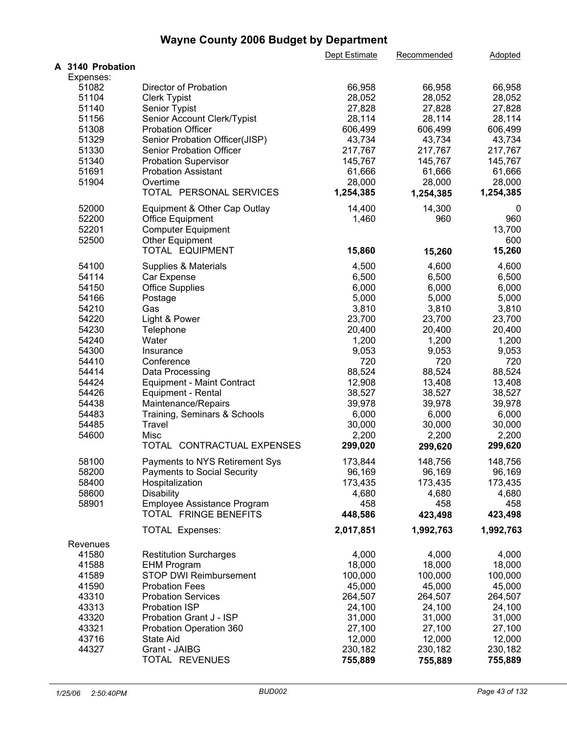# Wayne County 2006 Budget by Department

| | | Dept Estimate | Recommended | Adopted |
|---|---|---|---|---|
| **A 3140 Probation** | | | | |
| Expenses: | | | | |
| 51082 | Director of Probation | 66,958 | 66,958 | 66,958 |
| 51104 | Clerk Typist | 28,052 | 28,052 | 28,052 |
| 51140 | Senior Typist | 27,828 | 27,828 | 27,828 |
| 51156 | Senior Account Clerk/Typist | 28,114 | 28,114 | 28,114 |
| 51308 | Probation Officer | 606,499 | 606,499 | 606,499 |
| 51329 | Senior Probation Officer(JISP) | 43,734 | 43,734 | 43,734 |
| 51330 | Senior Probation Officer | 217,767 | 217,767 | 217,767 |
| 51340 | Probation Supervisor | 145,767 | 145,767 | 145,767 |
| 51691 | Probation Assistant | 61,666 | 61,666 | 61,666 |
| 51904 | Overtime | 28,000 | 28,000 | 28,000 |
| | TOTAL PERSONAL SERVICES | **1,254,385** | **1,254,385** | **1,254,385** |
| 52000 | Equipment & Other Cap Outlay | 14,400 | 14,300 | 0 |
| 52200 | Office Equipment | 1,460 | 960 | 960 |
| 52201 | Computer Equipment | | | 13,700 |
| 52500 | Other Equipment | | | 600 |
| | TOTAL EQUIPMENT | **15,860** | **15,260** | **15,260** |
| 54100 | Supplies & Materials | 4,500 | 4,600 | 4,600 |
| 54114 | Car Expense | 6,500 | 6,500 | 6,500 |
| 54150 | Office Supplies | 6,000 | 6,000 | 6,000 |
| 54166 | Postage | 5,000 | 5,000 | 5,000 |
| 54210 | Gas | 3,810 | 3,810 | 3,810 |
| 54220 | Light & Power | 23,700 | 23,700 | 23,700 |
| 54230 | Telephone | 20,400 | 20,400 | 20,400 |
| 54240 | Water | 1,200 | 1,200 | 1,200 |
| 54300 | Insurance | 9,053 | 9,053 | 9,053 |
| 54410 | Conference | 720 | 720 | 720 |
| 54414 | Data Processing | 88,524 | 88,524 | 88,524 |
| 54424 | Equipment - Maint Contract | 12,908 | 13,408 | 13,408 |
| 54426 | Equipment - Rental | 38,527 | 38,527 | 38,527 |
| 54438 | Maintenance/Repairs | 39,978 | 39,978 | 39,978 |
| 54483 | Training, Seminars & Schools | 6,000 | 6,000 | 6,000 |
| 54485 | Travel | 30,000 | 30,000 | 30,000 |
| 54600 | Misc | 2,200 | 2,200 | 2,200 |
| | TOTAL CONTRACTUAL EXPENSES | **299,020** | **299,620** | **299,620** |
| 58100 | Payments to NYS Retirement Sys | 173,844 | 148,756 | 148,756 |
| 58200 | Payments to Social Security | 96,169 | 96,169 | 96,169 |
| 58400 | Hospitalization | 173,435 | 173,435 | 173,435 |
| 58600 | Disability | 4,680 | 4,680 | 4,680 |
| 58901 | Employee Assistance Program | 458 | 458 | 458 |
| | TOTAL FRINGE BENEFITS | **448,586** | **423,498** | **423,498** |
| | TOTAL Expenses: | **2,017,851** | **1,992,763** | **1,992,763** |
| Revenues | | | | |
| 41580 | Restitution Surcharges | 4,000 | 4,000 | 4,000 |
| 41588 | EHM Program | 18,000 | 18,000 | 18,000 |
| 41589 | STOP DWI Reimbursement | 100,000 | 100,000 | 100,000 |
| 41590 | Probation Fees | 45,000 | 45,000 | 45,000 |
| 43310 | Probation Services | 264,507 | 264,507 | 264,507 |
| 43313 | Probation ISP | 24,100 | 24,100 | 24,100 |
| 43320 | Probation Grant J - ISP | 31,000 | 31,000 | 31,000 |
| 43321 | Probation Operation 360 | 27,100 | 27,100 | 27,100 |
| 43716 | State Aid | 12,000 | 12,000 | 12,000 |
| 44327 | Grant - JAIBG | 230,182 | 230,182 | 230,182 |
| | TOTAL REVENUES | **755,889** | **755,889** | **755,889** |

1/25/06 2:50:40PM BUD002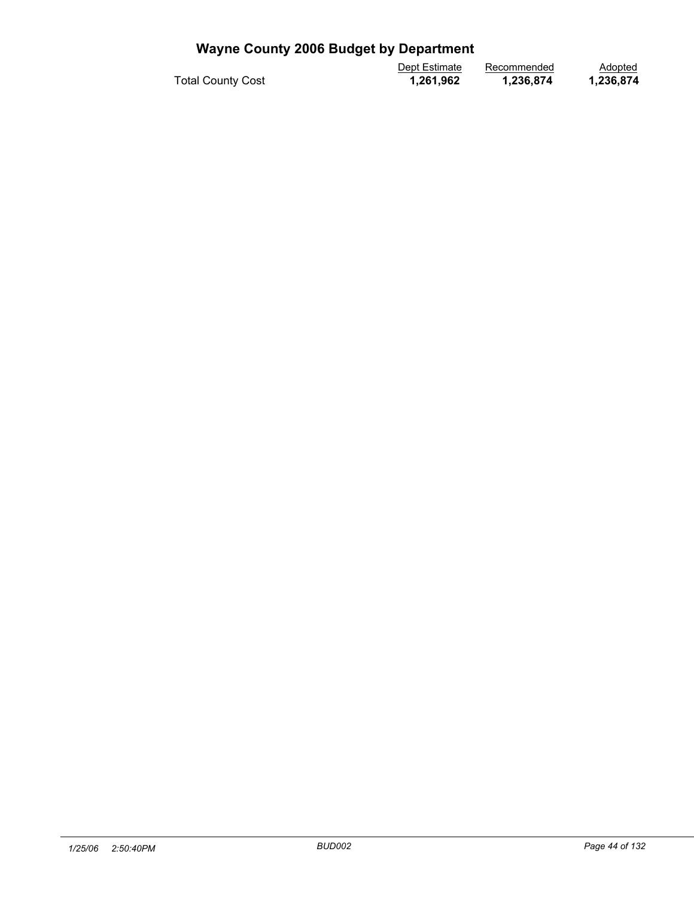# Wayne County 2006 Budget by Department

| | Dept Estimate | Recommended | Adopted |
|---|---|---|---|
| Total County Cost | **1,261,962** | **1,236,874** | **1,236,874** |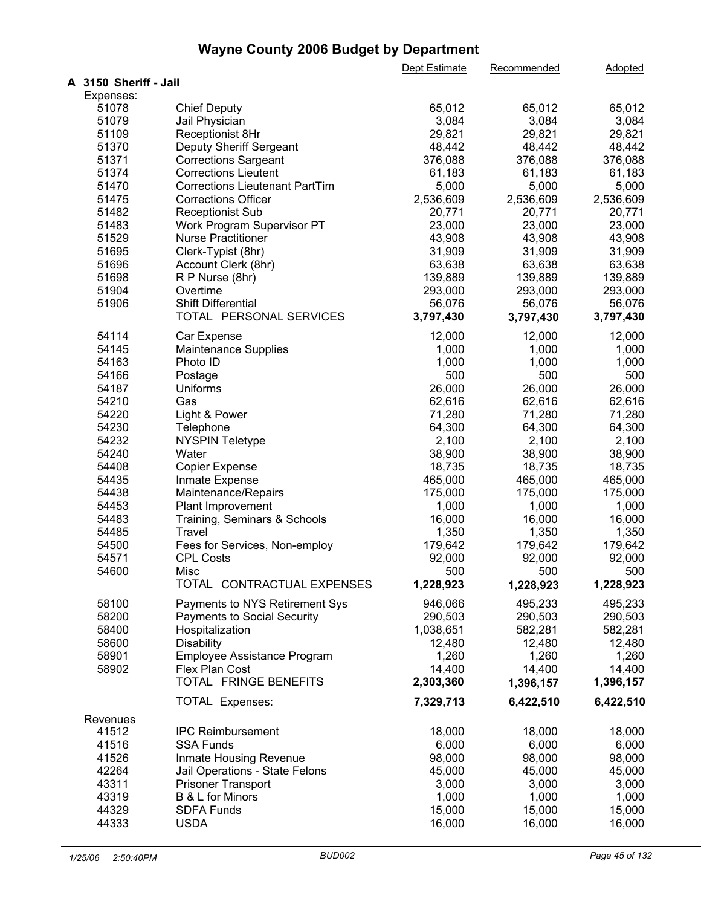# Wayne County 2006 Budget by Department

| | | Dept Estimate | Recommended | Adopted |
|---|---|---|---|---|
| **A 3150 Sheriff - Jail** | | | | |
| Expenses: | | | | |
| 51078 | Chief Deputy | 65,012 | 65,012 | 65,012 |
| 51079 | Jail Physician | 3,084 | 3,084 | 3,084 |
| 51109 | Receptionist 8Hr | 29,821 | 29,821 | 29,821 |
| 51370 | Deputy Sheriff Sergeant | 48,442 | 48,442 | 48,442 |
| 51371 | Corrections Sargeant | 376,088 | 376,088 | 376,088 |
| 51374 | Corrections Lieutent | 61,183 | 61,183 | 61,183 |
| 51470 | Corrections Lieutenant PartTim | 5,000 | 5,000 | 5,000 |
| 51475 | Corrections Officer | 2,536,609 | 2,536,609 | 2,536,609 |
| 51482 | Receptionist Sub | 20,771 | 20,771 | 20,771 |
| 51483 | Work Program Supervisor PT | 23,000 | 23,000 | 23,000 |
| 51529 | Nurse Practitioner | 43,908 | 43,908 | 43,908 |
| 51695 | Clerk-Typist (8hr) | 31,909 | 31,909 | 31,909 |
| 51696 | Account Clerk (8hr) | 63,638 | 63,638 | 63,638 |
| 51698 | R P Nurse (8hr) | 139,889 | 139,889 | 139,889 |
| 51904 | Overtime | 293,000 | 293,000 | 293,000 |
| 51906 | Shift Differential | 56,076 | 56,076 | 56,076 |
| | TOTAL PERSONAL SERVICES | **3,797,430** | **3,797,430** | **3,797,430** |
| 54114 | Car Expense | 12,000 | 12,000 | 12,000 |
| 54145 | Maintenance Supplies | 1,000 | 1,000 | 1,000 |
| 54163 | Photo ID | 1,000 | 1,000 | 1,000 |
| 54166 | Postage | 500 | 500 | 500 |
| 54187 | Uniforms | 26,000 | 26,000 | 26,000 |
| 54210 | Gas | 62,616 | 62,616 | 62,616 |
| 54220 | Light & Power | 71,280 | 71,280 | 71,280 |
| 54230 | Telephone | 64,300 | 64,300 | 64,300 |
| 54232 | NYSPIN Teletype | 2,100 | 2,100 | 2,100 |
| 54240 | Water | 38,900 | 38,900 | 38,900 |
| 54408 | Copier Expense | 18,735 | 18,735 | 18,735 |
| 54435 | Inmate Expense | 465,000 | 465,000 | 465,000 |
| 54438 | Maintenance/Repairs | 175,000 | 175,000 | 175,000 |
| 54453 | Plant Improvement | 1,000 | 1,000 | 1,000 |
| 54483 | Training, Seminars & Schools | 16,000 | 16,000 | 16,000 |
| 54485 | Travel | 1,350 | 1,350 | 1,350 |
| 54500 | Fees for Services, Non-employ | 179,642 | 179,642 | 179,642 |
| 54571 | CPL Costs | 92,000 | 92,000 | 92,000 |
| 54600 | Misc | 500 | 500 | 500 |
| | TOTAL CONTRACTUAL EXPENSES | **1,228,923** | **1,228,923** | **1,228,923** |
| 58100 | Payments to NYS Retirement Sys | 946,066 | 495,233 | 495,233 |
| 58200 | Payments to Social Security | 290,503 | 290,503 | 290,503 |
| 58400 | Hospitalization | 1,038,651 | 582,281 | 582,281 |
| 58600 | Disability | 12,480 | 12,480 | 12,480 |
| 58901 | Employee Assistance Program | 1,260 | 1,260 | 1,260 |
| 58902 | Flex Plan Cost | 14,400 | 14,400 | 14,400 |
| | TOTAL FRINGE BENEFITS | **2,303,360** | **1,396,157** | **1,396,157** |
| | TOTAL Expenses: | **7,329,713** | **6,422,510** | **6,422,510** |
| Revenues | | | | |
| 41512 | IPC Reimbursement | 18,000 | 18,000 | 18,000 |
| 41516 | SSA Funds | 6,000 | 6,000 | 6,000 |
| 41526 | Inmate Housing Revenue | 98,000 | 98,000 | 98,000 |
| 42264 | Jail Operations - State Felons | 45,000 | 45,000 | 45,000 |
| 43311 | Prisoner Transport | 3,000 | 3,000 | 3,000 |
| 43319 | B & L for Minors | 1,000 | 1,000 | 1,000 |
| 44329 | SDFA Funds | 15,000 | 15,000 | 15,000 |
| 44333 | USDA | 16,000 | 16,000 | 16,000 |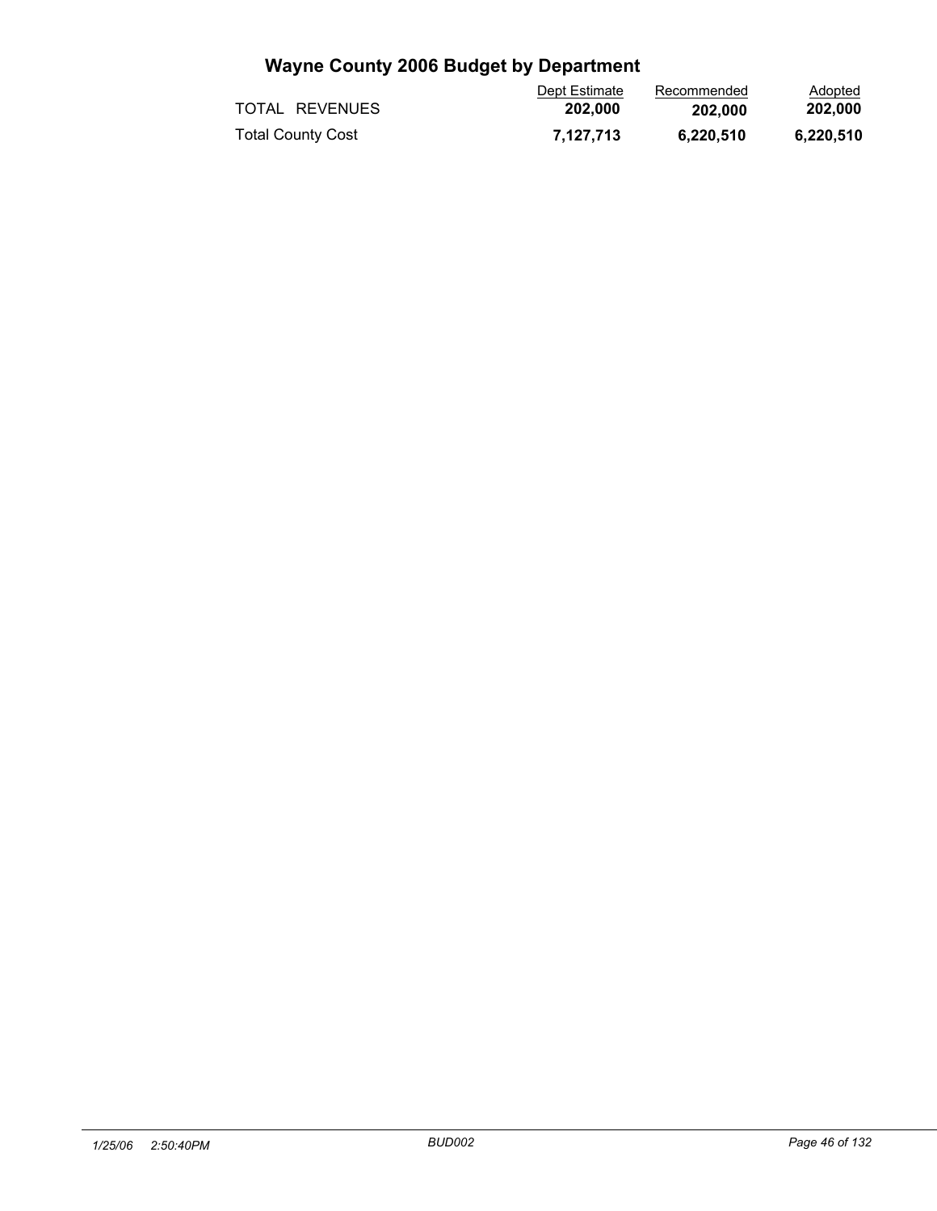# Wayne County 2006 Budget by Department

| | Dept Estimate | Recommended | Adopted |
|---|---|---|---|
| TOTAL REVENUES | **202,000** | **202,000** | **202,000** |
| Total County Cost | **7,127,713** | **6,220,510** | **6,220,510** |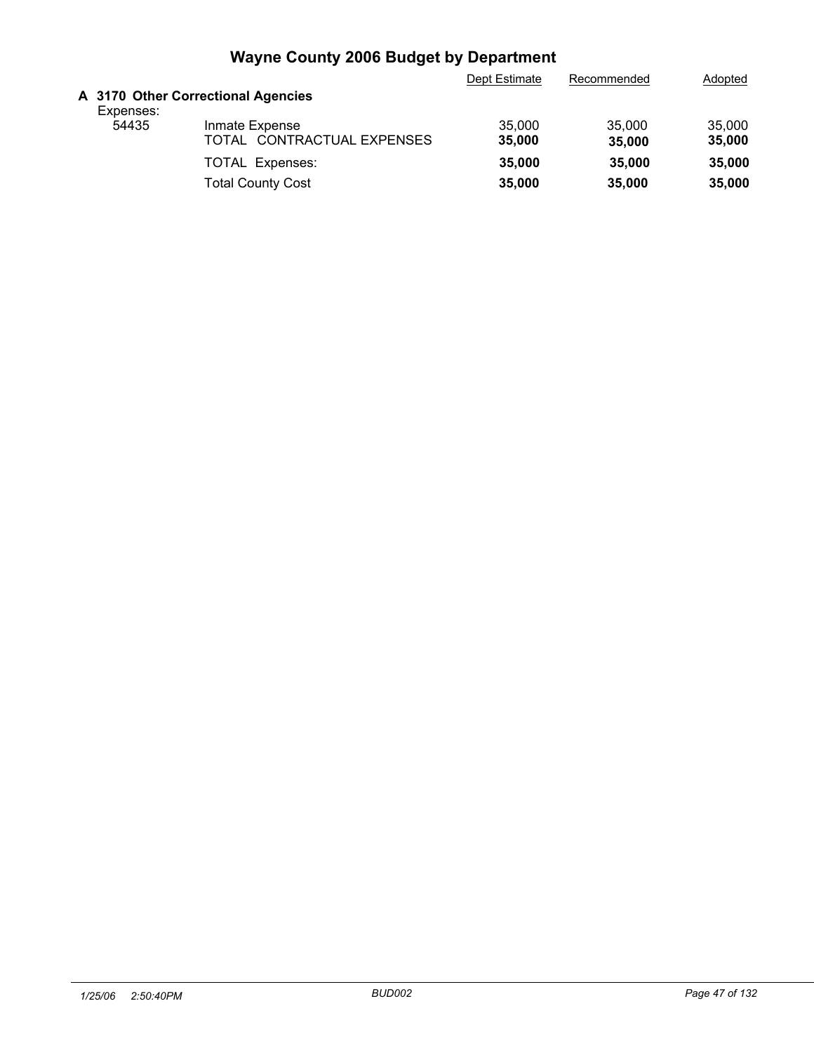# Wayne County 2006 Budget by Department

| | | Dept Estimate | Recommended | Adopted |
|---|---|---|---|---|
| **A 3170 Other Correctional Agencies** | | | | |
| Expenses: | | | | |
| 54435 | Inmate Expense | 35,000 | 35,000 | 35,000 |
| | TOTAL CONTRACTUAL EXPENSES | **35,000** | **35,000** | **35,000** |
| | TOTAL Expenses: | **35,000** | **35,000** | **35,000** |
| | Total County Cost | **35,000** | **35,000** | **35,000** |

*1/25/06 2:50:40PM* *BUD002*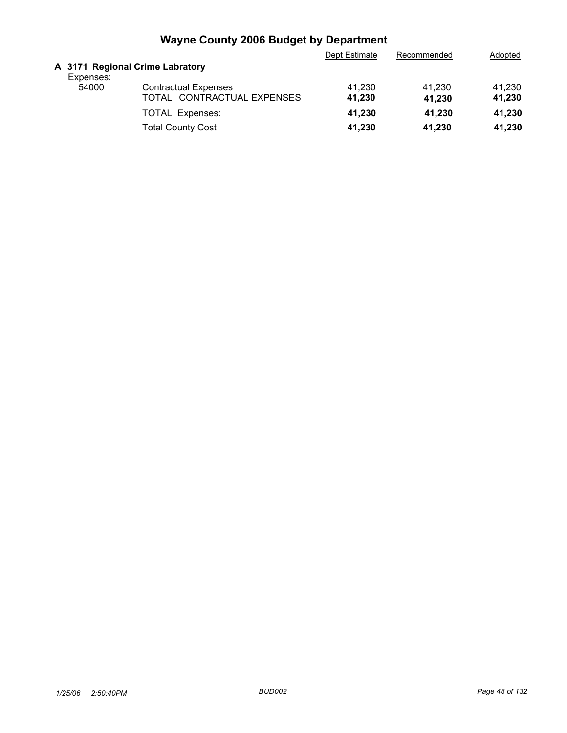# Wayne County 2006 Budget by Department

| | | Dept Estimate | Recommended | Adopted |
|---|---|---|---|---|
| **A 3171 Regional Crime Labratory** | | | | |
| Expenses: | | | | |
| 54000 | Contractual Expenses | 41,230 | 41,230 | 41,230 |
| | TOTAL CONTRACTUAL EXPENSES | **41,230** | **41,230** | **41,230** |
| | TOTAL Expenses: | **41,230** | **41,230** | **41,230** |
| | Total County Cost | **41,230** | **41,230** | **41,230** |

*1/25/06 2:50:40PM* *BUD002*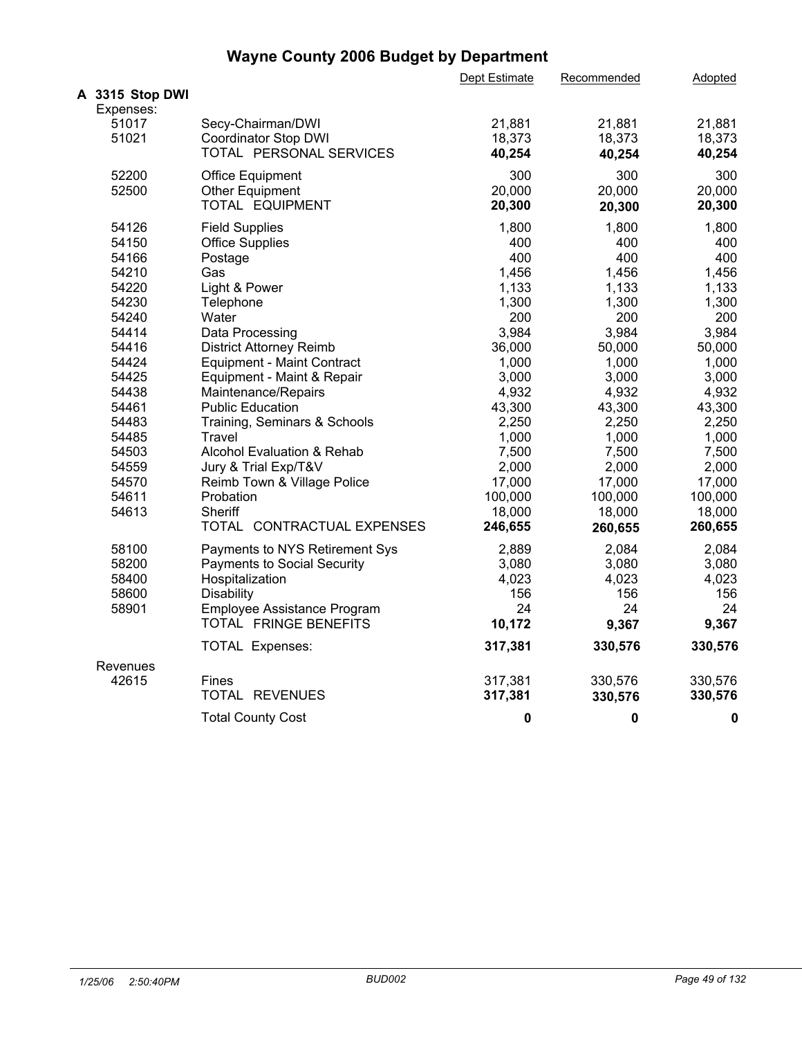# Wayne County 2006 Budget by Department

| | | Dept Estimate | Recommended | Adopted |
|---|---|---|---|---|
| **A 3315 Stop DWI** | | | | |
| Expenses: | | | | |
| 51017 | Secy-Chairman/DWI | 21,881 | 21,881 | 21,881 |
| 51021 | Coordinator Stop DWI | 18,373 | 18,373 | 18,373 |
| | TOTAL PERSONAL SERVICES | **40,254** | **40,254** | **40,254** |
| 52200 | Office Equipment | 300 | 300 | 300 |
| 52500 | Other Equipment | 20,000 | 20,000 | 20,000 |
| | TOTAL EQUIPMENT | **20,300** | **20,300** | **20,300** |
| 54126 | Field Supplies | 1,800 | 1,800 | 1,800 |
| 54150 | Office Supplies | 400 | 400 | 400 |
| 54166 | Postage | 400 | 400 | 400 |
| 54210 | Gas | 1,456 | 1,456 | 1,456 |
| 54220 | Light & Power | 1,133 | 1,133 | 1,133 |
| 54230 | Telephone | 1,300 | 1,300 | 1,300 |
| 54240 | Water | 200 | 200 | 200 |
| 54414 | Data Processing | 3,984 | 3,984 | 3,984 |
| 54416 | District Attorney Reimb | 36,000 | 50,000 | 50,000 |
| 54424 | Equipment - Maint Contract | 1,000 | 1,000 | 1,000 |
| 54425 | Equipment - Maint & Repair | 3,000 | 3,000 | 3,000 |
| 54438 | Maintenance/Repairs | 4,932 | 4,932 | 4,932 |
| 54461 | Public Education | 43,300 | 43,300 | 43,300 |
| 54483 | Training, Seminars & Schools | 2,250 | 2,250 | 2,250 |
| 54485 | Travel | 1,000 | 1,000 | 1,000 |
| 54503 | Alcohol Evaluation & Rehab | 7,500 | 7,500 | 7,500 |
| 54559 | Jury & Trial Exp/T&V | 2,000 | 2,000 | 2,000 |
| 54570 | Reimb Town & Village Police | 17,000 | 17,000 | 17,000 |
| 54611 | Probation | 100,000 | 100,000 | 100,000 |
| 54613 | Sheriff | 18,000 | 18,000 | 18,000 |
| | TOTAL CONTRACTUAL EXPENSES | **246,655** | **260,655** | **260,655** |
| 58100 | Payments to NYS Retirement Sys | 2,889 | 2,084 | 2,084 |
| 58200 | Payments to Social Security | 3,080 | 3,080 | 3,080 |
| 58400 | Hospitalization | 4,023 | 4,023 | 4,023 |
| 58600 | Disability | 156 | 156 | 156 |
| 58901 | Employee Assistance Program | 24 | 24 | 24 |
| | TOTAL FRINGE BENEFITS | **10,172** | **9,367** | **9,367** |
| | TOTAL Expenses: | **317,381** | **330,576** | **330,576** |
| Revenues | | | | |
| 42615 | Fines | 317,381 | 330,576 | 330,576 |
| | TOTAL REVENUES | **317,381** | **330,576** | **330,576** |
| | Total County Cost | **0** | **0** | **0** |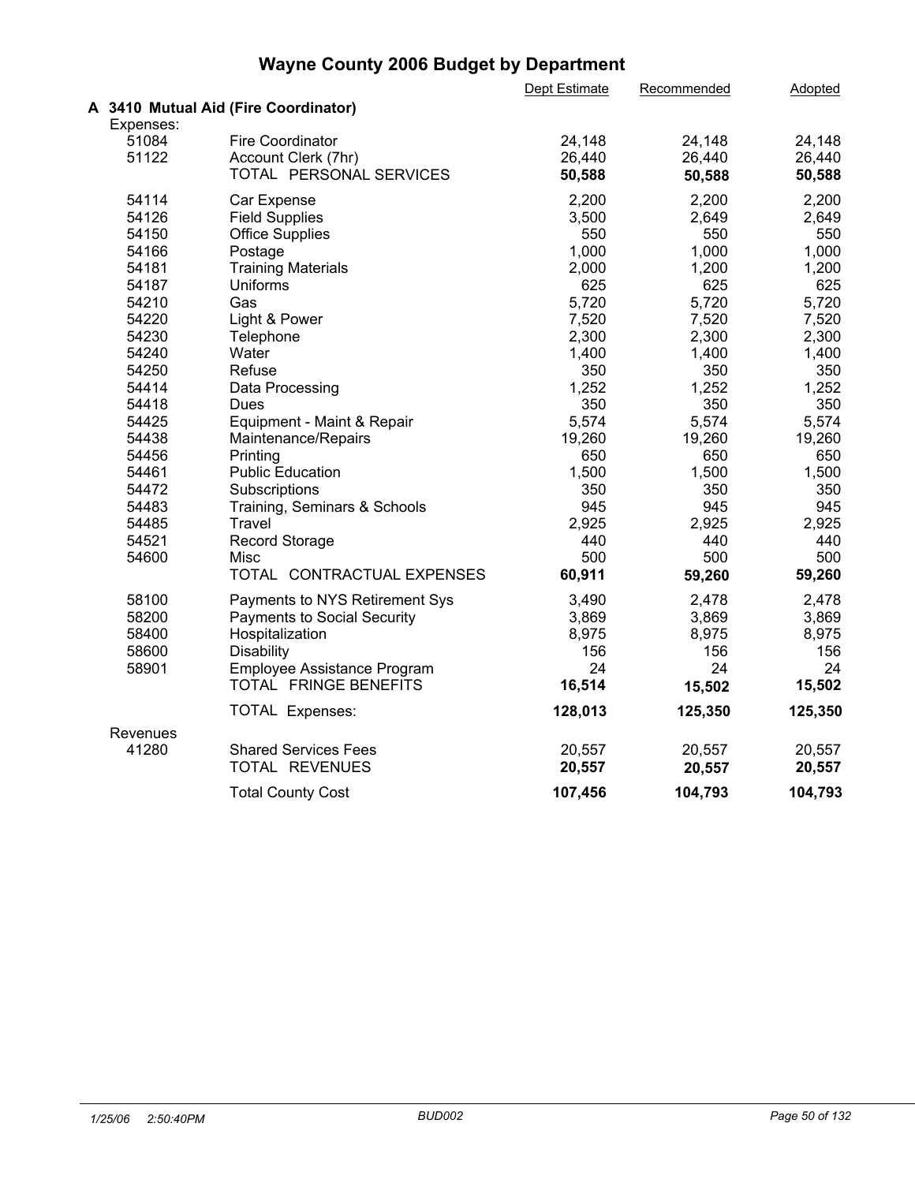# Wayne County 2006 Budget by Department

## A 3410 Mutual Aid (Fire Coordinator)

| | | Dept Estimate | Recommended | Adopted |
|---|---|---|---|---|
| **Expenses:** | | | | |
| 51084 | Fire Coordinator | 24,148 | 24,148 | 24,148 |
| 51122 | Account Clerk (7hr) | 26,440 | 26,440 | 26,440 |
| | TOTAL PERSONAL SERVICES | **50,588** | **50,588** | **50,588** |
| 54114 | Car Expense | 2,200 | 2,200 | 2,200 |
| 54126 | Field Supplies | 3,500 | 2,649 | 2,649 |
| 54150 | Office Supplies | 550 | 550 | 550 |
| 54166 | Postage | 1,000 | 1,000 | 1,000 |
| 54181 | Training Materials | 2,000 | 1,200 | 1,200 |
| 54187 | Uniforms | 625 | 625 | 625 |
| 54210 | Gas | 5,720 | 5,720 | 5,720 |
| 54220 | Light & Power | 7,520 | 7,520 | 7,520 |
| 54230 | Telephone | 2,300 | 2,300 | 2,300 |
| 54240 | Water | 1,400 | 1,400 | 1,400 |
| 54250 | Refuse | 350 | 350 | 350 |
| 54414 | Data Processing | 1,252 | 1,252 | 1,252 |
| 54418 | Dues | 350 | 350 | 350 |
| 54425 | Equipment - Maint & Repair | 5,574 | 5,574 | 5,574 |
| 54438 | Maintenance/Repairs | 19,260 | 19,260 | 19,260 |
| 54456 | Printing | 650 | 650 | 650 |
| 54461 | Public Education | 1,500 | 1,500 | 1,500 |
| 54472 | Subscriptions | 350 | 350 | 350 |
| 54483 | Training, Seminars & Schools | 945 | 945 | 945 |
| 54485 | Travel | 2,925 | 2,925 | 2,925 |
| 54521 | Record Storage | 440 | 440 | 440 |
| 54600 | Misc | 500 | 500 | 500 |
| | TOTAL CONTRACTUAL EXPENSES | **60,911** | **59,260** | **59,260** |
| 58100 | Payments to NYS Retirement Sys | 3,490 | 2,478 | 2,478 |
| 58200 | Payments to Social Security | 3,869 | 3,869 | 3,869 |
| 58400 | Hospitalization | 8,975 | 8,975 | 8,975 |
| 58600 | Disability | 156 | 156 | 156 |
| 58901 | Employee Assistance Program | 24 | 24 | 24 |
| | TOTAL FRINGE BENEFITS | **16,514** | **15,502** | **15,502** |
| | TOTAL Expenses: | **128,013** | **125,350** | **125,350** |
| **Revenues** | | | | |
| 41280 | Shared Services Fees | 20,557 | 20,557 | 20,557 |
| | TOTAL REVENUES | **20,557** | **20,557** | **20,557** |
| | Total County Cost | **107,456** | **104,793** | **104,793** |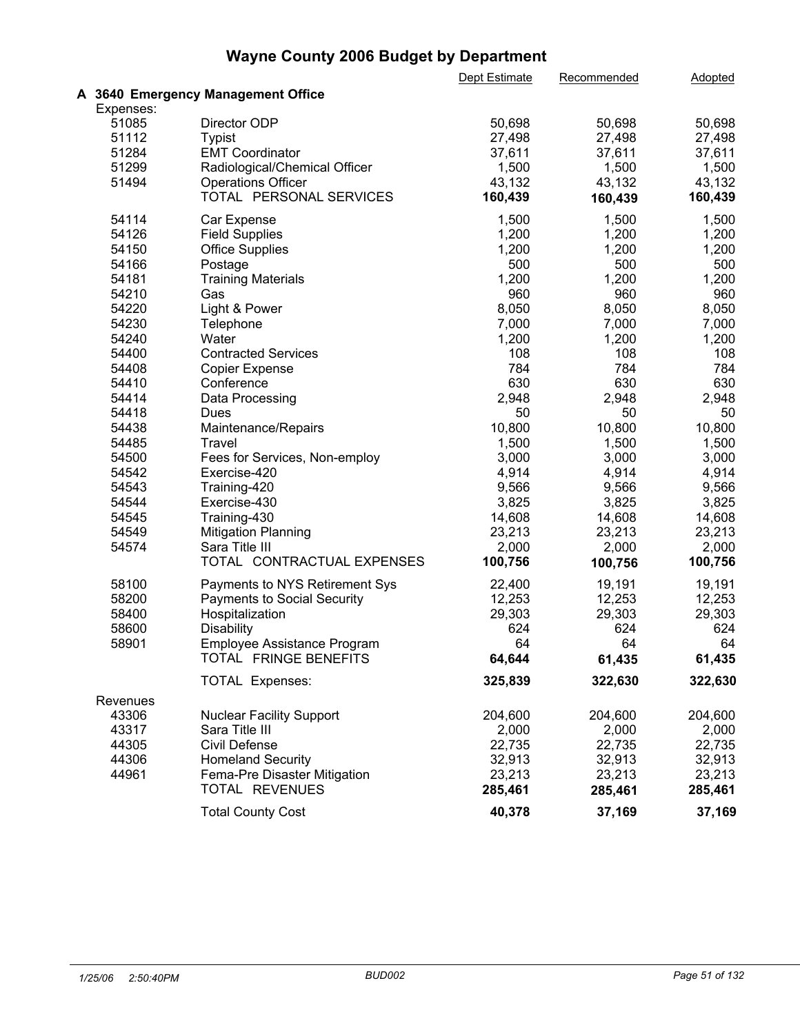# Wayne County 2006 Budget by Department

## A 3640 Emergency Management Office

| | | Dept Estimate | Recommended | Adopted |
|---|---|---|---|---|
| **Expenses:** | | | | |
| 51085 | Director ODP | 50,698 | 50,698 | 50,698 |
| 51112 | Typist | 27,498 | 27,498 | 27,498 |
| 51284 | EMT Coordinator | 37,611 | 37,611 | 37,611 |
| 51299 | Radiological/Chemical Officer | 1,500 | 1,500 | 1,500 |
| 51494 | Operations Officer | 43,132 | 43,132 | 43,132 |
| | TOTAL PERSONAL SERVICES | **160,439** | **160,439** | **160,439** |
| 54114 | Car Expense | 1,500 | 1,500 | 1,500 |
| 54126 | Field Supplies | 1,200 | 1,200 | 1,200 |
| 54150 | Office Supplies | 1,200 | 1,200 | 1,200 |
| 54166 | Postage | 500 | 500 | 500 |
| 54181 | Training Materials | 1,200 | 1,200 | 1,200 |
| 54210 | Gas | 960 | 960 | 960 |
| 54220 | Light & Power | 8,050 | 8,050 | 8,050 |
| 54230 | Telephone | 7,000 | 7,000 | 7,000 |
| 54240 | Water | 1,200 | 1,200 | 1,200 |
| 54400 | Contracted Services | 108 | 108 | 108 |
| 54408 | Copier Expense | 784 | 784 | 784 |
| 54410 | Conference | 630 | 630 | 630 |
| 54414 | Data Processing | 2,948 | 2,948 | 2,948 |
| 54418 | Dues | 50 | 50 | 50 |
| 54438 | Maintenance/Repairs | 10,800 | 10,800 | 10,800 |
| 54485 | Travel | 1,500 | 1,500 | 1,500 |
| 54500 | Fees for Services, Non-employ | 3,000 | 3,000 | 3,000 |
| 54542 | Exercise-420 | 4,914 | 4,914 | 4,914 |
| 54543 | Training-420 | 9,566 | 9,566 | 9,566 |
| 54544 | Exercise-430 | 3,825 | 3,825 | 3,825 |
| 54545 | Training-430 | 14,608 | 14,608 | 14,608 |
| 54549 | Mitigation Planning | 23,213 | 23,213 | 23,213 |
| 54574 | Sara Title III | 2,000 | 2,000 | 2,000 |
| | TOTAL CONTRACTUAL EXPENSES | **100,756** | **100,756** | **100,756** |
| 58100 | Payments to NYS Retirement Sys | 22,400 | 19,191 | 19,191 |
| 58200 | Payments to Social Security | 12,253 | 12,253 | 12,253 |
| 58400 | Hospitalization | 29,303 | 29,303 | 29,303 |
| 58600 | Disability | 624 | 624 | 624 |
| 58901 | Employee Assistance Program | 64 | 64 | 64 |
| | TOTAL FRINGE BENEFITS | **64,644** | **61,435** | **61,435** |
| | TOTAL Expenses: | **325,839** | **322,630** | **322,630** |
| **Revenues** | | | | |
| 43306 | Nuclear Facility Support | 204,600 | 204,600 | 204,600 |
| 43317 | Sara Title III | 2,000 | 2,000 | 2,000 |
| 44305 | Civil Defense | 22,735 | 22,735 | 22,735 |
| 44306 | Homeland Security | 32,913 | 32,913 | 32,913 |
| 44961 | Fema-Pre Disaster Mitigation | 23,213 | 23,213 | 23,213 |
| | TOTAL REVENUES | **285,461** | **285,461** | **285,461** |
| | Total County Cost | **40,378** | **37,169** | **37,169** |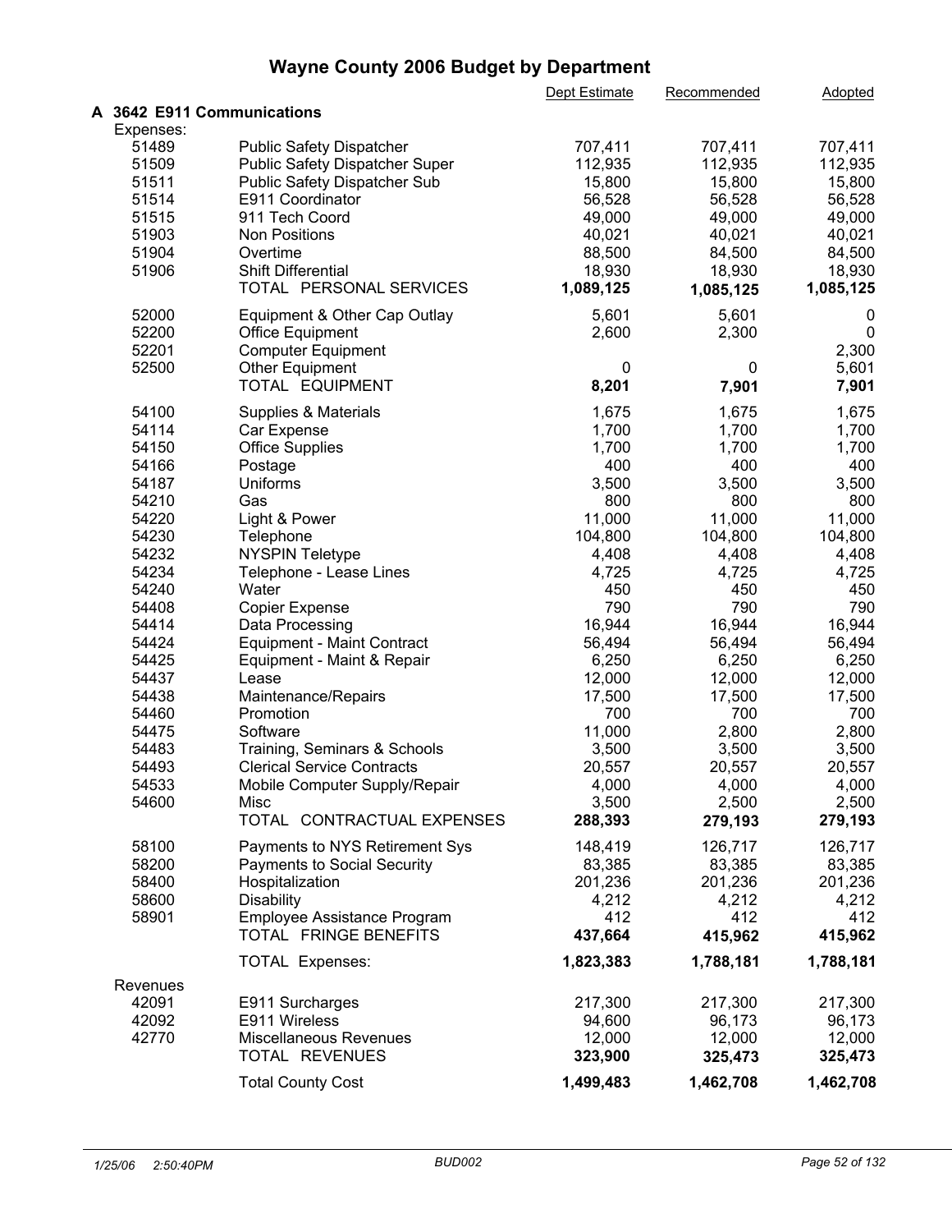# Wayne County 2006 Budget by Department

| | | Dept Estimate | Recommended | Adopted |
|---|---|---|---|---|
| **A 3642 E911 Communications** | | | | |
| Expenses: | | | | |
| 51489 | Public Safety Dispatcher | 707,411 | 707,411 | 707,411 |
| 51509 | Public Safety Dispatcher Super | 112,935 | 112,935 | 112,935 |
| 51511 | Public Safety Dispatcher Sub | 15,800 | 15,800 | 15,800 |
| 51514 | E911 Coordinator | 56,528 | 56,528 | 56,528 |
| 51515 | 911 Tech Coord | 49,000 | 49,000 | 49,000 |
| 51903 | Non Positions | 40,021 | 40,021 | 40,021 |
| 51904 | Overtime | 88,500 | 84,500 | 84,500 |
| 51906 | Shift Differential | 18,930 | 18,930 | 18,930 |
| | TOTAL PERSONAL SERVICES | **1,089,125** | **1,085,125** | **1,085,125** |
| 52000 | Equipment & Other Cap Outlay | 5,601 | 5,601 | 0 |
| 52200 | Office Equipment | 2,600 | 2,300 | 0 |
| 52201 | Computer Equipment | | | 2,300 |
| 52500 | Other Equipment | 0 | 0 | 5,601 |
| | TOTAL EQUIPMENT | **8,201** | **7,901** | **7,901** |
| 54100 | Supplies & Materials | 1,675 | 1,675 | 1,675 |
| 54114 | Car Expense | 1,700 | 1,700 | 1,700 |
| 54150 | Office Supplies | 1,700 | 1,700 | 1,700 |
| 54166 | Postage | 400 | 400 | 400 |
| 54187 | Uniforms | 3,500 | 3,500 | 3,500 |
| 54210 | Gas | 800 | 800 | 800 |
| 54220 | Light & Power | 11,000 | 11,000 | 11,000 |
| 54230 | Telephone | 104,800 | 104,800 | 104,800 |
| 54232 | NYSPIN Teletype | 4,408 | 4,408 | 4,408 |
| 54234 | Telephone - Lease Lines | 4,725 | 4,725 | 4,725 |
| 54240 | Water | 450 | 450 | 450 |
| 54408 | Copier Expense | 790 | 790 | 790 |
| 54414 | Data Processing | 16,944 | 16,944 | 16,944 |
| 54424 | Equipment - Maint Contract | 56,494 | 56,494 | 56,494 |
| 54425 | Equipment - Maint & Repair | 6,250 | 6,250 | 6,250 |
| 54437 | Lease | 12,000 | 12,000 | 12,000 |
| 54438 | Maintenance/Repairs | 17,500 | 17,500 | 17,500 |
| 54460 | Promotion | 700 | 700 | 700 |
| 54475 | Software | 11,000 | 2,800 | 2,800 |
| 54483 | Training, Seminars & Schools | 3,500 | 3,500 | 3,500 |
| 54493 | Clerical Service Contracts | 20,557 | 20,557 | 20,557 |
| 54533 | Mobile Computer Supply/Repair | 4,000 | 4,000 | 4,000 |
| 54600 | Misc | 3,500 | 2,500 | 2,500 |
| | TOTAL CONTRACTUAL EXPENSES | **288,393** | **279,193** | **279,193** |
| 58100 | Payments to NYS Retirement Sys | 148,419 | 126,717 | 126,717 |
| 58200 | Payments to Social Security | 83,385 | 83,385 | 83,385 |
| 58400 | Hospitalization | 201,236 | 201,236 | 201,236 |
| 58600 | Disability | 4,212 | 4,212 | 4,212 |
| 58901 | Employee Assistance Program | 412 | 412 | 412 |
| | TOTAL FRINGE BENEFITS | **437,664** | **415,962** | **415,962** |
| | TOTAL Expenses: | **1,823,383** | **1,788,181** | **1,788,181** |
| Revenues | | | | |
| 42091 | E911 Surcharges | 217,300 | 217,300 | 217,300 |
| 42092 | E911 Wireless | 94,600 | 96,173 | 96,173 |
| 42770 | Miscellaneous Revenues | 12,000 | 12,000 | 12,000 |
| | TOTAL REVENUES | **323,900** | **325,473** | **325,473** |
| | Total County Cost | **1,499,483** | **1,462,708** | **1,462,708** |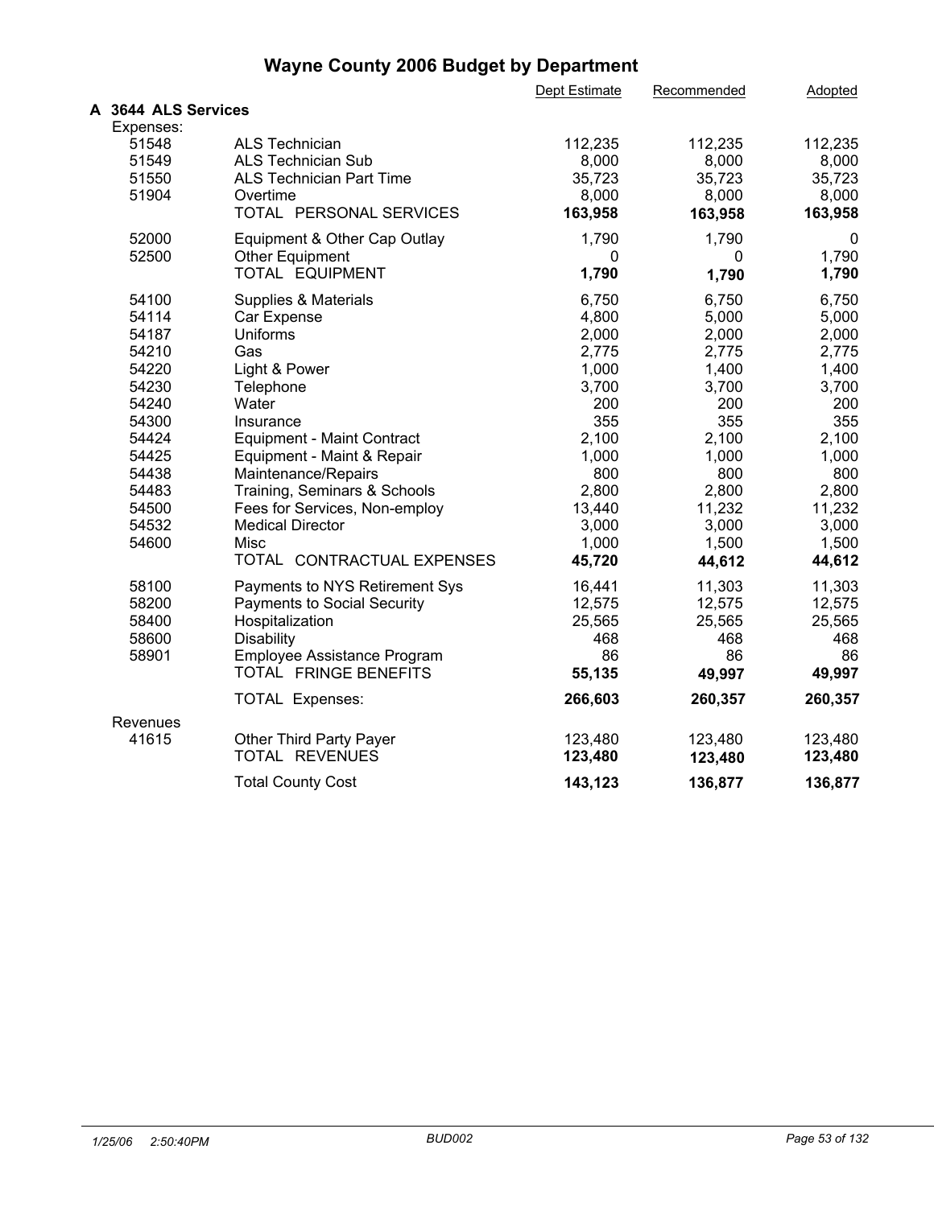# Wayne County 2006 Budget by Department

| | | Dept Estimate | Recommended | Adopted |
|---|---|---|---|---|
| **A 3644 ALS Services** | | | | |
| Expenses: | | | | |
| 51548 | ALS Technician | 112,235 | 112,235 | 112,235 |
| 51549 | ALS Technician Sub | 8,000 | 8,000 | 8,000 |
| 51550 | ALS Technician Part Time | 35,723 | 35,723 | 35,723 |
| 51904 | Overtime | 8,000 | 8,000 | 8,000 |
| | TOTAL PERSONAL SERVICES | **163,958** | **163,958** | **163,958** |
| 52000 | Equipment & Other Cap Outlay | 1,790 | 1,790 | 0 |
| 52500 | Other Equipment | 0 | 0 | 1,790 |
| | TOTAL EQUIPMENT | **1,790** | **1,790** | **1,790** |
| 54100 | Supplies & Materials | 6,750 | 6,750 | 6,750 |
| 54114 | Car Expense | 4,800 | 5,000 | 5,000 |
| 54187 | Uniforms | 2,000 | 2,000 | 2,000 |
| 54210 | Gas | 2,775 | 2,775 | 2,775 |
| 54220 | Light & Power | 1,000 | 1,400 | 1,400 |
| 54230 | Telephone | 3,700 | 3,700 | 3,700 |
| 54240 | Water | 200 | 200 | 200 |
| 54300 | Insurance | 355 | 355 | 355 |
| 54424 | Equipment - Maint Contract | 2,100 | 2,100 | 2,100 |
| 54425 | Equipment - Maint & Repair | 1,000 | 1,000 | 1,000 |
| 54438 | Maintenance/Repairs | 800 | 800 | 800 |
| 54483 | Training, Seminars & Schools | 2,800 | 2,800 | 2,800 |
| 54500 | Fees for Services, Non-employ | 13,440 | 11,232 | 11,232 |
| 54532 | Medical Director | 3,000 | 3,000 | 3,000 |
| 54600 | Misc | 1,000 | 1,500 | 1,500 |
| | TOTAL CONTRACTUAL EXPENSES | **45,720** | **44,612** | **44,612** |
| 58100 | Payments to NYS Retirement Sys | 16,441 | 11,303 | 11,303 |
| 58200 | Payments to Social Security | 12,575 | 12,575 | 12,575 |
| 58400 | Hospitalization | 25,565 | 25,565 | 25,565 |
| 58600 | Disability | 468 | 468 | 468 |
| 58901 | Employee Assistance Program | 86 | 86 | 86 |
| | TOTAL FRINGE BENEFITS | **55,135** | **49,997** | **49,997** |
| | TOTAL Expenses: | **266,603** | **260,357** | **260,357** |
| Revenues | | | | |
| 41615 | Other Third Party Payer | 123,480 | 123,480 | 123,480 |
| | TOTAL REVENUES | **123,480** | **123,480** | **123,480** |
| | Total County Cost | **143,123** | **136,877** | **136,877** |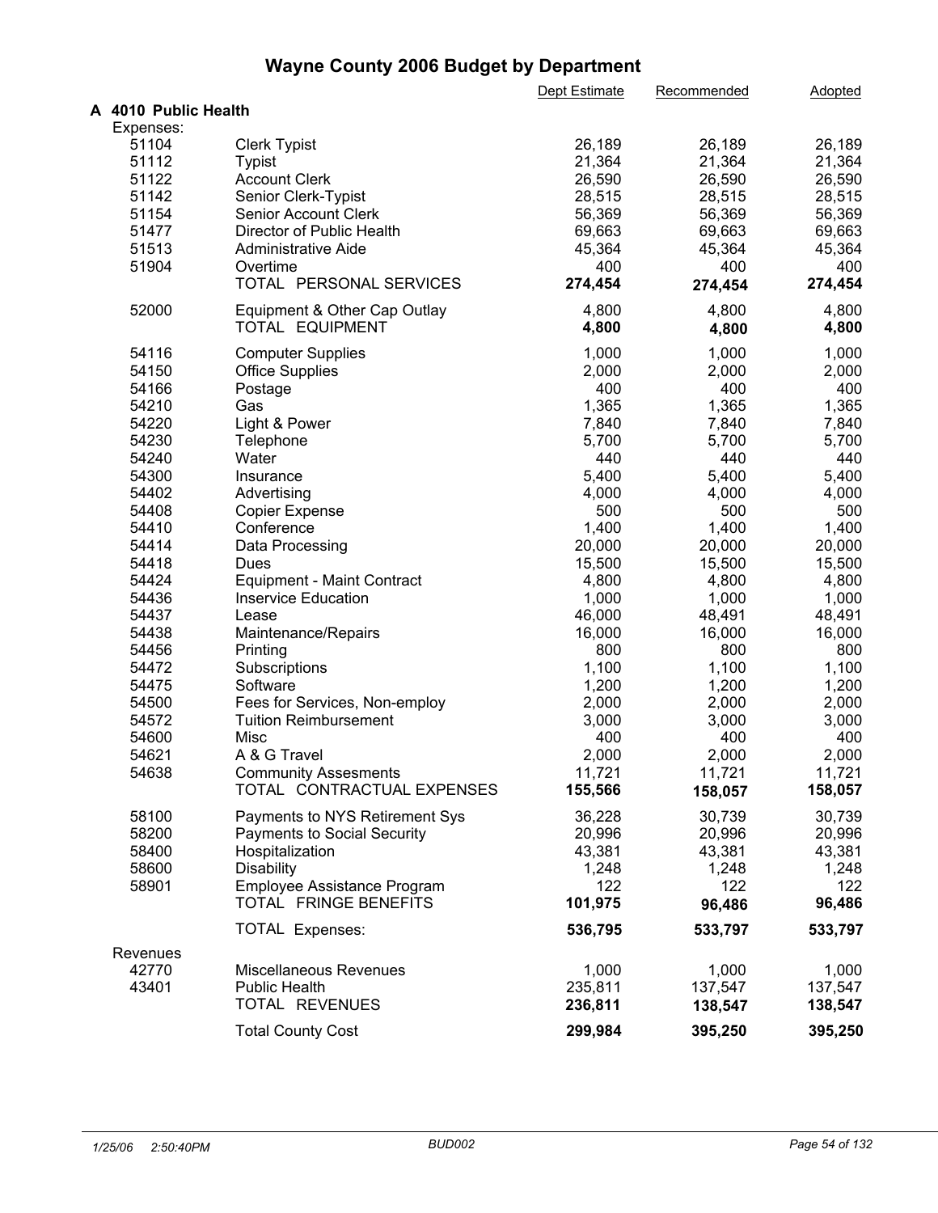# Wayne County 2006 Budget by Department

| | | Dept Estimate | Recommended | Adopted |
|---|---|---|---|---|
| **A 4010 Public Health** | | | | |
| Expenses: | | | | |
| 51104 | Clerk Typist | 26,189 | 26,189 | 26,189 |
| 51112 | Typist | 21,364 | 21,364 | 21,364 |
| 51122 | Account Clerk | 26,590 | 26,590 | 26,590 |
| 51142 | Senior Clerk-Typist | 28,515 | 28,515 | 28,515 |
| 51154 | Senior Account Clerk | 56,369 | 56,369 | 56,369 |
| 51477 | Director of Public Health | 69,663 | 69,663 | 69,663 |
| 51513 | Administrative Aide | 45,364 | 45,364 | 45,364 |
| 51904 | Overtime | 400 | 400 | 400 |
| | TOTAL PERSONAL SERVICES | **274,454** | **274,454** | **274,454** |
| 52000 | Equipment & Other Cap Outlay | 4,800 | 4,800 | 4,800 |
| | TOTAL EQUIPMENT | **4,800** | **4,800** | **4,800** |
| 54116 | Computer Supplies | 1,000 | 1,000 | 1,000 |
| 54150 | Office Supplies | 2,000 | 2,000 | 2,000 |
| 54166 | Postage | 400 | 400 | 400 |
| 54210 | Gas | 1,365 | 1,365 | 1,365 |
| 54220 | Light & Power | 7,840 | 7,840 | 7,840 |
| 54230 | Telephone | 5,700 | 5,700 | 5,700 |
| 54240 | Water | 440 | 440 | 440 |
| 54300 | Insurance | 5,400 | 5,400 | 5,400 |
| 54402 | Advertising | 4,000 | 4,000 | 4,000 |
| 54408 | Copier Expense | 500 | 500 | 500 |
| 54410 | Conference | 1,400 | 1,400 | 1,400 |
| 54414 | Data Processing | 20,000 | 20,000 | 20,000 |
| 54418 | Dues | 15,500 | 15,500 | 15,500 |
| 54424 | Equipment - Maint Contract | 4,800 | 4,800 | 4,800 |
| 54436 | Inservice Education | 1,000 | 1,000 | 1,000 |
| 54437 | Lease | 46,000 | 48,491 | 48,491 |
| 54438 | Maintenance/Repairs | 16,000 | 16,000 | 16,000 |
| 54456 | Printing | 800 | 800 | 800 |
| 54472 | Subscriptions | 1,100 | 1,100 | 1,100 |
| 54475 | Software | 1,200 | 1,200 | 1,200 |
| 54500 | Fees for Services, Non-employ | 2,000 | 2,000 | 2,000 |
| 54572 | Tuition Reimbursement | 3,000 | 3,000 | 3,000 |
| 54600 | Misc | 400 | 400 | 400 |
| 54621 | A & G Travel | 2,000 | 2,000 | 2,000 |
| 54638 | Community Assesments | 11,721 | 11,721 | 11,721 |
| | TOTAL CONTRACTUAL EXPENSES | **155,566** | **158,057** | **158,057** |
| 58100 | Payments to NYS Retirement Sys | 36,228 | 30,739 | 30,739 |
| 58200 | Payments to Social Security | 20,996 | 20,996 | 20,996 |
| 58400 | Hospitalization | 43,381 | 43,381 | 43,381 |
| 58600 | Disability | 1,248 | 1,248 | 1,248 |
| 58901 | Employee Assistance Program | 122 | 122 | 122 |
| | TOTAL FRINGE BENEFITS | **101,975** | **96,486** | **96,486** |
| | TOTAL Expenses: | **536,795** | **533,797** | **533,797** |
| Revenues | | | | |
| 42770 | Miscellaneous Revenues | 1,000 | 1,000 | 1,000 |
| 43401 | Public Health | 235,811 | 137,547 | 137,547 |
| | TOTAL REVENUES | **236,811** | **138,547** | **138,547** |
| | Total County Cost | **299,984** | **395,250** | **395,250** |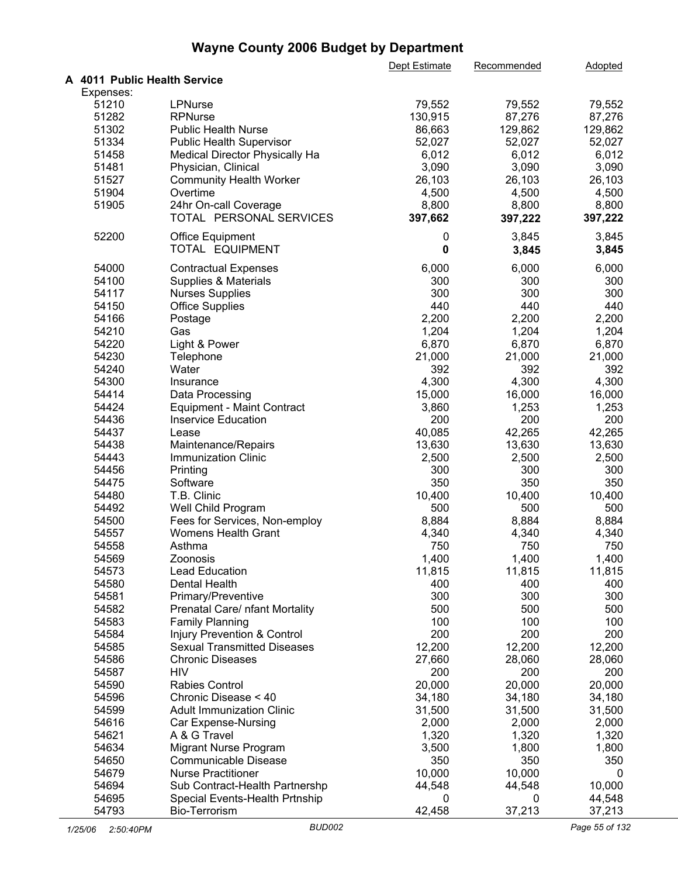# Wayne County 2006 Budget by Department

## A 4011 Public Health Service

| | | Dept Estimate | Recommended | Adopted |
|---|---|---|---|---|
| Expenses: | | | | |
| 51210 | LPNurse | 79,552 | 79,552 | 79,552 |
| 51282 | RPNurse | 130,915 | 87,276 | 87,276 |
| 51302 | Public Health Nurse | 86,663 | 129,862 | 129,862 |
| 51334 | Public Health Supervisor | 52,027 | 52,027 | 52,027 |
| 51458 | Medical Director Physically Ha | 6,012 | 6,012 | 6,012 |
| 51481 | Physician, Clinical | 3,090 | 3,090 | 3,090 |
| 51527 | Community Health Worker | 26,103 | 26,103 | 26,103 |
| 51904 | Overtime | 4,500 | 4,500 | 4,500 |
| 51905 | 24hr On-call Coverage | 8,800 | 8,800 | 8,800 |
| | TOTAL PERSONAL SERVICES | **397,662** | **397,222** | **397,222** |
| 52200 | Office Equipment | 0 | 3,845 | 3,845 |
| | TOTAL EQUIPMENT | **0** | **3,845** | **3,845** |
| 54000 | Contractual Expenses | 6,000 | 6,000 | 6,000 |
| 54100 | Supplies & Materials | 300 | 300 | 300 |
| 54117 | Nurses Supplies | 300 | 300 | 300 |
| 54150 | Office Supplies | 440 | 440 | 440 |
| 54166 | Postage | 2,200 | 2,200 | 2,200 |
| 54210 | Gas | 1,204 | 1,204 | 1,204 |
| 54220 | Light & Power | 6,870 | 6,870 | 6,870 |
| 54230 | Telephone | 21,000 | 21,000 | 21,000 |
| 54240 | Water | 392 | 392 | 392 |
| 54300 | Insurance | 4,300 | 4,300 | 4,300 |
| 54414 | Data Processing | 15,000 | 16,000 | 16,000 |
| 54424 | Equipment - Maint Contract | 3,860 | 1,253 | 1,253 |
| 54436 | Inservice Education | 200 | 200 | 200 |
| 54437 | Lease | 40,085 | 42,265 | 42,265 |
| 54438 | Maintenance/Repairs | 13,630 | 13,630 | 13,630 |
| 54443 | Immunization Clinic | 2,500 | 2,500 | 2,500 |
| 54456 | Printing | 300 | 300 | 300 |
| 54475 | Software | 350 | 350 | 350 |
| 54480 | T.B. Clinic | 10,400 | 10,400 | 10,400 |
| 54492 | Well Child Program | 500 | 500 | 500 |
| 54500 | Fees for Services, Non-employ | 8,884 | 8,884 | 8,884 |
| 54557 | Womens Health Grant | 4,340 | 4,340 | 4,340 |
| 54558 | Asthma | 750 | 750 | 750 |
| 54569 | Zoonosis | 1,400 | 1,400 | 1,400 |
| 54573 | Lead Education | 11,815 | 11,815 | 11,815 |
| 54580 | Dental Health | 400 | 400 | 400 |
| 54581 | Primary/Preventive | 300 | 300 | 300 |
| 54582 | Prenatal Care/ nfant Mortality | 500 | 500 | 500 |
| 54583 | Family Planning | 100 | 100 | 100 |
| 54584 | Injury Prevention & Control | 200 | 200 | 200 |
| 54585 | Sexual Transmitted Diseases | 12,200 | 12,200 | 12,200 |
| 54586 | Chronic Diseases | 27,660 | 28,060 | 28,060 |
| 54587 | HIV | 200 | 200 | 200 |
| 54590 | Rabies Control | 20,000 | 20,000 | 20,000 |
| 54596 | Chronic Disease < 40 | 34,180 | 34,180 | 34,180 |
| 54599 | Adult Immunization Clinic | 31,500 | 31,500 | 31,500 |
| 54616 | Car Expense-Nursing | 2,000 | 2,000 | 2,000 |
| 54621 | A & G Travel | 1,320 | 1,320 | 1,320 |
| 54634 | Migrant Nurse Program | 3,500 | 1,800 | 1,800 |
| 54650 | Communicable Disease | 350 | 350 | 350 |
| 54679 | Nurse Practitioner | 10,000 | 10,000 | 0 |
| 54694 | Sub Contract-Health Partnershp | 44,548 | 44,548 | 10,000 |
| 54695 | Special Events-Health Prtnship | 0 | 0 | 44,548 |
| 54793 | Bio-Terrorism | 42,458 | 37,213 | 37,213 |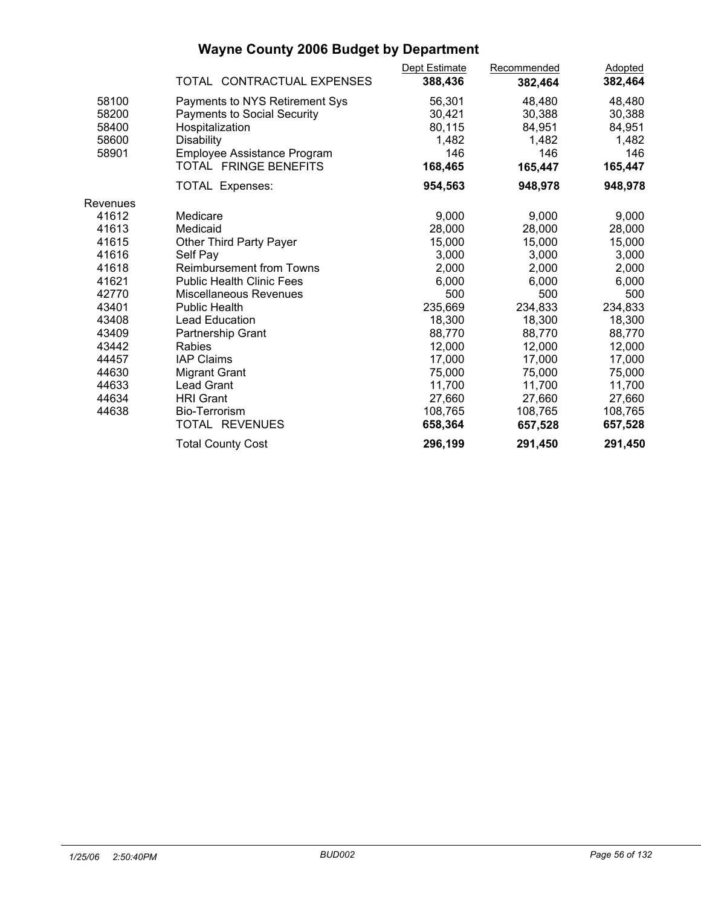# Wayne County 2006 Budget by Department

| | | Dept Estimate | Recommended | Adopted |
|---|---|---|---|---|
| | TOTAL CONTRACTUAL EXPENSES | **388,436** | **382,464** | **382,464** |
| 58100 | Payments to NYS Retirement Sys | 56,301 | 48,480 | 48,480 |
| 58200 | Payments to Social Security | 30,421 | 30,388 | 30,388 |
| 58400 | Hospitalization | 80,115 | 84,951 | 84,951 |
| 58600 | Disability | 1,482 | 1,482 | 1,482 |
| 58901 | Employee Assistance Program | 146 | 146 | 146 |
| | TOTAL FRINGE BENEFITS | **168,465** | **165,447** | **165,447** |
| | TOTAL Expenses: | **954,563** | **948,978** | **948,978** |
| Revenues | | | | |
| 41612 | Medicare | 9,000 | 9,000 | 9,000 |
| 41613 | Medicaid | 28,000 | 28,000 | 28,000 |
| 41615 | Other Third Party Payer | 15,000 | 15,000 | 15,000 |
| 41616 | Self Pay | 3,000 | 3,000 | 3,000 |
| 41618 | Reimbursement from Towns | 2,000 | 2,000 | 2,000 |
| 41621 | Public Health Clinic Fees | 6,000 | 6,000 | 6,000 |
| 42770 | Miscellaneous Revenues | 500 | 500 | 500 |
| 43401 | Public Health | 235,669 | 234,833 | 234,833 |
| 43408 | Lead Education | 18,300 | 18,300 | 18,300 |
| 43409 | Partnership Grant | 88,770 | 88,770 | 88,770 |
| 43442 | Rabies | 12,000 | 12,000 | 12,000 |
| 44457 | IAP Claims | 17,000 | 17,000 | 17,000 |
| 44630 | Migrant Grant | 75,000 | 75,000 | 75,000 |
| 44633 | Lead Grant | 11,700 | 11,700 | 11,700 |
| 44634 | HRI Grant | 27,660 | 27,660 | 27,660 |
| 44638 | Bio-Terrorism | 108,765 | 108,765 | 108,765 |
| | TOTAL REVENUES | **658,364** | **657,528** | **657,528** |
| | Total County Cost | **296,199** | **291,450** | **291,450** |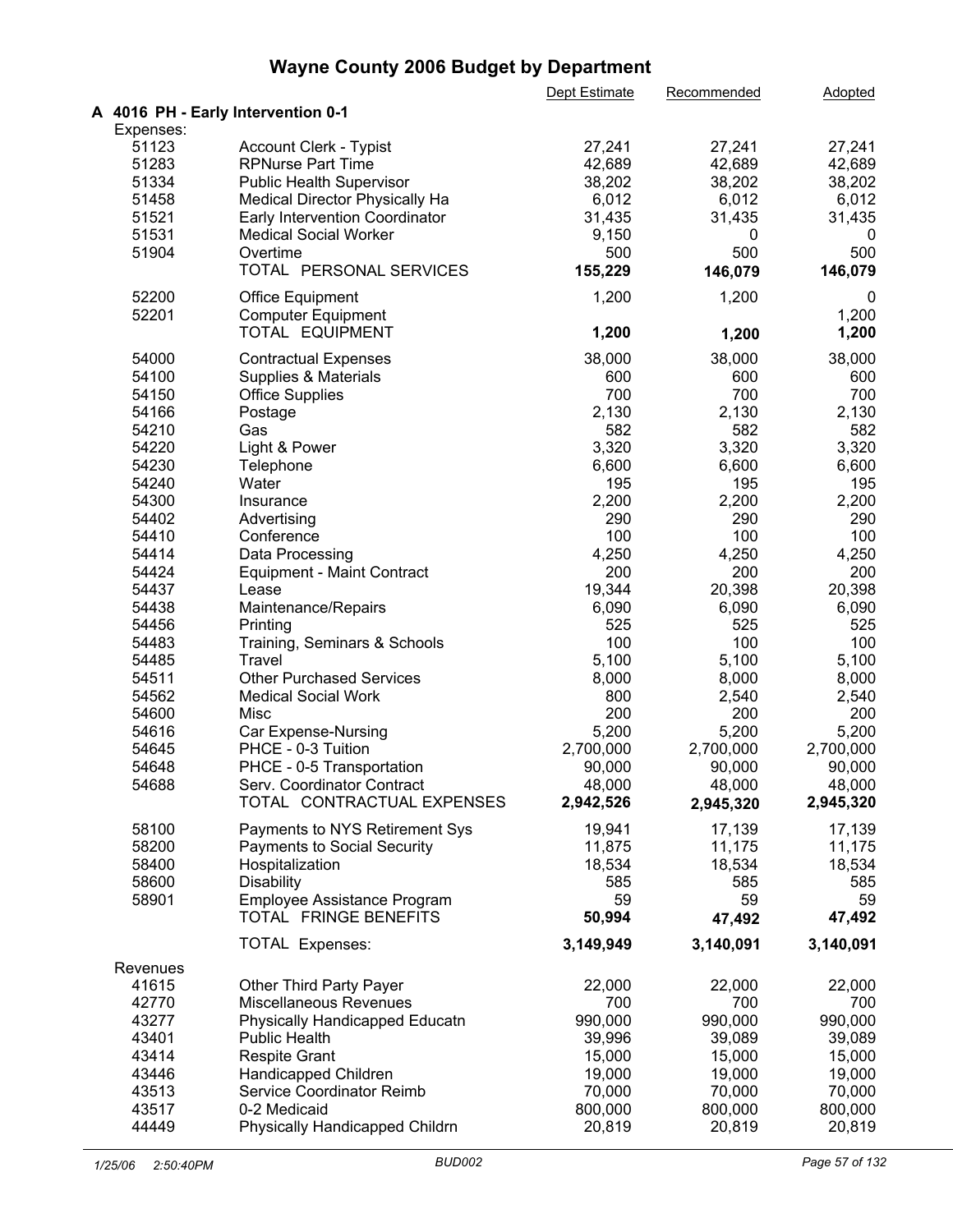# Wayne County 2006 Budget by Department

| | | Dept Estimate | Recommended | Adopted |
|---|---|---|---|---|
| **A 4016 PH - Early Intervention 0-1** | | | | |
| Expenses: | | | | |
| 51123 | Account Clerk - Typist | 27,241 | 27,241 | 27,241 |
| 51283 | RPNurse Part Time | 42,689 | 42,689 | 42,689 |
| 51334 | Public Health Supervisor | 38,202 | 38,202 | 38,202 |
| 51458 | Medical Director Physically Ha | 6,012 | 6,012 | 6,012 |
| 51521 | Early Intervention Coordinator | 31,435 | 31,435 | 31,435 |
| 51531 | Medical Social Worker | 9,150 | 0 | 0 |
| 51904 | Overtime | 500 | 500 | 500 |
| | TOTAL PERSONAL SERVICES | **155,229** | **146,079** | **146,079** |
| 52200 | Office Equipment | 1,200 | 1,200 | 0 |
| 52201 | Computer Equipment | | | 1,200 |
| | TOTAL EQUIPMENT | **1,200** | **1,200** | **1,200** |
| 54000 | Contractual Expenses | 38,000 | 38,000 | 38,000 |
| 54100 | Supplies & Materials | 600 | 600 | 600 |
| 54150 | Office Supplies | 700 | 700 | 700 |
| 54166 | Postage | 2,130 | 2,130 | 2,130 |
| 54210 | Gas | 582 | 582 | 582 |
| 54220 | Light & Power | 3,320 | 3,320 | 3,320 |
| 54230 | Telephone | 6,600 | 6,600 | 6,600 |
| 54240 | Water | 195 | 195 | 195 |
| 54300 | Insurance | 2,200 | 2,200 | 2,200 |
| 54402 | Advertising | 290 | 290 | 290 |
| 54410 | Conference | 100 | 100 | 100 |
| 54414 | Data Processing | 4,250 | 4,250 | 4,250 |
| 54424 | Equipment - Maint Contract | 200 | 200 | 200 |
| 54437 | Lease | 19,344 | 20,398 | 20,398 |
| 54438 | Maintenance/Repairs | 6,090 | 6,090 | 6,090 |
| 54456 | Printing | 525 | 525 | 525 |
| 54483 | Training, Seminars & Schools | 100 | 100 | 100 |
| 54485 | Travel | 5,100 | 5,100 | 5,100 |
| 54511 | Other Purchased Services | 8,000 | 8,000 | 8,000 |
| 54562 | Medical Social Work | 800 | 2,540 | 2,540 |
| 54600 | Misc | 200 | 200 | 200 |
| 54616 | Car Expense-Nursing | 5,200 | 5,200 | 5,200 |
| 54645 | PHCE - 0-3 Tuition | 2,700,000 | 2,700,000 | 2,700,000 |
| 54648 | PHCE - 0-5 Transportation | 90,000 | 90,000 | 90,000 |
| 54688 | Serv. Coordinator Contract | 48,000 | 48,000 | 48,000 |
| | TOTAL CONTRACTUAL EXPENSES | **2,942,526** | **2,945,320** | **2,945,320** |
| 58100 | Payments to NYS Retirement Sys | 19,941 | 17,139 | 17,139 |
| 58200 | Payments to Social Security | 11,875 | 11,175 | 11,175 |
| 58400 | Hospitalization | 18,534 | 18,534 | 18,534 |
| 58600 | Disability | 585 | 585 | 585 |
| 58901 | Employee Assistance Program | 59 | 59 | 59 |
| | TOTAL FRINGE BENEFITS | **50,994** | **47,492** | **47,492** |
| | TOTAL Expenses: | **3,149,949** | **3,140,091** | **3,140,091** |
| Revenues | | | | |
| 41615 | Other Third Party Payer | 22,000 | 22,000 | 22,000 |
| 42770 | Miscellaneous Revenues | 700 | 700 | 700 |
| 43277 | Physically Handicapped Educatn | 990,000 | 990,000 | 990,000 |
| 43401 | Public Health | 39,996 | 39,089 | 39,089 |
| 43414 | Respite Grant | 15,000 | 15,000 | 15,000 |
| 43446 | Handicapped Children | 19,000 | 19,000 | 19,000 |
| 43513 | Service Coordinator Reimb | 70,000 | 70,000 | 70,000 |
| 43517 | 0-2 Medicaid | 800,000 | 800,000 | 800,000 |
| 44449 | Physically Handicapped Childrn | 20,819 | 20,819 | 20,819 |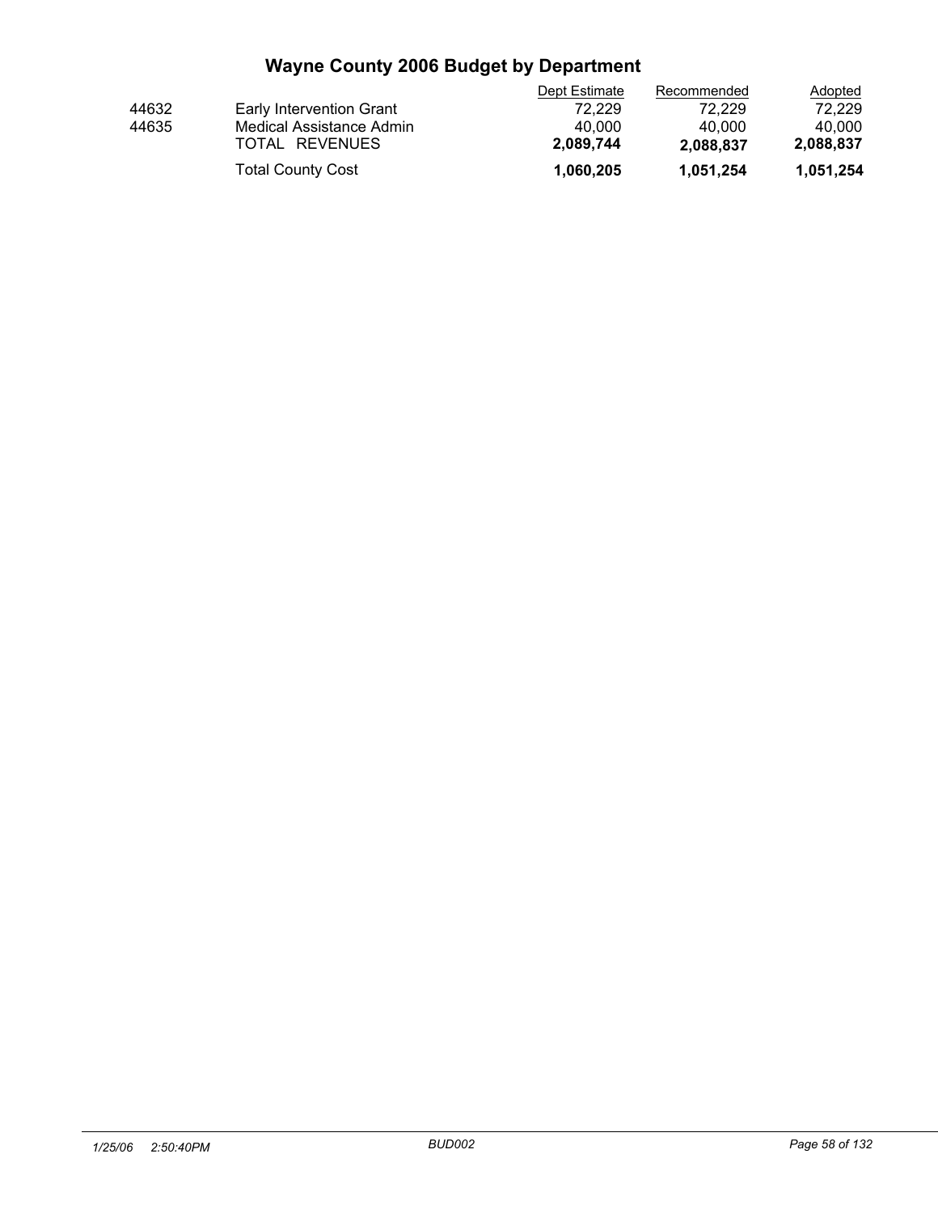# Wayne County 2006 Budget by Department

| | | Dept Estimate | Recommended | Adopted |
|---|---|---|---|---|
| 44632 | Early Intervention Grant | 72,229 | 72,229 | 72,229 |
| 44635 | Medical Assistance Admin | 40,000 | 40,000 | 40,000 |
| | TOTAL REVENUES | **2,089,744** | **2,088,837** | **2,088,837** |
| | Total County Cost | **1,060,205** | **1,051,254** | **1,051,254** |

*1/25/06 2:50:40PM* *BUD002*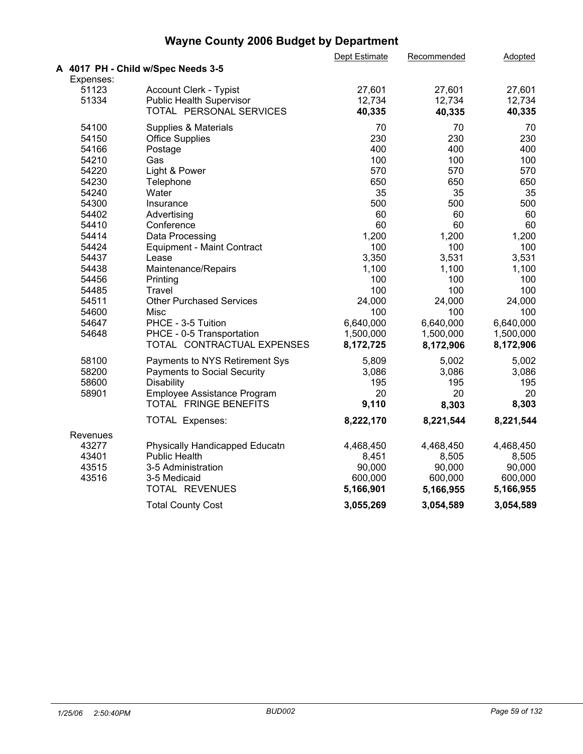# Wayne County 2006 Budget by Department

| | | Dept Estimate | Recommended | Adopted |
|---|---|---|---|---|
| **A 4017 PH - Child w/Spec Needs 3-5** | | | | |
| Expenses: | | | | |
| 51123 | Account Clerk - Typist | 27,601 | 27,601 | 27,601 |
| 51334 | Public Health Supervisor | 12,734 | 12,734 | 12,734 |
| | TOTAL PERSONAL SERVICES | **40,335** | **40,335** | **40,335** |
| 54100 | Supplies & Materials | 70 | 70 | 70 |
| 54150 | Office Supplies | 230 | 230 | 230 |
| 54166 | Postage | 400 | 400 | 400 |
| 54210 | Gas | 100 | 100 | 100 |
| 54220 | Light & Power | 570 | 570 | 570 |
| 54230 | Telephone | 650 | 650 | 650 |
| 54240 | Water | 35 | 35 | 35 |
| 54300 | Insurance | 500 | 500 | 500 |
| 54402 | Advertising | 60 | 60 | 60 |
| 54410 | Conference | 60 | 60 | 60 |
| 54414 | Data Processing | 1,200 | 1,200 | 1,200 |
| 54424 | Equipment - Maint Contract | 100 | 100 | 100 |
| 54437 | Lease | 3,350 | 3,531 | 3,531 |
| 54438 | Maintenance/Repairs | 1,100 | 1,100 | 1,100 |
| 54456 | Printing | 100 | 100 | 100 |
| 54485 | Travel | 100 | 100 | 100 |
| 54511 | Other Purchased Services | 24,000 | 24,000 | 24,000 |
| 54600 | Misc | 100 | 100 | 100 |
| 54647 | PHCE - 3-5 Tuition | 6,640,000 | 6,640,000 | 6,640,000 |
| 54648 | PHCE - 0-5 Transportation | 1,500,000 | 1,500,000 | 1,500,000 |
| | TOTAL CONTRACTUAL EXPENSES | **8,172,725** | **8,172,906** | **8,172,906** |
| 58100 | Payments to NYS Retirement Sys | 5,809 | 5,002 | 5,002 |
| 58200 | Payments to Social Security | 3,086 | 3,086 | 3,086 |
| 58600 | Disability | 195 | 195 | 195 |
| 58901 | Employee Assistance Program | 20 | 20 | 20 |
| | TOTAL FRINGE BENEFITS | **9,110** | **8,303** | **8,303** |
| | TOTAL Expenses: | **8,222,170** | **8,221,544** | **8,221,544** |
| Revenues | | | | |
| 43277 | Physically Handicapped Educatn | 4,468,450 | 4,468,450 | 4,468,450 |
| 43401 | Public Health | 8,451 | 8,505 | 8,505 |
| 43515 | 3-5 Administration | 90,000 | 90,000 | 90,000 |
| 43516 | 3-5 Medicaid | 600,000 | 600,000 | 600,000 |
| | TOTAL REVENUES | **5,166,901** | **5,166,955** | **5,166,955** |
| | Total County Cost | **3,055,269** | **3,054,589** | **3,054,589** |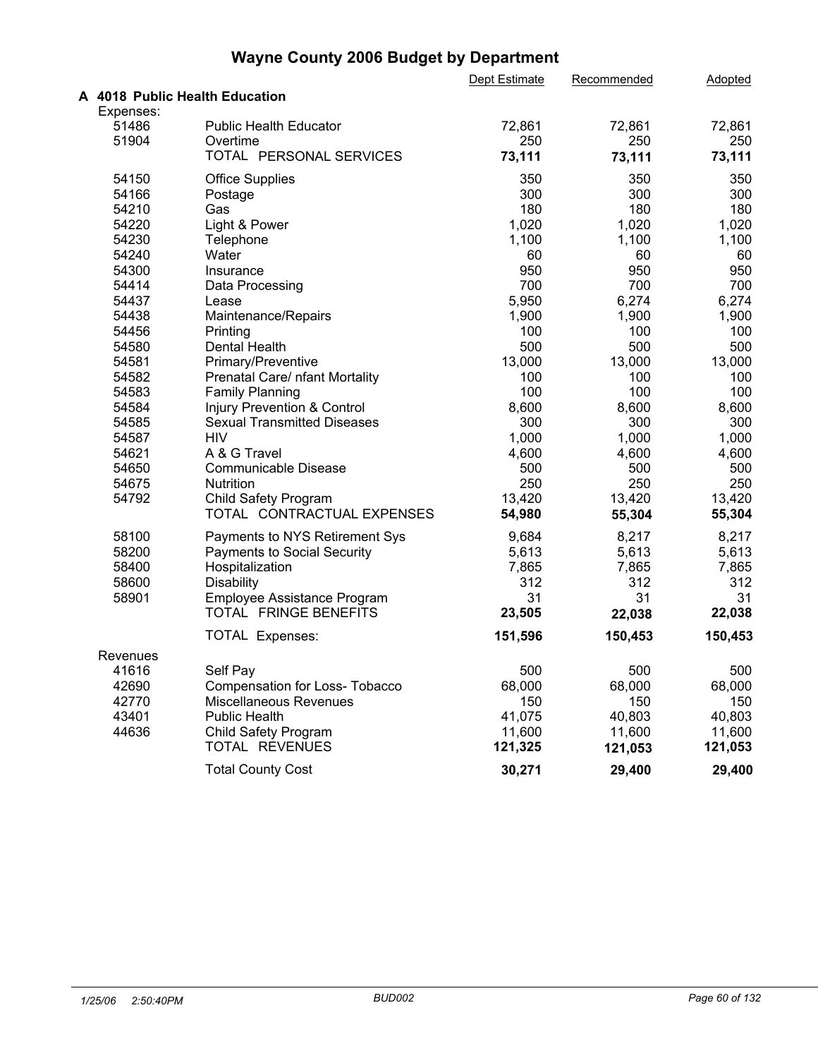# Wayne County 2006 Budget by Department

| | | Dept Estimate | Recommended | Adopted |
|---|---|---|---|---|
| **A 4018 Public Health Education** | | | | |
| Expenses: | | | | |
| 51486 | Public Health Educator | 72,861 | 72,861 | 72,861 |
| 51904 | Overtime | 250 | 250 | 250 |
| | TOTAL PERSONAL SERVICES | **73,111** | **73,111** | **73,111** |
| 54150 | Office Supplies | 350 | 350 | 350 |
| 54166 | Postage | 300 | 300 | 300 |
| 54210 | Gas | 180 | 180 | 180 |
| 54220 | Light & Power | 1,020 | 1,020 | 1,020 |
| 54230 | Telephone | 1,100 | 1,100 | 1,100 |
| 54240 | Water | 60 | 60 | 60 |
| 54300 | Insurance | 950 | 950 | 950 |
| 54414 | Data Processing | 700 | 700 | 700 |
| 54437 | Lease | 5,950 | 6,274 | 6,274 |
| 54438 | Maintenance/Repairs | 1,900 | 1,900 | 1,900 |
| 54456 | Printing | 100 | 100 | 100 |
| 54580 | Dental Health | 500 | 500 | 500 |
| 54581 | Primary/Preventive | 13,000 | 13,000 | 13,000 |
| 54582 | Prenatal Care/ nfant Mortality | 100 | 100 | 100 |
| 54583 | Family Planning | 100 | 100 | 100 |
| 54584 | Injury Prevention & Control | 8,600 | 8,600 | 8,600 |
| 54585 | Sexual Transmitted Diseases | 300 | 300 | 300 |
| 54587 | HIV | 1,000 | 1,000 | 1,000 |
| 54621 | A & G Travel | 4,600 | 4,600 | 4,600 |
| 54650 | Communicable Disease | 500 | 500 | 500 |
| 54675 | Nutrition | 250 | 250 | 250 |
| 54792 | Child Safety Program | 13,420 | 13,420 | 13,420 |
| | TOTAL CONTRACTUAL EXPENSES | **54,980** | **55,304** | **55,304** |
| 58100 | Payments to NYS Retirement Sys | 9,684 | 8,217 | 8,217 |
| 58200 | Payments to Social Security | 5,613 | 5,613 | 5,613 |
| 58400 | Hospitalization | 7,865 | 7,865 | 7,865 |
| 58600 | Disability | 312 | 312 | 312 |
| 58901 | Employee Assistance Program | 31 | 31 | 31 |
| | TOTAL FRINGE BENEFITS | **23,505** | **22,038** | **22,038** |
| | TOTAL Expenses: | **151,596** | **150,453** | **150,453** |
| Revenues | | | | |
| 41616 | Self Pay | 500 | 500 | 500 |
| 42690 | Compensation for Loss- Tobacco | 68,000 | 68,000 | 68,000 |
| 42770 | Miscellaneous Revenues | 150 | 150 | 150 |
| 43401 | Public Health | 41,075 | 40,803 | 40,803 |
| 44636 | Child Safety Program | 11,600 | 11,600 | 11,600 |
| | TOTAL REVENUES | **121,325** | **121,053** | **121,053** |
| | Total County Cost | **30,271** | **29,400** | **29,400** |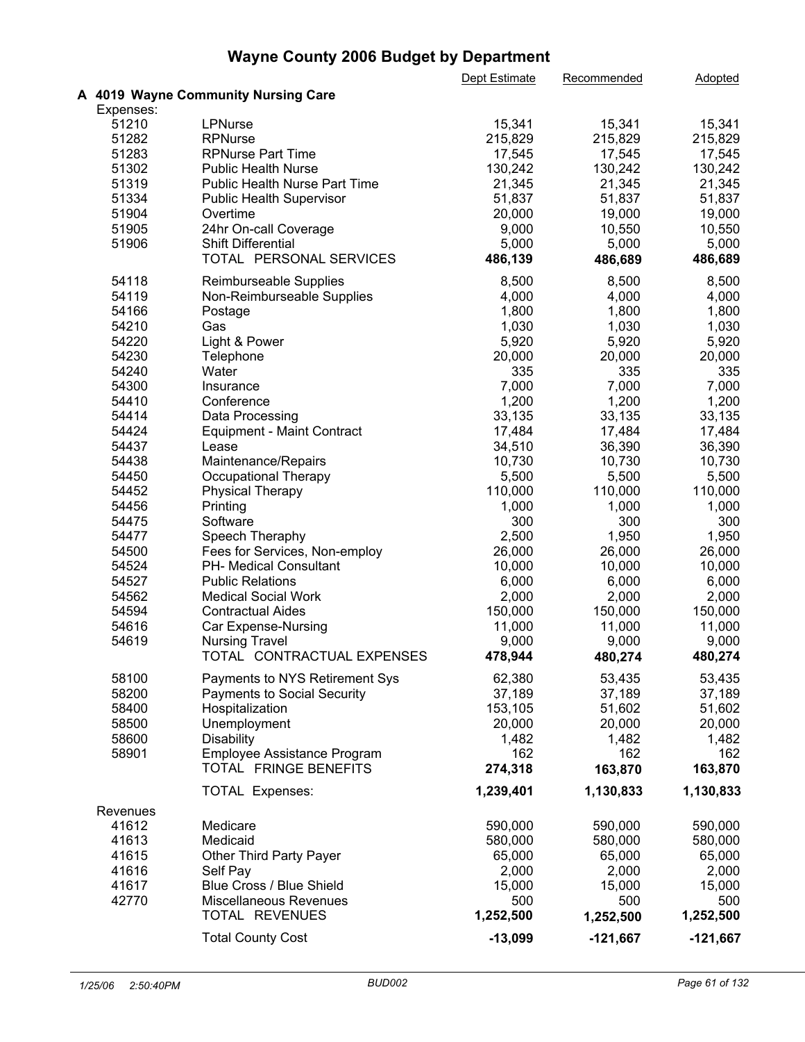# Wayne County 2006 Budget by Department

| | | Dept Estimate | Recommended | Adopted |
|---|---|---|---|---|
| **A 4019 Wayne Community Nursing Care** | | | | |
| Expenses: | | | | |
| 51210 | LPNurse | 15,341 | 15,341 | 15,341 |
| 51282 | RPNurse | 215,829 | 215,829 | 215,829 |
| 51283 | RPNurse Part Time | 17,545 | 17,545 | 17,545 |
| 51302 | Public Health Nurse | 130,242 | 130,242 | 130,242 |
| 51319 | Public Health Nurse Part Time | 21,345 | 21,345 | 21,345 |
| 51334 | Public Health Supervisor | 51,837 | 51,837 | 51,837 |
| 51904 | Overtime | 20,000 | 19,000 | 19,000 |
| 51905 | 24hr On-call Coverage | 9,000 | 10,550 | 10,550 |
| 51906 | Shift Differential | 5,000 | 5,000 | 5,000 |
| | TOTAL PERSONAL SERVICES | **486,139** | **486,689** | **486,689** |
| 54118 | Reimburseable Supplies | 8,500 | 8,500 | 8,500 |
| 54119 | Non-Reimburseable Supplies | 4,000 | 4,000 | 4,000 |
| 54166 | Postage | 1,800 | 1,800 | 1,800 |
| 54210 | Gas | 1,030 | 1,030 | 1,030 |
| 54220 | Light & Power | 5,920 | 5,920 | 5,920 |
| 54230 | Telephone | 20,000 | 20,000 | 20,000 |
| 54240 | Water | 335 | 335 | 335 |
| 54300 | Insurance | 7,000 | 7,000 | 7,000 |
| 54410 | Conference | 1,200 | 1,200 | 1,200 |
| 54414 | Data Processing | 33,135 | 33,135 | 33,135 |
| 54424 | Equipment - Maint Contract | 17,484 | 17,484 | 17,484 |
| 54437 | Lease | 34,510 | 36,390 | 36,390 |
| 54438 | Maintenance/Repairs | 10,730 | 10,730 | 10,730 |
| 54450 | Occupational Therapy | 5,500 | 5,500 | 5,500 |
| 54452 | Physical Therapy | 110,000 | 110,000 | 110,000 |
| 54456 | Printing | 1,000 | 1,000 | 1,000 |
| 54475 | Software | 300 | 300 | 300 |
| 54477 | Speech Theraphy | 2,500 | 1,950 | 1,950 |
| 54500 | Fees for Services, Non-employ | 26,000 | 26,000 | 26,000 |
| 54524 | PH- Medical Consultant | 10,000 | 10,000 | 10,000 |
| 54527 | Public Relations | 6,000 | 6,000 | 6,000 |
| 54562 | Medical Social Work | 2,000 | 2,000 | 2,000 |
| 54594 | Contractual Aides | 150,000 | 150,000 | 150,000 |
| 54616 | Car Expense-Nursing | 11,000 | 11,000 | 11,000 |
| 54619 | Nursing Travel | 9,000 | 9,000 | 9,000 |
| | TOTAL CONTRACTUAL EXPENSES | **478,944** | **480,274** | **480,274** |
| 58100 | Payments to NYS Retirement Sys | 62,380 | 53,435 | 53,435 |
| 58200 | Payments to Social Security | 37,189 | 37,189 | 37,189 |
| 58400 | Hospitalization | 153,105 | 51,602 | 51,602 |
| 58500 | Unemployment | 20,000 | 20,000 | 20,000 |
| 58600 | Disability | 1,482 | 1,482 | 1,482 |
| 58901 | Employee Assistance Program | 162 | 162 | 162 |
| | TOTAL FRINGE BENEFITS | **274,318** | **163,870** | **163,870** |
| | TOTAL Expenses: | **1,239,401** | **1,130,833** | **1,130,833** |
| Revenues | | | | |
| 41612 | Medicare | 590,000 | 590,000 | 590,000 |
| 41613 | Medicaid | 580,000 | 580,000 | 580,000 |
| 41615 | Other Third Party Payer | 65,000 | 65,000 | 65,000 |
| 41616 | Self Pay | 2,000 | 2,000 | 2,000 |
| 41617 | Blue Cross / Blue Shield | 15,000 | 15,000 | 15,000 |
| 42770 | Miscellaneous Revenues | 500 | 500 | 500 |
| | TOTAL REVENUES | **1,252,500** | **1,252,500** | **1,252,500** |
| | Total County Cost | **-13,099** | **-121,667** | **-121,667** |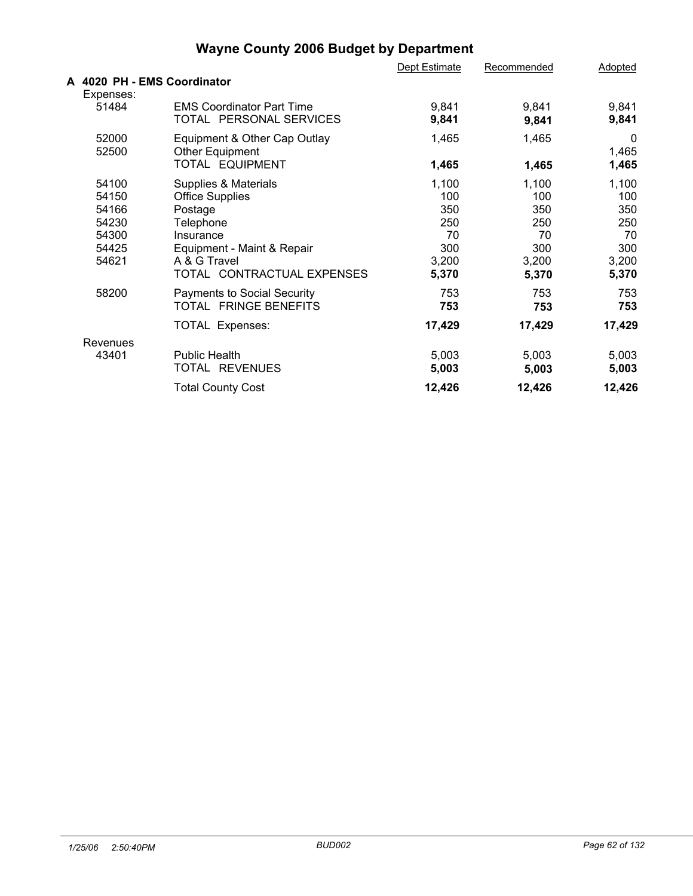# Wayne County 2006 Budget by Department

## A 4020 PH - EMS Coordinator

| | | Dept Estimate | Recommended | Adopted |
|---|---|---|---|---|
| **Expenses:** | | | | |
| 51484 | EMS Coordinator Part Time | 9,841 | 9,841 | 9,841 |
| | TOTAL PERSONAL SERVICES | **9,841** | **9,841** | **9,841** |
| 52000 | Equipment & Other Cap Outlay | 1,465 | 1,465 | 0 |
| 52500 | Other Equipment | | | 1,465 |
| | TOTAL EQUIPMENT | **1,465** | **1,465** | **1,465** |
| 54100 | Supplies & Materials | 1,100 | 1,100 | 1,100 |
| 54150 | Office Supplies | 100 | 100 | 100 |
| 54166 | Postage | 350 | 350 | 350 |
| 54230 | Telephone | 250 | 250 | 250 |
| 54300 | Insurance | 70 | 70 | 70 |
| 54425 | Equipment - Maint & Repair | 300 | 300 | 300 |
| 54621 | A & G Travel | 3,200 | 3,200 | 3,200 |
| | TOTAL CONTRACTUAL EXPENSES | **5,370** | **5,370** | **5,370** |
| 58200 | Payments to Social Security | 753 | 753 | 753 |
| | TOTAL FRINGE BENEFITS | **753** | **753** | **753** |
| | TOTAL Expenses: | **17,429** | **17,429** | **17,429** |
| **Revenues** | | | | |
| 43401 | Public Health | 5,003 | 5,003 | 5,003 |
| | TOTAL REVENUES | **5,003** | **5,003** | **5,003** |
| | Total County Cost | **12,426** | **12,426** | **12,426** |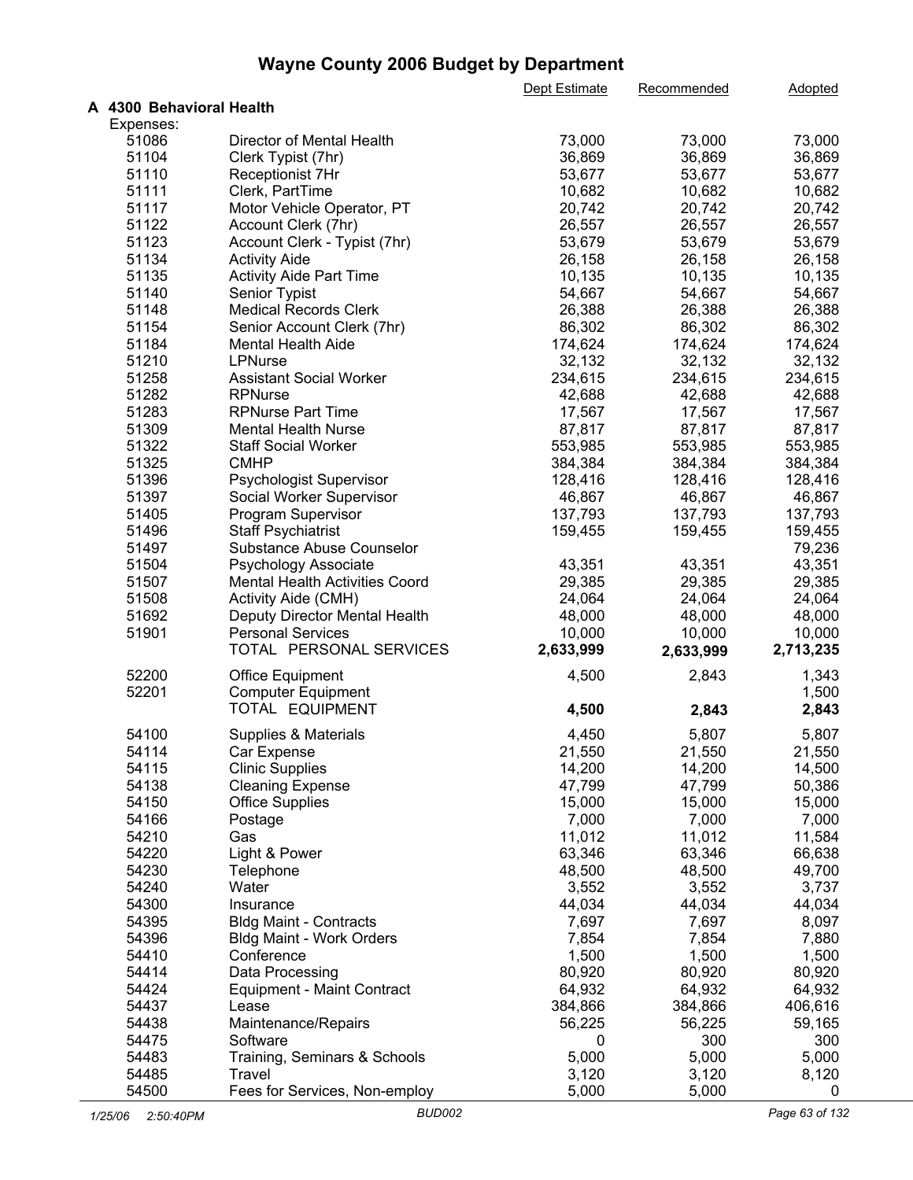# Wayne County 2006 Budget by Department

| | | Dept Estimate | Recommended | Adopted |
|---|---|---|---|---|
| **A 4300 Behavioral Health** | | | | |
| Expenses: | | | | |
| 51086 | Director of Mental Health | 73,000 | 73,000 | 73,000 |
| 51104 | Clerk Typist (7hr) | 36,869 | 36,869 | 36,869 |
| 51110 | Receptionist 7Hr | 53,677 | 53,677 | 53,677 |
| 51111 | Clerk, PartTime | 10,682 | 10,682 | 10,682 |
| 51117 | Motor Vehicle Operator, PT | 20,742 | 20,742 | 20,742 |
| 51122 | Account Clerk (7hr) | 26,557 | 26,557 | 26,557 |
| 51123 | Account Clerk - Typist (7hr) | 53,679 | 53,679 | 53,679 |
| 51134 | Activity Aide | 26,158 | 26,158 | 26,158 |
| 51135 | Activity Aide Part Time | 10,135 | 10,135 | 10,135 |
| 51140 | Senior Typist | 54,667 | 54,667 | 54,667 |
| 51148 | Medical Records Clerk | 26,388 | 26,388 | 26,388 |
| 51154 | Senior Account Clerk (7hr) | 86,302 | 86,302 | 86,302 |
| 51184 | Mental Health Aide | 174,624 | 174,624 | 174,624 |
| 51210 | LPNurse | 32,132 | 32,132 | 32,132 |
| 51258 | Assistant Social Worker | 234,615 | 234,615 | 234,615 |
| 51282 | RPNurse | 42,688 | 42,688 | 42,688 |
| 51283 | RPNurse Part Time | 17,567 | 17,567 | 17,567 |
| 51309 | Mental Health Nurse | 87,817 | 87,817 | 87,817 |
| 51322 | Staff Social Worker | 553,985 | 553,985 | 553,985 |
| 51325 | CMHP | 384,384 | 384,384 | 384,384 |
| 51396 | Psychologist Supervisor | 128,416 | 128,416 | 128,416 |
| 51397 | Social Worker Supervisor | 46,867 | 46,867 | 46,867 |
| 51405 | Program Supervisor | 137,793 | 137,793 | 137,793 |
| 51496 | Staff Psychiatrist | 159,455 | 159,455 | 159,455 |
| 51497 | Substance Abuse Counselor | | | 79,236 |
| 51504 | Psychology Associate | 43,351 | 43,351 | 43,351 |
| 51507 | Mental Health Activities Coord | 29,385 | 29,385 | 29,385 |
| 51508 | Activity Aide (CMH) | 24,064 | 24,064 | 24,064 |
| 51692 | Deputy Director Mental Health | 48,000 | 48,000 | 48,000 |
| 51901 | Personal Services | 10,000 | 10,000 | 10,000 |
| | TOTAL PERSONAL SERVICES | **2,633,999** | **2,633,999** | **2,713,235** |
| 52200 | Office Equipment | 4,500 | 2,843 | 1,343 |
| 52201 | Computer Equipment | | | 1,500 |
| | TOTAL EQUIPMENT | **4,500** | **2,843** | **2,843** |
| 54100 | Supplies & Materials | 4,450 | 5,807 | 5,807 |
| 54114 | Car Expense | 21,550 | 21,550 | 21,550 |
| 54115 | Clinic Supplies | 14,200 | 14,200 | 14,500 |
| 54138 | Cleaning Expense | 47,799 | 47,799 | 50,386 |
| 54150 | Office Supplies | 15,000 | 15,000 | 15,000 |
| 54166 | Postage | 7,000 | 7,000 | 7,000 |
| 54210 | Gas | 11,012 | 11,012 | 11,584 |
| 54220 | Light & Power | 63,346 | 63,346 | 66,638 |
| 54230 | Telephone | 48,500 | 48,500 | 49,700 |
| 54240 | Water | 3,552 | 3,552 | 3,737 |
| 54300 | Insurance | 44,034 | 44,034 | 44,034 |
| 54395 | Bldg Maint - Contracts | 7,697 | 7,697 | 8,097 |
| 54396 | Bldg Maint - Work Orders | 7,854 | 7,854 | 7,880 |
| 54410 | Conference | 1,500 | 1,500 | 1,500 |
| 54414 | Data Processing | 80,920 | 80,920 | 80,920 |
| 54424 | Equipment - Maint Contract | 64,932 | 64,932 | 64,932 |
| 54437 | Lease | 384,866 | 384,866 | 406,616 |
| 54438 | Maintenance/Repairs | 56,225 | 56,225 | 59,165 |
| 54475 | Software | 0 | 300 | 300 |
| 54483 | Training, Seminars & Schools | 5,000 | 5,000 | 5,000 |
| 54485 | Travel | 3,120 | 3,120 | 8,120 |
| 54500 | Fees for Services, Non-employ | 5,000 | 5,000 | 0 |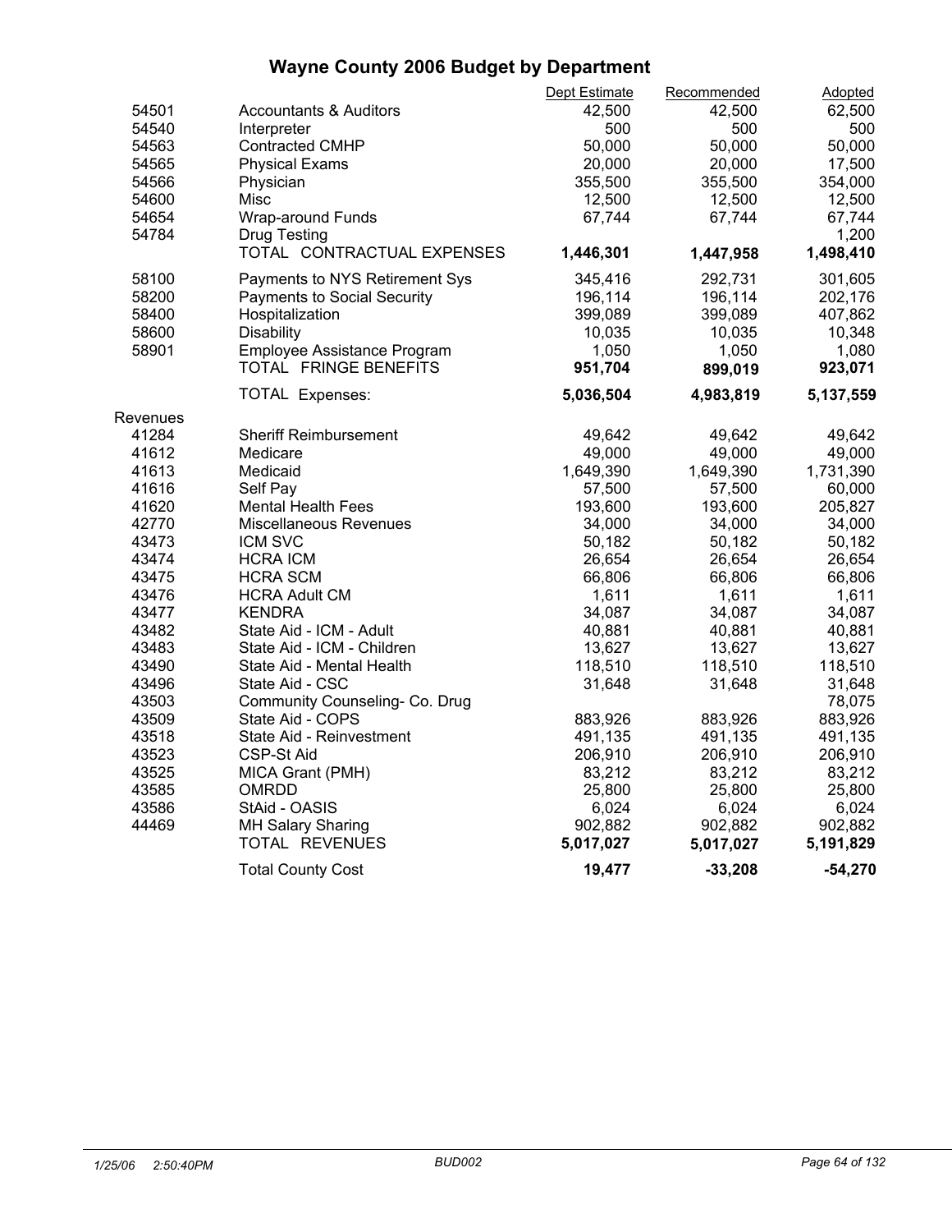# Wayne County 2006 Budget by Department

| | | Dept Estimate | Recommended | Adopted |
|---|---|---|---|---|
| 54501 | Accountants & Auditors | 42,500 | 42,500 | 62,500 |
| 54540 | Interpreter | 500 | 500 | 500 |
| 54563 | Contracted CMHP | 50,000 | 50,000 | 50,000 |
| 54565 | Physical Exams | 20,000 | 20,000 | 17,500 |
| 54566 | Physician | 355,500 | 355,500 | 354,000 |
| 54600 | Misc | 12,500 | 12,500 | 12,500 |
| 54654 | Wrap-around Funds | 67,744 | 67,744 | 67,744 |
| 54784 | Drug Testing | | | 1,200 |
| | TOTAL CONTRACTUAL EXPENSES | **1,446,301** | **1,447,958** | **1,498,410** |
| 58100 | Payments to NYS Retirement Sys | 345,416 | 292,731 | 301,605 |
| 58200 | Payments to Social Security | 196,114 | 196,114 | 202,176 |
| 58400 | Hospitalization | 399,089 | 399,089 | 407,862 |
| 58600 | Disability | 10,035 | 10,035 | 10,348 |
| 58901 | Employee Assistance Program | 1,050 | 1,050 | 1,080 |
| | TOTAL FRINGE BENEFITS | **951,704** | **899,019** | **923,071** |
| | TOTAL Expenses: | **5,036,504** | **4,983,819** | **5,137,559** |
| Revenues | | | | |
| 41284 | Sheriff Reimbursement | 49,642 | 49,642 | 49,642 |
| 41612 | Medicare | 49,000 | 49,000 | 49,000 |
| 41613 | Medicaid | 1,649,390 | 1,649,390 | 1,731,390 |
| 41616 | Self Pay | 57,500 | 57,500 | 60,000 |
| 41620 | Mental Health Fees | 193,600 | 193,600 | 205,827 |
| 42770 | Miscellaneous Revenues | 34,000 | 34,000 | 34,000 |
| 43473 | ICM SVC | 50,182 | 50,182 | 50,182 |
| 43474 | HCRA ICM | 26,654 | 26,654 | 26,654 |
| 43475 | HCRA SCM | 66,806 | 66,806 | 66,806 |
| 43476 | HCRA Adult CM | 1,611 | 1,611 | 1,611 |
| 43477 | KENDRA | 34,087 | 34,087 | 34,087 |
| 43482 | State Aid - ICM - Adult | 40,881 | 40,881 | 40,881 |
| 43483 | State Aid - ICM - Children | 13,627 | 13,627 | 13,627 |
| 43490 | State Aid - Mental Health | 118,510 | 118,510 | 118,510 |
| 43496 | State Aid - CSC | 31,648 | 31,648 | 31,648 |
| 43503 | Community Counseling- Co. Drug | | | 78,075 |
| 43509 | State Aid - COPS | 883,926 | 883,926 | 883,926 |
| 43518 | State Aid - Reinvestment | 491,135 | 491,135 | 491,135 |
| 43523 | CSP-St Aid | 206,910 | 206,910 | 206,910 |
| 43525 | MICA Grant (PMH) | 83,212 | 83,212 | 83,212 |
| 43585 | OMRDD | 25,800 | 25,800 | 25,800 |
| 43586 | StAid - OASIS | 6,024 | 6,024 | 6,024 |
| 44469 | MH Salary Sharing | 902,882 | 902,882 | 902,882 |
| | TOTAL REVENUES | **5,017,027** | **5,017,027** | **5,191,829** |
| | Total County Cost | **19,477** | **-33,208** | **-54,270** |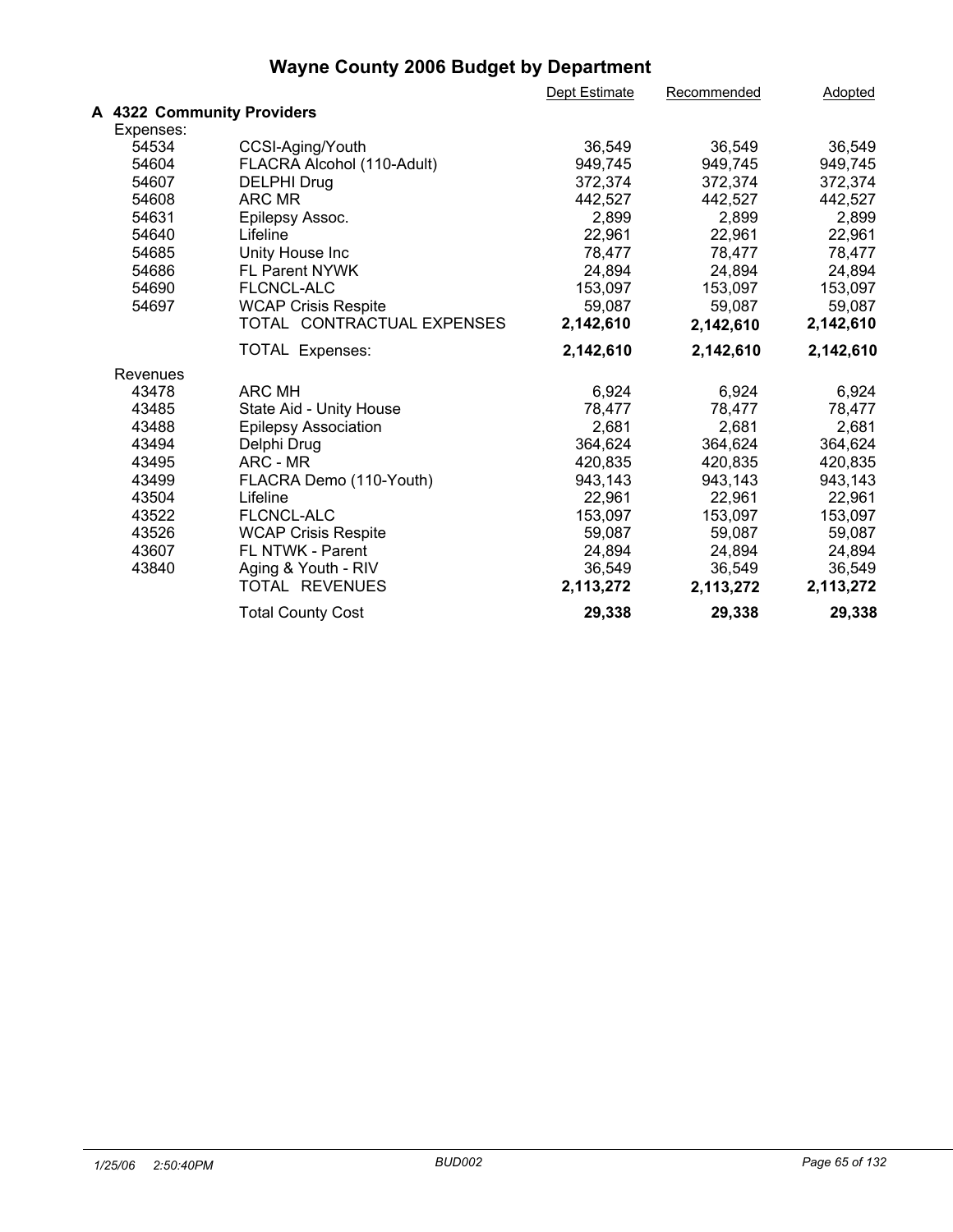# Wayne County 2006 Budget by Department

## A 4322 Community Providers

| | | Dept Estimate | Recommended | Adopted |
|---|---|---|---|---|
| Expenses: | | | | |
| 54534 | CCSI-Aging/Youth | 36,549 | 36,549 | 36,549 |
| 54604 | FLACRA Alcohol (110-Adult) | 949,745 | 949,745 | 949,745 |
| 54607 | DELPHI Drug | 372,374 | 372,374 | 372,374 |
| 54608 | ARC MR | 442,527 | 442,527 | 442,527 |
| 54631 | Epilepsy Assoc. | 2,899 | 2,899 | 2,899 |
| 54640 | Lifeline | 22,961 | 22,961 | 22,961 |
| 54685 | Unity House Inc | 78,477 | 78,477 | 78,477 |
| 54686 | FL Parent NYWK | 24,894 | 24,894 | 24,894 |
| 54690 | FLCNCL-ALC | 153,097 | 153,097 | 153,097 |
| 54697 | WCAP Crisis Respite | 59,087 | 59,087 | 59,087 |
| | TOTAL CONTRACTUAL EXPENSES | **2,142,610** | **2,142,610** | **2,142,610** |
| | TOTAL Expenses: | **2,142,610** | **2,142,610** | **2,142,610** |
| Revenues | | | | |
| 43478 | ARC MH | 6,924 | 6,924 | 6,924 |
| 43485 | State Aid - Unity House | 78,477 | 78,477 | 78,477 |
| 43488 | Epilepsy Association | 2,681 | 2,681 | 2,681 |
| 43494 | Delphi Drug | 364,624 | 364,624 | 364,624 |
| 43495 | ARC - MR | 420,835 | 420,835 | 420,835 |
| 43499 | FLACRA Demo (110-Youth) | 943,143 | 943,143 | 943,143 |
| 43504 | Lifeline | 22,961 | 22,961 | 22,961 |
| 43522 | FLCNCL-ALC | 153,097 | 153,097 | 153,097 |
| 43526 | WCAP Crisis Respite | 59,087 | 59,087 | 59,087 |
| 43607 | FL NTWK - Parent | 24,894 | 24,894 | 24,894 |
| 43840 | Aging & Youth - RIV | 36,549 | 36,549 | 36,549 |
| | TOTAL REVENUES | **2,113,272** | **2,113,272** | **2,113,272** |
| | Total County Cost | **29,338** | **29,338** | **29,338** |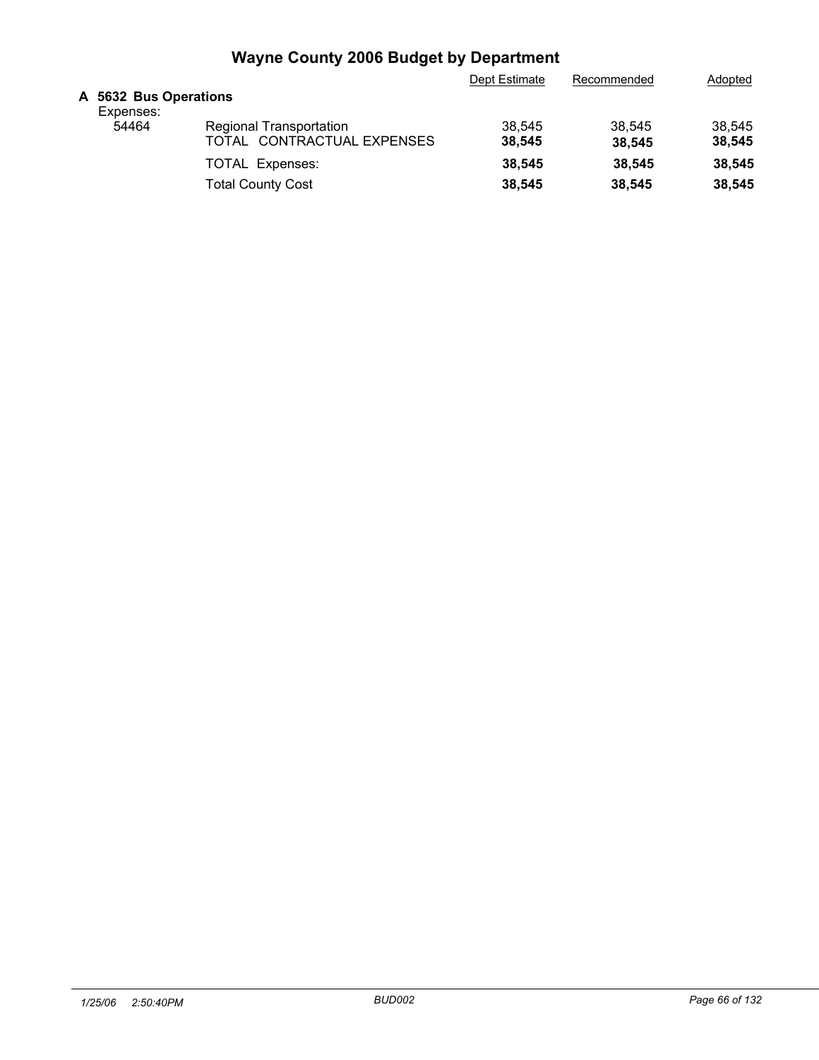# Wayne County 2006 Budget by Department

| | | Dept Estimate | Recommended | Adopted |
|---|---|---|---|---|
| **A 5632 Bus Operations** | | | | |
| Expenses: | | | | |
| 54464 | Regional Transportation | 38,545 | 38,545 | 38,545 |
| | TOTAL CONTRACTUAL EXPENSES | **38,545** | **38,545** | **38,545** |
| | TOTAL Expenses: | **38,545** | **38,545** | **38,545** |
| | Total County Cost | **38,545** | **38,545** | **38,545** |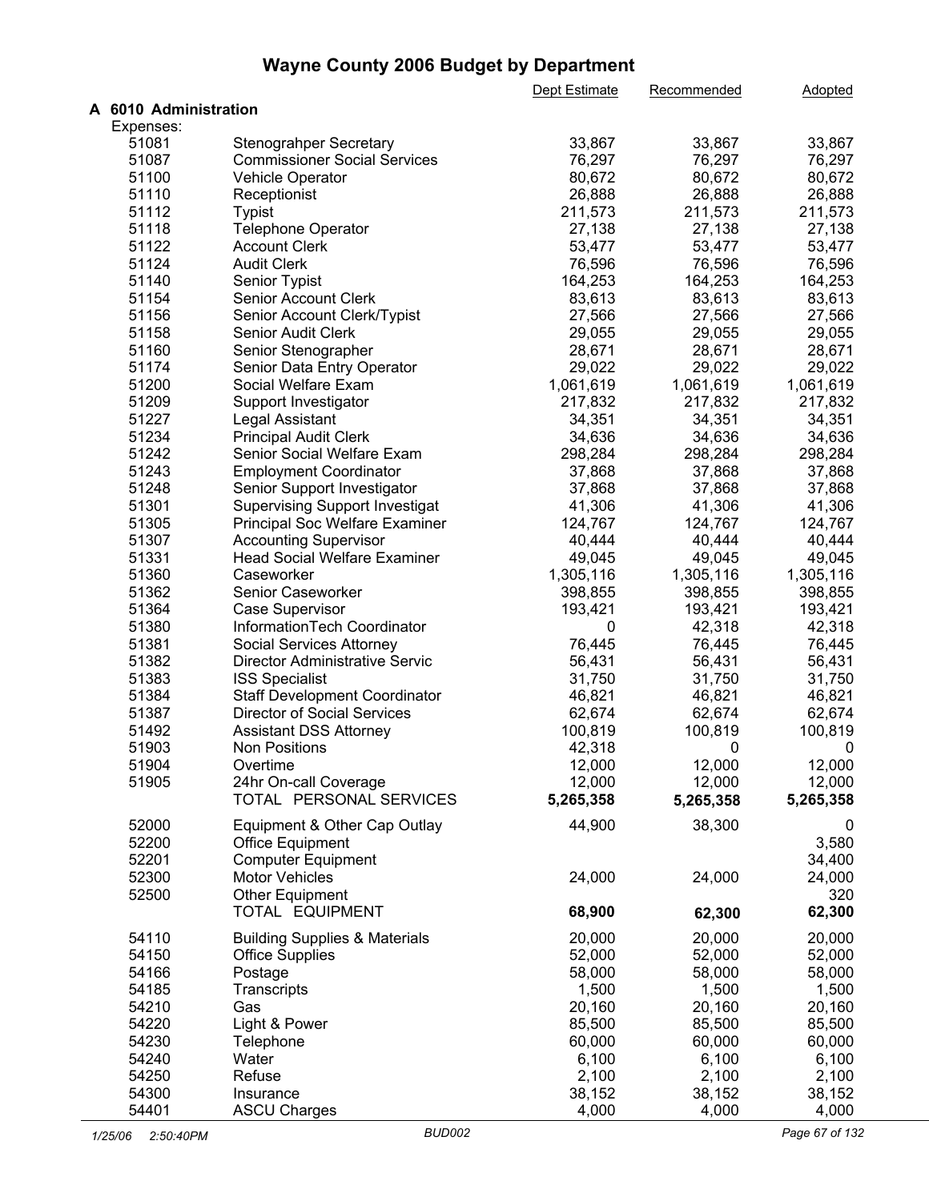# Wayne County 2006 Budget by Department

| | | Dept Estimate | Recommended | Adopted |
|---|---|---|---|---|
| **A 6010 Administration** | | | | |
| Expenses: | | | | |
| 51081 | Stenograhper Secretary | 33,867 | 33,867 | 33,867 |
| 51087 | Commissioner Social Services | 76,297 | 76,297 | 76,297 |
| 51100 | Vehicle Operator | 80,672 | 80,672 | 80,672 |
| 51110 | Receptionist | 26,888 | 26,888 | 26,888 |
| 51112 | Typist | 211,573 | 211,573 | 211,573 |
| 51118 | Telephone Operator | 27,138 | 27,138 | 27,138 |
| 51122 | Account Clerk | 53,477 | 53,477 | 53,477 |
| 51124 | Audit Clerk | 76,596 | 76,596 | 76,596 |
| 51140 | Senior Typist | 164,253 | 164,253 | 164,253 |
| 51154 | Senior Account Clerk | 83,613 | 83,613 | 83,613 |
| 51156 | Senior Account Clerk/Typist | 27,566 | 27,566 | 27,566 |
| 51158 | Senior Audit Clerk | 29,055 | 29,055 | 29,055 |
| 51160 | Senior Stenographer | 28,671 | 28,671 | 28,671 |
| 51174 | Senior Data Entry Operator | 29,022 | 29,022 | 29,022 |
| 51200 | Social Welfare Exam | 1,061,619 | 1,061,619 | 1,061,619 |
| 51209 | Support Investigator | 217,832 | 217,832 | 217,832 |
| 51227 | Legal Assistant | 34,351 | 34,351 | 34,351 |
| 51234 | Principal Audit Clerk | 34,636 | 34,636 | 34,636 |
| 51242 | Senior Social Welfare Exam | 298,284 | 298,284 | 298,284 |
| 51243 | Employment Coordinator | 37,868 | 37,868 | 37,868 |
| 51248 | Senior Support Investigator | 37,868 | 37,868 | 37,868 |
| 51301 | Supervising Support Investigat | 41,306 | 41,306 | 41,306 |
| 51305 | Principal Soc Welfare Examiner | 124,767 | 124,767 | 124,767 |
| 51307 | Accounting Supervisor | 40,444 | 40,444 | 40,444 |
| 51331 | Head Social Welfare Examiner | 49,045 | 49,045 | 49,045 |
| 51360 | Caseworker | 1,305,116 | 1,305,116 | 1,305,116 |
| 51362 | Senior Caseworker | 398,855 | 398,855 | 398,855 |
| 51364 | Case Supervisor | 193,421 | 193,421 | 193,421 |
| 51380 | InformationTech Coordinator | 0 | 42,318 | 42,318 |
| 51381 | Social Services Attorney | 76,445 | 76,445 | 76,445 |
| 51382 | Director Administrative Servic | 56,431 | 56,431 | 56,431 |
| 51383 | ISS Specialist | 31,750 | 31,750 | 31,750 |
| 51384 | Staff Development Coordinator | 46,821 | 46,821 | 46,821 |
| 51387 | Director of Social Services | 62,674 | 62,674 | 62,674 |
| 51492 | Assistant DSS Attorney | 100,819 | 100,819 | 100,819 |
| 51903 | Non Positions | 42,318 | 0 | 0 |
| 51904 | Overtime | 12,000 | 12,000 | 12,000 |
| 51905 | 24hr On-call Coverage | 12,000 | 12,000 | 12,000 |
| | TOTAL PERSONAL SERVICES | **5,265,358** | **5,265,358** | **5,265,358** |
| 52000 | Equipment & Other Cap Outlay | 44,900 | 38,300 | 0 |
| 52200 | Office Equipment | | | 3,580 |
| 52201 | Computer Equipment | | | 34,400 |
| 52300 | Motor Vehicles | 24,000 | 24,000 | 24,000 |
| 52500 | Other Equipment | | | 320 |
| | TOTAL EQUIPMENT | **68,900** | **62,300** | **62,300** |
| 54110 | Building Supplies & Materials | 20,000 | 20,000 | 20,000 |
| 54150 | Office Supplies | 52,000 | 52,000 | 52,000 |
| 54166 | Postage | 58,000 | 58,000 | 58,000 |
| 54185 | Transcripts | 1,500 | 1,500 | 1,500 |
| 54210 | Gas | 20,160 | 20,160 | 20,160 |
| 54220 | Light & Power | 85,500 | 85,500 | 85,500 |
| 54230 | Telephone | 60,000 | 60,000 | 60,000 |
| 54240 | Water | 6,100 | 6,100 | 6,100 |
| 54250 | Refuse | 2,100 | 2,100 | 2,100 |
| 54300 | Insurance | 38,152 | 38,152 | 38,152 |
| 54401 | ASCU Charges | 4,000 | 4,000 | 4,000 |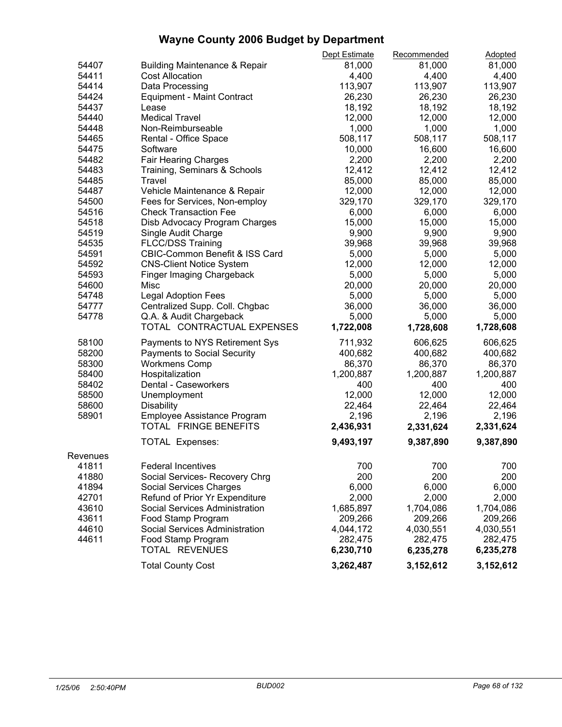# Wayne County 2006 Budget by Department

| | | Dept Estimate | Recommended | Adopted |
|---|---|---|---|---|
| 54407 | Building Maintenance & Repair | 81,000 | 81,000 | 81,000 |
| 54411 | Cost Allocation | 4,400 | 4,400 | 4,400 |
| 54414 | Data Processing | 113,907 | 113,907 | 113,907 |
| 54424 | Equipment - Maint Contract | 26,230 | 26,230 | 26,230 |
| 54437 | Lease | 18,192 | 18,192 | 18,192 |
| 54440 | Medical Travel | 12,000 | 12,000 | 12,000 |
| 54448 | Non-Reimburseable | 1,000 | 1,000 | 1,000 |
| 54465 | Rental - Office Space | 508,117 | 508,117 | 508,117 |
| 54475 | Software | 10,000 | 16,600 | 16,600 |
| 54482 | Fair Hearing Charges | 2,200 | 2,200 | 2,200 |
| 54483 | Training, Seminars & Schools | 12,412 | 12,412 | 12,412 |
| 54485 | Travel | 85,000 | 85,000 | 85,000 |
| 54487 | Vehicle Maintenance & Repair | 12,000 | 12,000 | 12,000 |
| 54500 | Fees for Services, Non-employ | 329,170 | 329,170 | 329,170 |
| 54516 | Check Transaction Fee | 6,000 | 6,000 | 6,000 |
| 54518 | Disb Advocacy Program Charges | 15,000 | 15,000 | 15,000 |
| 54519 | Single Audit Charge | 9,900 | 9,900 | 9,900 |
| 54535 | FLCC/DSS Training | 39,968 | 39,968 | 39,968 |
| 54591 | CBIC-Common Benefit & ISS Card | 5,000 | 5,000 | 5,000 |
| 54592 | CNS-Client Notice System | 12,000 | 12,000 | 12,000 |
| 54593 | Finger Imaging Chargeback | 5,000 | 5,000 | 5,000 |
| 54600 | Misc | 20,000 | 20,000 | 20,000 |
| 54748 | Legal Adoption Fees | 5,000 | 5,000 | 5,000 |
| 54777 | Centralized Supp. Coll. Chgbac | 36,000 | 36,000 | 36,000 |
| 54778 | Q.A. & Audit Chargeback | 5,000 | 5,000 | 5,000 |
| | TOTAL CONTRACTUAL EXPENSES | **1,722,008** | **1,728,608** | **1,728,608** |
| 58100 | Payments to NYS Retirement Sys | 711,932 | 606,625 | 606,625 |
| 58200 | Payments to Social Security | 400,682 | 400,682 | 400,682 |
| 58300 | Workmens Comp | 86,370 | 86,370 | 86,370 |
| 58400 | Hospitalization | 1,200,887 | 1,200,887 | 1,200,887 |
| 58402 | Dental - Caseworkers | 400 | 400 | 400 |
| 58500 | Unemployment | 12,000 | 12,000 | 12,000 |
| 58600 | Disability | 22,464 | 22,464 | 22,464 |
| 58901 | Employee Assistance Program | 2,196 | 2,196 | 2,196 |
| | TOTAL FRINGE BENEFITS | **2,436,931** | **2,331,624** | **2,331,624** |
| | TOTAL Expenses: | **9,493,197** | **9,387,890** | **9,387,890** |
| Revenues | | | | |
| 41811 | Federal Incentives | 700 | 700 | 700 |
| 41880 | Social Services- Recovery Chrg | 200 | 200 | 200 |
| 41894 | Social Services Charges | 6,000 | 6,000 | 6,000 |
| 42701 | Refund of Prior Yr Expenditure | 2,000 | 2,000 | 2,000 |
| 43610 | Social Services Administration | 1,685,897 | 1,704,086 | 1,704,086 |
| 43611 | Food Stamp Program | 209,266 | 209,266 | 209,266 |
| 44610 | Social Services Administration | 4,044,172 | 4,030,551 | 4,030,551 |
| 44611 | Food Stamp Program | 282,475 | 282,475 | 282,475 |
| | TOTAL REVENUES | **6,230,710** | **6,235,278** | **6,235,278** |
| | Total County Cost | **3,262,487** | **3,152,612** | **3,152,612** |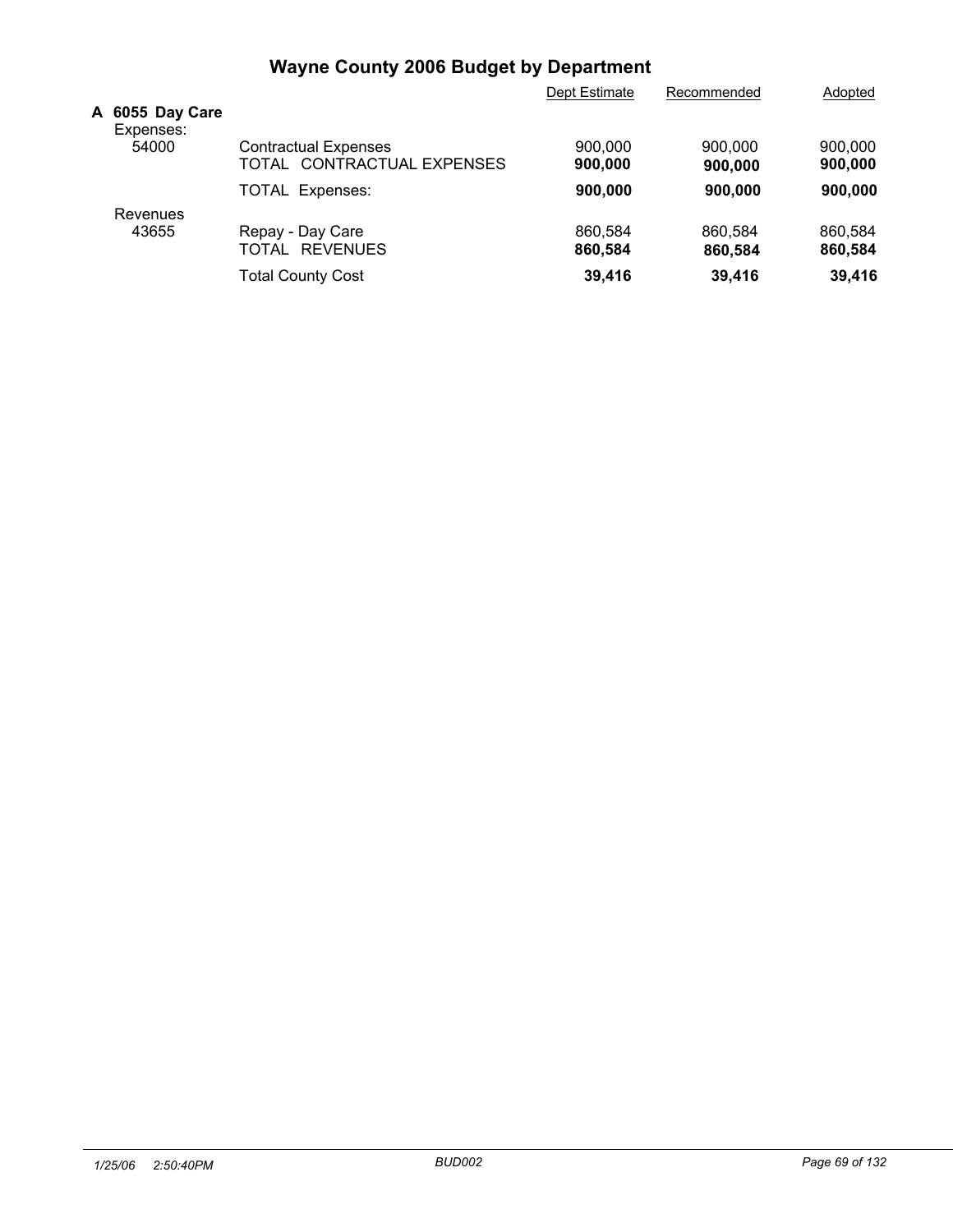# Wayne County 2006 Budget by Department

| | | Dept Estimate | Recommended | Adopted |
|---|---|---|---|---|
| **A 6055 Day Care** | | | | |
| Expenses: | | | | |
| 54000 | Contractual Expenses | 900,000 | 900,000 | 900,000 |
| | TOTAL CONTRACTUAL EXPENSES | **900,000** | **900,000** | **900,000** |
| | TOTAL Expenses: | **900,000** | **900,000** | **900,000** |
| Revenues | | | | |
| 43655 | Repay - Day Care | 860,584 | 860,584 | 860,584 |
| | TOTAL REVENUES | **860,584** | **860,584** | **860,584** |
| | Total County Cost | **39,416** | **39,416** | **39,416** |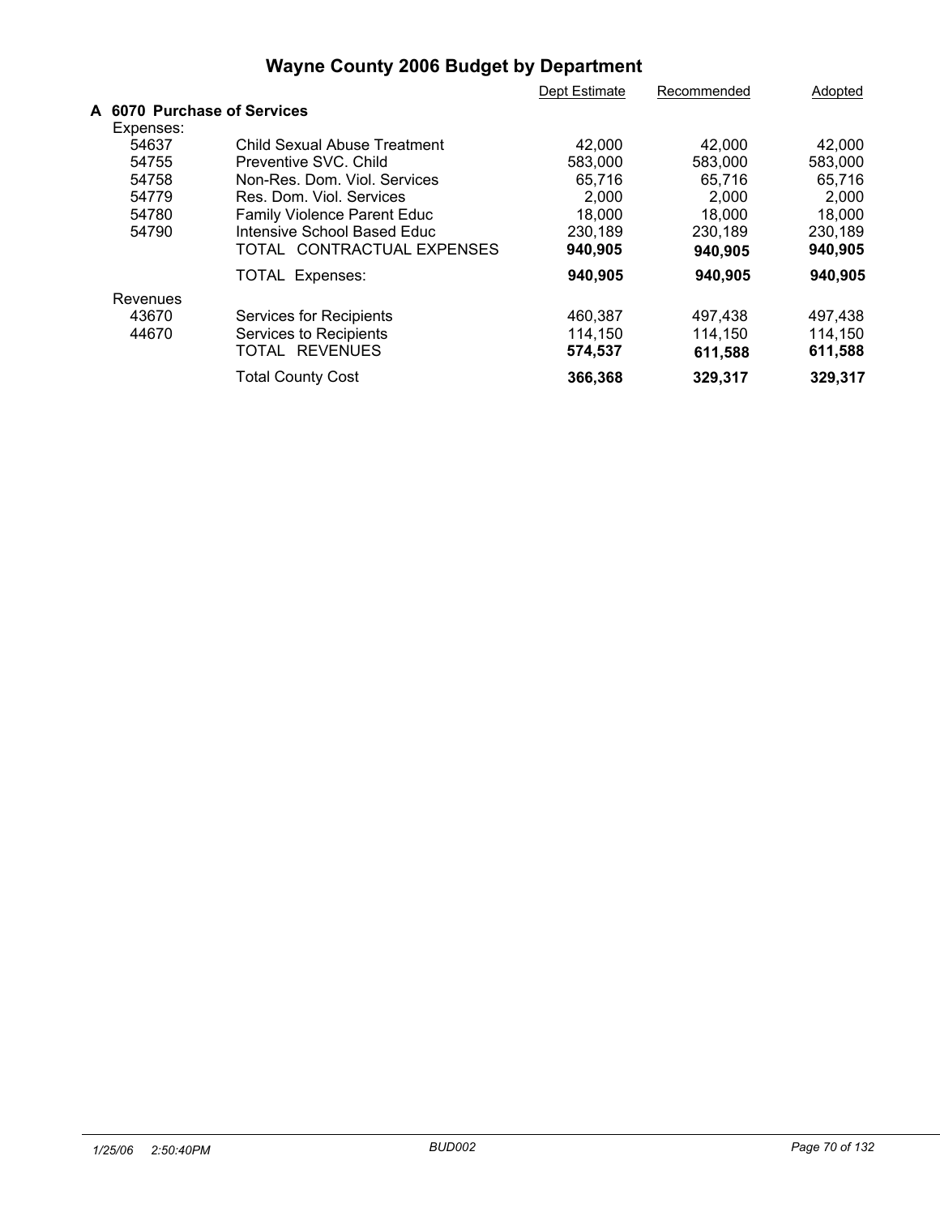# Wayne County 2006 Budget by Department

| | | Dept Estimate | Recommended | Adopted |
|---|---|---|---|---|
| **A 6070 Purchase of Services** | | | | |
| Expenses: | | | | |
| 54637 | Child Sexual Abuse Treatment | 42,000 | 42,000 | 42,000 |
| 54755 | Preventive SVC. Child | 583,000 | 583,000 | 583,000 |
| 54758 | Non-Res. Dom. Viol. Services | 65,716 | 65,716 | 65,716 |
| 54779 | Res. Dom. Viol. Services | 2,000 | 2,000 | 2,000 |
| 54780 | Family Violence Parent Educ | 18,000 | 18,000 | 18,000 |
| 54790 | Intensive School Based Educ | 230,189 | 230,189 | 230,189 |
| | TOTAL CONTRACTUAL EXPENSES | **940,905** | **940,905** | **940,905** |
| | TOTAL Expenses: | **940,905** | **940,905** | **940,905** |
| Revenues | | | | |
| 43670 | Services for Recipients | 460,387 | 497,438 | 497,438 |
| 44670 | Services to Recipients | 114,150 | 114,150 | 114,150 |
| | TOTAL REVENUES | **574,537** | **611,588** | **611,588** |
| | Total County Cost | **366,368** | **329,317** | **329,317** |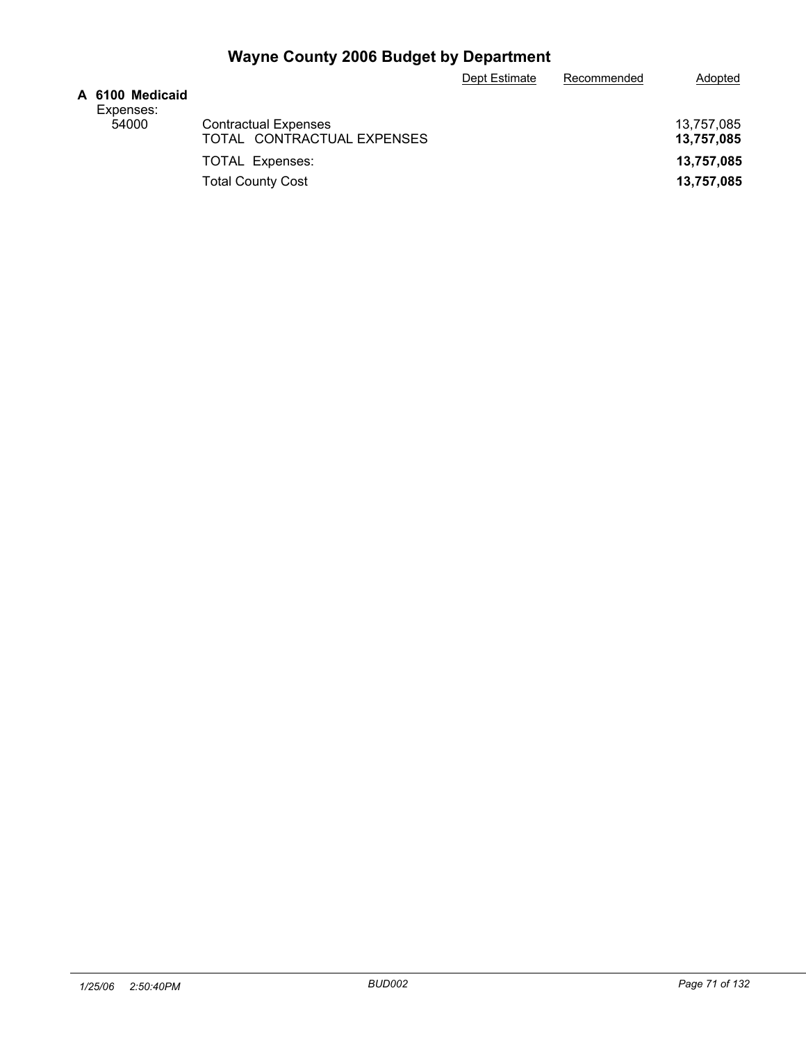# Wayne County 2006 Budget by Department

| | | Dept Estimate | Recommended | Adopted |
|---|---|---|---|---|
| **A 6100 Medicaid** | | | | |
| Expenses: | | | | |
| 54000 | Contractual Expenses | | | 13,757,085 |
| | TOTAL CONTRACTUAL EXPENSES | | | **13,757,085** |
| | TOTAL Expenses: | | | **13,757,085** |
| | Total County Cost | | | **13,757,085** |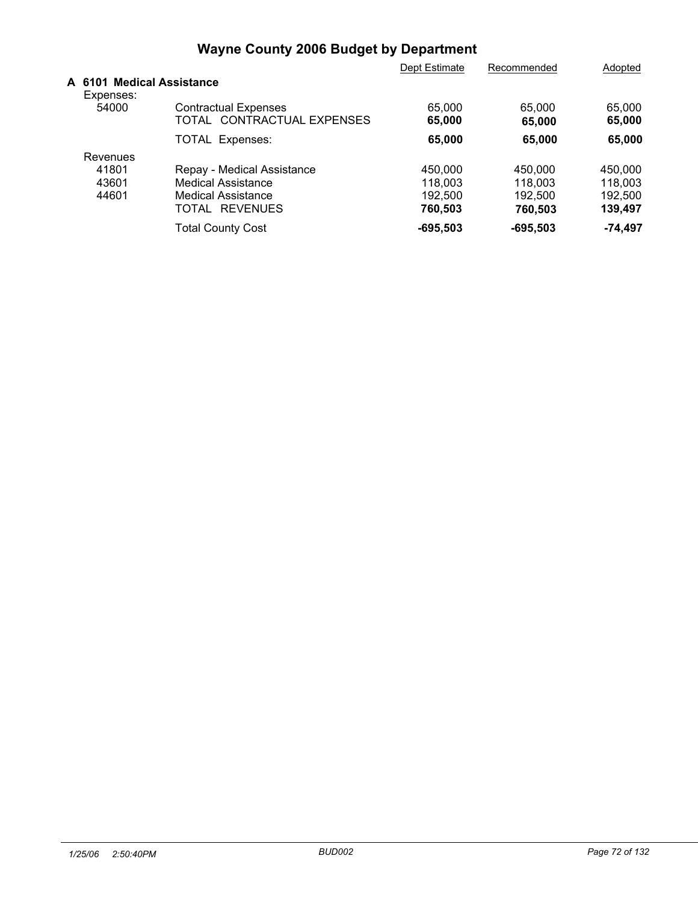# Wayne County 2006 Budget by Department

| | | Dept Estimate | Recommended | Adopted |
|---|---|---|---|---|
| **A 6101 Medical Assistance** | | | | |
| Expenses: | | | | |
| 54000 | Contractual Expenses | 65,000 | 65,000 | 65,000 |
| | TOTAL CONTRACTUAL EXPENSES | **65,000** | **65,000** | **65,000** |
| | TOTAL Expenses: | **65,000** | **65,000** | **65,000** |
| Revenues | | | | |
| 41801 | Repay - Medical Assistance | 450,000 | 450,000 | 450,000 |
| 43601 | Medical Assistance | 118,003 | 118,003 | 118,003 |
| 44601 | Medical Assistance | 192,500 | 192,500 | 192,500 |
| | TOTAL REVENUES | **760,503** | **760,503** | **139,497** |
| | Total County Cost | **-695,503** | **-695,503** | **-74,497** |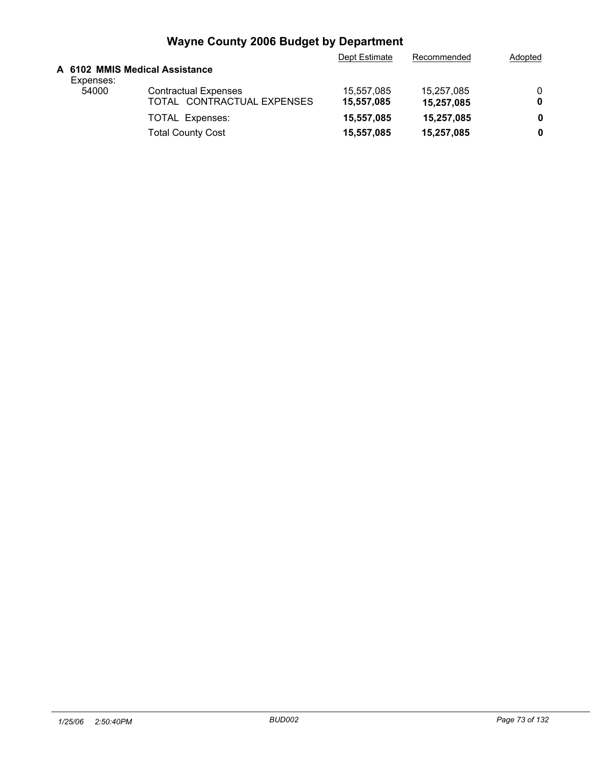# Wayne County 2006 Budget by Department

| | | Dept Estimate | Recommended | Adopted |
|---|---|---|---|---|
| **A 6102 MMIS Medical Assistance** | | | | |
| Expenses: | | | | |
| 54000 | Contractual Expenses | 15,557,085 | 15,257,085 | 0 |
| | TOTAL CONTRACTUAL EXPENSES | **15,557,085** | **15,257,085** | **0** |
| | TOTAL Expenses: | **15,557,085** | **15,257,085** | **0** |
| | Total County Cost | **15,557,085** | **15,257,085** | **0** |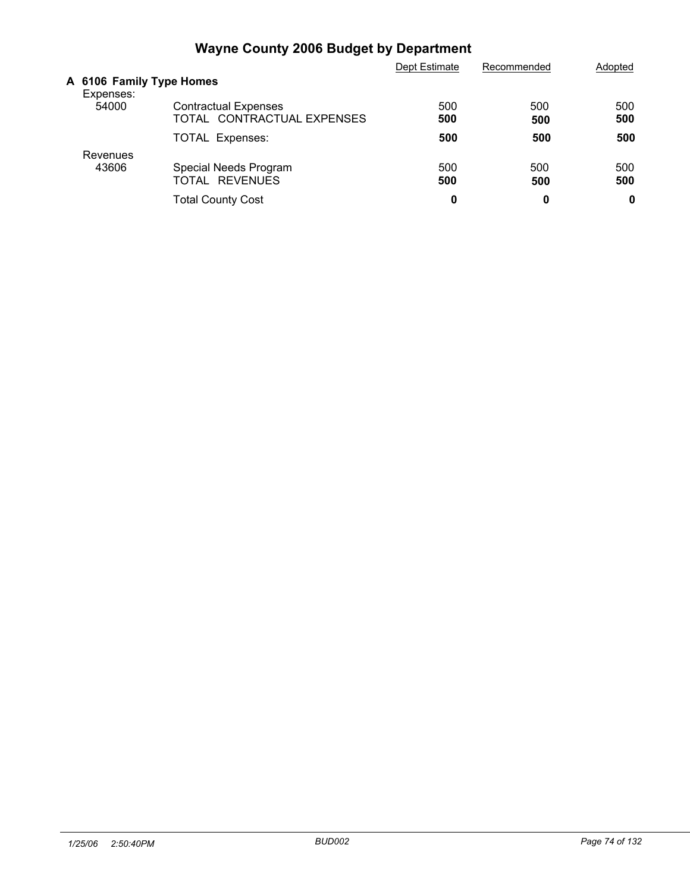# Wayne County 2006 Budget by Department

| | | Dept Estimate | Recommended | Adopted |
|---|---|---|---|---|
| **A 6106 Family Type Homes** | | | | |
| Expenses: | | | | |
| 54000 | Contractual Expenses | 500 | 500 | 500 |
| | TOTAL CONTRACTUAL EXPENSES | **500** | **500** | **500** |
| | TOTAL Expenses: | **500** | **500** | **500** |
| Revenues | | | | |
| 43606 | Special Needs Program | 500 | 500 | 500 |
| | TOTAL REVENUES | **500** | **500** | **500** |
| | Total County Cost | **0** | **0** | **0** |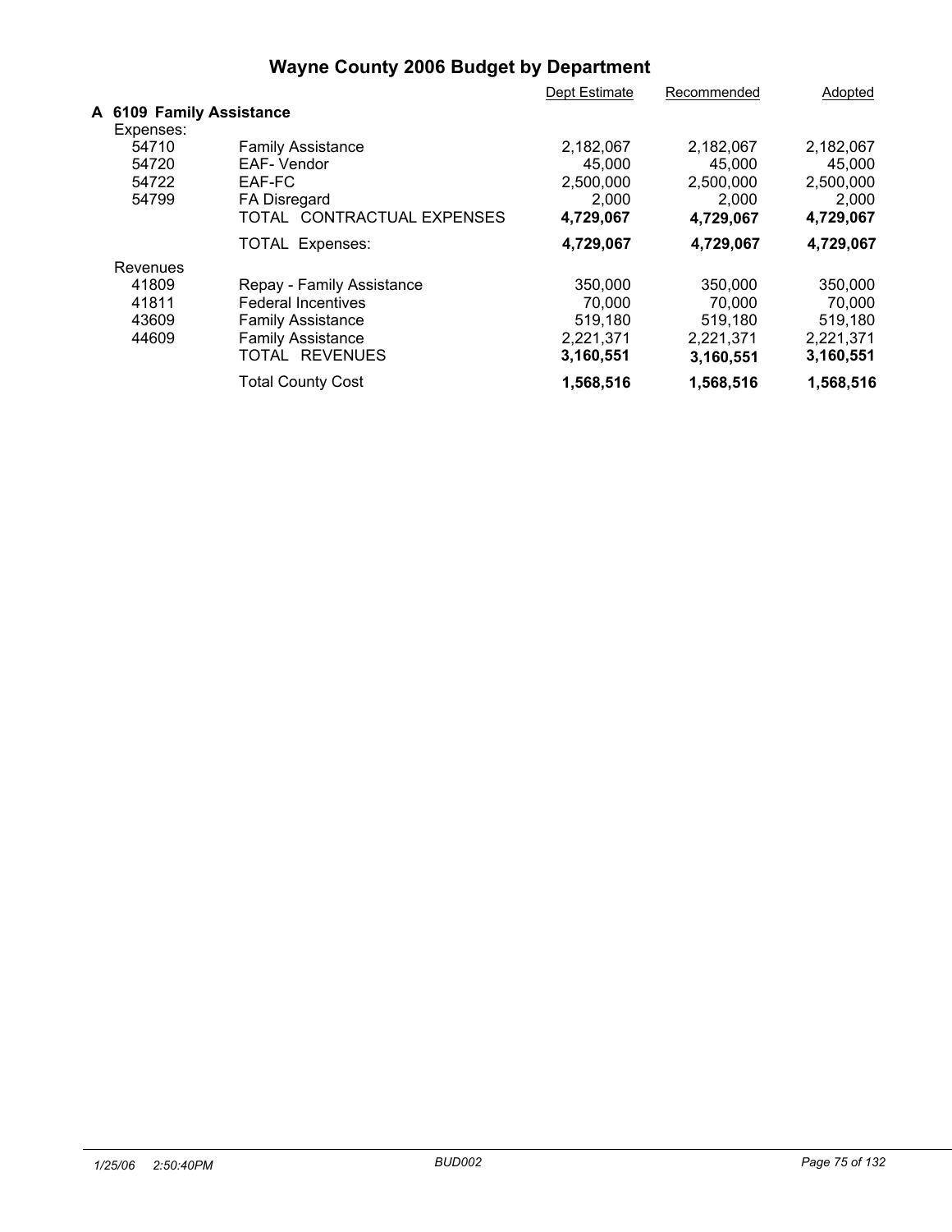# Wayne County 2006 Budget by Department

| | | Dept Estimate | Recommended | Adopted |
|---|---|---|---|---|
| **A 6109 Family Assistance** | | | | |
| Expenses: | | | | |
| 54710 | Family Assistance | 2,182,067 | 2,182,067 | 2,182,067 |
| 54720 | EAF- Vendor | 45,000 | 45,000 | 45,000 |
| 54722 | EAF-FC | 2,500,000 | 2,500,000 | 2,500,000 |
| 54799 | FA Disregard | 2,000 | 2,000 | 2,000 |
| | TOTAL CONTRACTUAL EXPENSES | **4,729,067** | **4,729,067** | **4,729,067** |
| | TOTAL Expenses: | **4,729,067** | **4,729,067** | **4,729,067** |
| Revenues | | | | |
| 41809 | Repay - Family Assistance | 350,000 | 350,000 | 350,000 |
| 41811 | Federal Incentives | 70,000 | 70,000 | 70,000 |
| 43609 | Family Assistance | 519,180 | 519,180 | 519,180 |
| 44609 | Family Assistance | 2,221,371 | 2,221,371 | 2,221,371 |
| | TOTAL REVENUES | **3,160,551** | **3,160,551** | **3,160,551** |
| | Total County Cost | **1,568,516** | **1,568,516** | **1,568,516** |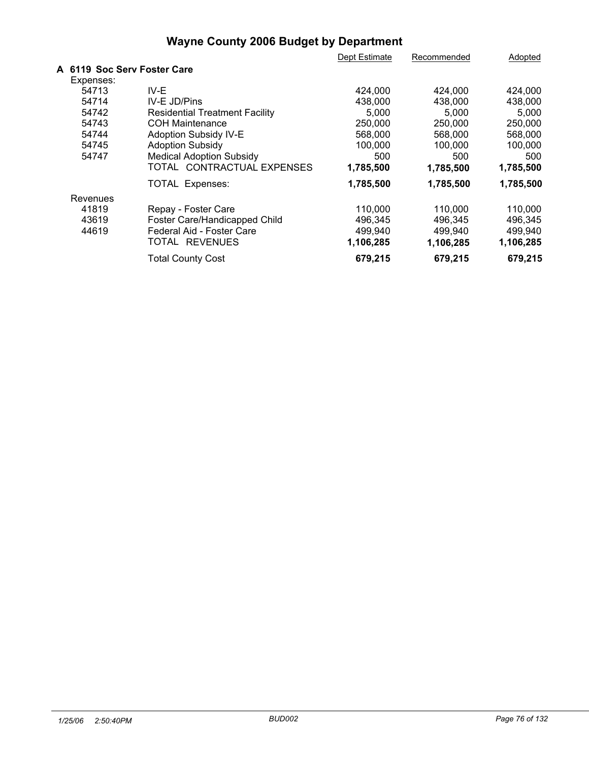# Wayne County 2006 Budget by Department

| | | Dept Estimate | Recommended | Adopted |
|---|---|---|---|---|
| **A 6119 Soc Serv Foster Care** | | | | |
| Expenses: | | | | |
| 54713 | IV-E | 424,000 | 424,000 | 424,000 |
| 54714 | IV-E JD/Pins | 438,000 | 438,000 | 438,000 |
| 54742 | Residential Treatment Facility | 5,000 | 5,000 | 5,000 |
| 54743 | COH Maintenance | 250,000 | 250,000 | 250,000 |
| 54744 | Adoption Subsidy IV-E | 568,000 | 568,000 | 568,000 |
| 54745 | Adoption Subsidy | 100,000 | 100,000 | 100,000 |
| 54747 | Medical Adoption Subsidy | 500 | 500 | 500 |
| | TOTAL CONTRACTUAL EXPENSES | **1,785,500** | **1,785,500** | **1,785,500** |
| | TOTAL Expenses: | **1,785,500** | **1,785,500** | **1,785,500** |
| Revenues | | | | |
| 41819 | Repay - Foster Care | 110,000 | 110,000 | 110,000 |
| 43619 | Foster Care/Handicapped Child | 496,345 | 496,345 | 496,345 |
| 44619 | Federal Aid - Foster Care | 499,940 | 499,940 | 499,940 |
| | TOTAL REVENUES | **1,106,285** | **1,106,285** | **1,106,285** |
| | Total County Cost | **679,215** | **679,215** | **679,215** |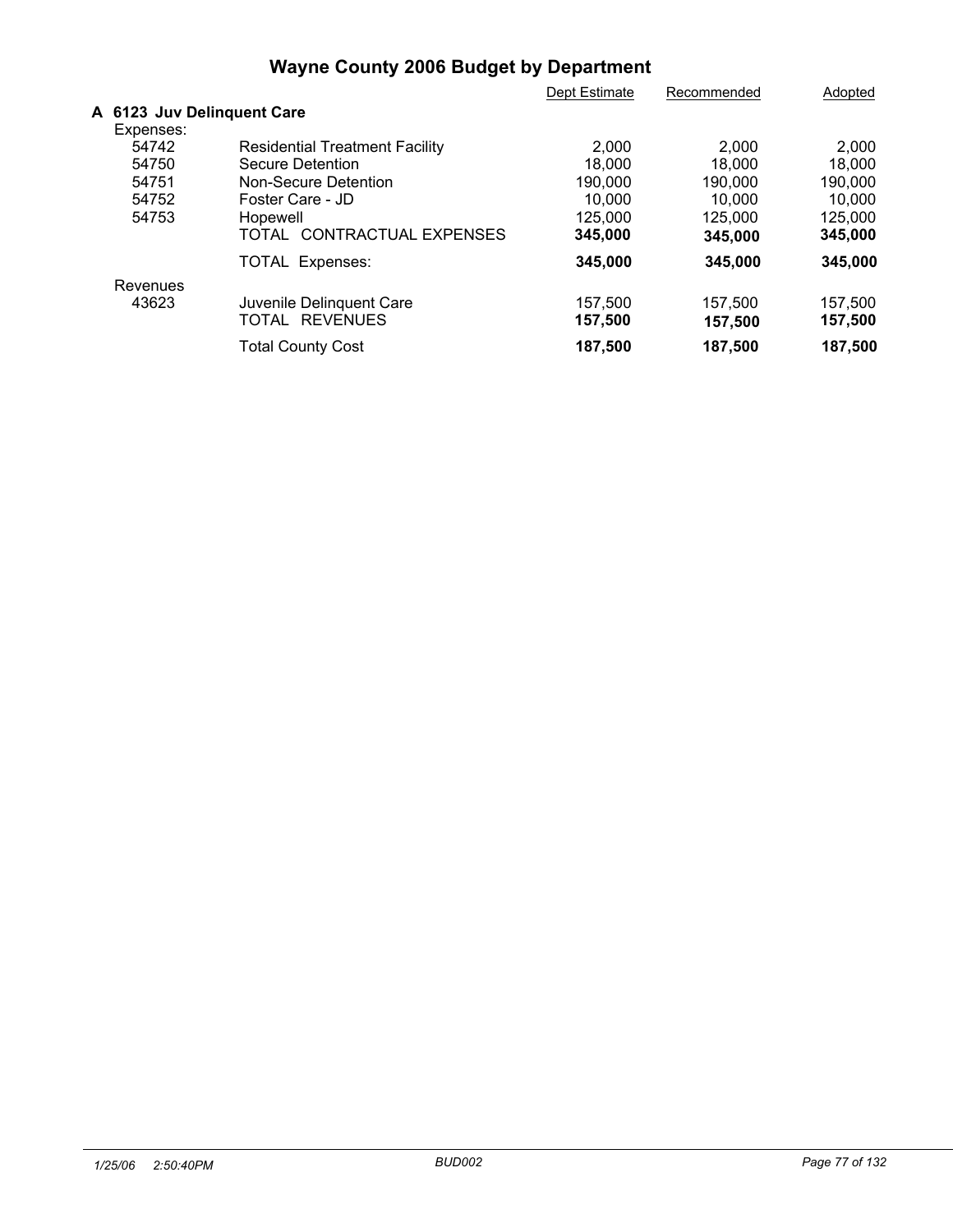# Wayne County 2006 Budget by Department

| | | Dept Estimate | Recommended | Adopted |
|---|---|---|---|---|
| **A 6123 Juv Delinquent Care** | | | | |
| Expenses: | | | | |
| 54742 | Residential Treatment Facility | 2,000 | 2,000 | 2,000 |
| 54750 | Secure Detention | 18,000 | 18,000 | 18,000 |
| 54751 | Non-Secure Detention | 190,000 | 190,000 | 190,000 |
| 54752 | Foster Care - JD | 10,000 | 10,000 | 10,000 |
| 54753 | Hopewell | 125,000 | 125,000 | 125,000 |
| | TOTAL CONTRACTUAL EXPENSES | **345,000** | **345,000** | **345,000** |
| | TOTAL Expenses: | **345,000** | **345,000** | **345,000** |
| Revenues | | | | |
| 43623 | Juvenile Delinquent Care | 157,500 | 157,500 | 157,500 |
| | TOTAL REVENUES | **157,500** | **157,500** | **157,500** |
| | Total County Cost | **187,500** | **187,500** | **187,500** |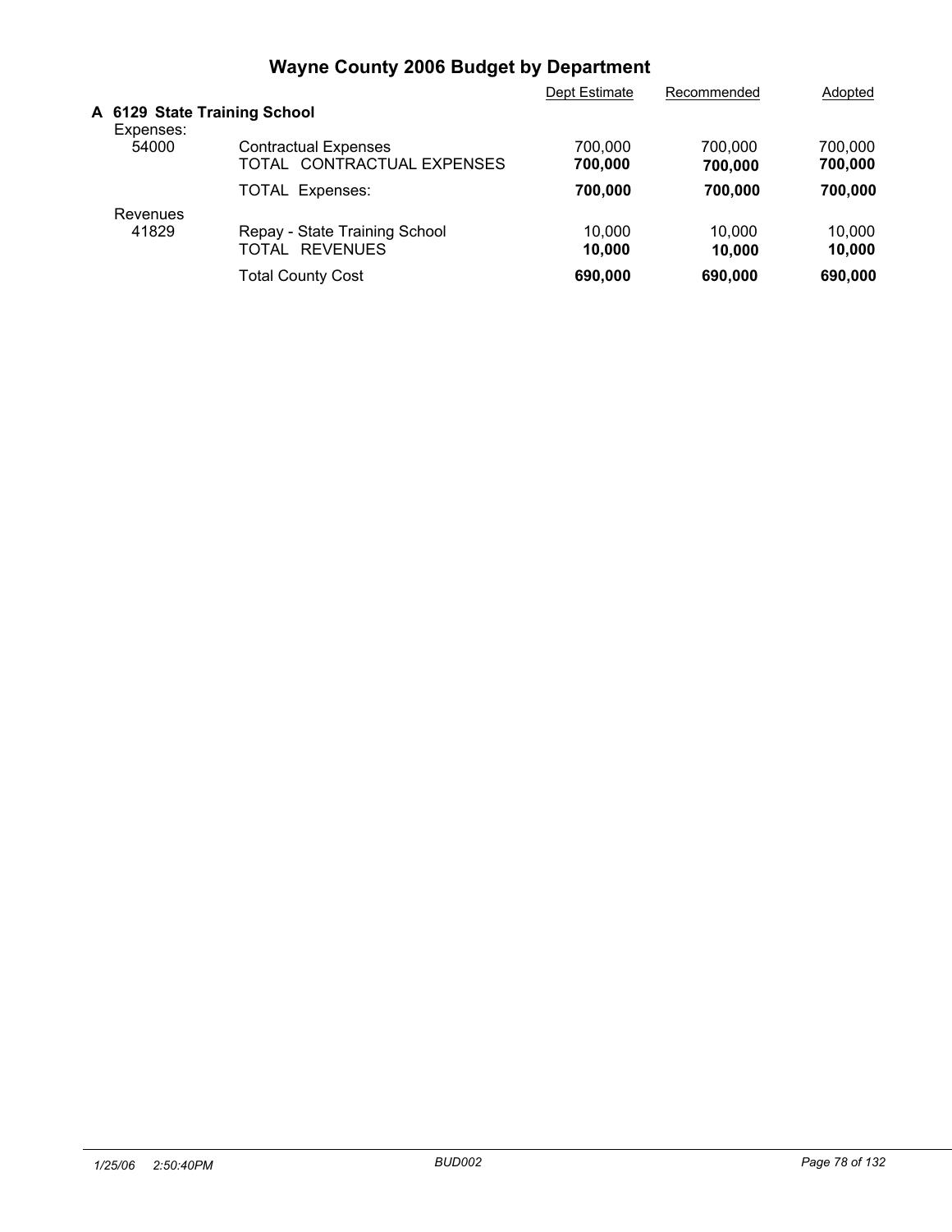# Wayne County 2006 Budget by Department

| | | Dept Estimate | Recommended | Adopted |
|---|---|---|---|---|
| **A 6129 State Training School** | | | | |
| Expenses: | | | | |
| 54000 | Contractual Expenses | 700,000 | 700,000 | 700,000 |
| | TOTAL CONTRACTUAL EXPENSES | **700,000** | **700,000** | **700,000** |
| | TOTAL Expenses: | **700,000** | **700,000** | **700,000** |
| Revenues | | | | |
| 41829 | Repay - State Training School | 10,000 | 10,000 | 10,000 |
| | TOTAL REVENUES | **10,000** | **10,000** | **10,000** |
| | Total County Cost | **690,000** | **690,000** | **690,000** |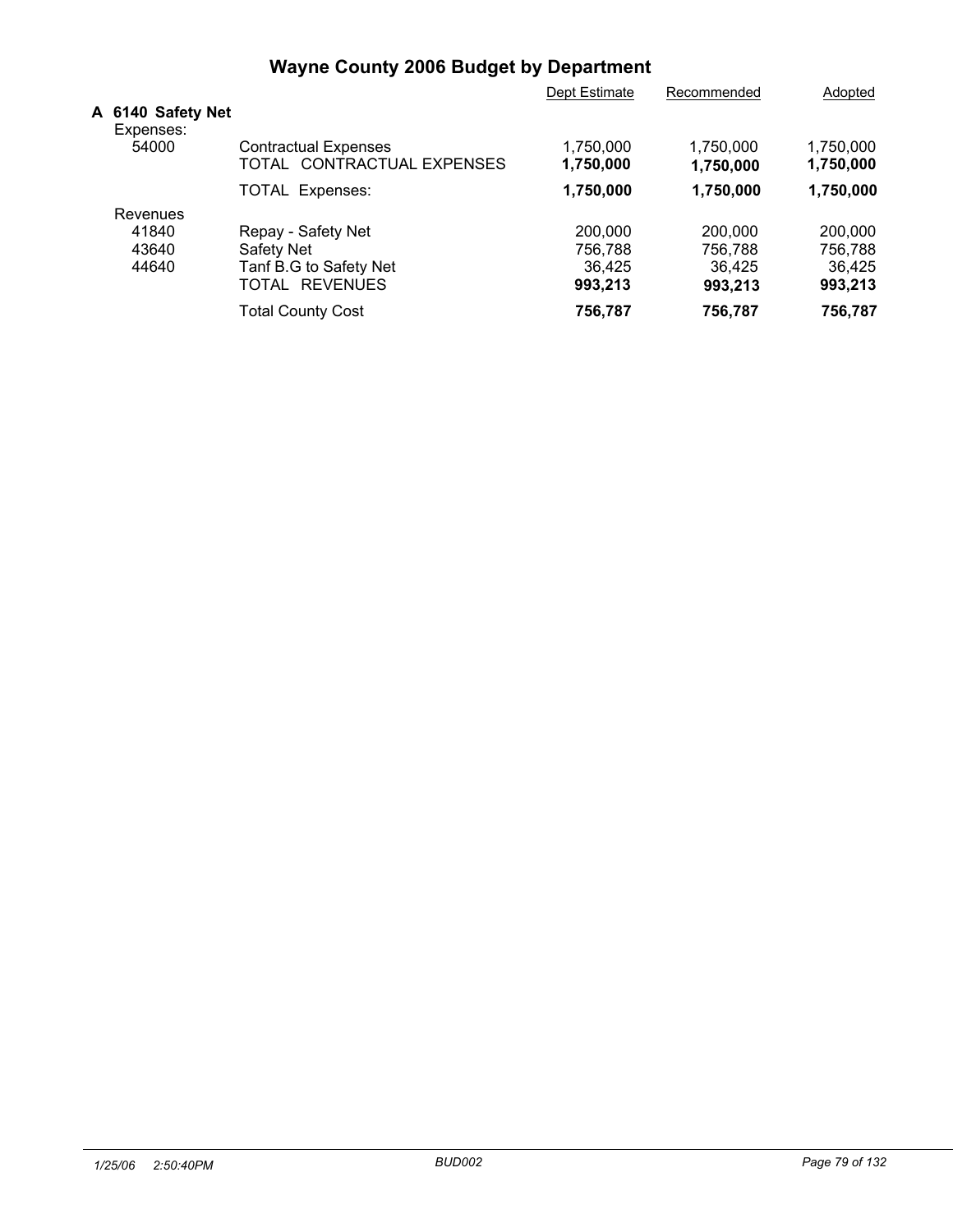# Wayne County 2006 Budget by Department

| | | Dept Estimate | Recommended | Adopted |
|---|---|---|---|---|
| **A 6140 Safety Net** | | | | |
| Expenses: | | | | |
| 54000 | Contractual Expenses | 1,750,000 | 1,750,000 | 1,750,000 |
| | TOTAL CONTRACTUAL EXPENSES | **1,750,000** | **1,750,000** | **1,750,000** |
| | TOTAL Expenses: | **1,750,000** | **1,750,000** | **1,750,000** |
| Revenues | | | | |
| 41840 | Repay - Safety Net | 200,000 | 200,000 | 200,000 |
| 43640 | Safety Net | 756,788 | 756,788 | 756,788 |
| 44640 | Tanf B.G to Safety Net | 36,425 | 36,425 | 36,425 |
| | TOTAL REVENUES | **993,213** | **993,213** | **993,213** |
| | Total County Cost | **756,787** | **756,787** | **756,787** |

*1/25/06 2:50:40PM* BUD002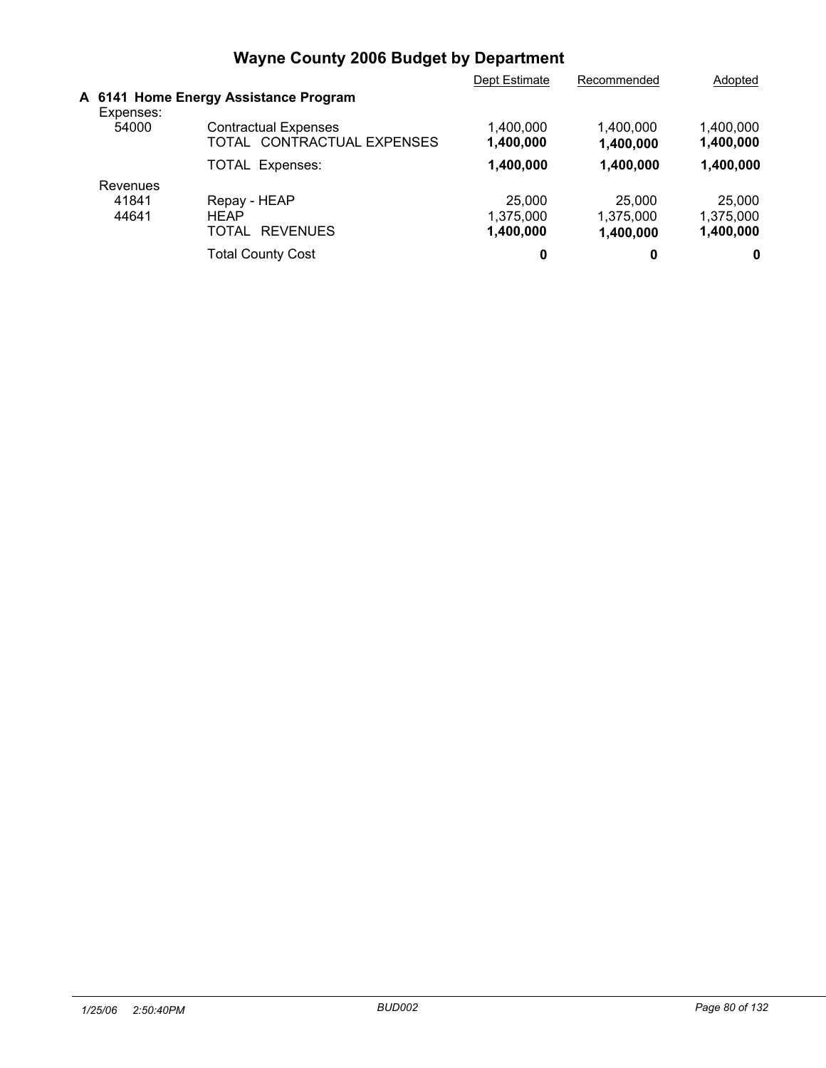# Wayne County 2006 Budget by Department

## A 6141 Home Energy Assistance Program

| | | Dept Estimate | Recommended | Adopted |
|---|---|---|---|---|
| Expenses: | | | | |
| 54000 | Contractual Expenses | 1,400,000 | 1,400,000 | 1,400,000 |
| | **TOTAL CONTRACTUAL EXPENSES** | **1,400,000** | **1,400,000** | **1,400,000** |
| | **TOTAL Expenses:** | **1,400,000** | **1,400,000** | **1,400,000** |
| Revenues | | | | |
| 41841 | Repay - HEAP | 25,000 | 25,000 | 25,000 |
| 44641 | HEAP | 1,375,000 | 1,375,000 | 1,375,000 |
| | **TOTAL REVENUES** | **1,400,000** | **1,400,000** | **1,400,000** |
| | **Total County Cost** | **0** | **0** | **0** |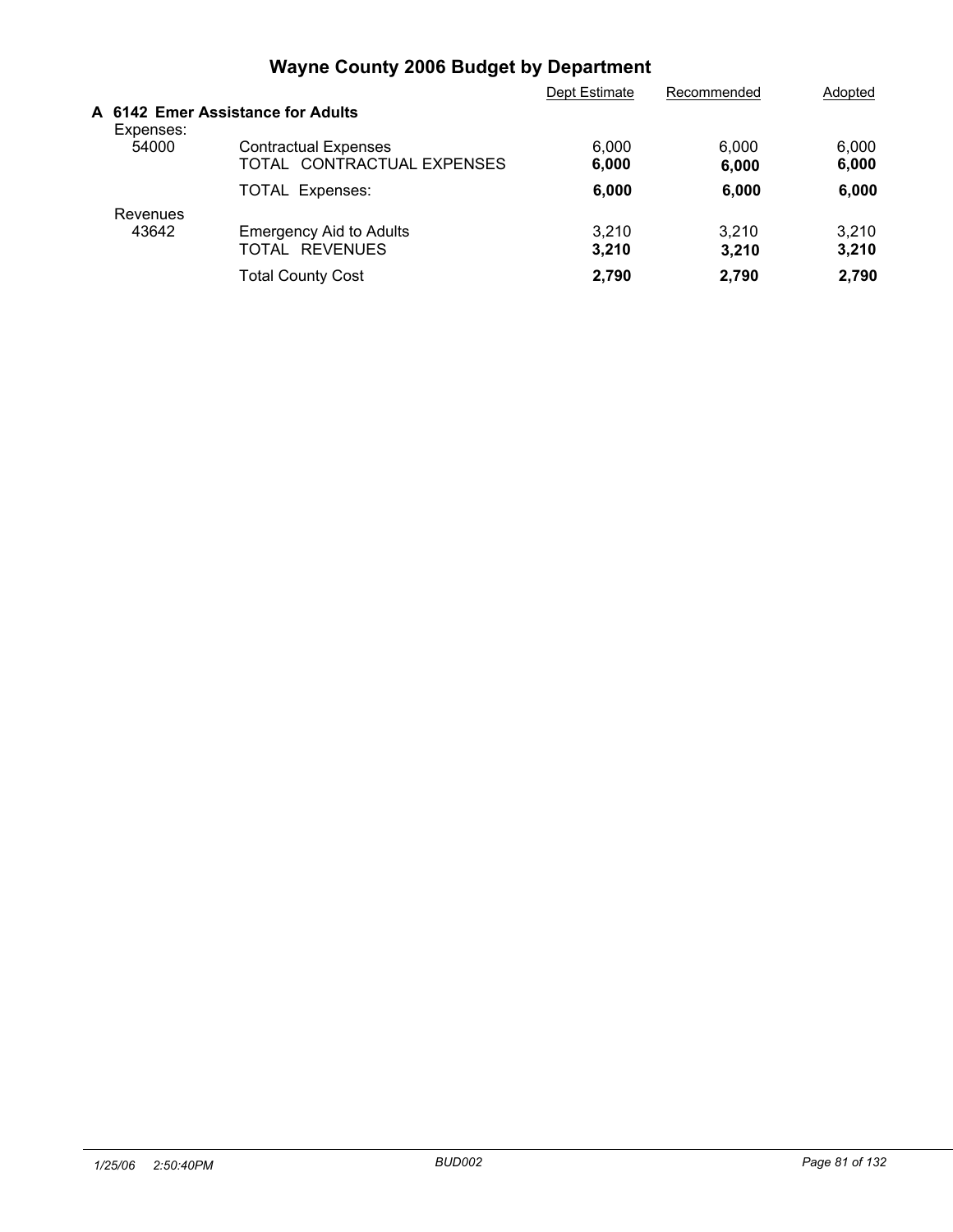# Wayne County 2006 Budget by Department

| | | Dept Estimate | Recommended | Adopted |
|---|---|---|---|---|
| **A 6142 Emer Assistance for Adults** | | | | |
| Expenses: | | | | |
| 54000 | Contractual Expenses | 6,000 | 6,000 | 6,000 |
| | TOTAL CONTRACTUAL EXPENSES | **6,000** | **6,000** | **6,000** |
| | TOTAL Expenses: | **6,000** | **6,000** | **6,000** |
| Revenues | | | | |
| 43642 | Emergency Aid to Adults | 3,210 | 3,210 | 3,210 |
| | TOTAL REVENUES | **3,210** | **3,210** | **3,210** |
| | Total County Cost | **2,790** | **2,790** | **2,790** |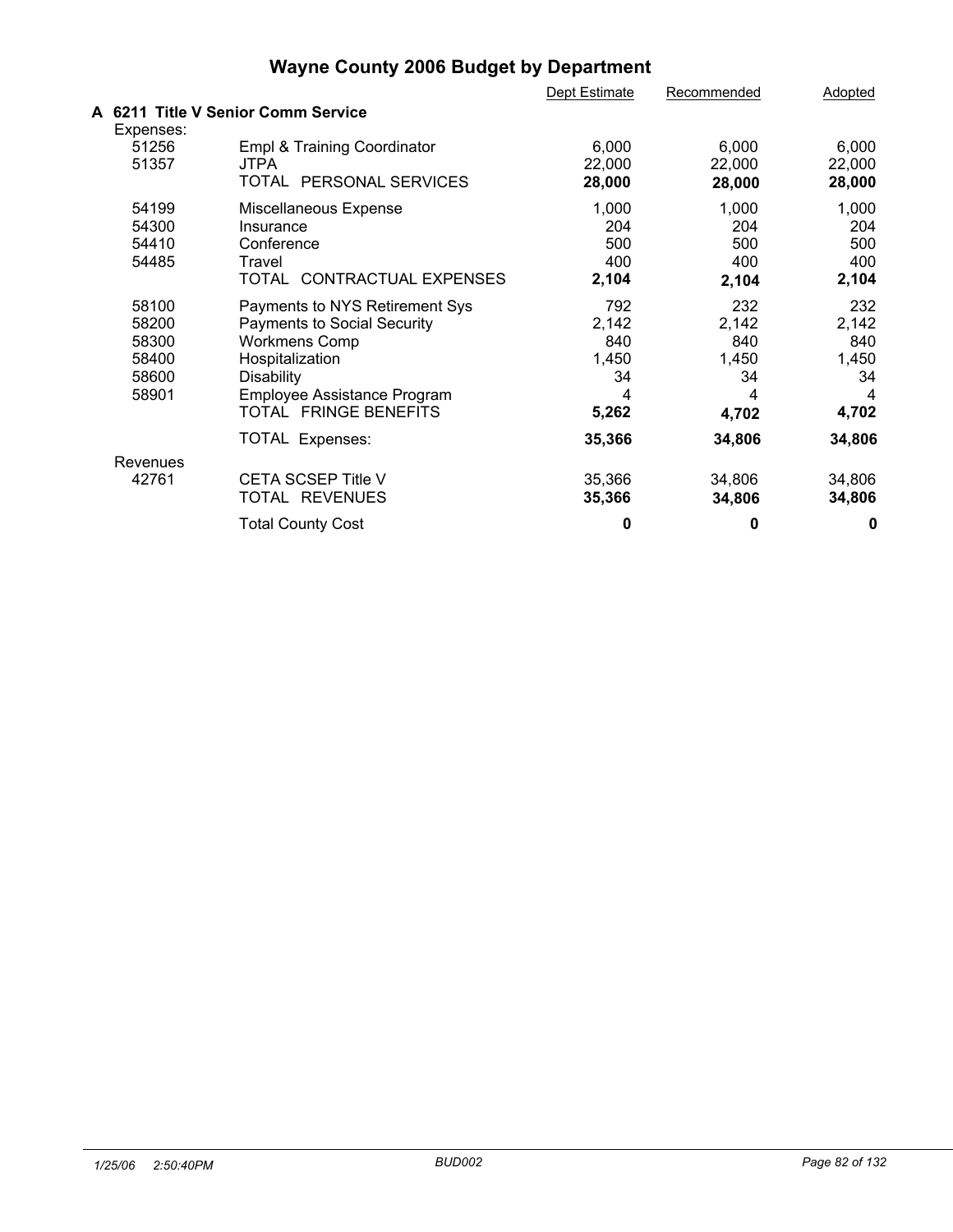# Wayne County 2006 Budget by Department

| | | Dept Estimate | Recommended | Adopted |
|---|---|---|---|---|
| **A 6211 Title V Senior Comm Service** | | | | |
| Expenses: | | | | |
| 51256 | Empl & Training Coordinator | 6,000 | 6,000 | 6,000 |
| 51357 | JTPA | 22,000 | 22,000 | 22,000 |
| | TOTAL PERSONAL SERVICES | **28,000** | **28,000** | **28,000** |
| 54199 | Miscellaneous Expense | 1,000 | 1,000 | 1,000 |
| 54300 | Insurance | 204 | 204 | 204 |
| 54410 | Conference | 500 | 500 | 500 |
| 54485 | Travel | 400 | 400 | 400 |
| | TOTAL CONTRACTUAL EXPENSES | **2,104** | **2,104** | **2,104** |
| 58100 | Payments to NYS Retirement Sys | 792 | 232 | 232 |
| 58200 | Payments to Social Security | 2,142 | 2,142 | 2,142 |
| 58300 | Workmens Comp | 840 | 840 | 840 |
| 58400 | Hospitalization | 1,450 | 1,450 | 1,450 |
| 58600 | Disability | 34 | 34 | 34 |
| 58901 | Employee Assistance Program | 4 | 4 | 4 |
| | TOTAL FRINGE BENEFITS | **5,262** | **4,702** | **4,702** |
| | TOTAL Expenses: | **35,366** | **34,806** | **34,806** |
| Revenues | | | | |
| 42761 | CETA SCSEP Title V | 35,366 | 34,806 | 34,806 |
| | TOTAL REVENUES | **35,366** | **34,806** | **34,806** |
| | Total County Cost | **0** | **0** | **0** |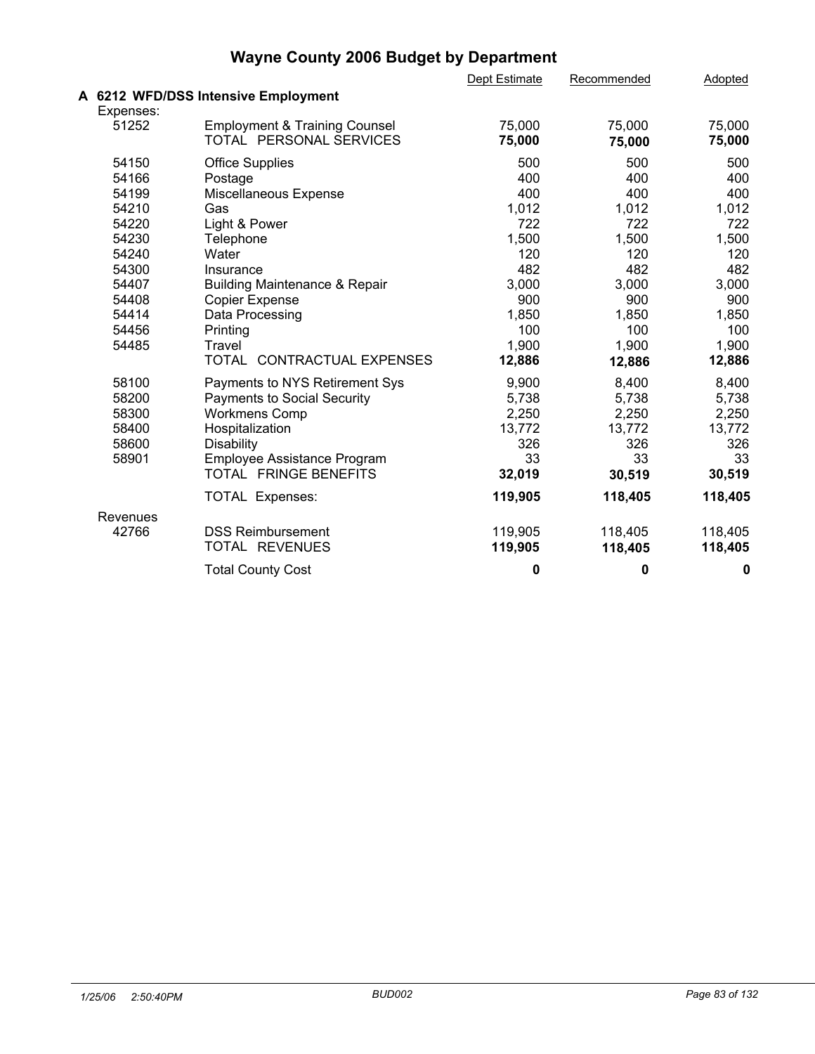# Wayne County 2006 Budget by Department

| | | Dept Estimate | Recommended | Adopted |
|---|---|---|---|---|
| **A 6212 WFD/DSS Intensive Employment** | | | | |
| Expenses: | | | | |
| 51252 | Employment & Training Counsel | 75,000 | 75,000 | 75,000 |
| | TOTAL PERSONAL SERVICES | **75,000** | **75,000** | **75,000** |
| 54150 | Office Supplies | 500 | 500 | 500 |
| 54166 | Postage | 400 | 400 | 400 |
| 54199 | Miscellaneous Expense | 400 | 400 | 400 |
| 54210 | Gas | 1,012 | 1,012 | 1,012 |
| 54220 | Light & Power | 722 | 722 | 722 |
| 54230 | Telephone | 1,500 | 1,500 | 1,500 |
| 54240 | Water | 120 | 120 | 120 |
| 54300 | Insurance | 482 | 482 | 482 |
| 54407 | Building Maintenance & Repair | 3,000 | 3,000 | 3,000 |
| 54408 | Copier Expense | 900 | 900 | 900 |
| 54414 | Data Processing | 1,850 | 1,850 | 1,850 |
| 54456 | Printing | 100 | 100 | 100 |
| 54485 | Travel | 1,900 | 1,900 | 1,900 |
| | TOTAL CONTRACTUAL EXPENSES | **12,886** | **12,886** | **12,886** |
| 58100 | Payments to NYS Retirement Sys | 9,900 | 8,400 | 8,400 |
| 58200 | Payments to Social Security | 5,738 | 5,738 | 5,738 |
| 58300 | Workmens Comp | 2,250 | 2,250 | 2,250 |
| 58400 | Hospitalization | 13,772 | 13,772 | 13,772 |
| 58600 | Disability | 326 | 326 | 326 |
| 58901 | Employee Assistance Program | 33 | 33 | 33 |
| | TOTAL FRINGE BENEFITS | **32,019** | **30,519** | **30,519** |
| | TOTAL Expenses: | **119,905** | **118,405** | **118,405** |
| Revenues | | | | |
| 42766 | DSS Reimbursement | 119,905 | 118,405 | 118,405 |
| | TOTAL REVENUES | **119,905** | **118,405** | **118,405** |
| | Total County Cost | **0** | **0** | **0** |

*1/25/06 2:50:40PM* BUD002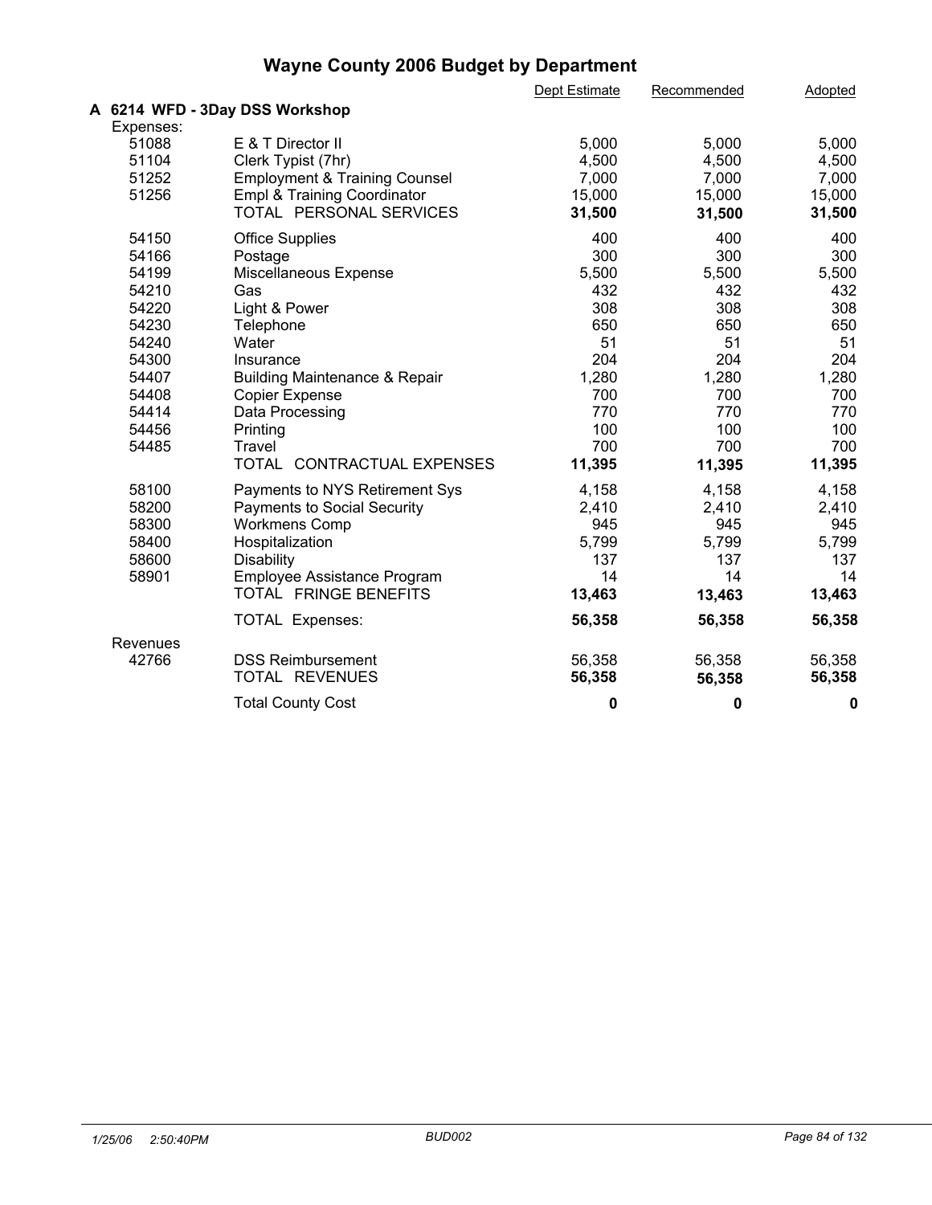# Wayne County 2006 Budget by Department

| | | Dept Estimate | Recommended | Adopted |
|---|---|---|---|---|
| **A 6214 WFD - 3Day DSS Workshop** | | | | |
| Expenses: | | | | |
| 51088 | E & T Director II | 5,000 | 5,000 | 5,000 |
| 51104 | Clerk Typist (7hr) | 4,500 | 4,500 | 4,500 |
| 51252 | Employment & Training Counsel | 7,000 | 7,000 | 7,000 |
| 51256 | Empl & Training Coordinator | 15,000 | 15,000 | 15,000 |
| | TOTAL PERSONAL SERVICES | **31,500** | **31,500** | **31,500** |
| 54150 | Office Supplies | 400 | 400 | 400 |
| 54166 | Postage | 300 | 300 | 300 |
| 54199 | Miscellaneous Expense | 5,500 | 5,500 | 5,500 |
| 54210 | Gas | 432 | 432 | 432 |
| 54220 | Light & Power | 308 | 308 | 308 |
| 54230 | Telephone | 650 | 650 | 650 |
| 54240 | Water | 51 | 51 | 51 |
| 54300 | Insurance | 204 | 204 | 204 |
| 54407 | Building Maintenance & Repair | 1,280 | 1,280 | 1,280 |
| 54408 | Copier Expense | 700 | 700 | 700 |
| 54414 | Data Processing | 770 | 770 | 770 |
| 54456 | Printing | 100 | 100 | 100 |
| 54485 | Travel | 700 | 700 | 700 |
| | TOTAL CONTRACTUAL EXPENSES | **11,395** | **11,395** | **11,395** |
| 58100 | Payments to NYS Retirement Sys | 4,158 | 4,158 | 4,158 |
| 58200 | Payments to Social Security | 2,410 | 2,410 | 2,410 |
| 58300 | Workmens Comp | 945 | 945 | 945 |
| 58400 | Hospitalization | 5,799 | 5,799 | 5,799 |
| 58600 | Disability | 137 | 137 | 137 |
| 58901 | Employee Assistance Program | 14 | 14 | 14 |
| | TOTAL FRINGE BENEFITS | **13,463** | **13,463** | **13,463** |
| | TOTAL Expenses: | **56,358** | **56,358** | **56,358** |
| Revenues | | | | |
| 42766 | DSS Reimbursement | 56,358 | 56,358 | 56,358 |
| | TOTAL REVENUES | **56,358** | **56,358** | **56,358** |
| | Total County Cost | **0** | **0** | **0** |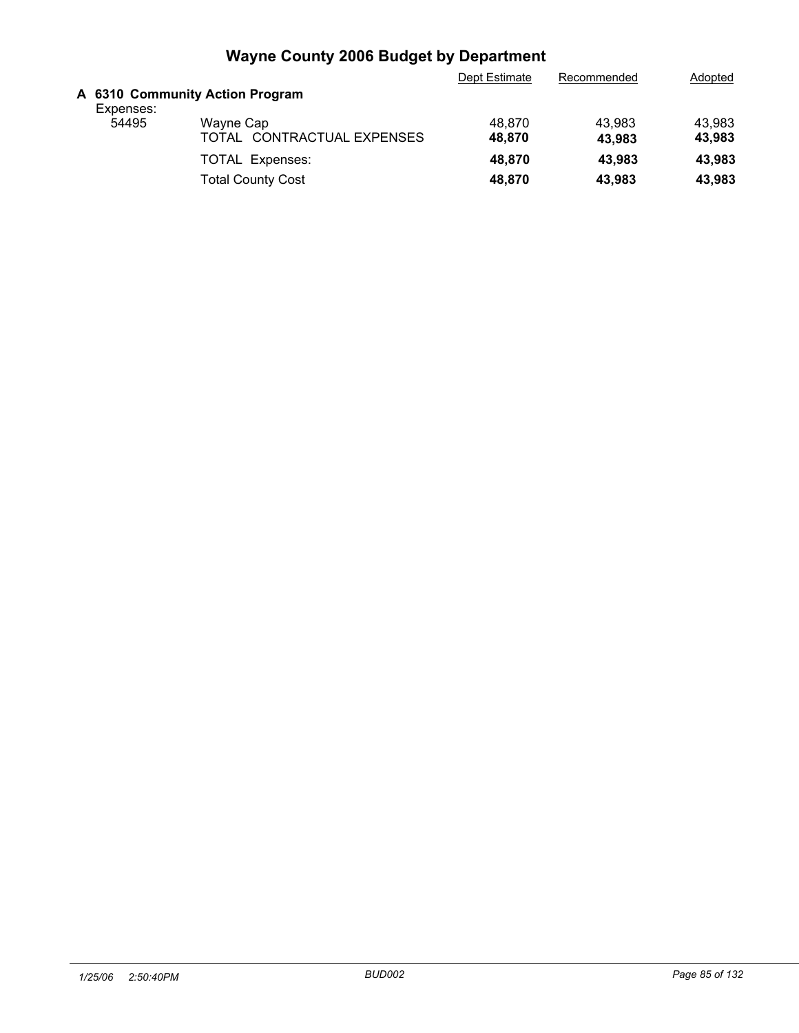# Wayne County 2006 Budget by Department

| | | Dept Estimate | Recommended | Adopted |
|---|---|---|---|---|
| **A 6310 Community Action Program** | | | | |
| Expenses: | | | | |
| 54495 | Wayne Cap | 48,870 | 43,983 | 43,983 |
| | TOTAL CONTRACTUAL EXPENSES | **48,870** | **43,983** | **43,983** |
| | TOTAL Expenses: | **48,870** | **43,983** | **43,983** |
| | Total County Cost | **48,870** | **43,983** | **43,983** |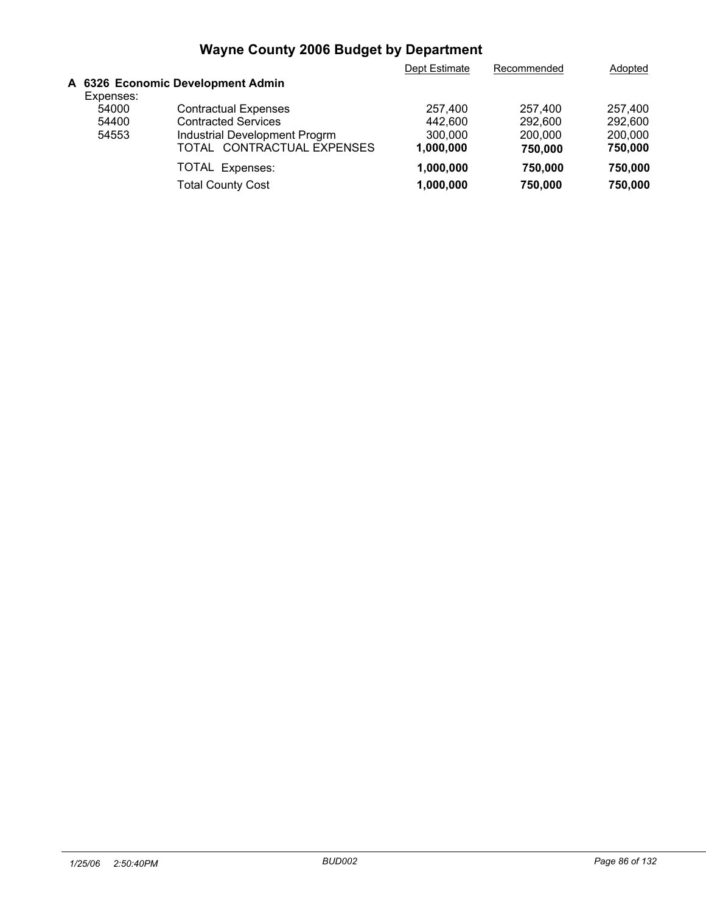# Wayne County 2006 Budget by Department

| | | Dept Estimate | Recommended | Adopted |
|---|---|---|---|---|
| **A 6326 Economic Development Admin** | | | | |
| Expenses: | | | | |
| 54000 | Contractual Expenses | 257,400 | 257,400 | 257,400 |
| 54400 | Contracted Services | 442,600 | 292,600 | 292,600 |
| 54553 | Industrial Development Progrm | 300,000 | 200,000 | 200,000 |
| | TOTAL CONTRACTUAL EXPENSES | **1,000,000** | **750,000** | **750,000** |
| | TOTAL Expenses: | **1,000,000** | **750,000** | **750,000** |
| | Total County Cost | **1,000,000** | **750,000** | **750,000** |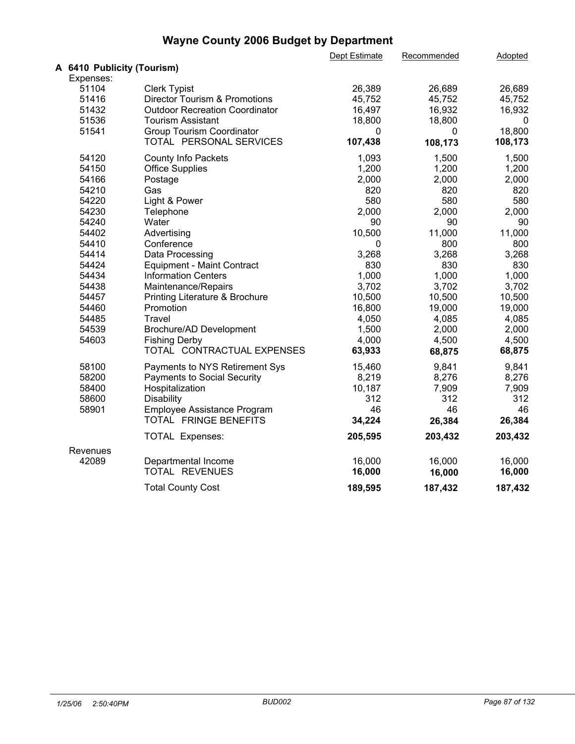# Wayne County 2006 Budget by Department

| | | Dept Estimate | Recommended | Adopted |
|---|---|---|---|---|
| **A 6410 Publicity (Tourism)** | | | | |
| Expenses: | | | | |
| 51104 | Clerk Typist | 26,389 | 26,689 | 26,689 |
| 51416 | Director Tourism & Promotions | 45,752 | 45,752 | 45,752 |
| 51432 | Outdoor Recreation Coordinator | 16,497 | 16,932 | 16,932 |
| 51536 | Tourism Assistant | 18,800 | 18,800 | 0 |
| 51541 | Group Tourism Coordinator | 0 | 0 | 18,800 |
| | TOTAL PERSONAL SERVICES | **107,438** | **108,173** | **108,173** |
| 54120 | County Info Packets | 1,093 | 1,500 | 1,500 |
| 54150 | Office Supplies | 1,200 | 1,200 | 1,200 |
| 54166 | Postage | 2,000 | 2,000 | 2,000 |
| 54210 | Gas | 820 | 820 | 820 |
| 54220 | Light & Power | 580 | 580 | 580 |
| 54230 | Telephone | 2,000 | 2,000 | 2,000 |
| 54240 | Water | 90 | 90 | 90 |
| 54402 | Advertising | 10,500 | 11,000 | 11,000 |
| 54410 | Conference | 0 | 800 | 800 |
| 54414 | Data Processing | 3,268 | 3,268 | 3,268 |
| 54424 | Equipment - Maint Contract | 830 | 830 | 830 |
| 54434 | Information Centers | 1,000 | 1,000 | 1,000 |
| 54438 | Maintenance/Repairs | 3,702 | 3,702 | 3,702 |
| 54457 | Printing Literature & Brochure | 10,500 | 10,500 | 10,500 |
| 54460 | Promotion | 16,800 | 19,000 | 19,000 |
| 54485 | Travel | 4,050 | 4,085 | 4,085 |
| 54539 | Brochure/AD Development | 1,500 | 2,000 | 2,000 |
| 54603 | Fishing Derby | 4,000 | 4,500 | 4,500 |
| | TOTAL CONTRACTUAL EXPENSES | **63,933** | **68,875** | **68,875** |
| 58100 | Payments to NYS Retirement Sys | 15,460 | 9,841 | 9,841 |
| 58200 | Payments to Social Security | 8,219 | 8,276 | 8,276 |
| 58400 | Hospitalization | 10,187 | 7,909 | 7,909 |
| 58600 | Disability | 312 | 312 | 312 |
| 58901 | Employee Assistance Program | 46 | 46 | 46 |
| | TOTAL FRINGE BENEFITS | **34,224** | **26,384** | **26,384** |
| | TOTAL Expenses: | **205,595** | **203,432** | **203,432** |
| Revenues | | | | |
| 42089 | Departmental Income | 16,000 | 16,000 | 16,000 |
| | TOTAL REVENUES | **16,000** | **16,000** | **16,000** |
| | Total County Cost | **189,595** | **187,432** | **187,432** |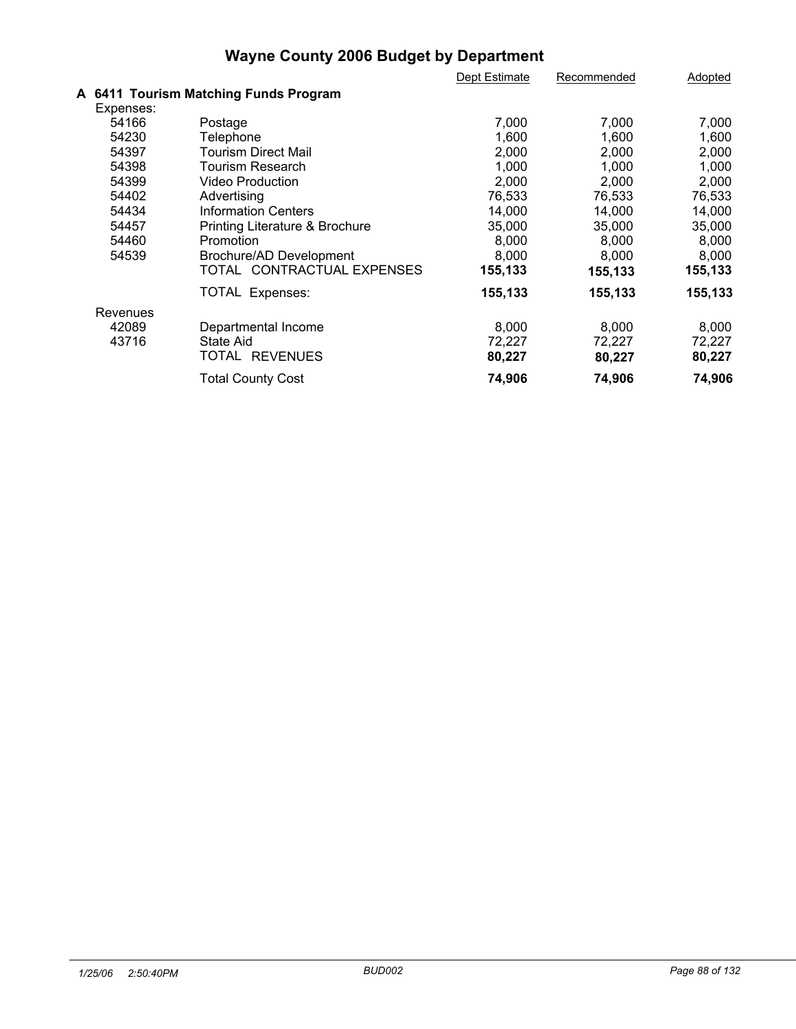# Wayne County 2006 Budget by Department

| | | Dept Estimate | Recommended | Adopted |
|---|---|---|---|---|
| **A 6411 Tourism Matching Funds Program** | | | | |
| Expenses: | | | | |
| 54166 | Postage | 7,000 | 7,000 | 7,000 |
| 54230 | Telephone | 1,600 | 1,600 | 1,600 |
| 54397 | Tourism Direct Mail | 2,000 | 2,000 | 2,000 |
| 54398 | Tourism Research | 1,000 | 1,000 | 1,000 |
| 54399 | Video Production | 2,000 | 2,000 | 2,000 |
| 54402 | Advertising | 76,533 | 76,533 | 76,533 |
| 54434 | Information Centers | 14,000 | 14,000 | 14,000 |
| 54457 | Printing Literature & Brochure | 35,000 | 35,000 | 35,000 |
| 54460 | Promotion | 8,000 | 8,000 | 8,000 |
| 54539 | Brochure/AD Development | 8,000 | 8,000 | 8,000 |
| | TOTAL CONTRACTUAL EXPENSES | **155,133** | **155,133** | **155,133** |
| | TOTAL Expenses: | **155,133** | **155,133** | **155,133** |
| Revenues | | | | |
| 42089 | Departmental Income | 8,000 | 8,000 | 8,000 |
| 43716 | State Aid | 72,227 | 72,227 | 72,227 |
| | TOTAL REVENUES | **80,227** | **80,227** | **80,227** |
| | Total County Cost | **74,906** | **74,906** | **74,906** |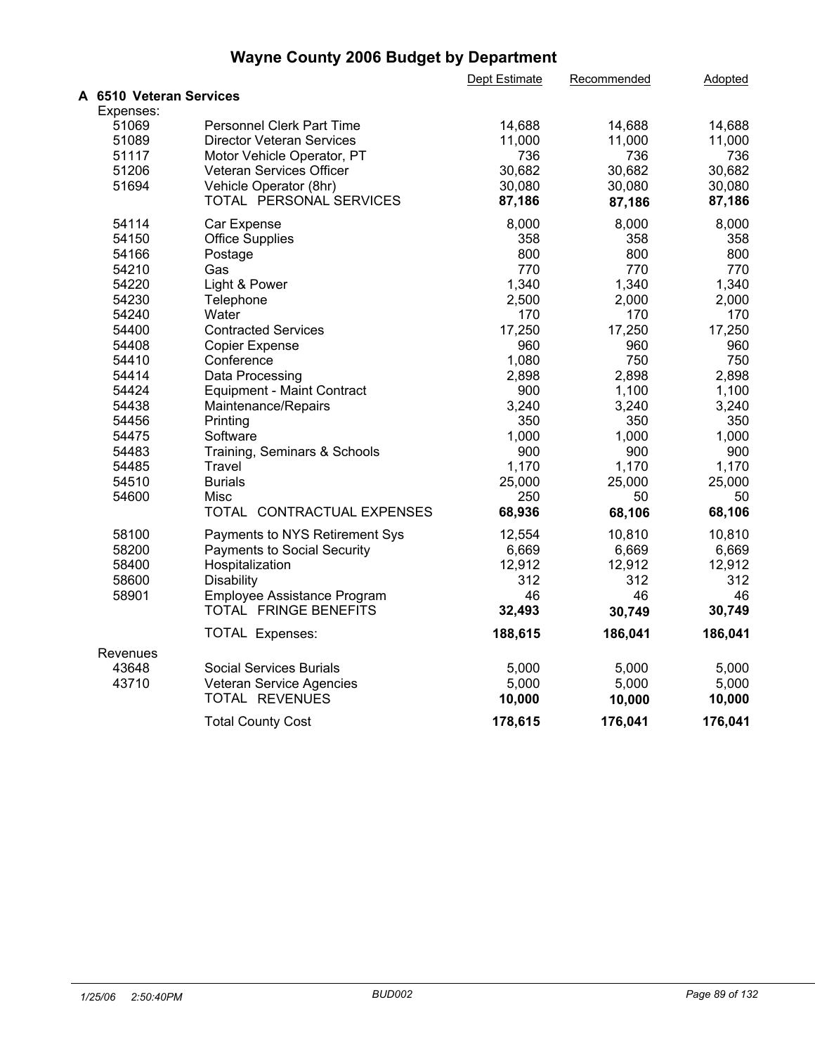# Wayne County 2006 Budget by Department

| | | Dept Estimate | Recommended | Adopted |
|---|---|---|---|---|
| **A 6510 Veteran Services** | | | | |
| Expenses: | | | | |
| 51069 | Personnel Clerk Part Time | 14,688 | 14,688 | 14,688 |
| 51089 | Director Veteran Services | 11,000 | 11,000 | 11,000 |
| 51117 | Motor Vehicle Operator, PT | 736 | 736 | 736 |
| 51206 | Veteran Services Officer | 30,682 | 30,682 | 30,682 |
| 51694 | Vehicle Operator (8hr) | 30,080 | 30,080 | 30,080 |
| | TOTAL PERSONAL SERVICES | **87,186** | **87,186** | **87,186** |
| 54114 | Car Expense | 8,000 | 8,000 | 8,000 |
| 54150 | Office Supplies | 358 | 358 | 358 |
| 54166 | Postage | 800 | 800 | 800 |
| 54210 | Gas | 770 | 770 | 770 |
| 54220 | Light & Power | 1,340 | 1,340 | 1,340 |
| 54230 | Telephone | 2,500 | 2,000 | 2,000 |
| 54240 | Water | 170 | 170 | 170 |
| 54400 | Contracted Services | 17,250 | 17,250 | 17,250 |
| 54408 | Copier Expense | 960 | 960 | 960 |
| 54410 | Conference | 1,080 | 750 | 750 |
| 54414 | Data Processing | 2,898 | 2,898 | 2,898 |
| 54424 | Equipment - Maint Contract | 900 | 1,100 | 1,100 |
| 54438 | Maintenance/Repairs | 3,240 | 3,240 | 3,240 |
| 54456 | Printing | 350 | 350 | 350 |
| 54475 | Software | 1,000 | 1,000 | 1,000 |
| 54483 | Training, Seminars & Schools | 900 | 900 | 900 |
| 54485 | Travel | 1,170 | 1,170 | 1,170 |
| 54510 | Burials | 25,000 | 25,000 | 25,000 |
| 54600 | Misc | 250 | 50 | 50 |
| | TOTAL CONTRACTUAL EXPENSES | **68,936** | **68,106** | **68,106** |
| 58100 | Payments to NYS Retirement Sys | 12,554 | 10,810 | 10,810 |
| 58200 | Payments to Social Security | 6,669 | 6,669 | 6,669 |
| 58400 | Hospitalization | 12,912 | 12,912 | 12,912 |
| 58600 | Disability | 312 | 312 | 312 |
| 58901 | Employee Assistance Program | 46 | 46 | 46 |
| | TOTAL FRINGE BENEFITS | **32,493** | **30,749** | **30,749** |
| | TOTAL Expenses: | **188,615** | **186,041** | **186,041** |
| Revenues | | | | |
| 43648 | Social Services Burials | 5,000 | 5,000 | 5,000 |
| 43710 | Veteran Service Agencies | 5,000 | 5,000 | 5,000 |
| | TOTAL REVENUES | **10,000** | **10,000** | **10,000** |
| | Total County Cost | **178,615** | **176,041** | **176,041** |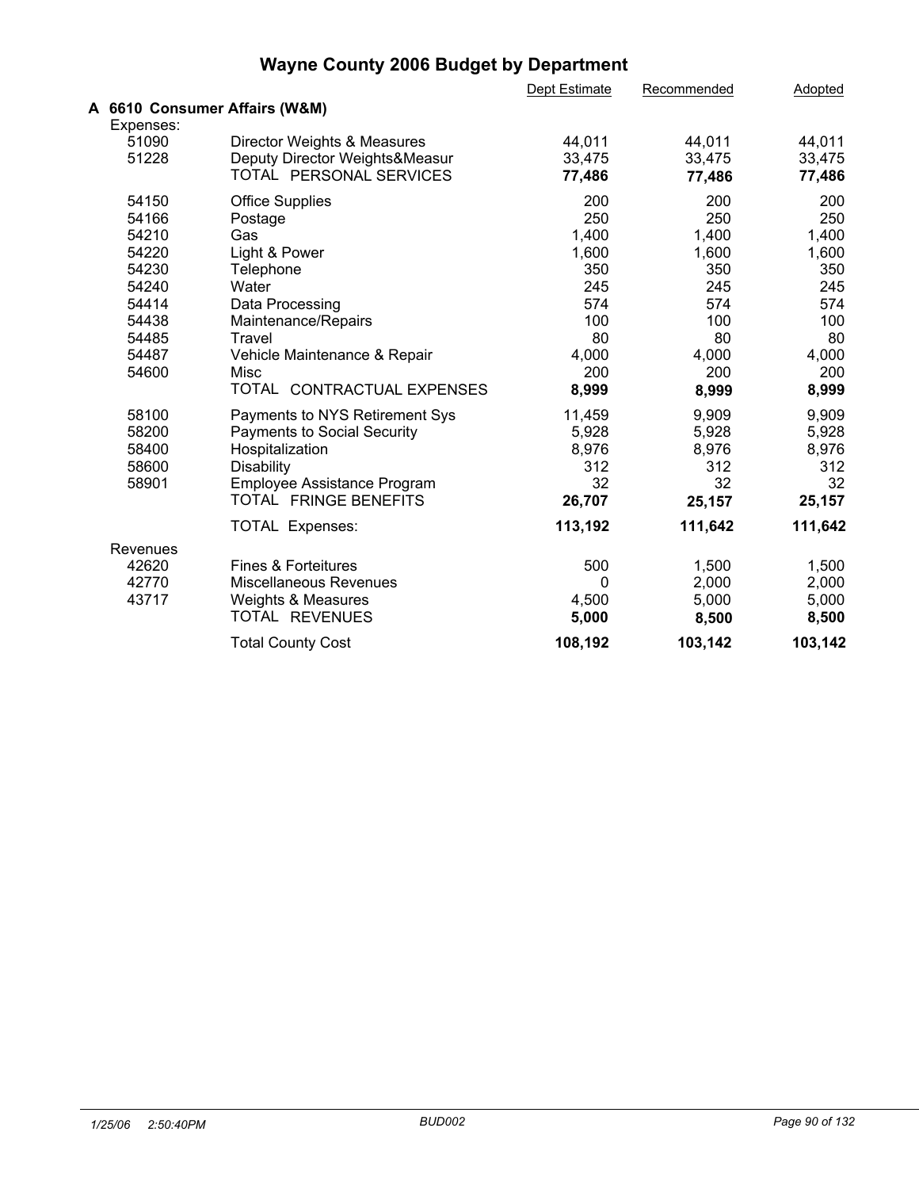# Wayne County 2006 Budget by Department

| | | Dept Estimate | Recommended | Adopted |
|---|---|---|---|---|
| **A 6610 Consumer Affairs (W&M)** | | | | |
| Expenses: | | | | |
| 51090 | Director Weights & Measures | 44,011 | 44,011 | 44,011 |
| 51228 | Deputy Director Weights&Measur | 33,475 | 33,475 | 33,475 |
| | TOTAL PERSONAL SERVICES | **77,486** | **77,486** | **77,486** |
| 54150 | Office Supplies | 200 | 200 | 200 |
| 54166 | Postage | 250 | 250 | 250 |
| 54210 | Gas | 1,400 | 1,400 | 1,400 |
| 54220 | Light & Power | 1,600 | 1,600 | 1,600 |
| 54230 | Telephone | 350 | 350 | 350 |
| 54240 | Water | 245 | 245 | 245 |
| 54414 | Data Processing | 574 | 574 | 574 |
| 54438 | Maintenance/Repairs | 100 | 100 | 100 |
| 54485 | Travel | 80 | 80 | 80 |
| 54487 | Vehicle Maintenance & Repair | 4,000 | 4,000 | 4,000 |
| 54600 | Misc | 200 | 200 | 200 |
| | TOTAL CONTRACTUAL EXPENSES | **8,999** | **8,999** | **8,999** |
| 58100 | Payments to NYS Retirement Sys | 11,459 | 9,909 | 9,909 |
| 58200 | Payments to Social Security | 5,928 | 5,928 | 5,928 |
| 58400 | Hospitalization | 8,976 | 8,976 | 8,976 |
| 58600 | Disability | 312 | 312 | 312 |
| 58901 | Employee Assistance Program | 32 | 32 | 32 |
| | TOTAL FRINGE BENEFITS | **26,707** | **25,157** | **25,157** |
| | TOTAL Expenses: | **113,192** | **111,642** | **111,642** |
| Revenues | | | | |
| 42620 | Fines & Forteitures | 500 | 1,500 | 1,500 |
| 42770 | Miscellaneous Revenues | 0 | 2,000 | 2,000 |
| 43717 | Weights & Measures | 4,500 | 5,000 | 5,000 |
| | TOTAL REVENUES | **5,000** | **8,500** | **8,500** |
| | Total County Cost | **108,192** | **103,142** | **103,142** |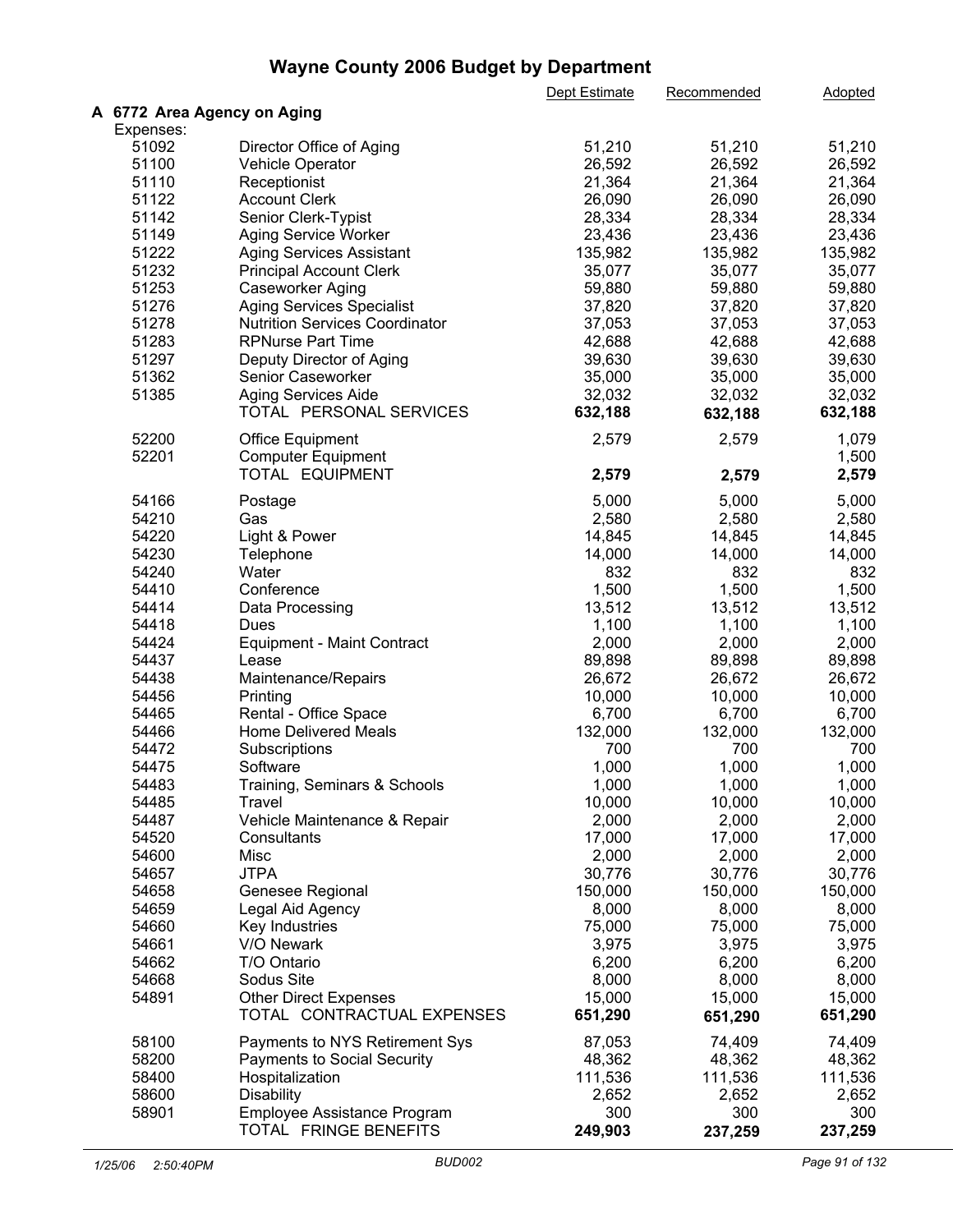# Wayne County 2006 Budget by Department

| | | Dept Estimate | Recommended | Adopted |
|---|---|---|---|---|
| **A 6772 Area Agency on Aging** | | | | |
| Expenses: | | | | |
| 51092 | Director Office of Aging | 51,210 | 51,210 | 51,210 |
| 51100 | Vehicle Operator | 26,592 | 26,592 | 26,592 |
| 51110 | Receptionist | 21,364 | 21,364 | 21,364 |
| 51122 | Account Clerk | 26,090 | 26,090 | 26,090 |
| 51142 | Senior Clerk-Typist | 28,334 | 28,334 | 28,334 |
| 51149 | Aging Service Worker | 23,436 | 23,436 | 23,436 |
| 51222 | Aging Services Assistant | 135,982 | 135,982 | 135,982 |
| 51232 | Principal Account Clerk | 35,077 | 35,077 | 35,077 |
| 51253 | Caseworker Aging | 59,880 | 59,880 | 59,880 |
| 51276 | Aging Services Specialist | 37,820 | 37,820 | 37,820 |
| 51278 | Nutrition Services Coordinator | 37,053 | 37,053 | 37,053 |
| 51283 | RPNurse Part Time | 42,688 | 42,688 | 42,688 |
| 51297 | Deputy Director of Aging | 39,630 | 39,630 | 39,630 |
| 51362 | Senior Caseworker | 35,000 | 35,000 | 35,000 |
| 51385 | Aging Services Aide | 32,032 | 32,032 | 32,032 |
| | TOTAL PERSONAL SERVICES | **632,188** | **632,188** | **632,188** |
| 52200 | Office Equipment | 2,579 | 2,579 | 1,079 |
| 52201 | Computer Equipment | | | 1,500 |
| | TOTAL EQUIPMENT | **2,579** | **2,579** | **2,579** |
| 54166 | Postage | 5,000 | 5,000 | 5,000 |
| 54210 | Gas | 2,580 | 2,580 | 2,580 |
| 54220 | Light & Power | 14,845 | 14,845 | 14,845 |
| 54230 | Telephone | 14,000 | 14,000 | 14,000 |
| 54240 | Water | 832 | 832 | 832 |
| 54410 | Conference | 1,500 | 1,500 | 1,500 |
| 54414 | Data Processing | 13,512 | 13,512 | 13,512 |
| 54418 | Dues | 1,100 | 1,100 | 1,100 |
| 54424 | Equipment - Maint Contract | 2,000 | 2,000 | 2,000 |
| 54437 | Lease | 89,898 | 89,898 | 89,898 |
| 54438 | Maintenance/Repairs | 26,672 | 26,672 | 26,672 |
| 54456 | Printing | 10,000 | 10,000 | 10,000 |
| 54465 | Rental - Office Space | 6,700 | 6,700 | 6,700 |
| 54466 | Home Delivered Meals | 132,000 | 132,000 | 132,000 |
| 54472 | Subscriptions | 700 | 700 | 700 |
| 54475 | Software | 1,000 | 1,000 | 1,000 |
| 54483 | Training, Seminars & Schools | 1,000 | 1,000 | 1,000 |
| 54485 | Travel | 10,000 | 10,000 | 10,000 |
| 54487 | Vehicle Maintenance & Repair | 2,000 | 2,000 | 2,000 |
| 54520 | Consultants | 17,000 | 17,000 | 17,000 |
| 54600 | Misc | 2,000 | 2,000 | 2,000 |
| 54657 | JTPA | 30,776 | 30,776 | 30,776 |
| 54658 | Genesee Regional | 150,000 | 150,000 | 150,000 |
| 54659 | Legal Aid Agency | 8,000 | 8,000 | 8,000 |
| 54660 | Key Industries | 75,000 | 75,000 | 75,000 |
| 54661 | V/O Newark | 3,975 | 3,975 | 3,975 |
| 54662 | T/O Ontario | 6,200 | 6,200 | 6,200 |
| 54668 | Sodus Site | 8,000 | 8,000 | 8,000 |
| 54891 | Other Direct Expenses | 15,000 | 15,000 | 15,000 |
| | TOTAL CONTRACTUAL EXPENSES | **651,290** | **651,290** | **651,290** |
| 58100 | Payments to NYS Retirement Sys | 87,053 | 74,409 | 74,409 |
| 58200 | Payments to Social Security | 48,362 | 48,362 | 48,362 |
| 58400 | Hospitalization | 111,536 | 111,536 | 111,536 |
| 58600 | Disability | 2,652 | 2,652 | 2,652 |
| 58901 | Employee Assistance Program | 300 | 300 | 300 |
| | TOTAL FRINGE BENEFITS | **249,903** | **237,259** | **237,259** |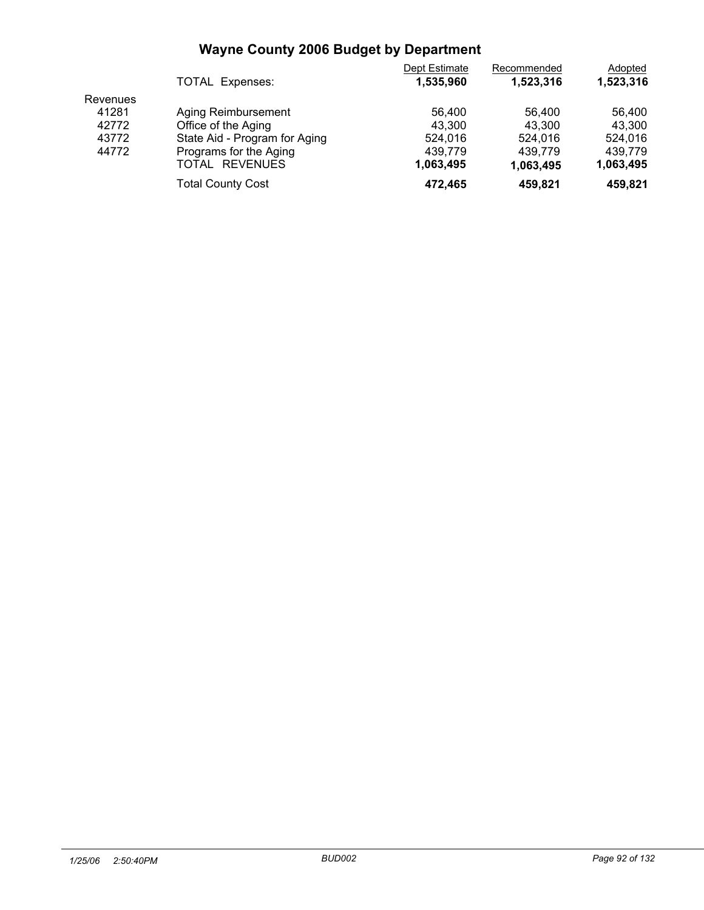# Wayne County 2006 Budget by Department

| | | Dept Estimate | Recommended | Adopted |
|---|---|---|---|---|
| | TOTAL Expenses: | **1,535,960** | **1,523,316** | **1,523,316** |
| Revenues | | | | |
| 41281 | Aging Reimbursement | 56,400 | 56,400 | 56,400 |
| 42772 | Office of the Aging | 43,300 | 43,300 | 43,300 |
| 43772 | State Aid - Program for Aging | 524,016 | 524,016 | 524,016 |
| 44772 | Programs for the Aging | 439,779 | 439,779 | 439,779 |
| | TOTAL REVENUES | **1,063,495** | **1,063,495** | **1,063,495** |
| | Total County Cost | **472,465** | **459,821** | **459,821** |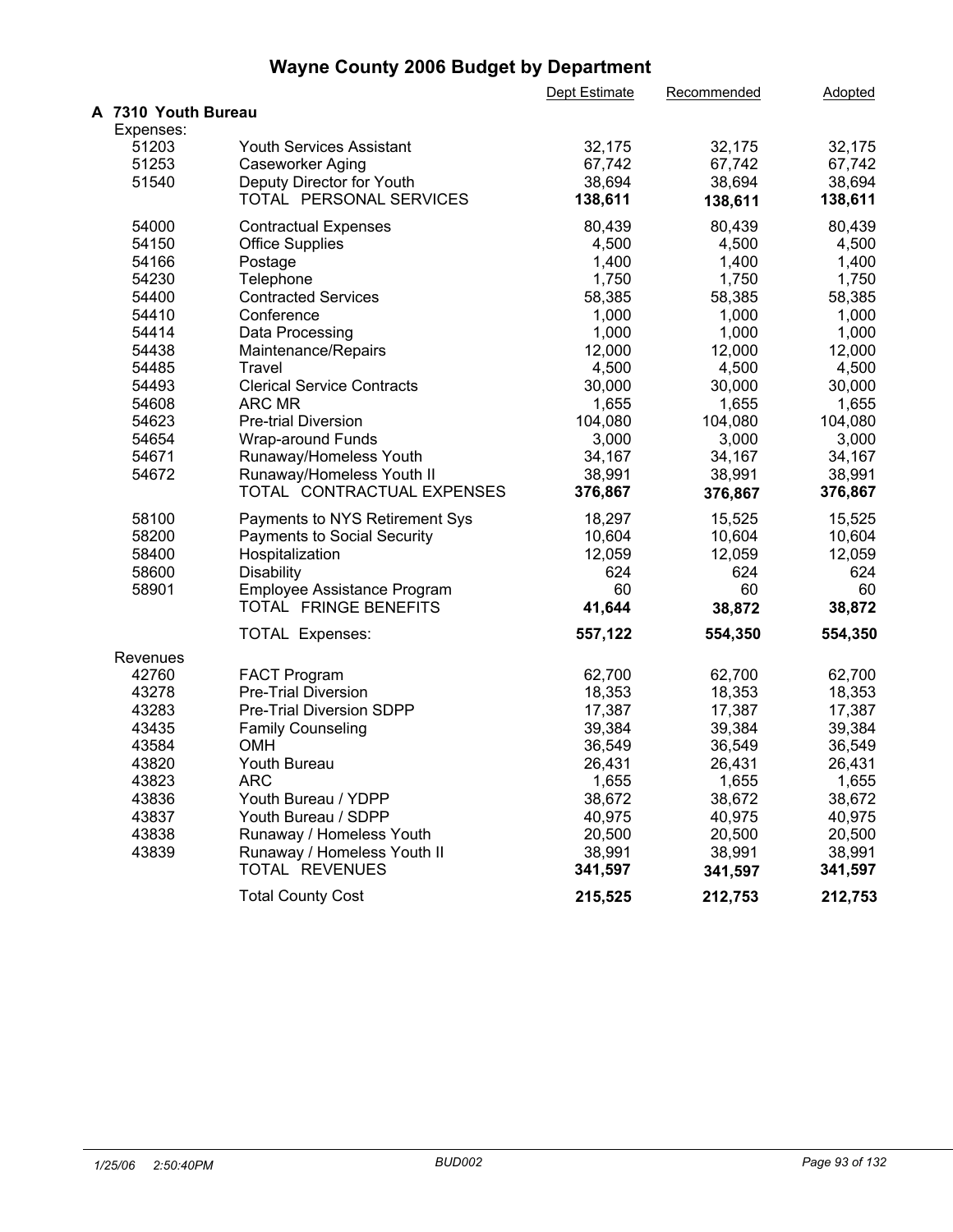# Wayne County 2006 Budget by Department

| | | Dept Estimate | Recommended | Adopted |
|---|---|---|---|---|
| **A 7310 Youth Bureau** | | | | |
| Expenses: | | | | |
| 51203 | Youth Services Assistant | 32,175 | 32,175 | 32,175 |
| 51253 | Caseworker Aging | 67,742 | 67,742 | 67,742 |
| 51540 | Deputy Director for Youth | 38,694 | 38,694 | 38,694 |
| | TOTAL PERSONAL SERVICES | **138,611** | **138,611** | **138,611** |
| 54000 | Contractual Expenses | 80,439 | 80,439 | 80,439 |
| 54150 | Office Supplies | 4,500 | 4,500 | 4,500 |
| 54166 | Postage | 1,400 | 1,400 | 1,400 |
| 54230 | Telephone | 1,750 | 1,750 | 1,750 |
| 54400 | Contracted Services | 58,385 | 58,385 | 58,385 |
| 54410 | Conference | 1,000 | 1,000 | 1,000 |
| 54414 | Data Processing | 1,000 | 1,000 | 1,000 |
| 54438 | Maintenance/Repairs | 12,000 | 12,000 | 12,000 |
| 54485 | Travel | 4,500 | 4,500 | 4,500 |
| 54493 | Clerical Service Contracts | 30,000 | 30,000 | 30,000 |
| 54608 | ARC MR | 1,655 | 1,655 | 1,655 |
| 54623 | Pre-trial Diversion | 104,080 | 104,080 | 104,080 |
| 54654 | Wrap-around Funds | 3,000 | 3,000 | 3,000 |
| 54671 | Runaway/Homeless Youth | 34,167 | 34,167 | 34,167 |
| 54672 | Runaway/Homeless Youth II | 38,991 | 38,991 | 38,991 |
| | TOTAL CONTRACTUAL EXPENSES | **376,867** | **376,867** | **376,867** |
| 58100 | Payments to NYS Retirement Sys | 18,297 | 15,525 | 15,525 |
| 58200 | Payments to Social Security | 10,604 | 10,604 | 10,604 |
| 58400 | Hospitalization | 12,059 | 12,059 | 12,059 |
| 58600 | Disability | 624 | 624 | 624 |
| 58901 | Employee Assistance Program | 60 | 60 | 60 |
| | TOTAL FRINGE BENEFITS | **41,644** | **38,872** | **38,872** |
| | TOTAL Expenses: | **557,122** | **554,350** | **554,350** |
| Revenues | | | | |
| 42760 | FACT Program | 62,700 | 62,700 | 62,700 |
| 43278 | Pre-Trial Diversion | 18,353 | 18,353 | 18,353 |
| 43283 | Pre-Trial Diversion SDPP | 17,387 | 17,387 | 17,387 |
| 43435 | Family Counseling | 39,384 | 39,384 | 39,384 |
| 43584 | OMH | 36,549 | 36,549 | 36,549 |
| 43820 | Youth Bureau | 26,431 | 26,431 | 26,431 |
| 43823 | ARC | 1,655 | 1,655 | 1,655 |
| 43836 | Youth Bureau / YDPP | 38,672 | 38,672 | 38,672 |
| 43837 | Youth Bureau / SDPP | 40,975 | 40,975 | 40,975 |
| 43838 | Runaway / Homeless Youth | 20,500 | 20,500 | 20,500 |
| 43839 | Runaway / Homeless Youth II | 38,991 | 38,991 | 38,991 |
| | TOTAL REVENUES | **341,597** | **341,597** | **341,597** |
| | Total County Cost | **215,525** | **212,753** | **212,753** |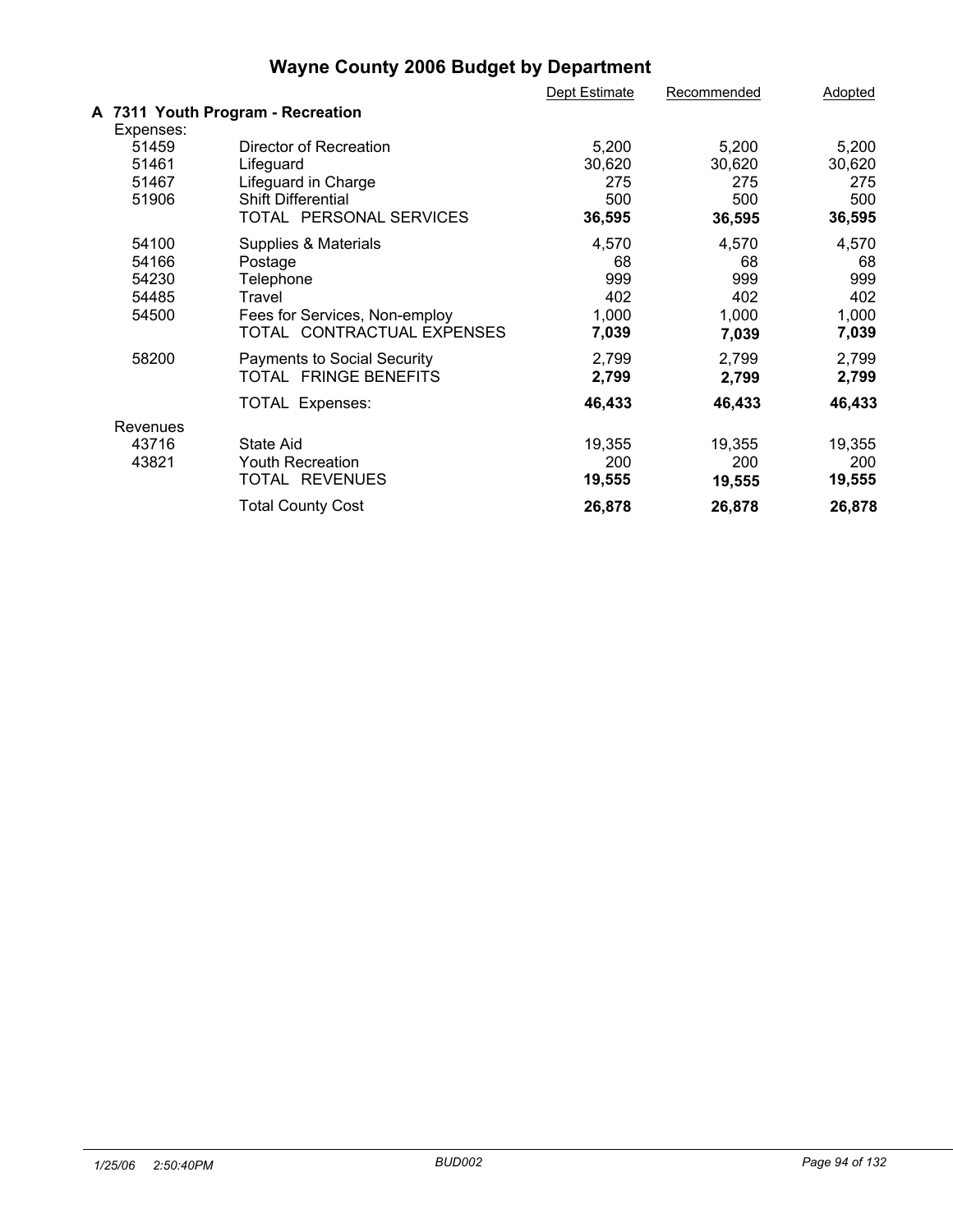# Wayne County 2006 Budget by Department

| | | Dept Estimate | Recommended | Adopted |
|---|---|---|---|---|
| **A 7311 Youth Program - Recreation** | | | | |
| Expenses: | | | | |
| 51459 | Director of Recreation | 5,200 | 5,200 | 5,200 |
| 51461 | Lifeguard | 30,620 | 30,620 | 30,620 |
| 51467 | Lifeguard in Charge | 275 | 275 | 275 |
| 51906 | Shift Differential | 500 | 500 | 500 |
| | TOTAL PERSONAL SERVICES | **36,595** | **36,595** | **36,595** |
| 54100 | Supplies & Materials | 4,570 | 4,570 | 4,570 |
| 54166 | Postage | 68 | 68 | 68 |
| 54230 | Telephone | 999 | 999 | 999 |
| 54485 | Travel | 402 | 402 | 402 |
| 54500 | Fees for Services, Non-employ | 1,000 | 1,000 | 1,000 |
| | TOTAL CONTRACTUAL EXPENSES | **7,039** | **7,039** | **7,039** |
| 58200 | Payments to Social Security | 2,799 | 2,799 | 2,799 |
| | TOTAL FRINGE BENEFITS | **2,799** | **2,799** | **2,799** |
| | TOTAL Expenses: | **46,433** | **46,433** | **46,433** |
| Revenues | | | | |
| 43716 | State Aid | 19,355 | 19,355 | 19,355 |
| 43821 | Youth Recreation | 200 | 200 | 200 |
| | TOTAL REVENUES | **19,555** | **19,555** | **19,555** |
| | Total County Cost | **26,878** | **26,878** | **26,878** |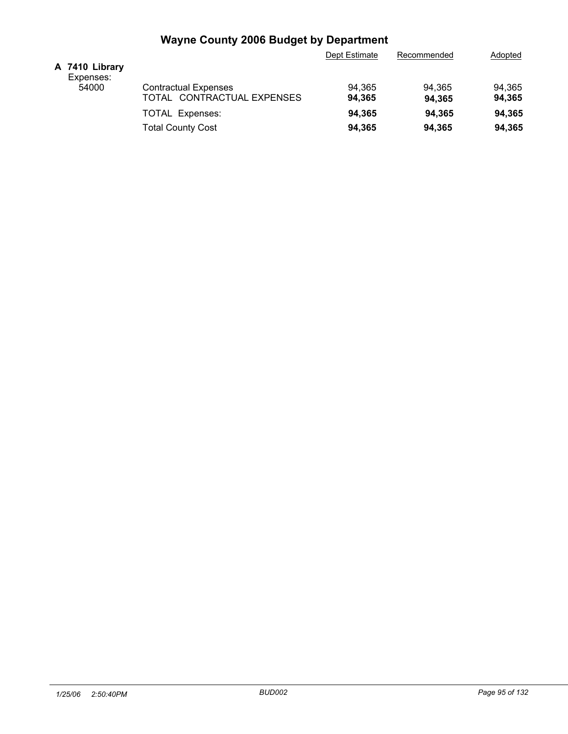# Wayne County 2006 Budget by Department

| | | Dept Estimate | Recommended | Adopted |
|---|---|---|---|---|
| **A 7410 Library** | | | | |
| Expenses: | | | | |
| 54000 | Contractual Expenses | 94,365 | 94,365 | 94,365 |
| | TOTAL CONTRACTUAL EXPENSES | **94,365** | **94,365** | **94,365** |
| | TOTAL Expenses: | **94,365** | **94,365** | **94,365** |
| | Total County Cost | **94,365** | **94,365** | **94,365** |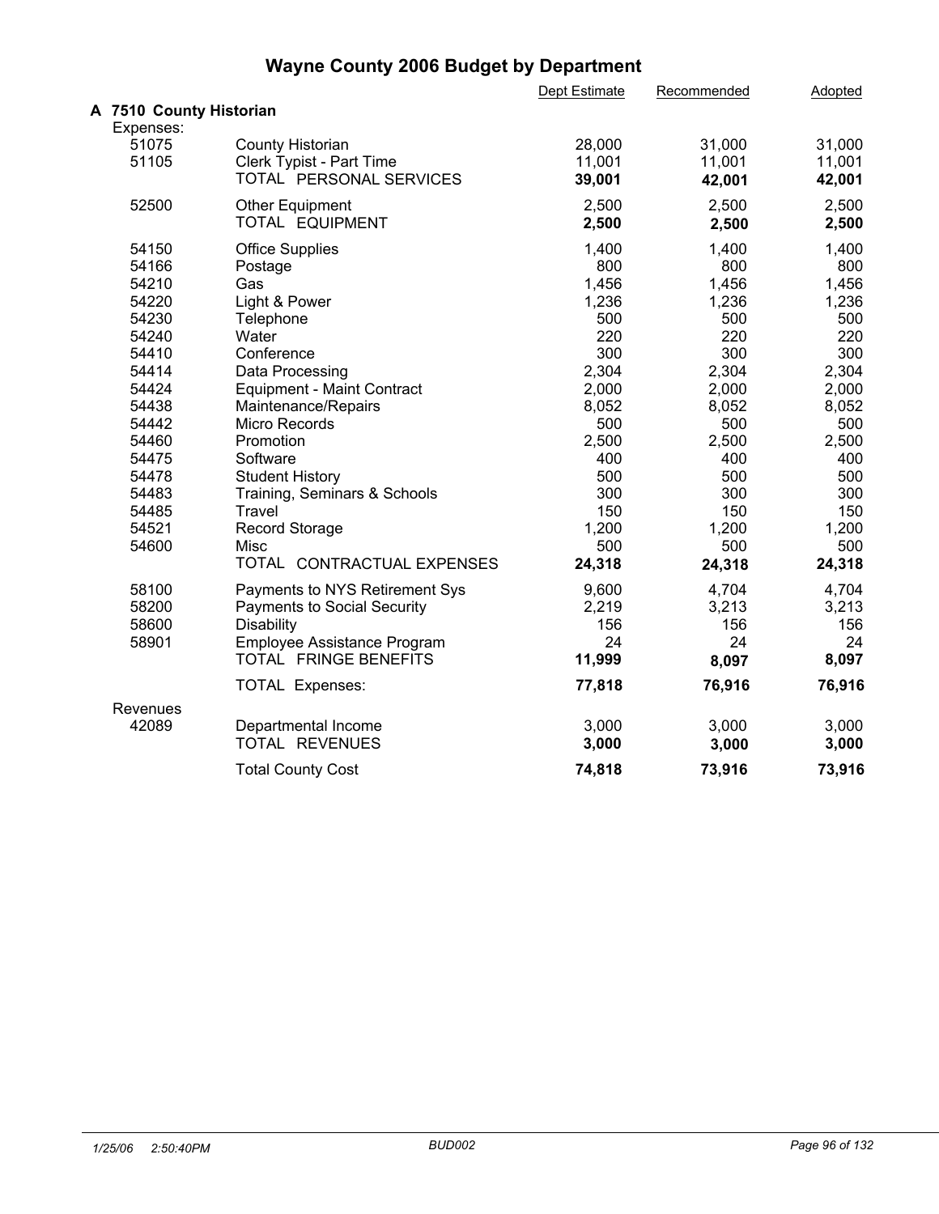# Wayne County 2006 Budget by Department

| | | Dept Estimate | Recommended | Adopted |
|---|---|---|---|---|
| **A 7510 County Historian** | | | | |
| Expenses: | | | | |
| 51075 | County Historian | 28,000 | 31,000 | 31,000 |
| 51105 | Clerk Typist - Part Time | 11,001 | 11,001 | 11,001 |
| | TOTAL PERSONAL SERVICES | **39,001** | **42,001** | **42,001** |
| 52500 | Other Equipment | 2,500 | 2,500 | 2,500 |
| | TOTAL EQUIPMENT | **2,500** | **2,500** | **2,500** |
| 54150 | Office Supplies | 1,400 | 1,400 | 1,400 |
| 54166 | Postage | 800 | 800 | 800 |
| 54210 | Gas | 1,456 | 1,456 | 1,456 |
| 54220 | Light & Power | 1,236 | 1,236 | 1,236 |
| 54230 | Telephone | 500 | 500 | 500 |
| 54240 | Water | 220 | 220 | 220 |
| 54410 | Conference | 300 | 300 | 300 |
| 54414 | Data Processing | 2,304 | 2,304 | 2,304 |
| 54424 | Equipment - Maint Contract | 2,000 | 2,000 | 2,000 |
| 54438 | Maintenance/Repairs | 8,052 | 8,052 | 8,052 |
| 54442 | Micro Records | 500 | 500 | 500 |
| 54460 | Promotion | 2,500 | 2,500 | 2,500 |
| 54475 | Software | 400 | 400 | 400 |
| 54478 | Student History | 500 | 500 | 500 |
| 54483 | Training, Seminars & Schools | 300 | 300 | 300 |
| 54485 | Travel | 150 | 150 | 150 |
| 54521 | Record Storage | 1,200 | 1,200 | 1,200 |
| 54600 | Misc | 500 | 500 | 500 |
| | TOTAL CONTRACTUAL EXPENSES | **24,318** | **24,318** | **24,318** |
| 58100 | Payments to NYS Retirement Sys | 9,600 | 4,704 | 4,704 |
| 58200 | Payments to Social Security | 2,219 | 3,213 | 3,213 |
| 58600 | Disability | 156 | 156 | 156 |
| 58901 | Employee Assistance Program | 24 | 24 | 24 |
| | TOTAL FRINGE BENEFITS | **11,999** | **8,097** | **8,097** |
| | TOTAL Expenses: | **77,818** | **76,916** | **76,916** |
| Revenues | | | | |
| 42089 | Departmental Income | 3,000 | 3,000 | 3,000 |
| | TOTAL REVENUES | **3,000** | **3,000** | **3,000** |
| | Total County Cost | **74,818** | **73,916** | **73,916** |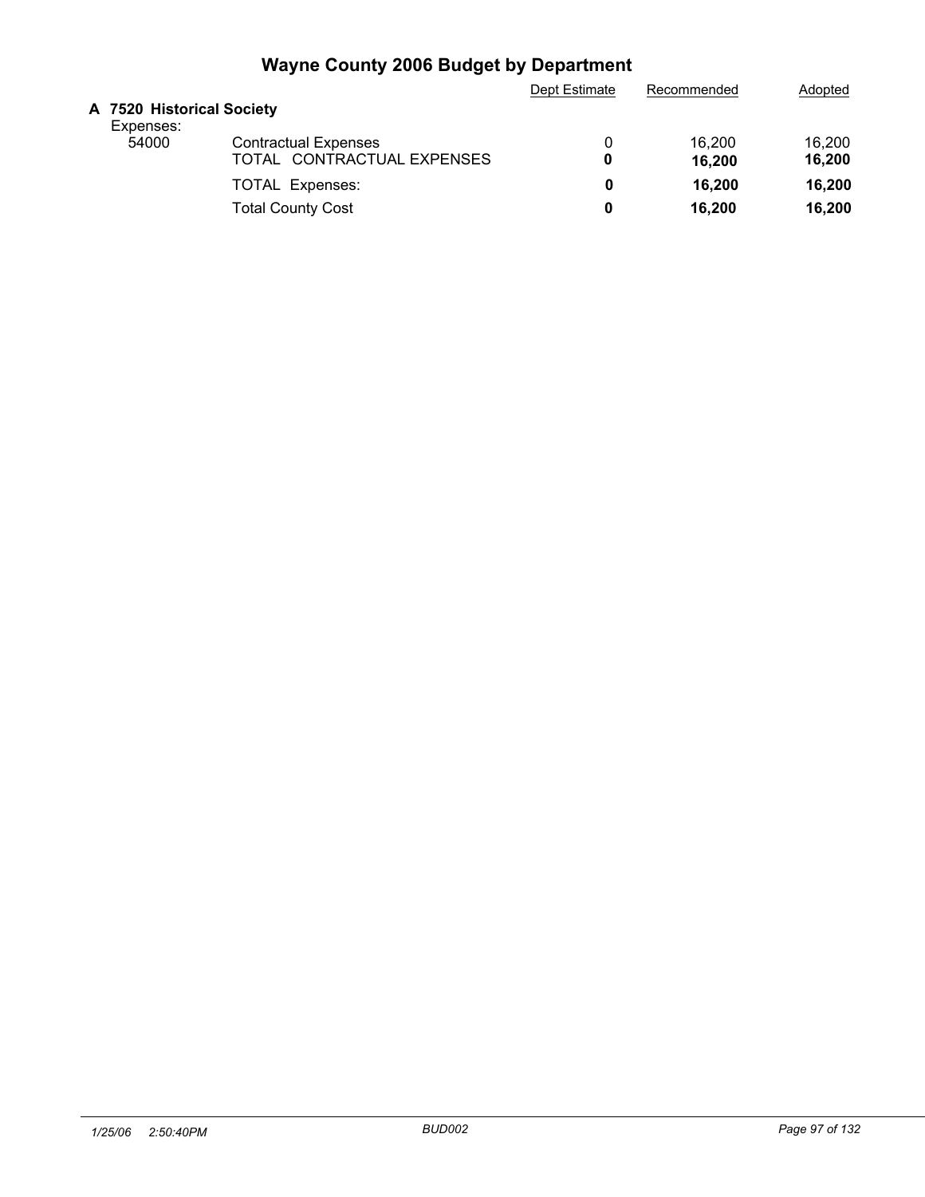# Wayne County 2006 Budget by Department

| | | Dept Estimate | Recommended | Adopted |
|---|---|---|---|---|
| **A 7520 Historical Society** | | | | |
| Expenses: | | | | |
| 54000 | Contractual Expenses | 0 | 16,200 | 16,200 |
| | TOTAL CONTRACTUAL EXPENSES | **0** | **16,200** | **16,200** |
| | TOTAL Expenses: | **0** | **16,200** | **16,200** |
| | Total County Cost | **0** | **16,200** | **16,200** |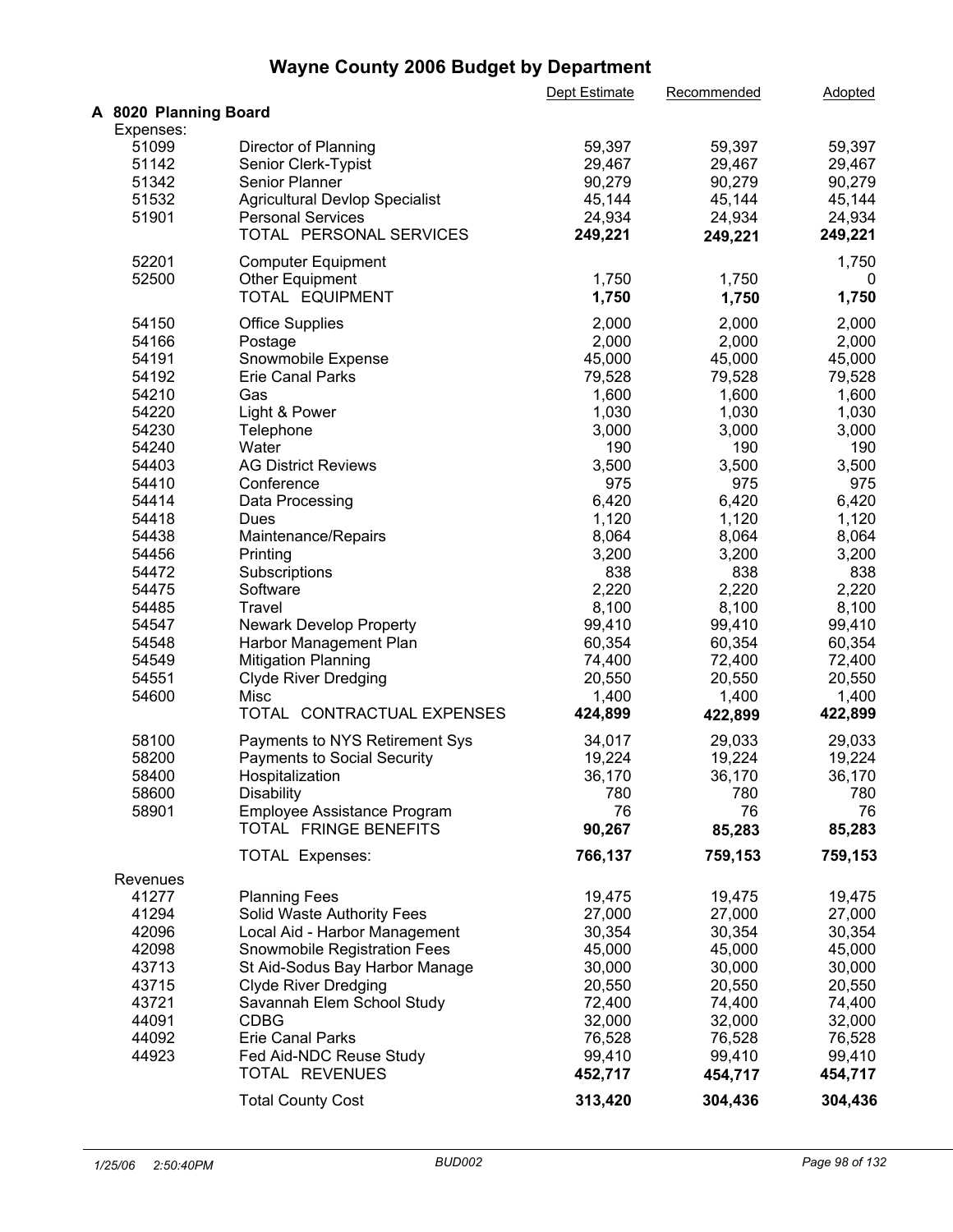# Wayne County 2006 Budget by Department

| | | Dept Estimate | Recommended | Adopted |
|---|---|---|---|---|
| **A 8020 Planning Board** | | | | |
| Expenses: | | | | |
| 51099 | Director of Planning | 59,397 | 59,397 | 59,397 |
| 51142 | Senior Clerk-Typist | 29,467 | 29,467 | 29,467 |
| 51342 | Senior Planner | 90,279 | 90,279 | 90,279 |
| 51532 | Agricultural Devlop Specialist | 45,144 | 45,144 | 45,144 |
| 51901 | Personal Services | 24,934 | 24,934 | 24,934 |
| | TOTAL PERSONAL SERVICES | **249,221** | **249,221** | **249,221** |
| 52201 | Computer Equipment | | | 1,750 |
| 52500 | Other Equipment | 1,750 | 1,750 | 0 |
| | TOTAL EQUIPMENT | **1,750** | **1,750** | **1,750** |
| 54150 | Office Supplies | 2,000 | 2,000 | 2,000 |
| 54166 | Postage | 2,000 | 2,000 | 2,000 |
| 54191 | Snowmobile Expense | 45,000 | 45,000 | 45,000 |
| 54192 | Erie Canal Parks | 79,528 | 79,528 | 79,528 |
| 54210 | Gas | 1,600 | 1,600 | 1,600 |
| 54220 | Light & Power | 1,030 | 1,030 | 1,030 |
| 54230 | Telephone | 3,000 | 3,000 | 3,000 |
| 54240 | Water | 190 | 190 | 190 |
| 54403 | AG District Reviews | 3,500 | 3,500 | 3,500 |
| 54410 | Conference | 975 | 975 | 975 |
| 54414 | Data Processing | 6,420 | 6,420 | 6,420 |
| 54418 | Dues | 1,120 | 1,120 | 1,120 |
| 54438 | Maintenance/Repairs | 8,064 | 8,064 | 8,064 |
| 54456 | Printing | 3,200 | 3,200 | 3,200 |
| 54472 | Subscriptions | 838 | 838 | 838 |
| 54475 | Software | 2,220 | 2,220 | 2,220 |
| 54485 | Travel | 8,100 | 8,100 | 8,100 |
| 54547 | Newark Develop Property | 99,410 | 99,410 | 99,410 |
| 54548 | Harbor Management Plan | 60,354 | 60,354 | 60,354 |
| 54549 | Mitigation Planning | 74,400 | 72,400 | 72,400 |
| 54551 | Clyde River Dredging | 20,550 | 20,550 | 20,550 |
| 54600 | Misc | 1,400 | 1,400 | 1,400 |
| | TOTAL CONTRACTUAL EXPENSES | **424,899** | **422,899** | **422,899** |
| 58100 | Payments to NYS Retirement Sys | 34,017 | 29,033 | 29,033 |
| 58200 | Payments to Social Security | 19,224 | 19,224 | 19,224 |
| 58400 | Hospitalization | 36,170 | 36,170 | 36,170 |
| 58600 | Disability | 780 | 780 | 780 |
| 58901 | Employee Assistance Program | 76 | 76 | 76 |
| | TOTAL FRINGE BENEFITS | **90,267** | **85,283** | **85,283** |
| | TOTAL Expenses: | **766,137** | **759,153** | **759,153** |
| Revenues | | | | |
| 41277 | Planning Fees | 19,475 | 19,475 | 19,475 |
| 41294 | Solid Waste Authority Fees | 27,000 | 27,000 | 27,000 |
| 42096 | Local Aid - Harbor Management | 30,354 | 30,354 | 30,354 |
| 42098 | Snowmobile Registration Fees | 45,000 | 45,000 | 45,000 |
| 43713 | St Aid-Sodus Bay Harbor Manage | 30,000 | 30,000 | 30,000 |
| 43715 | Clyde River Dredging | 20,550 | 20,550 | 20,550 |
| 43721 | Savannah Elem School Study | 72,400 | 74,400 | 74,400 |
| 44091 | CDBG | 32,000 | 32,000 | 32,000 |
| 44092 | Erie Canal Parks | 76,528 | 76,528 | 76,528 |
| 44923 | Fed Aid-NDC Reuse Study | 99,410 | 99,410 | 99,410 |
| | TOTAL REVENUES | **452,717** | **454,717** | **454,717** |
| | Total County Cost | **313,420** | **304,436** | **304,436** |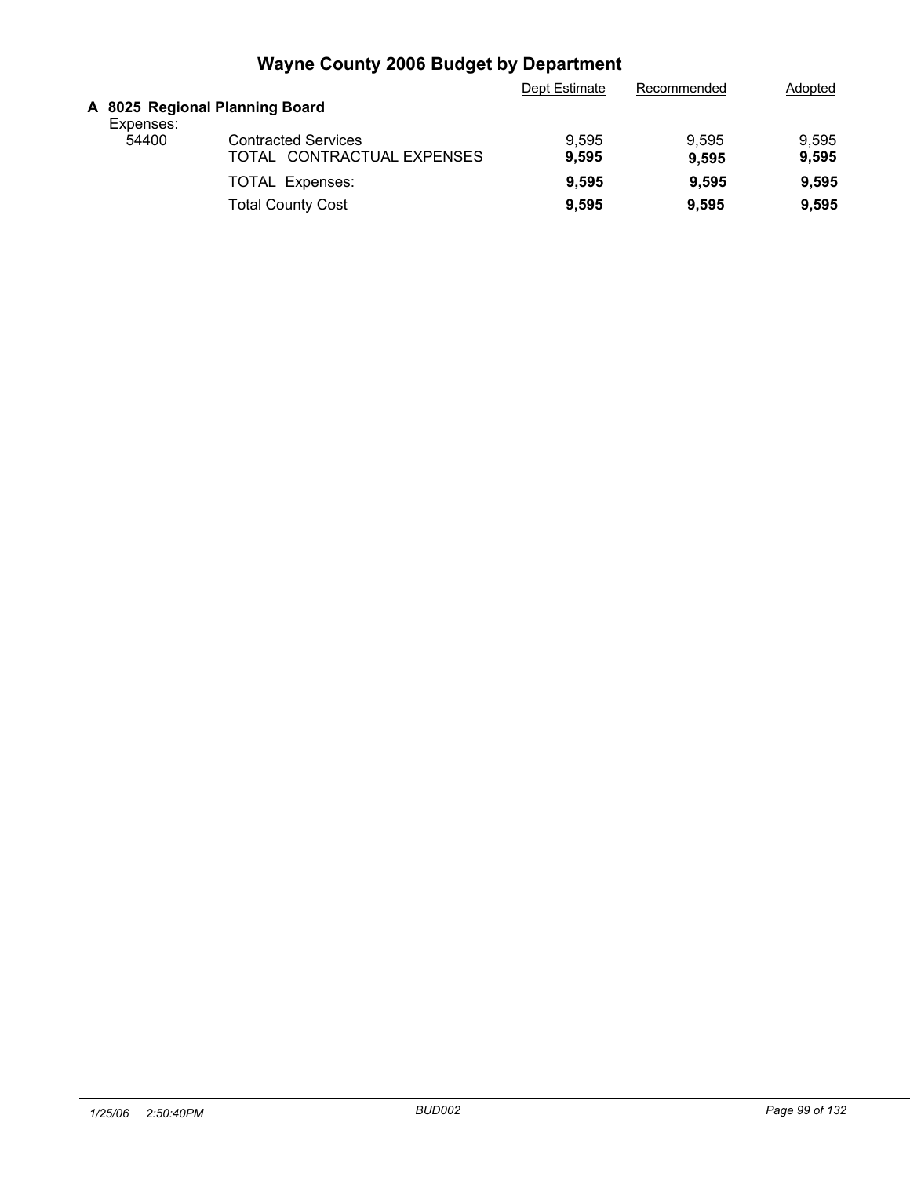# Wayne County 2006 Budget by Department

| | | Dept Estimate | Recommended | Adopted |
|---|---|---|---|---|
| **A 8025 Regional Planning Board** | | | | |
| Expenses: | | | | |
| 54400 | Contracted Services | 9,595 | 9,595 | 9,595 |
| | TOTAL CONTRACTUAL EXPENSES | **9,595** | **9,595** | **9,595** |
| | TOTAL Expenses: | **9,595** | **9,595** | **9,595** |
| | Total County Cost | **9,595** | **9,595** | **9,595** |

*1/25/06 2:50:40PM* *BUD002*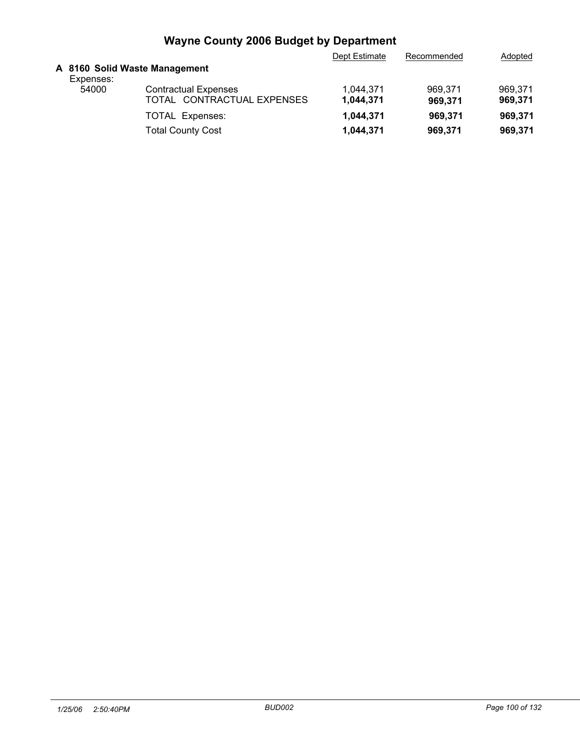# Wayne County 2006 Budget by Department

| | | Dept Estimate | Recommended | Adopted |
|---|---|---|---|---|
| **A 8160 Solid Waste Management** | | | | |
| Expenses: | | | | |
| 54000 | Contractual Expenses | 1,044,371 | 969,371 | 969,371 |
| | TOTAL CONTRACTUAL EXPENSES | **1,044,371** | **969,371** | **969,371** |
| | TOTAL Expenses: | **1,044,371** | **969,371** | **969,371** |
| | Total County Cost | **1,044,371** | **969,371** | **969,371** |

*1/25/06 2:50:40PM* *BUD002*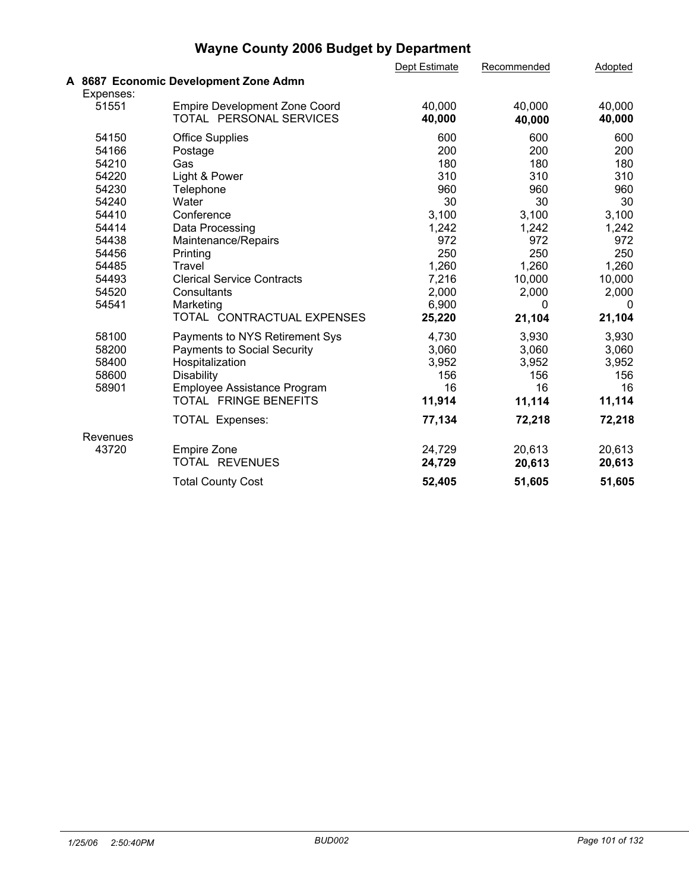# Wayne County 2006 Budget by Department

| | | Dept Estimate | Recommended | Adopted |
|---|---|---|---|---|
| **A 8687 Economic Development Zone Admn** | | | | |
| Expenses: | | | | |
| 51551 | Empire Development Zone Coord | 40,000 | 40,000 | 40,000 |
| | TOTAL PERSONAL SERVICES | **40,000** | **40,000** | **40,000** |
| 54150 | Office Supplies | 600 | 600 | 600 |
| 54166 | Postage | 200 | 200 | 200 |
| 54210 | Gas | 180 | 180 | 180 |
| 54220 | Light & Power | 310 | 310 | 310 |
| 54230 | Telephone | 960 | 960 | 960 |
| 54240 | Water | 30 | 30 | 30 |
| 54410 | Conference | 3,100 | 3,100 | 3,100 |
| 54414 | Data Processing | 1,242 | 1,242 | 1,242 |
| 54438 | Maintenance/Repairs | 972 | 972 | 972 |
| 54456 | Printing | 250 | 250 | 250 |
| 54485 | Travel | 1,260 | 1,260 | 1,260 |
| 54493 | Clerical Service Contracts | 7,216 | 10,000 | 10,000 |
| 54520 | Consultants | 2,000 | 2,000 | 2,000 |
| 54541 | Marketing | 6,900 | 0 | 0 |
| | TOTAL CONTRACTUAL EXPENSES | **25,220** | **21,104** | **21,104** |
| 58100 | Payments to NYS Retirement Sys | 4,730 | 3,930 | 3,930 |
| 58200 | Payments to Social Security | 3,060 | 3,060 | 3,060 |
| 58400 | Hospitalization | 3,952 | 3,952 | 3,952 |
| 58600 | Disability | 156 | 156 | 156 |
| 58901 | Employee Assistance Program | 16 | 16 | 16 |
| | TOTAL FRINGE BENEFITS | **11,914** | **11,114** | **11,114** |
| | TOTAL Expenses: | **77,134** | **72,218** | **72,218** |
| Revenues | | | | |
| 43720 | Empire Zone | 24,729 | 20,613 | 20,613 |
| | TOTAL REVENUES | **24,729** | **20,613** | **20,613** |
| | Total County Cost | **52,405** | **51,605** | **51,605** |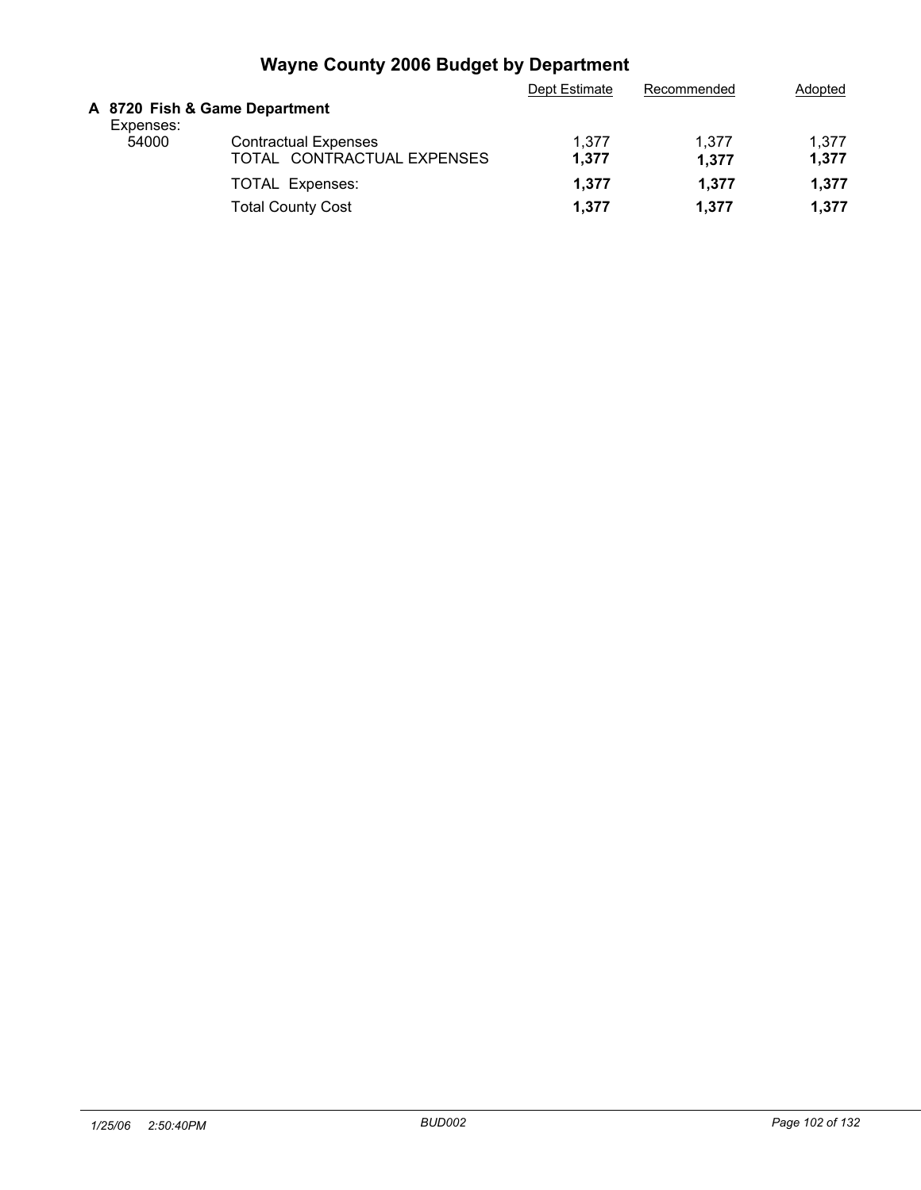# Wayne County 2006 Budget by Department

| | | Dept Estimate | Recommended | Adopted |
|---|---|---|---|---|
| **A 8720 Fish & Game Department** | | | | |
| Expenses: | | | | |
| 54000 | Contractual Expenses | 1,377 | 1,377 | 1,377 |
| | TOTAL CONTRACTUAL EXPENSES | **1,377** | **1,377** | **1,377** |
| | TOTAL Expenses: | **1,377** | **1,377** | **1,377** |
| | Total County Cost | **1,377** | **1,377** | **1,377** |

*1/25/06 2:50:40PM* *BUD002*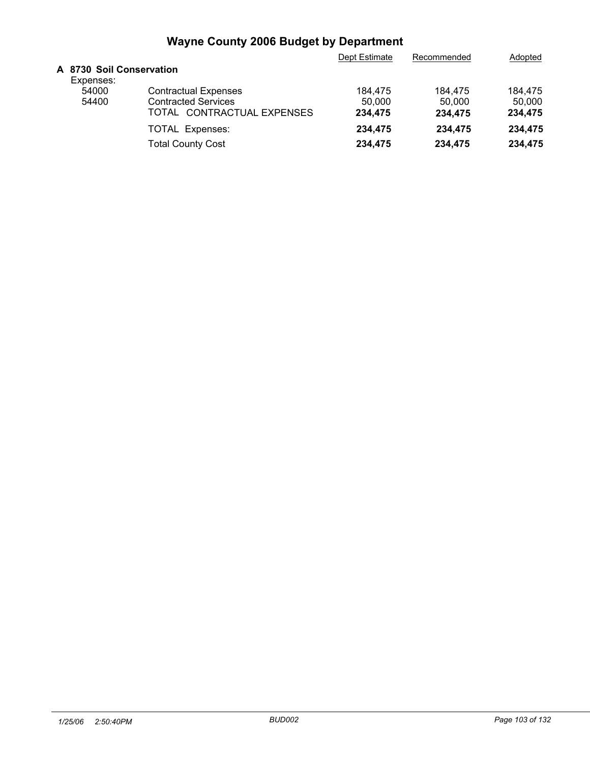# Wayne County 2006 Budget by Department

| | | Dept Estimate | Recommended | Adopted |
|---|---|---|---|---|
| **A 8730 Soil Conservation** | | | | |
| Expenses: | | | | |
| 54000 | Contractual Expenses | 184,475 | 184,475 | 184,475 |
| 54400 | Contracted Services | 50,000 | 50,000 | 50,000 |
| | TOTAL CONTRACTUAL EXPENSES | **234,475** | **234,475** | **234,475** |
| | TOTAL Expenses: | **234,475** | **234,475** | **234,475** |
| | Total County Cost | **234,475** | **234,475** | **234,475** |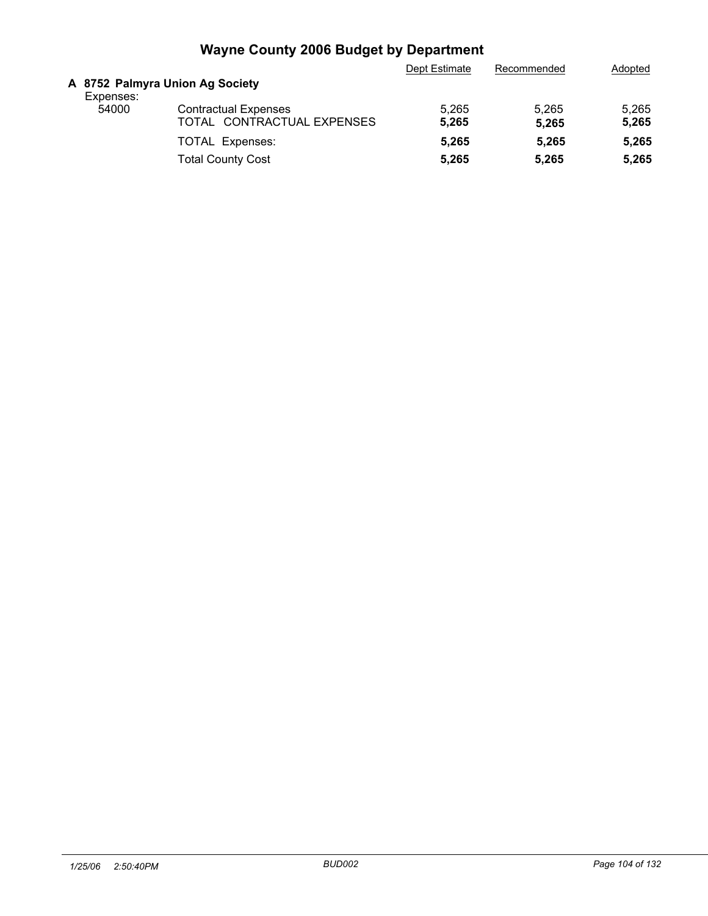# Wayne County 2006 Budget by Department

| | | Dept Estimate | Recommended | Adopted |
|---|---|---|---|---|
| **A 8752 Palmyra Union Ag Society** | | | | |
| Expenses: | | | | |
| 54000 | Contractual Expenses | 5,265 | 5,265 | 5,265 |
| | TOTAL CONTRACTUAL EXPENSES | **5,265** | **5,265** | **5,265** |
| | TOTAL Expenses: | **5,265** | **5,265** | **5,265** |
| | Total County Cost | **5,265** | **5,265** | **5,265** |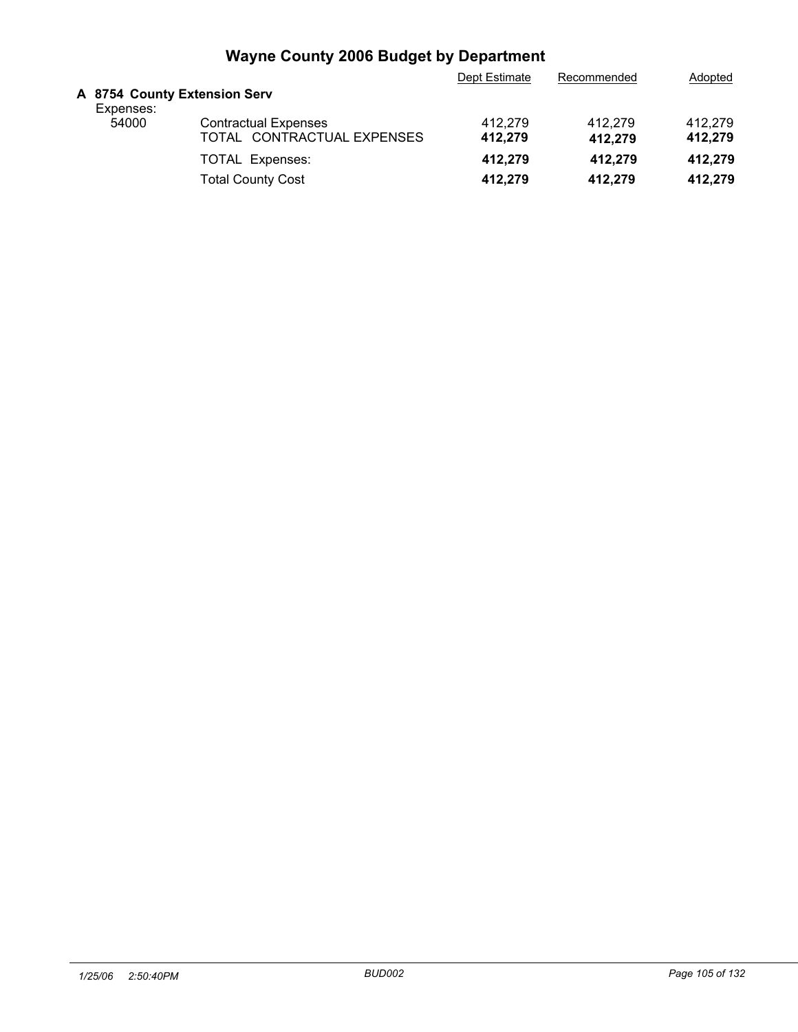# Wayne County 2006 Budget by Department

| | | Dept Estimate | Recommended | Adopted |
|---|---|---|---|---|
| **A 8754 County Extension Serv** | | | | |
| Expenses: | | | | |
| 54000 | Contractual Expenses | 412,279 | 412,279 | 412,279 |
| | TOTAL CONTRACTUAL EXPENSES | **412,279** | **412,279** | **412,279** |
| | TOTAL Expenses: | **412,279** | **412,279** | **412,279** |
| | Total County Cost | **412,279** | **412,279** | **412,279** |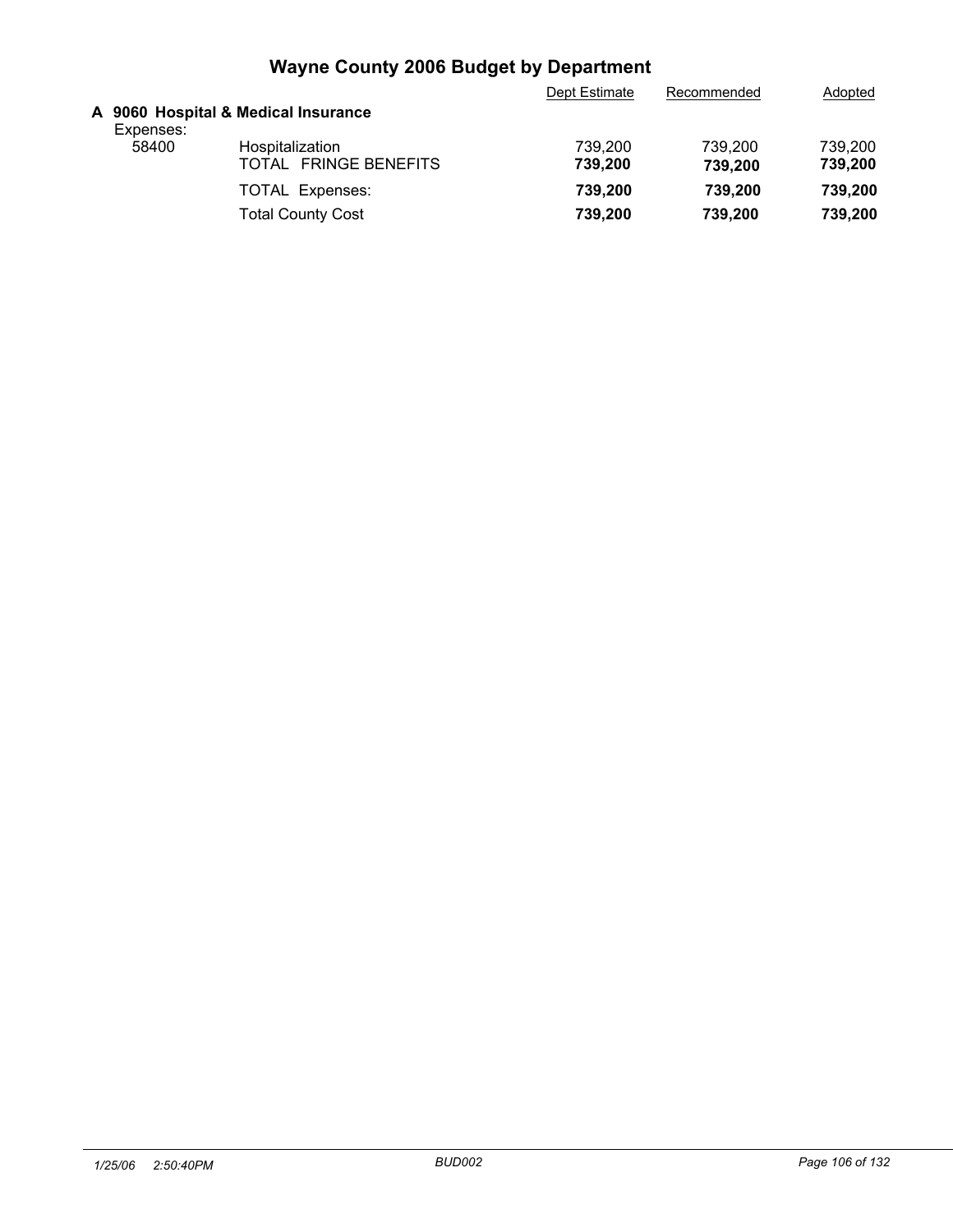# Wayne County 2006 Budget by Department

| | | Dept Estimate | Recommended | Adopted |
|---|---|---|---|---|
| **A 9060 Hospital & Medical Insurance** | | | | |
| Expenses: | | | | |
| 58400 | Hospitalization | 739,200 | 739,200 | 739,200 |
| | TOTAL FRINGE BENEFITS | **739,200** | **739,200** | **739,200** |
| | TOTAL Expenses: | **739,200** | **739,200** | **739,200** |
| | Total County Cost | **739,200** | **739,200** | **739,200** |

*1/25/06 2:50:40PM* *BUD002*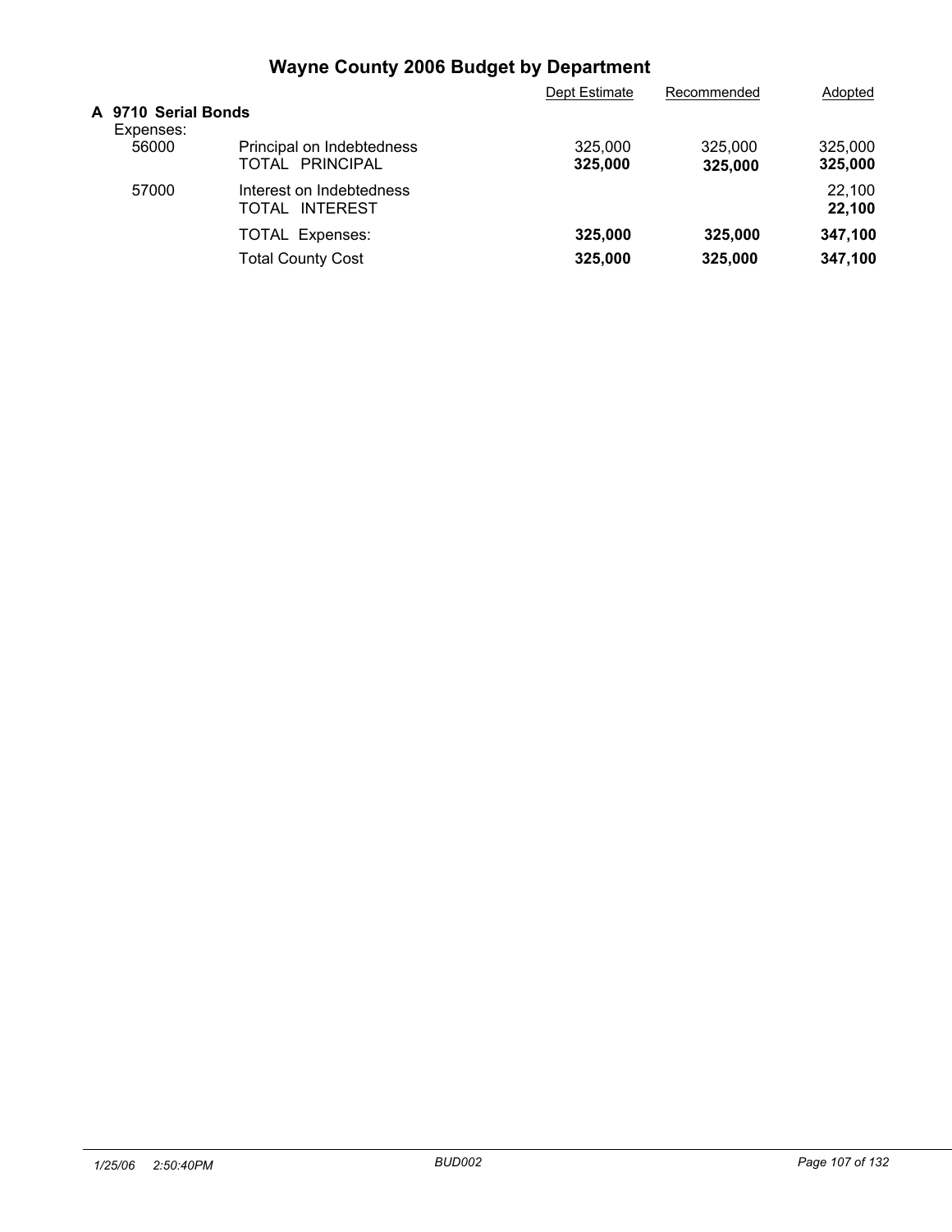# Wayne County 2006 Budget by Department

| | | Dept Estimate | Recommended | Adopted |
|---|---|---|---|---|
| **A 9710 Serial Bonds** | | | | |
| Expenses: | | | | |
| 56000 | Principal on Indebtedness | 325,000 | 325,000 | 325,000 |
| | TOTAL PRINCIPAL | **325,000** | **325,000** | **325,000** |
| 57000 | Interest on Indebtedness | | | 22,100 |
| | TOTAL INTEREST | | | **22,100** |
| | TOTAL Expenses: | **325,000** | **325,000** | **347,100** |
| | Total County Cost | **325,000** | **325,000** | **347,100** |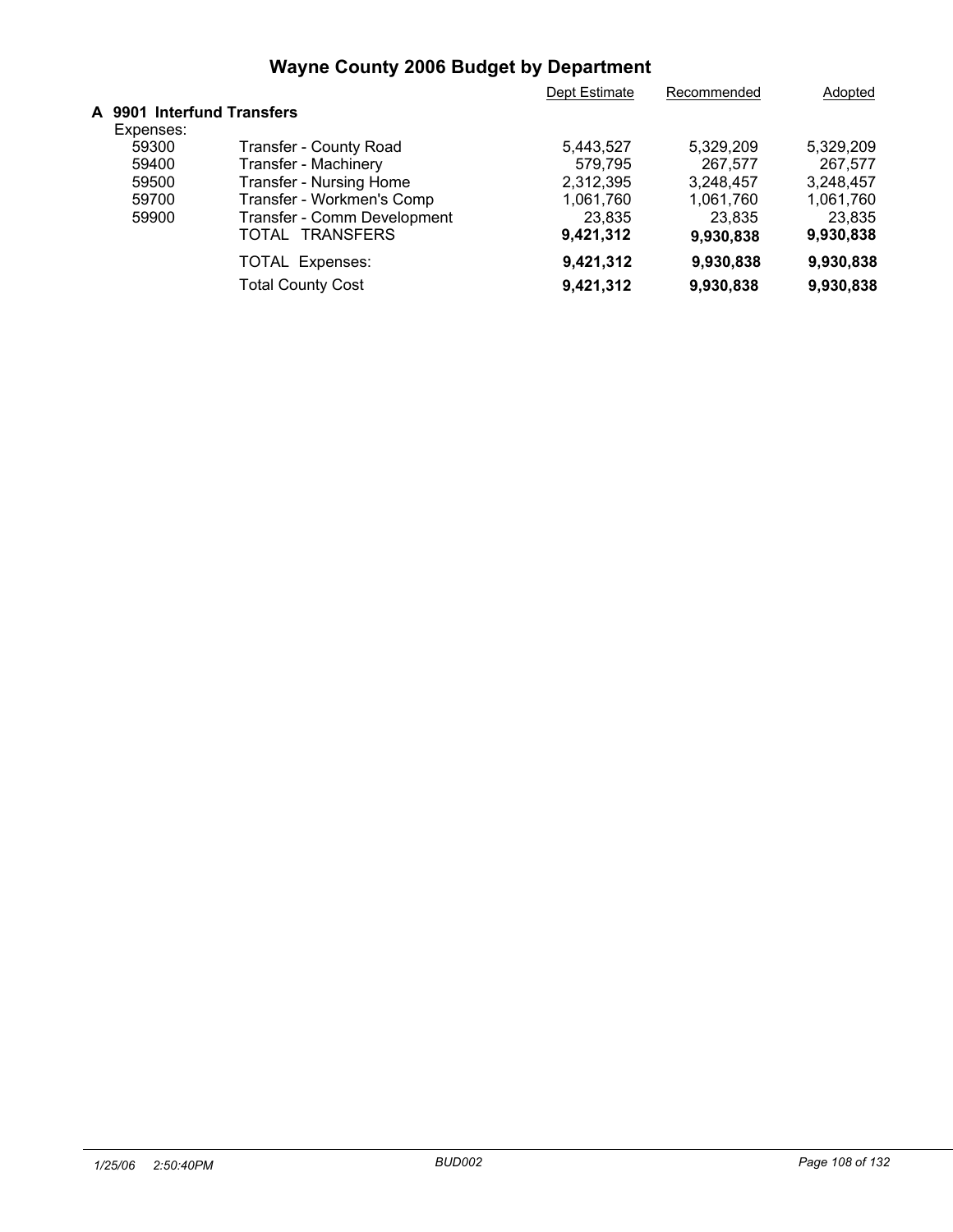# Wayne County 2006 Budget by Department

## A 9901 Interfund Transfers

| | | Dept Estimate | Recommended | Adopted |
|---|---|---|---|---|
| Expenses: | | | | |
| 59300 | Transfer - County Road | 5,443,527 | 5,329,209 | 5,329,209 |
| 59400 | Transfer - Machinery | 579,795 | 267,577 | 267,577 |
| 59500 | Transfer - Nursing Home | 2,312,395 | 3,248,457 | 3,248,457 |
| 59700 | Transfer - Workmen's Comp | 1,061,760 | 1,061,760 | 1,061,760 |
| 59900 | Transfer - Comm Development | 23,835 | 23,835 | 23,835 |
| | TOTAL TRANSFERS | **9,421,312** | **9,930,838** | **9,930,838** |
| | TOTAL Expenses: | **9,421,312** | **9,930,838** | **9,930,838** |
| | Total County Cost | **9,421,312** | **9,930,838** | **9,930,838** |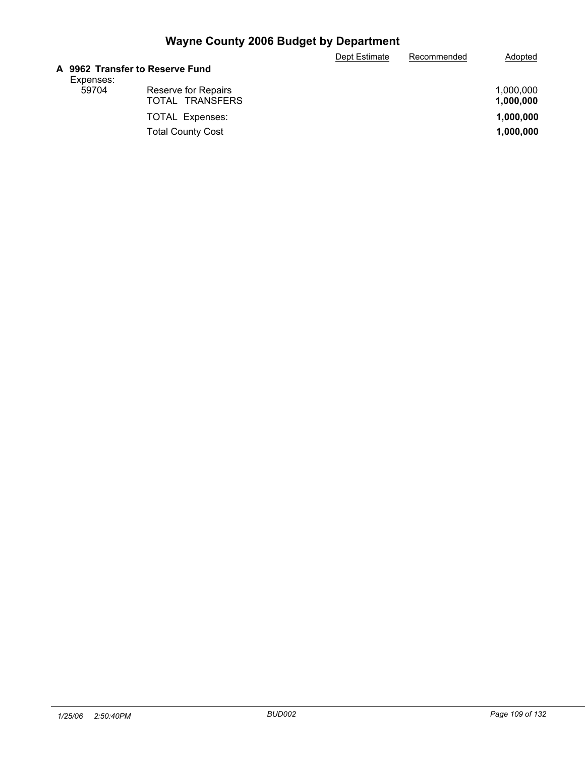# Wayne County 2006 Budget by Department

| | | Dept Estimate | Recommended | Adopted |
|---|---|---|---|---|
| **A 9962 Transfer to Reserve Fund** | | | | |
| Expenses: | | | | |
| 59704 | Reserve for Repairs | | | 1,000,000 |
| | TOTAL TRANSFERS | | | **1,000,000** |
| | TOTAL Expenses: | | | **1,000,000** |
| | Total County Cost | | | **1,000,000** |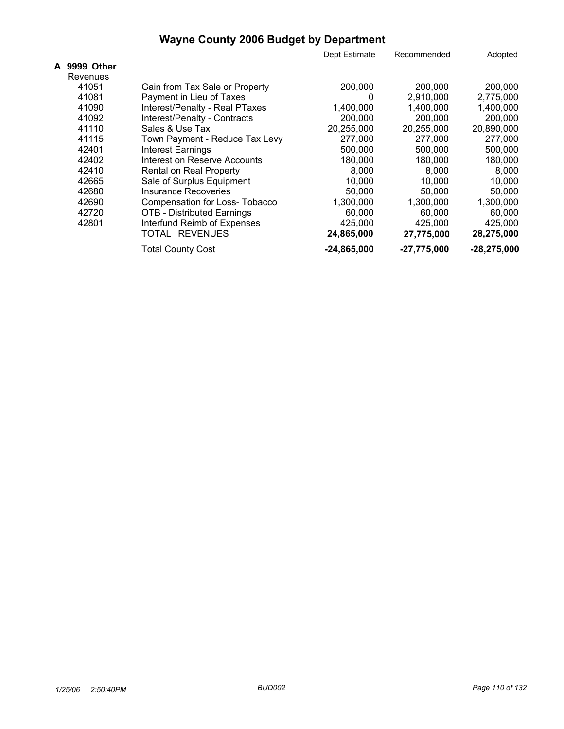# Wayne County 2006 Budget by Department

## A 9999 Other

| | | Dept Estimate | Recommended | Adopted |
|---|---|---|---|---|
| **Revenues** | | | | |
| 41051 | Gain from Tax Sale or Property | 200,000 | 200,000 | 200,000 |
| 41081 | Payment in Lieu of Taxes | 0 | 2,910,000 | 2,775,000 |
| 41090 | Interest/Penalty - Real PTaxes | 1,400,000 | 1,400,000 | 1,400,000 |
| 41092 | Interest/Penalty - Contracts | 200,000 | 200,000 | 200,000 |
| 41110 | Sales & Use Tax | 20,255,000 | 20,255,000 | 20,890,000 |
| 41115 | Town Payment - Reduce Tax Levy | 277,000 | 277,000 | 277,000 |
| 42401 | Interest Earnings | 500,000 | 500,000 | 500,000 |
| 42402 | Interest on Reserve Accounts | 180,000 | 180,000 | 180,000 |
| 42410 | Rental on Real Property | 8,000 | 8,000 | 8,000 |
| 42665 | Sale of Surplus Equipment | 10,000 | 10,000 | 10,000 |
| 42680 | Insurance Recoveries | 50,000 | 50,000 | 50,000 |
| 42690 | Compensation for Loss- Tobacco | 1,300,000 | 1,300,000 | 1,300,000 |
| 42720 | OTB - Distributed Earnings | 60,000 | 60,000 | 60,000 |
| 42801 | Interfund Reimb of Expenses | 425,000 | 425,000 | 425,000 |
| | TOTAL REVENUES | **24,865,000** | **27,775,000** | **28,275,000** |
| | Total County Cost | **-24,865,000** | **-27,775,000** | **-28,275,000** |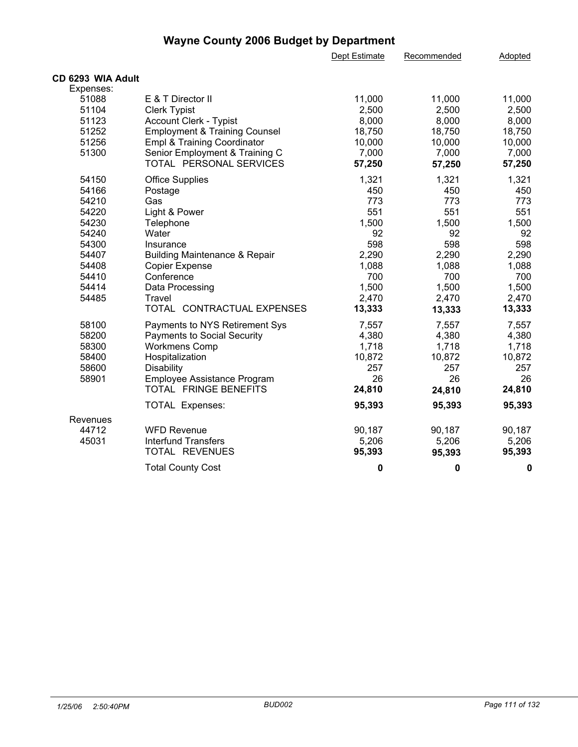# Wayne County 2006 Budget by Department

| | | Dept Estimate | Recommended | Adopted |
|---|---|---|---|---|
| **CD 6293 WIA Adult** | | | | |
| Expenses: | | | | |
| 51088 | E & T Director II | 11,000 | 11,000 | 11,000 |
| 51104 | Clerk Typist | 2,500 | 2,500 | 2,500 |
| 51123 | Account Clerk - Typist | 8,000 | 8,000 | 8,000 |
| 51252 | Employment & Training Counsel | 18,750 | 18,750 | 18,750 |
| 51256 | Empl & Training Coordinator | 10,000 | 10,000 | 10,000 |
| 51300 | Senior Employment & Training C | 7,000 | 7,000 | 7,000 |
| | TOTAL PERSONAL SERVICES | **57,250** | **57,250** | **57,250** |
| 54150 | Office Supplies | 1,321 | 1,321 | 1,321 |
| 54166 | Postage | 450 | 450 | 450 |
| 54210 | Gas | 773 | 773 | 773 |
| 54220 | Light & Power | 551 | 551 | 551 |
| 54230 | Telephone | 1,500 | 1,500 | 1,500 |
| 54240 | Water | 92 | 92 | 92 |
| 54300 | Insurance | 598 | 598 | 598 |
| 54407 | Building Maintenance & Repair | 2,290 | 2,290 | 2,290 |
| 54408 | Copier Expense | 1,088 | 1,088 | 1,088 |
| 54410 | Conference | 700 | 700 | 700 |
| 54414 | Data Processing | 1,500 | 1,500 | 1,500 |
| 54485 | Travel | 2,470 | 2,470 | 2,470 |
| | TOTAL CONTRACTUAL EXPENSES | **13,333** | **13,333** | **13,333** |
| 58100 | Payments to NYS Retirement Sys | 7,557 | 7,557 | 7,557 |
| 58200 | Payments to Social Security | 4,380 | 4,380 | 4,380 |
| 58300 | Workmens Comp | 1,718 | 1,718 | 1,718 |
| 58400 | Hospitalization | 10,872 | 10,872 | 10,872 |
| 58600 | Disability | 257 | 257 | 257 |
| 58901 | Employee Assistance Program | 26 | 26 | 26 |
| | TOTAL FRINGE BENEFITS | **24,810** | **24,810** | **24,810** |
| | TOTAL Expenses: | **95,393** | **95,393** | **95,393** |
| Revenues | | | | |
| 44712 | WFD Revenue | 90,187 | 90,187 | 90,187 |
| 45031 | Interfund Transfers | 5,206 | 5,206 | 5,206 |
| | TOTAL REVENUES | **95,393** | **95,393** | **95,393** |
| | Total County Cost | **0** | **0** | **0** |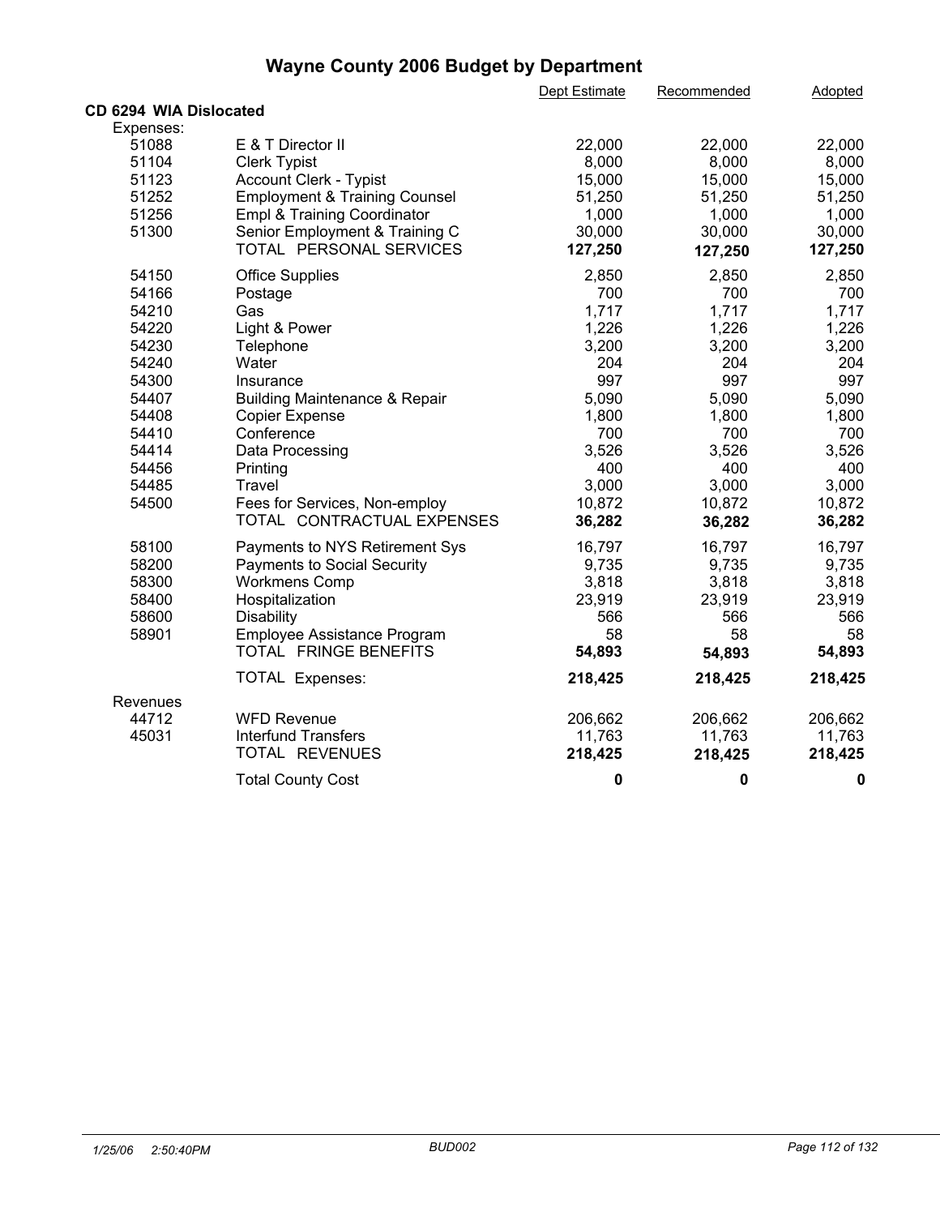# Wayne County 2006 Budget by Department

| | | Dept Estimate | Recommended | Adopted |
|---|---|---|---|---|
| **CD 6294 WIA Dislocated** | | | | |
| Expenses: | | | | |
| 51088 | E & T Director II | 22,000 | 22,000 | 22,000 |
| 51104 | Clerk Typist | 8,000 | 8,000 | 8,000 |
| 51123 | Account Clerk - Typist | 15,000 | 15,000 | 15,000 |
| 51252 | Employment & Training Counsel | 51,250 | 51,250 | 51,250 |
| 51256 | Empl & Training Coordinator | 1,000 | 1,000 | 1,000 |
| 51300 | Senior Employment & Training C | 30,000 | 30,000 | 30,000 |
| | TOTAL PERSONAL SERVICES | **127,250** | **127,250** | **127,250** |
| 54150 | Office Supplies | 2,850 | 2,850 | 2,850 |
| 54166 | Postage | 700 | 700 | 700 |
| 54210 | Gas | 1,717 | 1,717 | 1,717 |
| 54220 | Light & Power | 1,226 | 1,226 | 1,226 |
| 54230 | Telephone | 3,200 | 3,200 | 3,200 |
| 54240 | Water | 204 | 204 | 204 |
| 54300 | Insurance | 997 | 997 | 997 |
| 54407 | Building Maintenance & Repair | 5,090 | 5,090 | 5,090 |
| 54408 | Copier Expense | 1,800 | 1,800 | 1,800 |
| 54410 | Conference | 700 | 700 | 700 |
| 54414 | Data Processing | 3,526 | 3,526 | 3,526 |
| 54456 | Printing | 400 | 400 | 400 |
| 54485 | Travel | 3,000 | 3,000 | 3,000 |
| 54500 | Fees for Services, Non-employ | 10,872 | 10,872 | 10,872 |
| | TOTAL CONTRACTUAL EXPENSES | **36,282** | **36,282** | **36,282** |
| 58100 | Payments to NYS Retirement Sys | 16,797 | 16,797 | 16,797 |
| 58200 | Payments to Social Security | 9,735 | 9,735 | 9,735 |
| 58300 | Workmens Comp | 3,818 | 3,818 | 3,818 |
| 58400 | Hospitalization | 23,919 | 23,919 | 23,919 |
| 58600 | Disability | 566 | 566 | 566 |
| 58901 | Employee Assistance Program | 58 | 58 | 58 |
| | TOTAL FRINGE BENEFITS | **54,893** | **54,893** | **54,893** |
| | TOTAL Expenses: | **218,425** | **218,425** | **218,425** |
| Revenues | | | | |
| 44712 | WFD Revenue | 206,662 | 206,662 | 206,662 |
| 45031 | Interfund Transfers | 11,763 | 11,763 | 11,763 |
| | TOTAL REVENUES | **218,425** | **218,425** | **218,425** |
| | Total County Cost | **0** | **0** | **0** |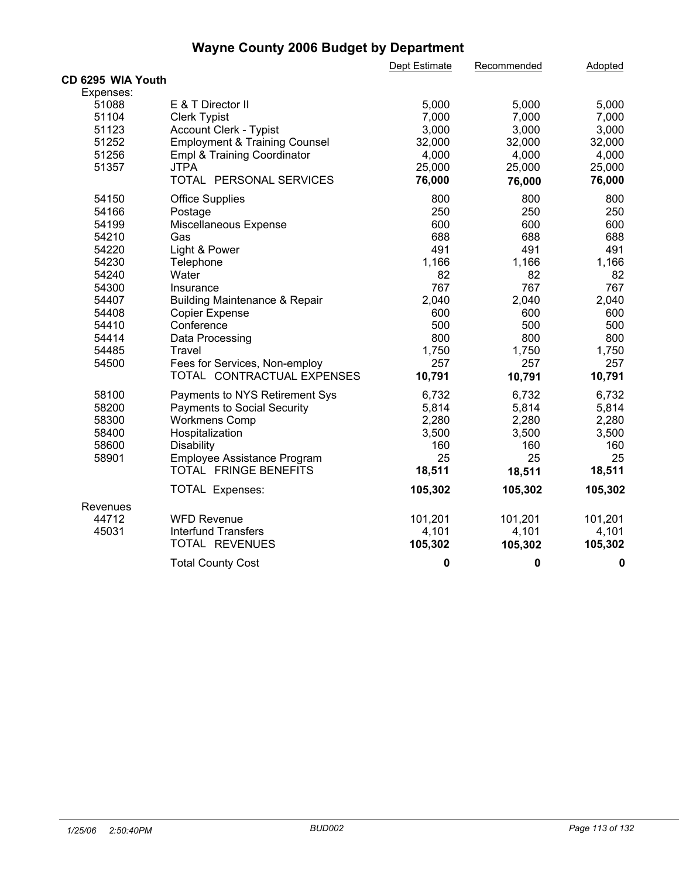# Wayne County 2006 Budget by Department

| | | Dept Estimate | Recommended | Adopted |
|---|---|---|---|---|
| **CD 6295 WIA Youth** | | | | |
| Expenses: | | | | |
| 51088 | E & T Director II | 5,000 | 5,000 | 5,000 |
| 51104 | Clerk Typist | 7,000 | 7,000 | 7,000 |
| 51123 | Account Clerk - Typist | 3,000 | 3,000 | 3,000 |
| 51252 | Employment & Training Counsel | 32,000 | 32,000 | 32,000 |
| 51256 | Empl & Training Coordinator | 4,000 | 4,000 | 4,000 |
| 51357 | JTPA | 25,000 | 25,000 | 25,000 |
| | TOTAL PERSONAL SERVICES | **76,000** | **76,000** | **76,000** |
| 54150 | Office Supplies | 800 | 800 | 800 |
| 54166 | Postage | 250 | 250 | 250 |
| 54199 | Miscellaneous Expense | 600 | 600 | 600 |
| 54210 | Gas | 688 | 688 | 688 |
| 54220 | Light & Power | 491 | 491 | 491 |
| 54230 | Telephone | 1,166 | 1,166 | 1,166 |
| 54240 | Water | 82 | 82 | 82 |
| 54300 | Insurance | 767 | 767 | 767 |
| 54407 | Building Maintenance & Repair | 2,040 | 2,040 | 2,040 |
| 54408 | Copier Expense | 600 | 600 | 600 |
| 54410 | Conference | 500 | 500 | 500 |
| 54414 | Data Processing | 800 | 800 | 800 |
| 54485 | Travel | 1,750 | 1,750 | 1,750 |
| 54500 | Fees for Services, Non-employ | 257 | 257 | 257 |
| | TOTAL CONTRACTUAL EXPENSES | **10,791** | **10,791** | **10,791** |
| 58100 | Payments to NYS Retirement Sys | 6,732 | 6,732 | 6,732 |
| 58200 | Payments to Social Security | 5,814 | 5,814 | 5,814 |
| 58300 | Workmens Comp | 2,280 | 2,280 | 2,280 |
| 58400 | Hospitalization | 3,500 | 3,500 | 3,500 |
| 58600 | Disability | 160 | 160 | 160 |
| 58901 | Employee Assistance Program | 25 | 25 | 25 |
| | TOTAL FRINGE BENEFITS | **18,511** | **18,511** | **18,511** |
| | TOTAL Expenses: | **105,302** | **105,302** | **105,302** |
| Revenues | | | | |
| 44712 | WFD Revenue | 101,201 | 101,201 | 101,201 |
| 45031 | Interfund Transfers | 4,101 | 4,101 | 4,101 |
| | TOTAL REVENUES | **105,302** | **105,302** | **105,302** |
| | Total County Cost | **0** | **0** | **0** |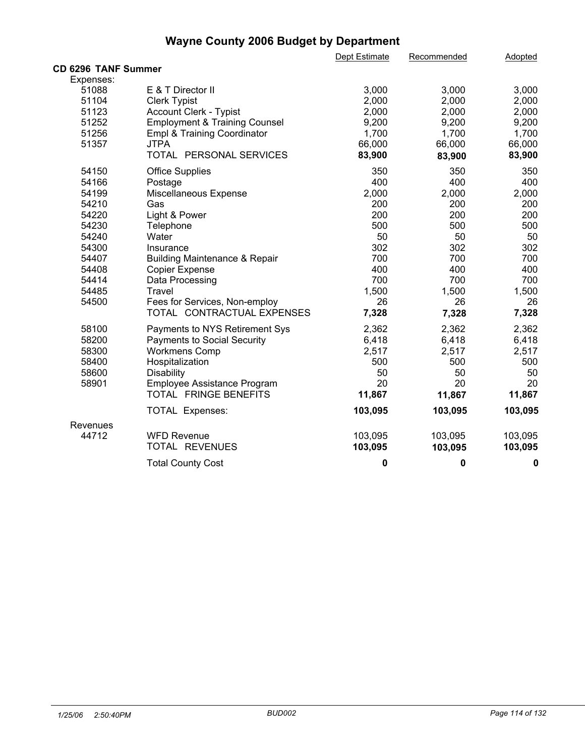# Wayne County 2006 Budget by Department

| | | Dept Estimate | Recommended | Adopted |
|---|---|---|---|---|
| **CD 6296 TANF Summer** | | | | |
| Expenses: | | | | |
| 51088 | E & T Director II | 3,000 | 3,000 | 3,000 |
| 51104 | Clerk Typist | 2,000 | 2,000 | 2,000 |
| 51123 | Account Clerk - Typist | 2,000 | 2,000 | 2,000 |
| 51252 | Employment & Training Counsel | 9,200 | 9,200 | 9,200 |
| 51256 | Empl & Training Coordinator | 1,700 | 1,700 | 1,700 |
| 51357 | JTPA | 66,000 | 66,000 | 66,000 |
| | TOTAL PERSONAL SERVICES | **83,900** | **83,900** | **83,900** |
| 54150 | Office Supplies | 350 | 350 | 350 |
| 54166 | Postage | 400 | 400 | 400 |
| 54199 | Miscellaneous Expense | 2,000 | 2,000 | 2,000 |
| 54210 | Gas | 200 | 200 | 200 |
| 54220 | Light & Power | 200 | 200 | 200 |
| 54230 | Telephone | 500 | 500 | 500 |
| 54240 | Water | 50 | 50 | 50 |
| 54300 | Insurance | 302 | 302 | 302 |
| 54407 | Building Maintenance & Repair | 700 | 700 | 700 |
| 54408 | Copier Expense | 400 | 400 | 400 |
| 54414 | Data Processing | 700 | 700 | 700 |
| 54485 | Travel | 1,500 | 1,500 | 1,500 |
| 54500 | Fees for Services, Non-employ | 26 | 26 | 26 |
| | TOTAL CONTRACTUAL EXPENSES | **7,328** | **7,328** | **7,328** |
| 58100 | Payments to NYS Retirement Sys | 2,362 | 2,362 | 2,362 |
| 58200 | Payments to Social Security | 6,418 | 6,418 | 6,418 |
| 58300 | Workmens Comp | 2,517 | 2,517 | 2,517 |
| 58400 | Hospitalization | 500 | 500 | 500 |
| 58600 | Disability | 50 | 50 | 50 |
| 58901 | Employee Assistance Program | 20 | 20 | 20 |
| | TOTAL FRINGE BENEFITS | **11,867** | **11,867** | **11,867** |
| | TOTAL Expenses: | **103,095** | **103,095** | **103,095** |
| Revenues | | | | |
| 44712 | WFD Revenue | 103,095 | 103,095 | 103,095 |
| | TOTAL REVENUES | **103,095** | **103,095** | **103,095** |
| | Total County Cost | **0** | **0** | **0** |

*1/25/06 2:50:40PM* *BUD002*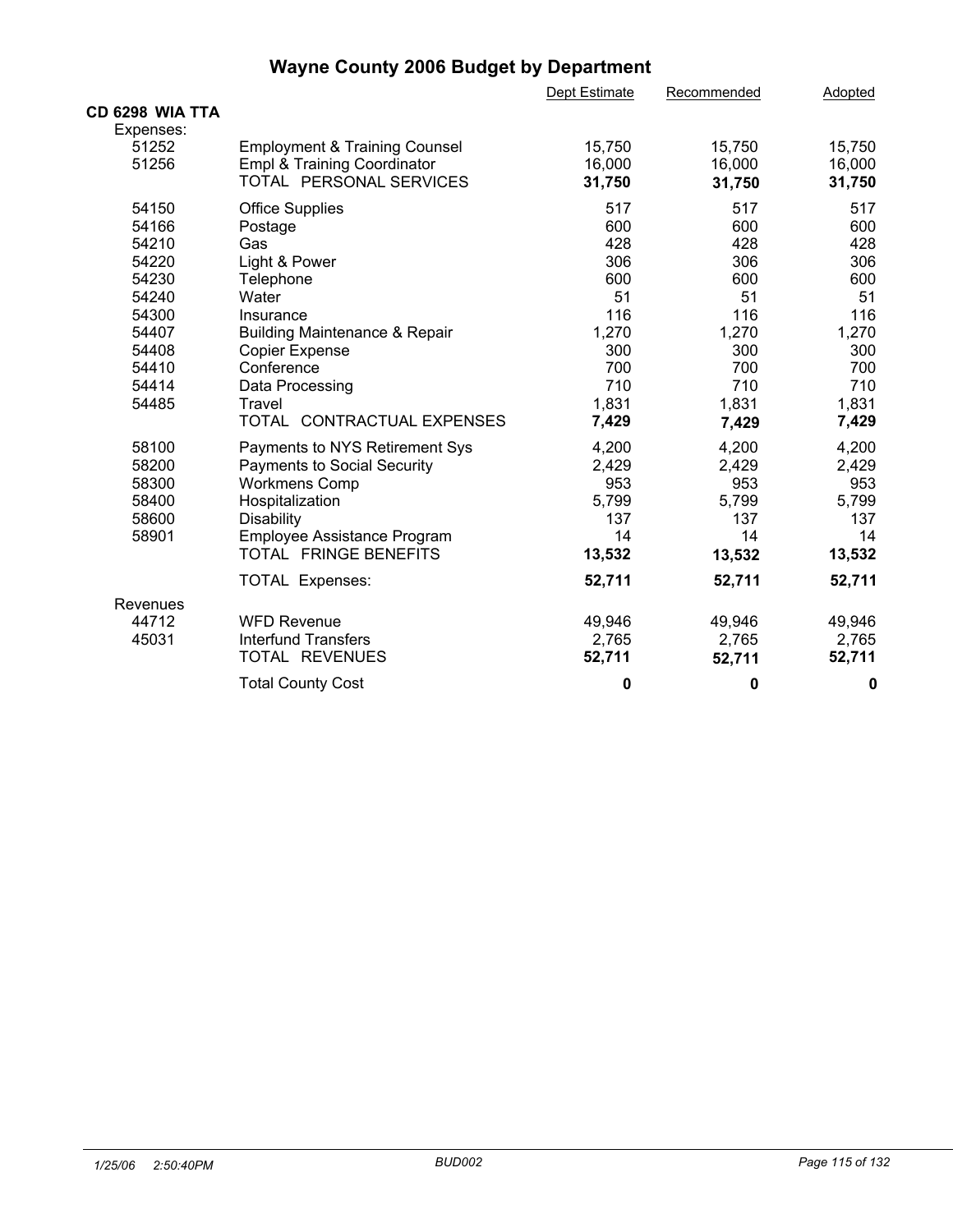# Wayne County 2006 Budget by Department

| | | Dept Estimate | Recommended | Adopted |
|---|---|---|---|---|
| **CD 6298 WIA TTA** | | | | |
| Expenses: | | | | |
| 51252 | Employment & Training Counsel | 15,750 | 15,750 | 15,750 |
| 51256 | Empl & Training Coordinator | 16,000 | 16,000 | 16,000 |
| | TOTAL PERSONAL SERVICES | **31,750** | **31,750** | **31,750** |
| 54150 | Office Supplies | 517 | 517 | 517 |
| 54166 | Postage | 600 | 600 | 600 |
| 54210 | Gas | 428 | 428 | 428 |
| 54220 | Light & Power | 306 | 306 | 306 |
| 54230 | Telephone | 600 | 600 | 600 |
| 54240 | Water | 51 | 51 | 51 |
| 54300 | Insurance | 116 | 116 | 116 |
| 54407 | Building Maintenance & Repair | 1,270 | 1,270 | 1,270 |
| 54408 | Copier Expense | 300 | 300 | 300 |
| 54410 | Conference | 700 | 700 | 700 |
| 54414 | Data Processing | 710 | 710 | 710 |
| 54485 | Travel | 1,831 | 1,831 | 1,831 |
| | TOTAL CONTRACTUAL EXPENSES | **7,429** | **7,429** | **7,429** |
| 58100 | Payments to NYS Retirement Sys | 4,200 | 4,200 | 4,200 |
| 58200 | Payments to Social Security | 2,429 | 2,429 | 2,429 |
| 58300 | Workmens Comp | 953 | 953 | 953 |
| 58400 | Hospitalization | 5,799 | 5,799 | 5,799 |
| 58600 | Disability | 137 | 137 | 137 |
| 58901 | Employee Assistance Program | 14 | 14 | 14 |
| | TOTAL FRINGE BENEFITS | **13,532** | **13,532** | **13,532** |
| | TOTAL Expenses: | **52,711** | **52,711** | **52,711** |
| Revenues | | | | |
| 44712 | WFD Revenue | 49,946 | 49,946 | 49,946 |
| 45031 | Interfund Transfers | 2,765 | 2,765 | 2,765 |
| | TOTAL REVENUES | **52,711** | **52,711** | **52,711** |
| | Total County Cost | **0** | **0** | **0** |

*1/25/06 2:50:40PM* BUD002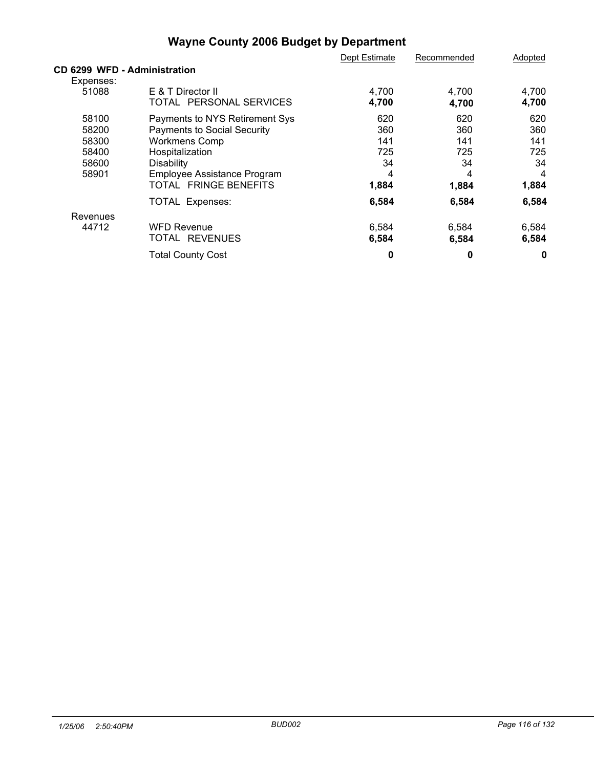# Wayne County 2006 Budget by Department

| | | Dept Estimate | Recommended | Adopted |
|---|---|---|---|---|
| **CD 6299 WFD - Administration** | | | | |
| Expenses: | | | | |
| 51088 | E & T Director II | 4,700 | 4,700 | 4,700 |
| | TOTAL PERSONAL SERVICES | **4,700** | **4,700** | **4,700** |
| 58100 | Payments to NYS Retirement Sys | 620 | 620 | 620 |
| 58200 | Payments to Social Security | 360 | 360 | 360 |
| 58300 | Workmens Comp | 141 | 141 | 141 |
| 58400 | Hospitalization | 725 | 725 | 725 |
| 58600 | Disability | 34 | 34 | 34 |
| 58901 | Employee Assistance Program | 4 | 4 | 4 |
| | TOTAL FRINGE BENEFITS | **1,884** | **1,884** | **1,884** |
| | TOTAL Expenses: | **6,584** | **6,584** | **6,584** |
| Revenues | | | | |
| 44712 | WFD Revenue | 6,584 | 6,584 | 6,584 |
| | TOTAL REVENUES | **6,584** | **6,584** | **6,584** |
| | Total County Cost | **0** | **0** | **0** |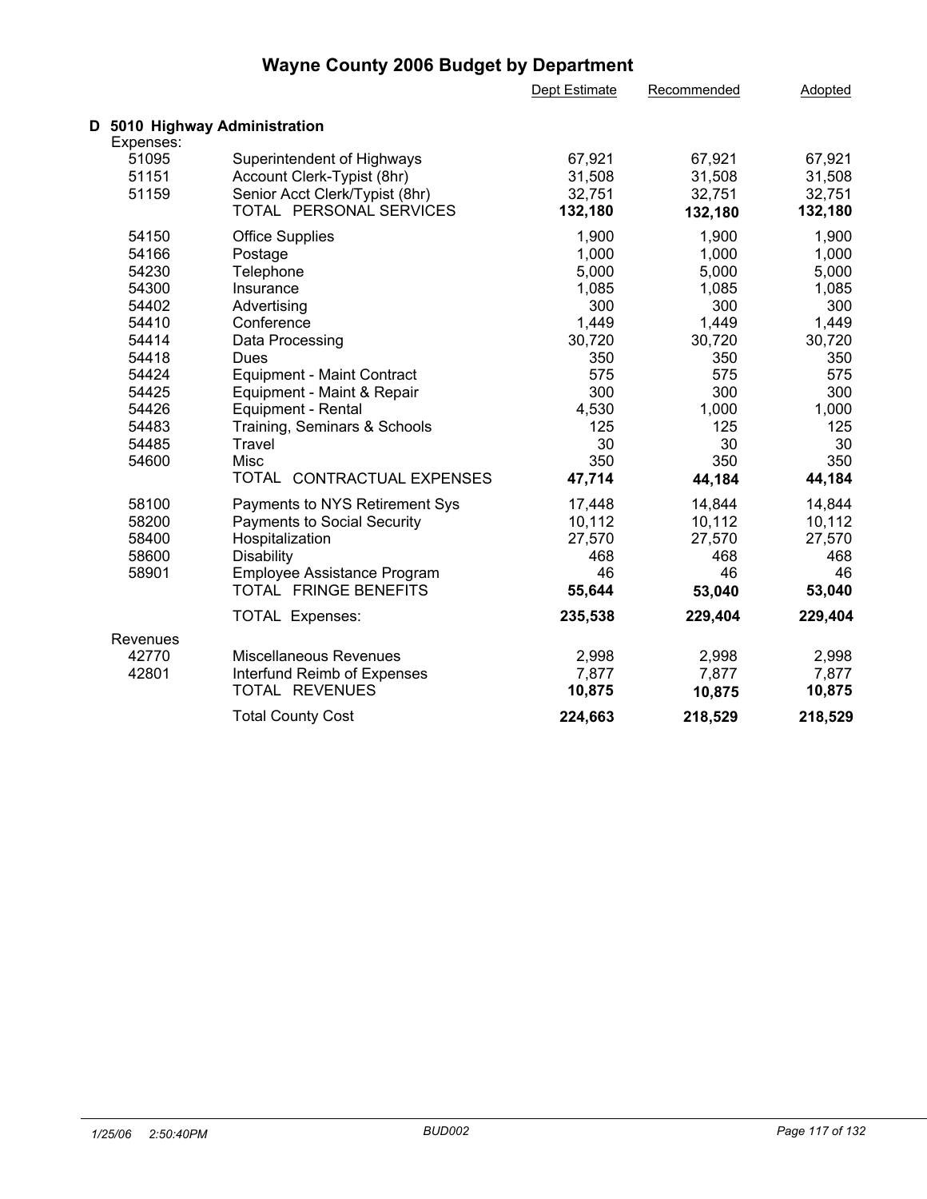# Wayne County 2006 Budget by Department

## D 5010 Highway Administration

| | | Dept Estimate | Recommended | Adopted |
|---|---|---|---|---|
| Expenses: | | | | |
| 51095 | Superintendent of Highways | 67,921 | 67,921 | 67,921 |
| 51151 | Account Clerk-Typist (8hr) | 31,508 | 31,508 | 31,508 |
| 51159 | Senior Acct Clerk/Typist (8hr) | 32,751 | 32,751 | 32,751 |
| | TOTAL PERSONAL SERVICES | **132,180** | **132,180** | **132,180** |
| 54150 | Office Supplies | 1,900 | 1,900 | 1,900 |
| 54166 | Postage | 1,000 | 1,000 | 1,000 |
| 54230 | Telephone | 5,000 | 5,000 | 5,000 |
| 54300 | Insurance | 1,085 | 1,085 | 1,085 |
| 54402 | Advertising | 300 | 300 | 300 |
| 54410 | Conference | 1,449 | 1,449 | 1,449 |
| 54414 | Data Processing | 30,720 | 30,720 | 30,720 |
| 54418 | Dues | 350 | 350 | 350 |
| 54424 | Equipment - Maint Contract | 575 | 575 | 575 |
| 54425 | Equipment - Maint & Repair | 300 | 300 | 300 |
| 54426 | Equipment - Rental | 4,530 | 1,000 | 1,000 |
| 54483 | Training, Seminars & Schools | 125 | 125 | 125 |
| 54485 | Travel | 30 | 30 | 30 |
| 54600 | Misc | 350 | 350 | 350 |
| | TOTAL CONTRACTUAL EXPENSES | **47,714** | **44,184** | **44,184** |
| 58100 | Payments to NYS Retirement Sys | 17,448 | 14,844 | 14,844 |
| 58200 | Payments to Social Security | 10,112 | 10,112 | 10,112 |
| 58400 | Hospitalization | 27,570 | 27,570 | 27,570 |
| 58600 | Disability | 468 | 468 | 468 |
| 58901 | Employee Assistance Program | 46 | 46 | 46 |
| | TOTAL FRINGE BENEFITS | **55,644** | **53,040** | **53,040** |
| | TOTAL Expenses: | **235,538** | **229,404** | **229,404** |
| Revenues | | | | |
| 42770 | Miscellaneous Revenues | 2,998 | 2,998 | 2,998 |
| 42801 | Interfund Reimb of Expenses | 7,877 | 7,877 | 7,877 |
| | TOTAL REVENUES | **10,875** | **10,875** | **10,875** |
| | Total County Cost | **224,663** | **218,529** | **218,529** |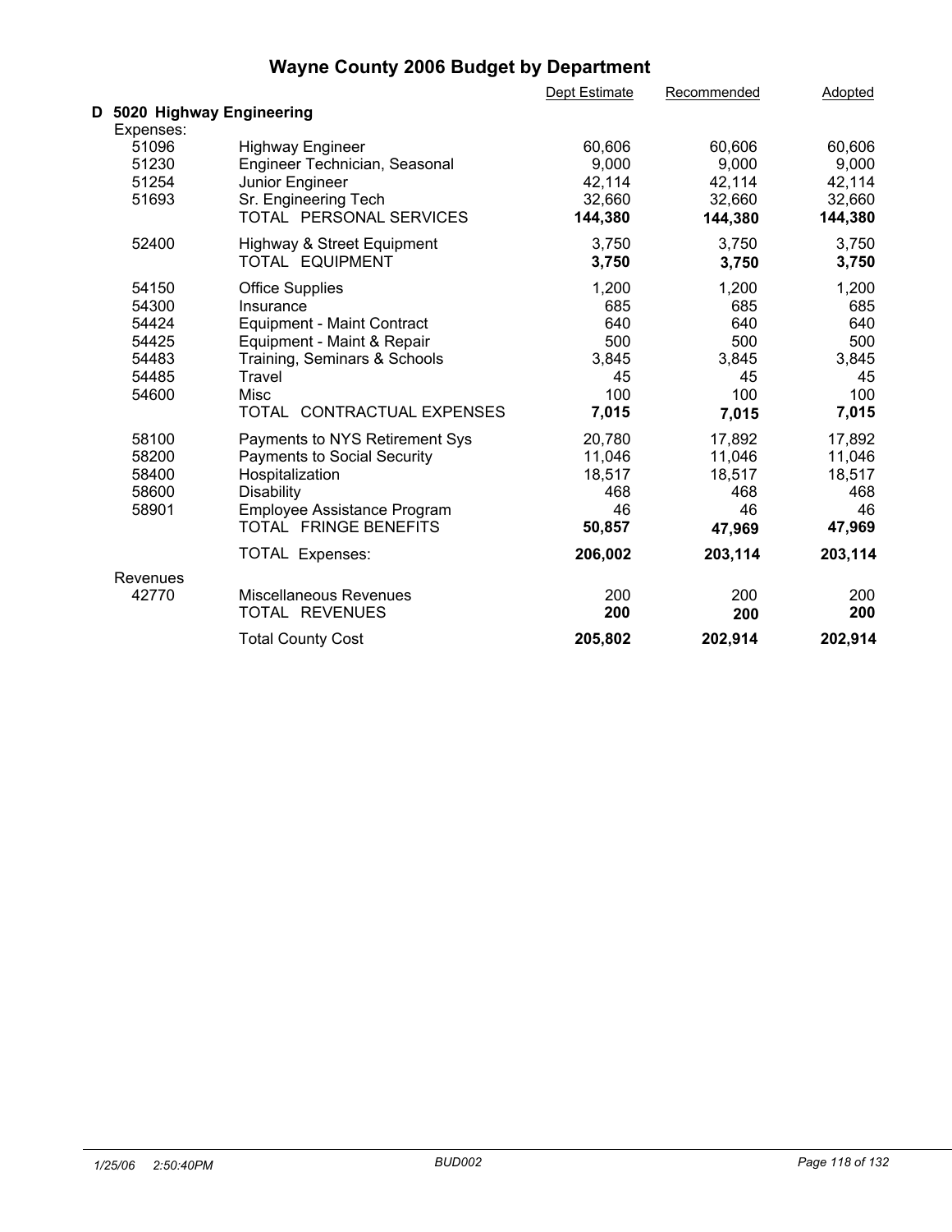# Wayne County 2006 Budget by Department

| | | Dept Estimate | Recommended | Adopted |
|---|---|---|---|---|
| **D 5020 Highway Engineering** | | | | |
| Expenses: | | | | |
| 51096 | Highway Engineer | 60,606 | 60,606 | 60,606 |
| 51230 | Engineer Technician, Seasonal | 9,000 | 9,000 | 9,000 |
| 51254 | Junior Engineer | 42,114 | 42,114 | 42,114 |
| 51693 | Sr. Engineering Tech | 32,660 | 32,660 | 32,660 |
| | TOTAL PERSONAL SERVICES | **144,380** | **144,380** | **144,380** |
| 52400 | Highway & Street Equipment | 3,750 | 3,750 | 3,750 |
| | TOTAL EQUIPMENT | **3,750** | **3,750** | **3,750** |
| 54150 | Office Supplies | 1,200 | 1,200 | 1,200 |
| 54300 | Insurance | 685 | 685 | 685 |
| 54424 | Equipment - Maint Contract | 640 | 640 | 640 |
| 54425 | Equipment - Maint & Repair | 500 | 500 | 500 |
| 54483 | Training, Seminars & Schools | 3,845 | 3,845 | 3,845 |
| 54485 | Travel | 45 | 45 | 45 |
| 54600 | Misc | 100 | 100 | 100 |
| | TOTAL CONTRACTUAL EXPENSES | **7,015** | **7,015** | **7,015** |
| 58100 | Payments to NYS Retirement Sys | 20,780 | 17,892 | 17,892 |
| 58200 | Payments to Social Security | 11,046 | 11,046 | 11,046 |
| 58400 | Hospitalization | 18,517 | 18,517 | 18,517 |
| 58600 | Disability | 468 | 468 | 468 |
| 58901 | Employee Assistance Program | 46 | 46 | 46 |
| | TOTAL FRINGE BENEFITS | **50,857** | **47,969** | **47,969** |
| | TOTAL Expenses: | **206,002** | **203,114** | **203,114** |
| Revenues | | | | |
| 42770 | Miscellaneous Revenues | 200 | 200 | 200 |
| | TOTAL REVENUES | **200** | **200** | **200** |
| | Total County Cost | **205,802** | **202,914** | **202,914** |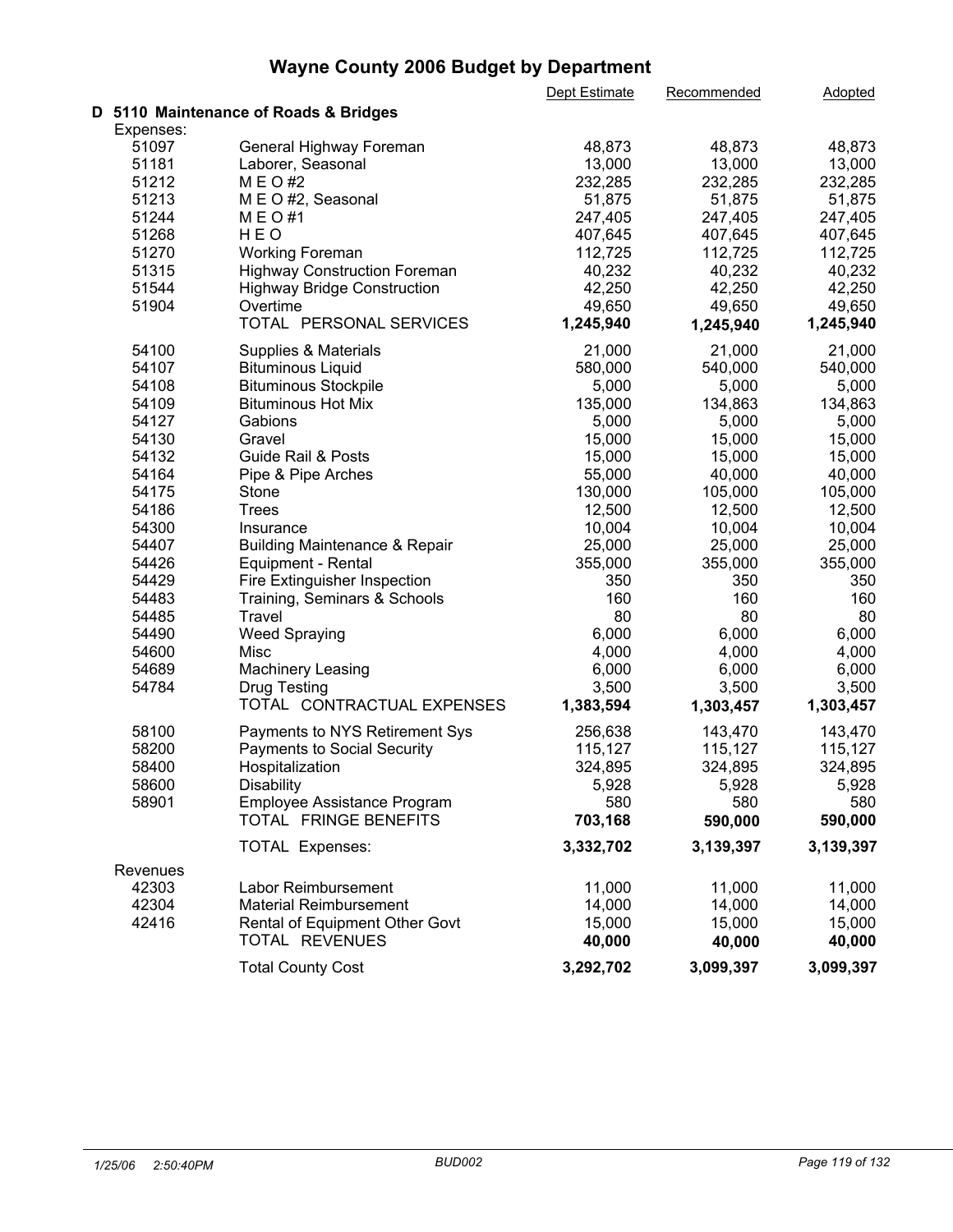# Wayne County 2006 Budget by Department

## D 5110 Maintenance of Roads & Bridges

| | | Dept Estimate | Recommended | Adopted |
|---|---|---|---|---|
| **Expenses:** | | | | |
| 51097 | General Highway Foreman | 48,873 | 48,873 | 48,873 |
| 51181 | Laborer, Seasonal | 13,000 | 13,000 | 13,000 |
| 51212 | M E O #2 | 232,285 | 232,285 | 232,285 |
| 51213 | M E O #2, Seasonal | 51,875 | 51,875 | 51,875 |
| 51244 | M E O #1 | 247,405 | 247,405 | 247,405 |
| 51268 | H E O | 407,645 | 407,645 | 407,645 |
| 51270 | Working Foreman | 112,725 | 112,725 | 112,725 |
| 51315 | Highway Construction Foreman | 40,232 | 40,232 | 40,232 |
| 51544 | Highway Bridge Construction | 42,250 | 42,250 | 42,250 |
| 51904 | Overtime | 49,650 | 49,650 | 49,650 |
| | TOTAL PERSONAL SERVICES | **1,245,940** | **1,245,940** | **1,245,940** |
| 54100 | Supplies & Materials | 21,000 | 21,000 | 21,000 |
| 54107 | Bituminous Liquid | 580,000 | 540,000 | 540,000 |
| 54108 | Bituminous Stockpile | 5,000 | 5,000 | 5,000 |
| 54109 | Bituminous Hot Mix | 135,000 | 134,863 | 134,863 |
| 54127 | Gabions | 5,000 | 5,000 | 5,000 |
| 54130 | Gravel | 15,000 | 15,000 | 15,000 |
| 54132 | Guide Rail & Posts | 15,000 | 15,000 | 15,000 |
| 54164 | Pipe & Pipe Arches | 55,000 | 40,000 | 40,000 |
| 54175 | Stone | 130,000 | 105,000 | 105,000 |
| 54186 | Trees | 12,500 | 12,500 | 12,500 |
| 54300 | Insurance | 10,004 | 10,004 | 10,004 |
| 54407 | Building Maintenance & Repair | 25,000 | 25,000 | 25,000 |
| 54426 | Equipment - Rental | 355,000 | 355,000 | 355,000 |
| 54429 | Fire Extinguisher Inspection | 350 | 350 | 350 |
| 54483 | Training, Seminars & Schools | 160 | 160 | 160 |
| 54485 | Travel | 80 | 80 | 80 |
| 54490 | Weed Spraying | 6,000 | 6,000 | 6,000 |
| 54600 | Misc | 4,000 | 4,000 | 4,000 |
| 54689 | Machinery Leasing | 6,000 | 6,000 | 6,000 |
| 54784 | Drug Testing | 3,500 | 3,500 | 3,500 |
| | TOTAL CONTRACTUAL EXPENSES | **1,383,594** | **1,303,457** | **1,303,457** |
| 58100 | Payments to NYS Retirement Sys | 256,638 | 143,470 | 143,470 |
| 58200 | Payments to Social Security | 115,127 | 115,127 | 115,127 |
| 58400 | Hospitalization | 324,895 | 324,895 | 324,895 |
| 58600 | Disability | 5,928 | 5,928 | 5,928 |
| 58901 | Employee Assistance Program | 580 | 580 | 580 |
| | TOTAL FRINGE BENEFITS | **703,168** | **590,000** | **590,000** |
| | TOTAL Expenses: | **3,332,702** | **3,139,397** | **3,139,397** |
| **Revenues** | | | | |
| 42303 | Labor Reimbursement | 11,000 | 11,000 | 11,000 |
| 42304 | Material Reimbursement | 14,000 | 14,000 | 14,000 |
| 42416 | Rental of Equipment Other Govt | 15,000 | 15,000 | 15,000 |
| | TOTAL REVENUES | **40,000** | **40,000** | **40,000** |
| | Total County Cost | **3,292,702** | **3,099,397** | **3,099,397** |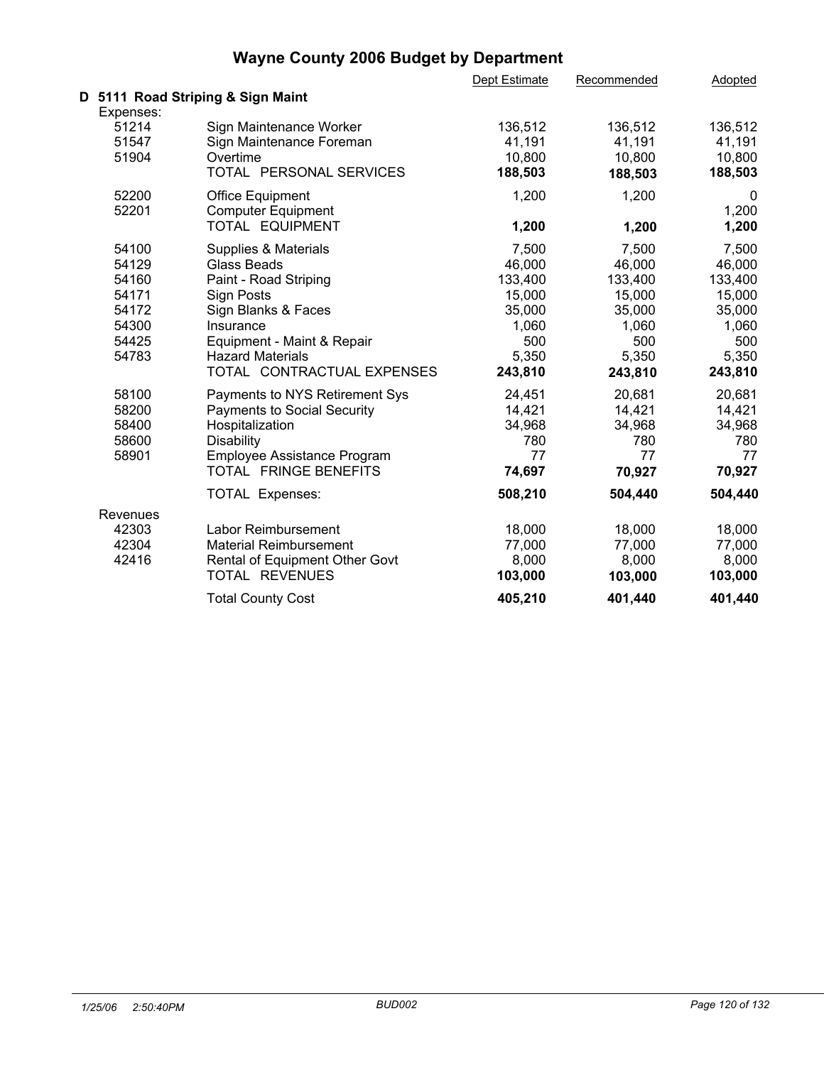# Wayne County 2006 Budget by Department

## D 5111 Road Striping & Sign Maint

| Code | Description | Dept Estimate | Recommended | Adopted |
|---|---|---|---|---|
| **Expenses:** | | | | |
| 51214 | Sign Maintenance Worker | 136,512 | 136,512 | 136,512 |
| 51547 | Sign Maintenance Foreman | 41,191 | 41,191 | 41,191 |
| 51904 | Overtime | 10,800 | 10,800 | 10,800 |
| | TOTAL PERSONAL SERVICES | **188,503** | **188,503** | **188,503** |
| 52200 | Office Equipment | 1,200 | 1,200 | 0 |
| 52201 | Computer Equipment | | | 1,200 |
| | TOTAL EQUIPMENT | **1,200** | **1,200** | **1,200** |
| 54100 | Supplies & Materials | 7,500 | 7,500 | 7,500 |
| 54129 | Glass Beads | 46,000 | 46,000 | 46,000 |
| 54160 | Paint - Road Striping | 133,400 | 133,400 | 133,400 |
| 54171 | Sign Posts | 15,000 | 15,000 | 15,000 |
| 54172 | Sign Blanks & Faces | 35,000 | 35,000 | 35,000 |
| 54300 | Insurance | 1,060 | 1,060 | 1,060 |
| 54425 | Equipment - Maint & Repair | 500 | 500 | 500 |
| 54783 | Hazard Materials | 5,350 | 5,350 | 5,350 |
| | TOTAL CONTRACTUAL EXPENSES | **243,810** | **243,810** | **243,810** |
| 58100 | Payments to NYS Retirement Sys | 24,451 | 20,681 | 20,681 |
| 58200 | Payments to Social Security | 14,421 | 14,421 | 14,421 |
| 58400 | Hospitalization | 34,968 | 34,968 | 34,968 |
| 58600 | Disability | 780 | 780 | 780 |
| 58901 | Employee Assistance Program | 77 | 77 | 77 |
| | TOTAL FRINGE BENEFITS | **74,697** | **70,927** | **70,927** |
| | TOTAL Expenses: | **508,210** | **504,440** | **504,440** |
| **Revenues** | | | | |
| 42303 | Labor Reimbursement | 18,000 | 18,000 | 18,000 |
| 42304 | Material Reimbursement | 77,000 | 77,000 | 77,000 |
| 42416 | Rental of Equipment Other Govt | 8,000 | 8,000 | 8,000 |
| | TOTAL REVENUES | **103,000** | **103,000** | **103,000** |
| | Total County Cost | **405,210** | **401,440** | **401,440** |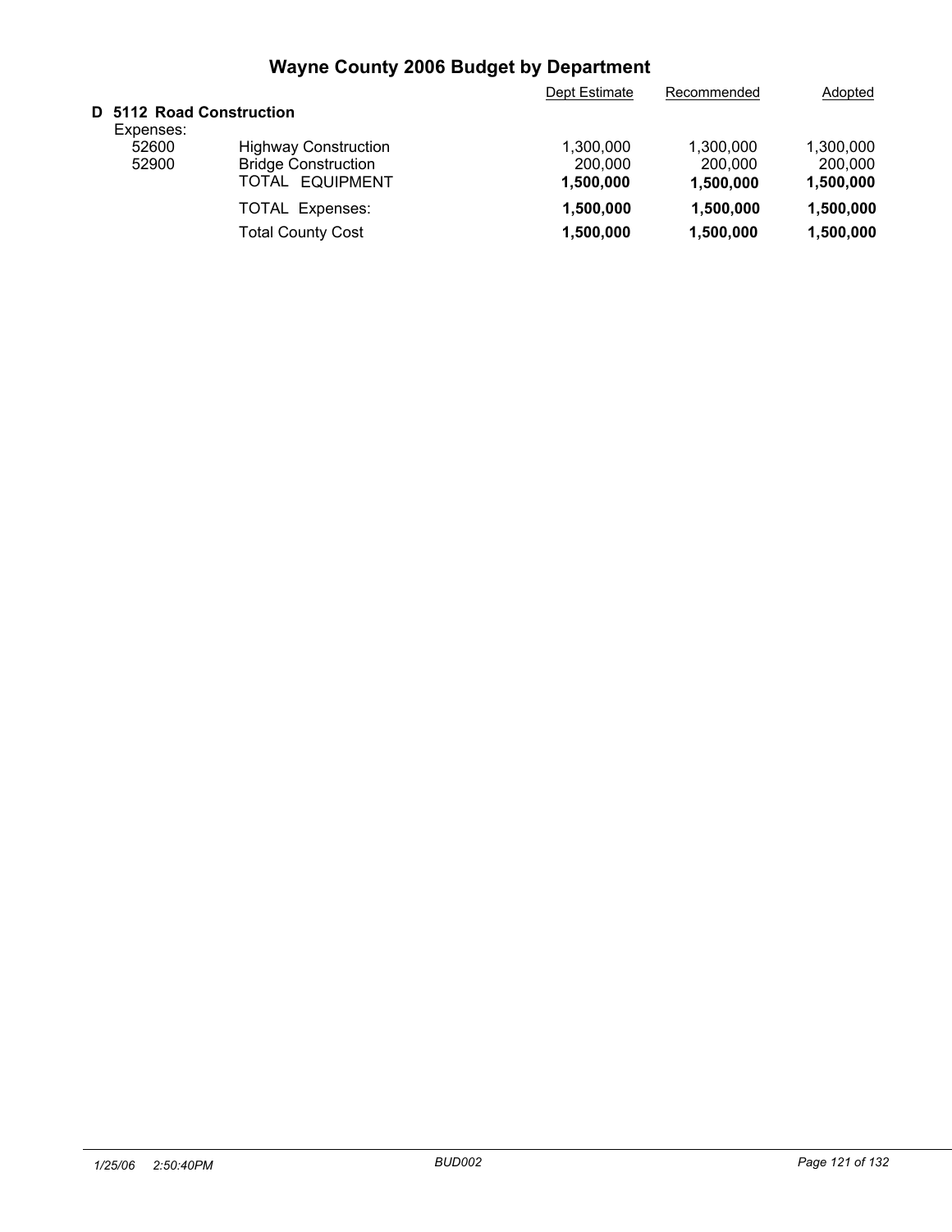# Wayne County 2006 Budget by Department

| | | Dept Estimate | Recommended | Adopted |
|---|---|---|---|---|
| **D 5112 Road Construction** | | | | |
| Expenses: | | | | |
| 52600 | Highway Construction | 1,300,000 | 1,300,000 | 1,300,000 |
| 52900 | Bridge Construction | 200,000 | 200,000 | 200,000 |
| | TOTAL EQUIPMENT | **1,500,000** | **1,500,000** | **1,500,000** |
| | TOTAL Expenses: | **1,500,000** | **1,500,000** | **1,500,000** |
| | Total County Cost | **1,500,000** | **1,500,000** | **1,500,000** |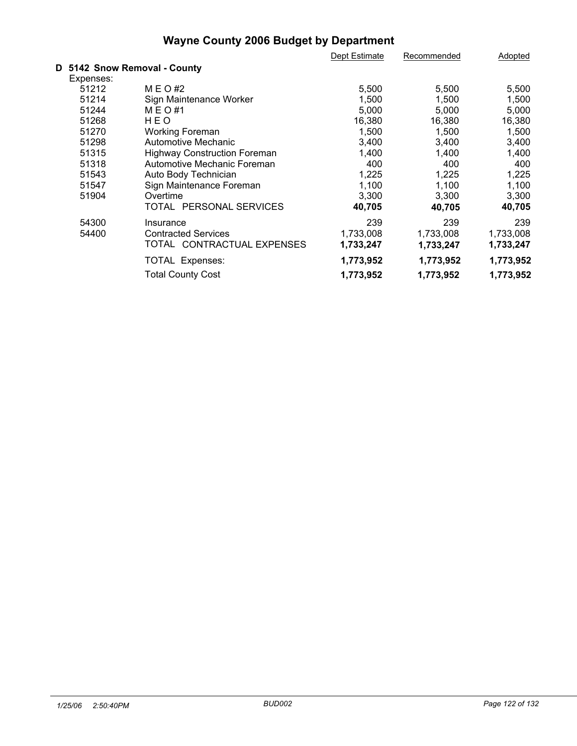# Wayne County 2006 Budget by Department

## D 5142 Snow Removal - County

| | | Dept Estimate | Recommended | Adopted |
|---|---|---|---|---|
| Expenses: | | | | |
| 51212 | M E O #2 | 5,500 | 5,500 | 5,500 |
| 51214 | Sign Maintenance Worker | 1,500 | 1,500 | 1,500 |
| 51244 | M E O #1 | 5,000 | 5,000 | 5,000 |
| 51268 | H E O | 16,380 | 16,380 | 16,380 |
| 51270 | Working Foreman | 1,500 | 1,500 | 1,500 |
| 51298 | Automotive Mechanic | 3,400 | 3,400 | 3,400 |
| 51315 | Highway Construction Foreman | 1,400 | 1,400 | 1,400 |
| 51318 | Automotive Mechanic Foreman | 400 | 400 | 400 |
| 51543 | Auto Body Technician | 1,225 | 1,225 | 1,225 |
| 51547 | Sign Maintenance Foreman | 1,100 | 1,100 | 1,100 |
| 51904 | Overtime | 3,300 | 3,300 | 3,300 |
| | TOTAL PERSONAL SERVICES | **40,705** | **40,705** | **40,705** |
| 54300 | Insurance | 239 | 239 | 239 |
| 54400 | Contracted Services | 1,733,008 | 1,733,008 | 1,733,008 |
| | TOTAL CONTRACTUAL EXPENSES | **1,733,247** | **1,733,247** | **1,733,247** |
| | TOTAL Expenses: | **1,773,952** | **1,773,952** | **1,773,952** |
| | Total County Cost | **1,773,952** | **1,773,952** | **1,773,952** |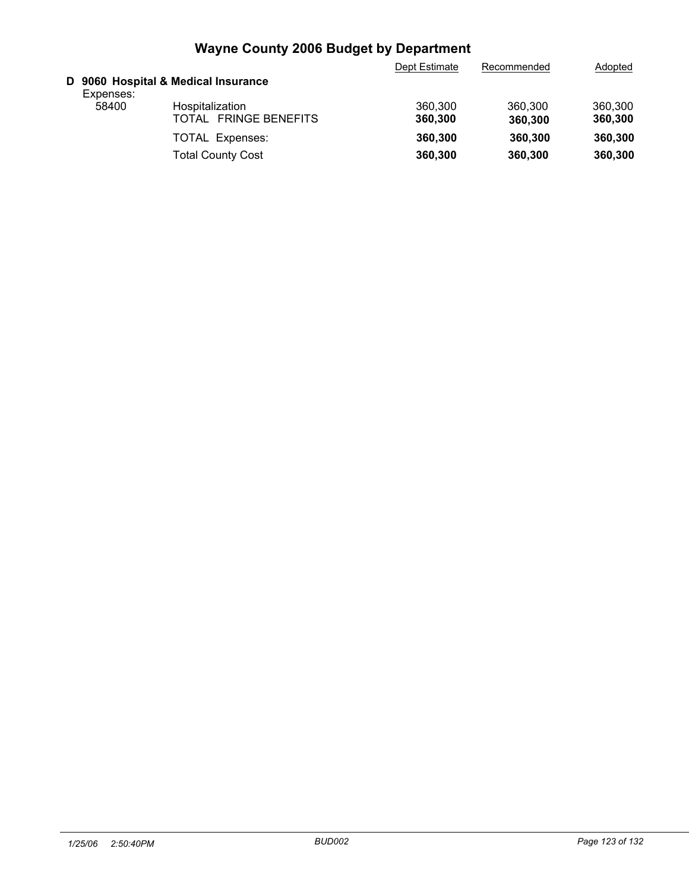# Wayne County 2006 Budget by Department

| | | Dept Estimate | Recommended | Adopted |
|---|---|---|---|---|
| **D 9060 Hospital & Medical Insurance** | | | | |
| Expenses: | | | | |
| 58400 | Hospitalization | 360,300 | 360,300 | 360,300 |
| | TOTAL FRINGE BENEFITS | **360,300** | **360,300** | **360,300** |
| | TOTAL Expenses: | **360,300** | **360,300** | **360,300** |
| | Total County Cost | **360,300** | **360,300** | **360,300** |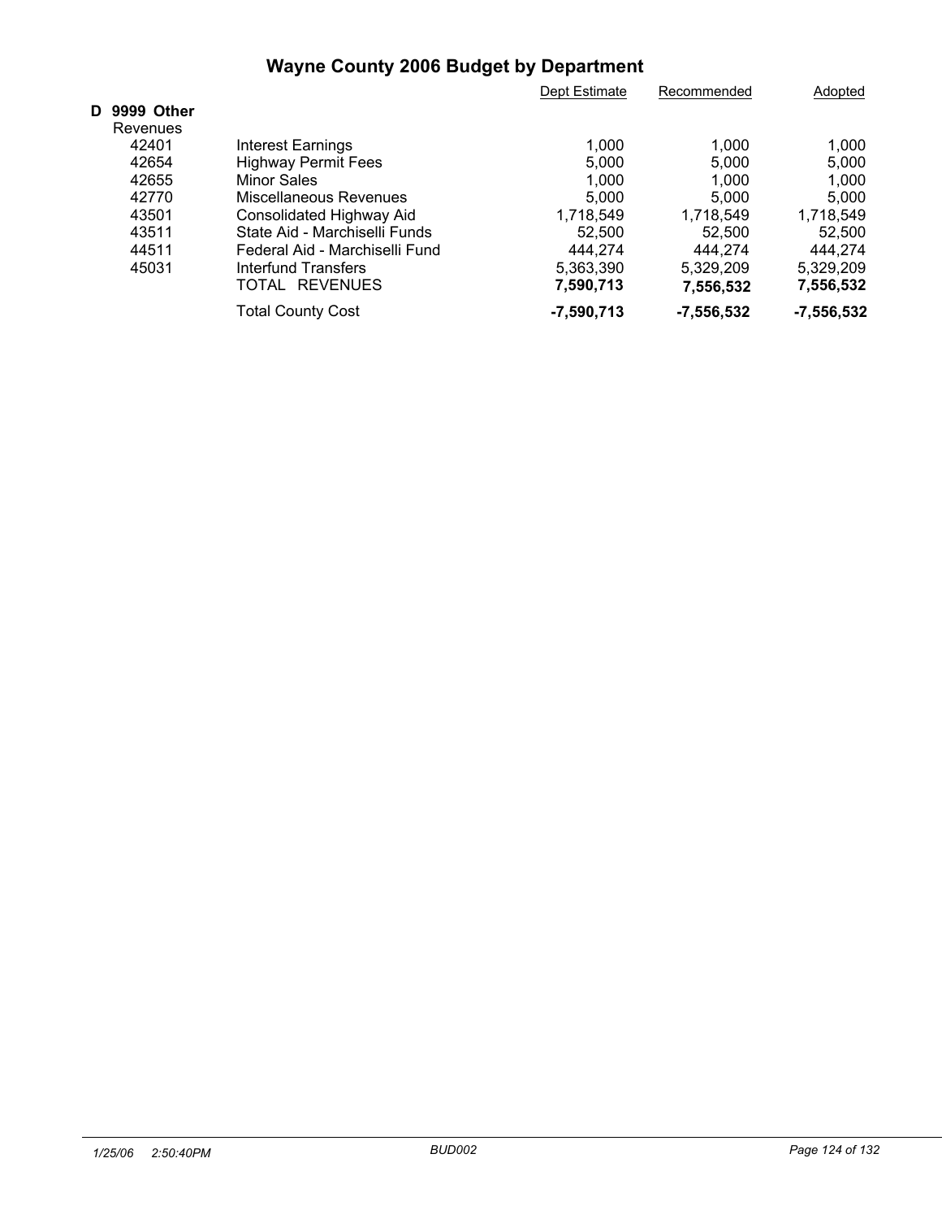# Wayne County 2006 Budget by Department

| | | Dept Estimate | Recommended | Adopted |
|---|---|---|---|---|
| **D 9999 Other** | | | | |
| Revenues | | | | |
| 42401 | Interest Earnings | 1,000 | 1,000 | 1,000 |
| 42654 | Highway Permit Fees | 5,000 | 5,000 | 5,000 |
| 42655 | Minor Sales | 1,000 | 1,000 | 1,000 |
| 42770 | Miscellaneous Revenues | 5,000 | 5,000 | 5,000 |
| 43501 | Consolidated Highway Aid | 1,718,549 | 1,718,549 | 1,718,549 |
| 43511 | State Aid - Marchiselli Funds | 52,500 | 52,500 | 52,500 |
| 44511 | Federal Aid - Marchiselli Fund | 444,274 | 444,274 | 444,274 |
| 45031 | Interfund Transfers | 5,363,390 | 5,329,209 | 5,329,209 |
| | TOTAL REVENUES | **7,590,713** | **7,556,532** | **7,556,532** |
| | Total County Cost | **-7,590,713** | **-7,556,532** | **-7,556,532** |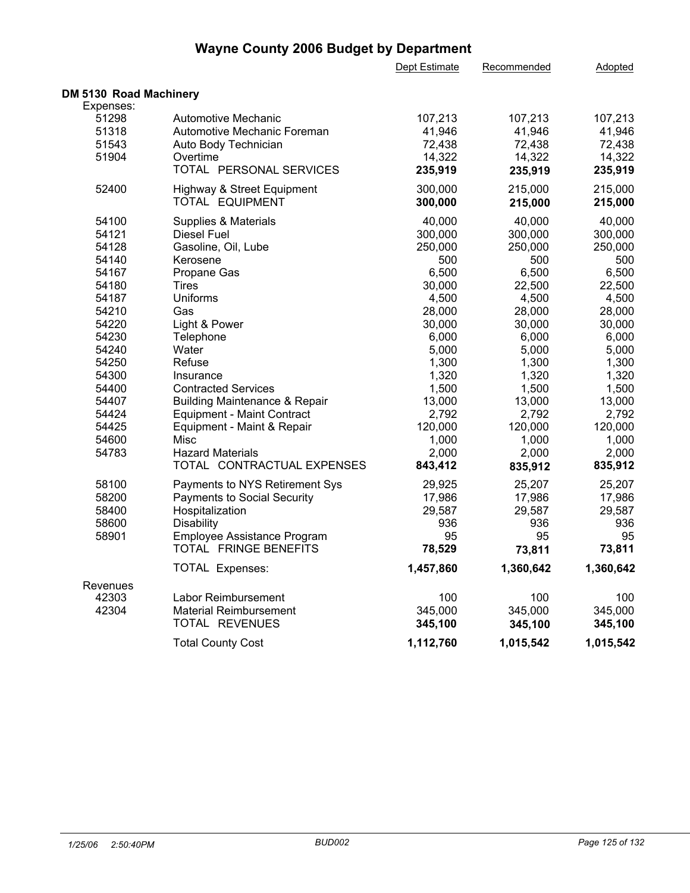# Wayne County 2006 Budget by Department

| | | Dept Estimate | Recommended | Adopted |
|---|---|---|---|---|
| **DM 5130 Road Machinery** | | | | |
| Expenses: | | | | |
| 51298 | Automotive Mechanic | 107,213 | 107,213 | 107,213 |
| 51318 | Automotive Mechanic Foreman | 41,946 | 41,946 | 41,946 |
| 51543 | Auto Body Technician | 72,438 | 72,438 | 72,438 |
| 51904 | Overtime | 14,322 | 14,322 | 14,322 |
| | TOTAL PERSONAL SERVICES | **235,919** | **235,919** | **235,919** |
| 52400 | Highway & Street Equipment | 300,000 | 215,000 | 215,000 |
| | TOTAL EQUIPMENT | **300,000** | **215,000** | **215,000** |
| 54100 | Supplies & Materials | 40,000 | 40,000 | 40,000 |
| 54121 | Diesel Fuel | 300,000 | 300,000 | 300,000 |
| 54128 | Gasoline, Oil, Lube | 250,000 | 250,000 | 250,000 |
| 54140 | Kerosene | 500 | 500 | 500 |
| 54167 | Propane Gas | 6,500 | 6,500 | 6,500 |
| 54180 | Tires | 30,000 | 22,500 | 22,500 |
| 54187 | Uniforms | 4,500 | 4,500 | 4,500 |
| 54210 | Gas | 28,000 | 28,000 | 28,000 |
| 54220 | Light & Power | 30,000 | 30,000 | 30,000 |
| 54230 | Telephone | 6,000 | 6,000 | 6,000 |
| 54240 | Water | 5,000 | 5,000 | 5,000 |
| 54250 | Refuse | 1,300 | 1,300 | 1,300 |
| 54300 | Insurance | 1,320 | 1,320 | 1,320 |
| 54400 | Contracted Services | 1,500 | 1,500 | 1,500 |
| 54407 | Building Maintenance & Repair | 13,000 | 13,000 | 13,000 |
| 54424 | Equipment - Maint Contract | 2,792 | 2,792 | 2,792 |
| 54425 | Equipment - Maint & Repair | 120,000 | 120,000 | 120,000 |
| 54600 | Misc | 1,000 | 1,000 | 1,000 |
| 54783 | Hazard Materials | 2,000 | 2,000 | 2,000 |
| | TOTAL CONTRACTUAL EXPENSES | **843,412** | **835,912** | **835,912** |
| 58100 | Payments to NYS Retirement Sys | 29,925 | 25,207 | 25,207 |
| 58200 | Payments to Social Security | 17,986 | 17,986 | 17,986 |
| 58400 | Hospitalization | 29,587 | 29,587 | 29,587 |
| 58600 | Disability | 936 | 936 | 936 |
| 58901 | Employee Assistance Program | 95 | 95 | 95 |
| | TOTAL FRINGE BENEFITS | **78,529** | **73,811** | **73,811** |
| | TOTAL Expenses: | **1,457,860** | **1,360,642** | **1,360,642** |
| Revenues | | | | |
| 42303 | Labor Reimbursement | 100 | 100 | 100 |
| 42304 | Material Reimbursement | 345,000 | 345,000 | 345,000 |
| | TOTAL REVENUES | **345,100** | **345,100** | **345,100** |
| | Total County Cost | **1,112,760** | **1,015,542** | **1,015,542** |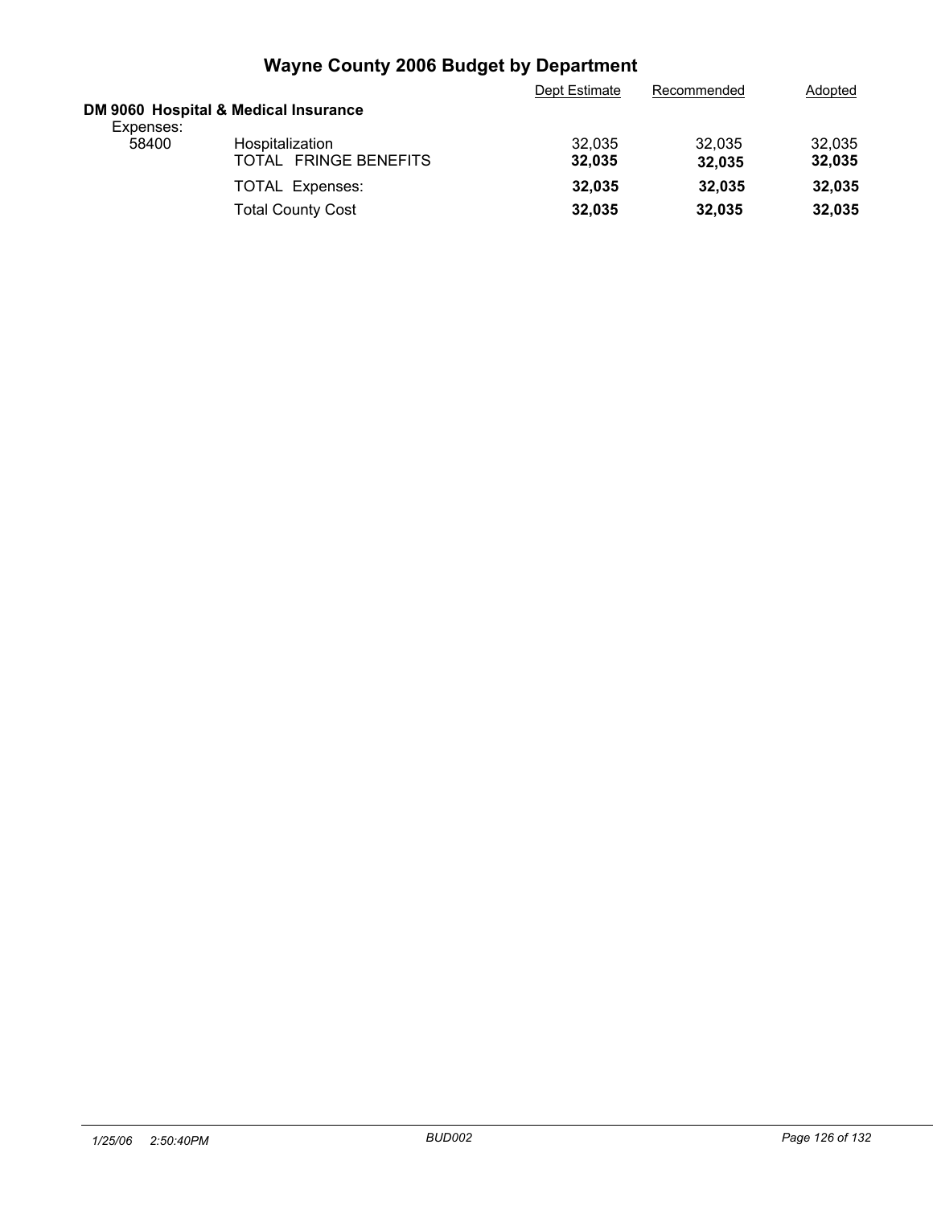# Wayne County 2006 Budget by Department

## DM 9060 Hospital & Medical Insurance

| | | Dept Estimate | Recommended | Adopted |
|---|---|---|---|---|
| Expenses: | | | | |
| 58400 | Hospitalization | 32,035 | 32,035 | 32,035 |
| | **TOTAL FRINGE BENEFITS** | **32,035** | **32,035** | **32,035** |
| | **TOTAL Expenses:** | **32,035** | **32,035** | **32,035** |
| | **Total County Cost** | **32,035** | **32,035** | **32,035** |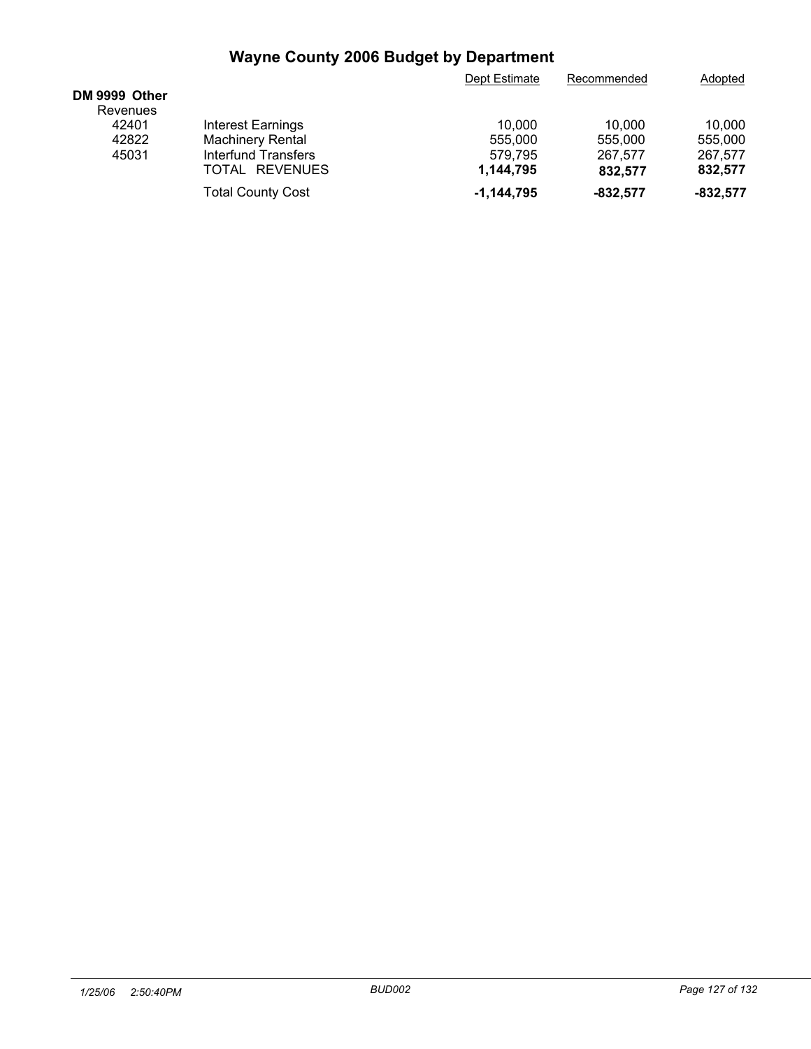# Wayne County 2006 Budget by Department

| | | Dept Estimate | Recommended | Adopted |
|---|---|---|---|---|
| **DM 9999 Other** | | | | |
| Revenues | | | | |
| 42401 | Interest Earnings | 10,000 | 10,000 | 10,000 |
| 42822 | Machinery Rental | 555,000 | 555,000 | 555,000 |
| 45031 | Interfund Transfers | 579,795 | 267,577 | 267,577 |
| | TOTAL REVENUES | **1,144,795** | **832,577** | **832,577** |
| | Total County Cost | **-1,144,795** | **-832,577** | **-832,577** |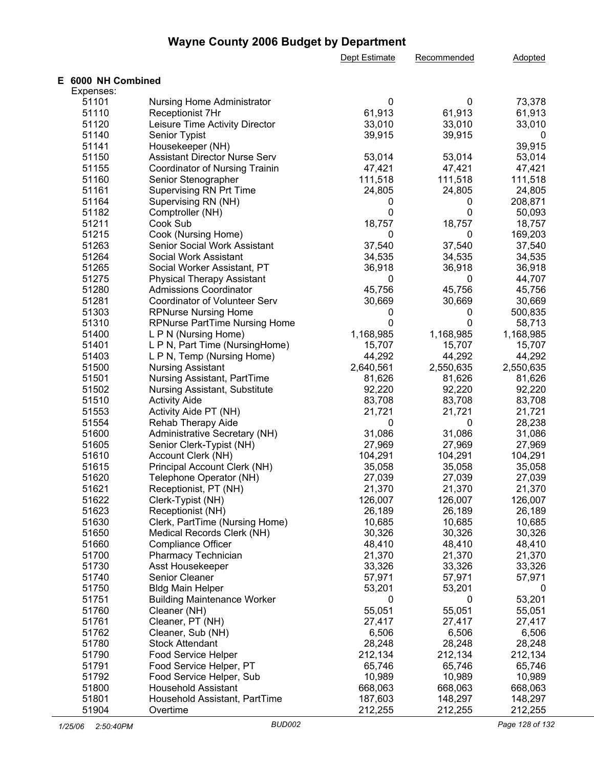# Wayne County 2006 Budget by Department

**E 6000 NH Combined**

Expenses:

| Code | Description | Dept Estimate | Recommended | Adopted |
|---|---|---|---|---|
| 51101 | Nursing Home Administrator | 0 | 0 | 73,378 |
| 51110 | Receptionist 7Hr | 61,913 | 61,913 | 61,913 |
| 51120 | Leisure Time Activity Director | 33,010 | 33,010 | 33,010 |
| 51140 | Senior Typist | 39,915 | 39,915 | 0 |
| 51141 | Housekeeper (NH) | | | 39,915 |
| 51150 | Assistant Director Nurse Serv | 53,014 | 53,014 | 53,014 |
| 51155 | Coordinator of Nursing Trainin | 47,421 | 47,421 | 47,421 |
| 51160 | Senior Stenographer | 111,518 | 111,518 | 111,518 |
| 51161 | Supervising RN Prt Time | 24,805 | 24,805 | 24,805 |
| 51164 | Supervising RN (NH) | 0 | 0 | 208,871 |
| 51182 | Comptroller (NH) | 0 | 0 | 50,093 |
| 51211 | Cook Sub | 18,757 | 18,757 | 18,757 |
| 51215 | Cook (Nursing Home) | 0 | 0 | 169,203 |
| 51263 | Senior Social Work Assistant | 37,540 | 37,540 | 37,540 |
| 51264 | Social Work Assistant | 34,535 | 34,535 | 34,535 |
| 51265 | Social Worker Assistant, PT | 36,918 | 36,918 | 36,918 |
| 51275 | Physical Therapy Assistant | 0 | 0 | 44,707 |
| 51280 | Admissions Coordinator | 45,756 | 45,756 | 45,756 |
| 51281 | Coordinator of Volunteer Serv | 30,669 | 30,669 | 30,669 |
| 51303 | RPNurse Nursing Home | 0 | 0 | 500,835 |
| 51310 | RPNurse PartTime Nursing Home | 0 | 0 | 58,713 |
| 51400 | L P N (Nursing Home) | 1,168,985 | 1,168,985 | 1,168,985 |
| 51401 | L P N, Part Time (NursingHome) | 15,707 | 15,707 | 15,707 |
| 51403 | L P N, Temp (Nursing Home) | 44,292 | 44,292 | 44,292 |
| 51500 | Nursing Assistant | 2,640,561 | 2,550,635 | 2,550,635 |
| 51501 | Nursing Assistant, PartTime | 81,626 | 81,626 | 81,626 |
| 51502 | Nursing Assistant, Substitute | 92,220 | 92,220 | 92,220 |
| 51510 | Activity Aide | 83,708 | 83,708 | 83,708 |
| 51553 | Activity Aide PT (NH) | 21,721 | 21,721 | 21,721 |
| 51554 | Rehab Therapy Aide | 0 | 0 | 28,238 |
| 51600 | Administrative Secretary (NH) | 31,086 | 31,086 | 31,086 |
| 51605 | Senior Clerk-Typist (NH) | 27,969 | 27,969 | 27,969 |
| 51610 | Account Clerk (NH) | 104,291 | 104,291 | 104,291 |
| 51615 | Principal Account Clerk (NH) | 35,058 | 35,058 | 35,058 |
| 51620 | Telephone Operator (NH) | 27,039 | 27,039 | 27,039 |
| 51621 | Receptionist, PT (NH) | 21,370 | 21,370 | 21,370 |
| 51622 | Clerk-Typist (NH) | 126,007 | 126,007 | 126,007 |
| 51623 | Receptionist (NH) | 26,189 | 26,189 | 26,189 |
| 51630 | Clerk, PartTime (Nursing Home) | 10,685 | 10,685 | 10,685 |
| 51650 | Medical Records Clerk (NH) | 30,326 | 30,326 | 30,326 |
| 51660 | Compliance Officer | 48,410 | 48,410 | 48,410 |
| 51700 | Pharmacy Technician | 21,370 | 21,370 | 21,370 |
| 51730 | Asst Housekeeper | 33,326 | 33,326 | 33,326 |
| 51740 | Senior Cleaner | 57,971 | 57,971 | 57,971 |
| 51750 | Bldg Main Helper | 53,201 | 53,201 | 0 |
| 51751 | Building Maintenance Worker | 0 | 0 | 53,201 |
| 51760 | Cleaner (NH) | 55,051 | 55,051 | 55,051 |
| 51761 | Cleaner, PT (NH) | 27,417 | 27,417 | 27,417 |
| 51762 | Cleaner, Sub (NH) | 6,506 | 6,506 | 6,506 |
| 51780 | Stock Attendant | 28,248 | 28,248 | 28,248 |
| 51790 | Food Service Helper | 212,134 | 212,134 | 212,134 |
| 51791 | Food Service Helper, PT | 65,746 | 65,746 | 65,746 |
| 51792 | Food Service Helper, Sub | 10,989 | 10,989 | 10,989 |
| 51800 | Household Assistant | 668,063 | 668,063 | 668,063 |
| 51801 | Household Assistant, PartTime | 187,603 | 148,297 | 148,297 |
| 51904 | Overtime | 212,255 | 212,255 | 212,255 |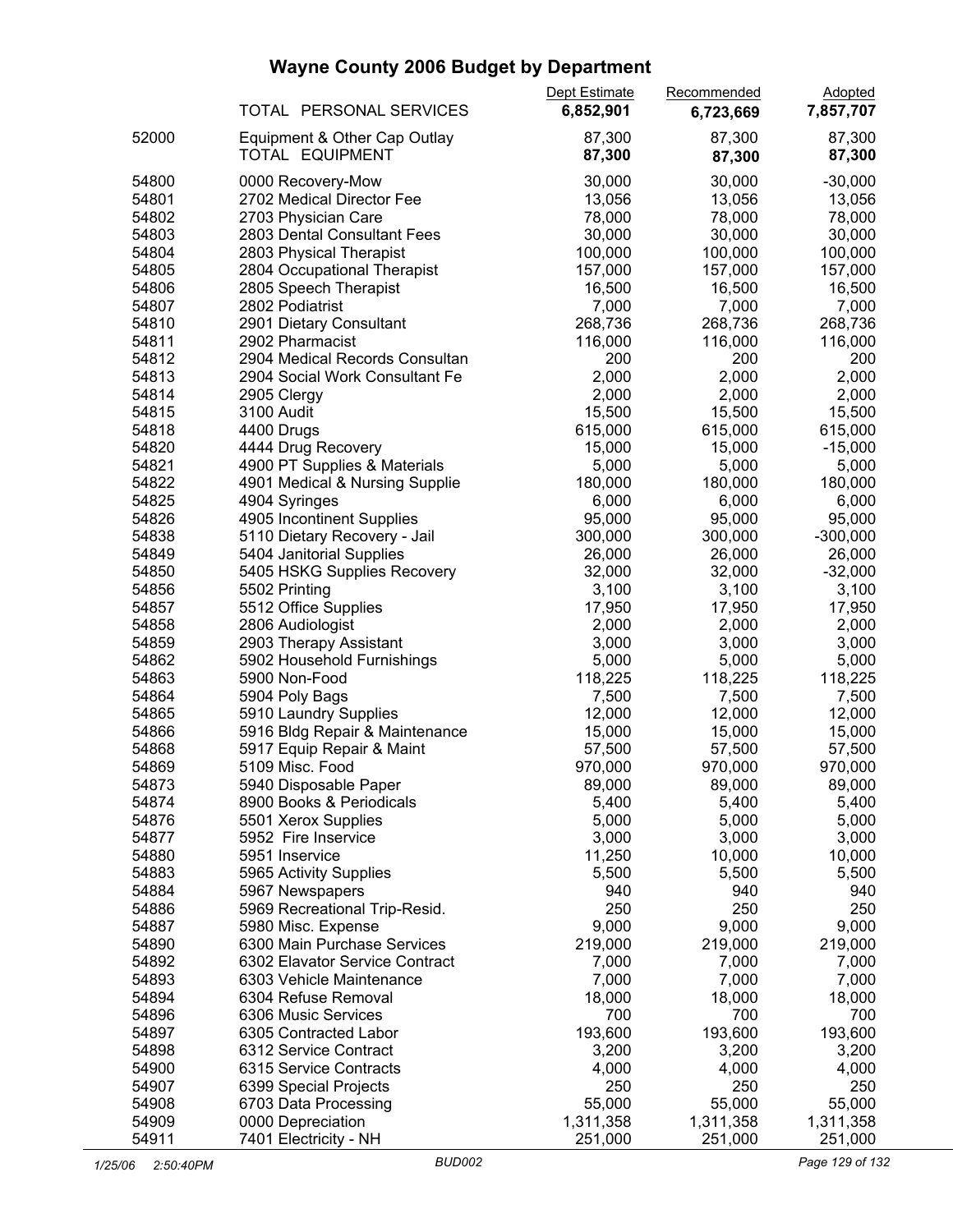# Wayne County 2006 Budget by Department

| | | Dept Estimate | Recommended | Adopted |
|---|---|---|---|---|
| | TOTAL PERSONAL SERVICES | **6,852,901** | **6,723,669** | **7,857,707** |
| 52000 | Equipment & Other Cap Outlay | 87,300 | 87,300 | 87,300 |
| | TOTAL EQUIPMENT | **87,300** | **87,300** | **87,300** |
| 54800 | 0000 Recovery-Mow | 30,000 | 30,000 | -30,000 |
| 54801 | 2702 Medical Director Fee | 13,056 | 13,056 | 13,056 |
| 54802 | 2703 Physician Care | 78,000 | 78,000 | 78,000 |
| 54803 | 2803 Dental Consultant Fees | 30,000 | 30,000 | 30,000 |
| 54804 | 2803 Physical Therapist | 100,000 | 100,000 | 100,000 |
| 54805 | 2804 Occupational Therapist | 157,000 | 157,000 | 157,000 |
| 54806 | 2805 Speech Therapist | 16,500 | 16,500 | 16,500 |
| 54807 | 2802 Podiatrist | 7,000 | 7,000 | 7,000 |
| 54810 | 2901 Dietary Consultant | 268,736 | 268,736 | 268,736 |
| 54811 | 2902 Pharmacist | 116,000 | 116,000 | 116,000 |
| 54812 | 2904 Medical Records Consultan | 200 | 200 | 200 |
| 54813 | 2904 Social Work Consultant Fe | 2,000 | 2,000 | 2,000 |
| 54814 | 2905 Clergy | 2,000 | 2,000 | 2,000 |
| 54815 | 3100 Audit | 15,500 | 15,500 | 15,500 |
| 54818 | 4400 Drugs | 615,000 | 615,000 | 615,000 |
| 54820 | 4444 Drug Recovery | 15,000 | 15,000 | -15,000 |
| 54821 | 4900 PT Supplies & Materials | 5,000 | 5,000 | 5,000 |
| 54822 | 4901 Medical & Nursing Supplie | 180,000 | 180,000 | 180,000 |
| 54825 | 4904 Syringes | 6,000 | 6,000 | 6,000 |
| 54826 | 4905 Incontinent Supplies | 95,000 | 95,000 | 95,000 |
| 54838 | 5110 Dietary Recovery - Jail | 300,000 | 300,000 | -300,000 |
| 54849 | 5404 Janitorial Supplies | 26,000 | 26,000 | 26,000 |
| 54850 | 5405 HSKG Supplies Recovery | 32,000 | 32,000 | -32,000 |
| 54856 | 5502 Printing | 3,100 | 3,100 | 3,100 |
| 54857 | 5512 Office Supplies | 17,950 | 17,950 | 17,950 |
| 54858 | 2806 Audiologist | 2,000 | 2,000 | 2,000 |
| 54859 | 2903 Therapy Assistant | 3,000 | 3,000 | 3,000 |
| 54862 | 5902 Household Furnishings | 5,000 | 5,000 | 5,000 |
| 54863 | 5900 Non-Food | 118,225 | 118,225 | 118,225 |
| 54864 | 5904 Poly Bags | 7,500 | 7,500 | 7,500 |
| 54865 | 5910 Laundry Supplies | 12,000 | 12,000 | 12,000 |
| 54866 | 5916 Bldg Repair & Maintenance | 15,000 | 15,000 | 15,000 |
| 54868 | 5917 Equip Repair & Maint | 57,500 | 57,500 | 57,500 |
| 54869 | 5109 Misc. Food | 970,000 | 970,000 | 970,000 |
| 54873 | 5940 Disposable Paper | 89,000 | 89,000 | 89,000 |
| 54874 | 8900 Books & Periodicals | 5,400 | 5,400 | 5,400 |
| 54876 | 5501 Xerox Supplies | 5,000 | 5,000 | 5,000 |
| 54877 | 5952 Fire Inservice | 3,000 | 3,000 | 3,000 |
| 54880 | 5951 Inservice | 11,250 | 10,000 | 10,000 |
| 54883 | 5965 Activity Supplies | 5,500 | 5,500 | 5,500 |
| 54884 | 5967 Newspapers | 940 | 940 | 940 |
| 54886 | 5969 Recreational Trip-Resid. | 250 | 250 | 250 |
| 54887 | 5980 Misc. Expense | 9,000 | 9,000 | 9,000 |
| 54890 | 6300 Main Purchase Services | 219,000 | 219,000 | 219,000 |
| 54892 | 6302 Elavator Service Contract | 7,000 | 7,000 | 7,000 |
| 54893 | 6303 Vehicle Maintenance | 7,000 | 7,000 | 7,000 |
| 54894 | 6304 Refuse Removal | 18,000 | 18,000 | 18,000 |
| 54896 | 6306 Music Services | 700 | 700 | 700 |
| 54897 | 6305 Contracted Labor | 193,600 | 193,600 | 193,600 |
| 54898 | 6312 Service Contract | 3,200 | 3,200 | 3,200 |
| 54900 | 6315 Service Contracts | 4,000 | 4,000 | 4,000 |
| 54907 | 6399 Special Projects | 250 | 250 | 250 |
| 54908 | 6703 Data Processing | 55,000 | 55,000 | 55,000 |
| 54909 | 0000 Depreciation | 1,311,358 | 1,311,358 | 1,311,358 |
| 54911 | 7401 Electricity - NH | 251,000 | 251,000 | 251,000 |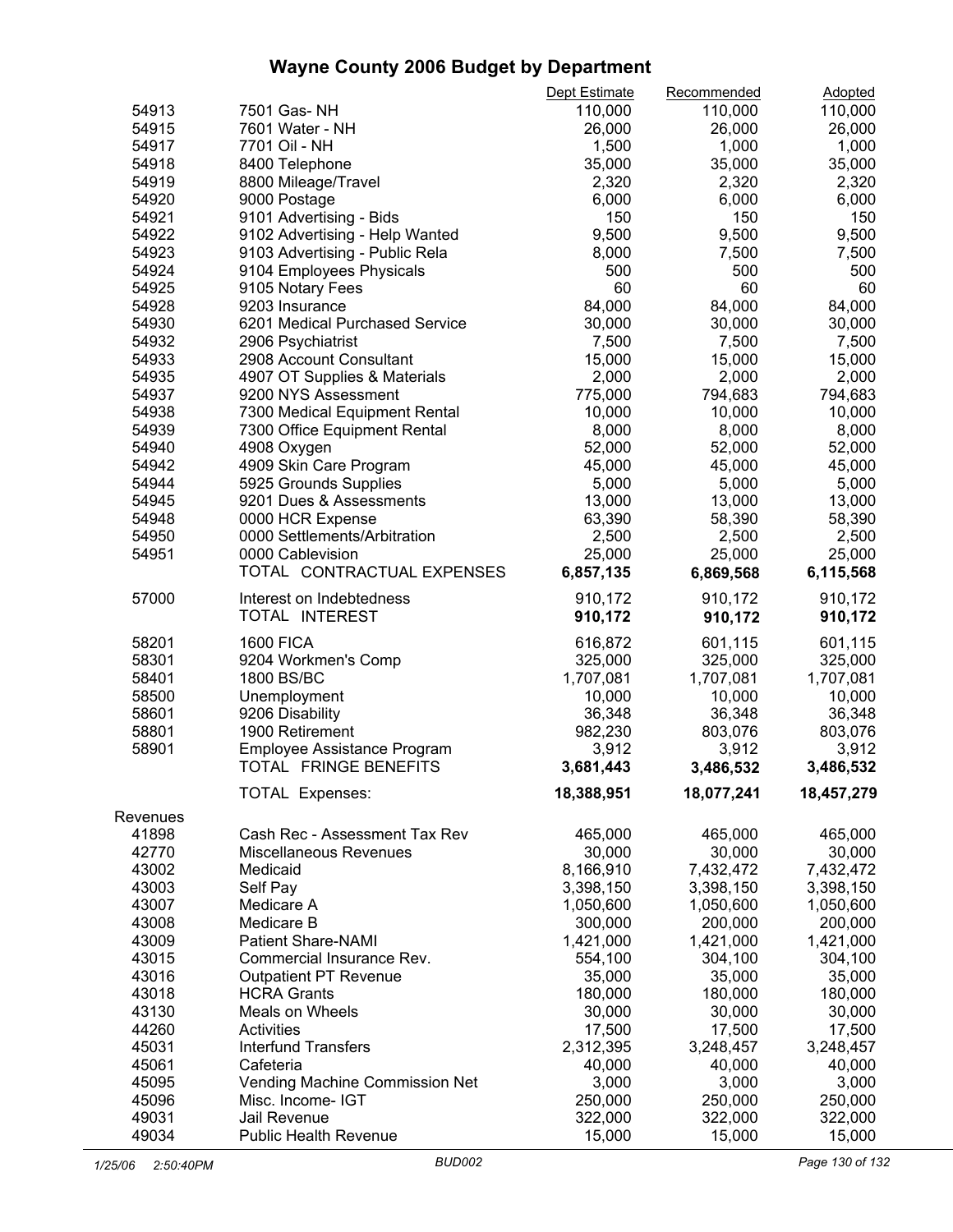# Wayne County 2006 Budget by Department

| | | Dept Estimate | Recommended | Adopted |
|---|---|---|---|---|
| 54913 | 7501 Gas- NH | 110,000 | 110,000 | 110,000 |
| 54915 | 7601 Water - NH | 26,000 | 26,000 | 26,000 |
| 54917 | 7701 Oil - NH | 1,500 | 1,000 | 1,000 |
| 54918 | 8400 Telephone | 35,000 | 35,000 | 35,000 |
| 54919 | 8800 Mileage/Travel | 2,320 | 2,320 | 2,320 |
| 54920 | 9000 Postage | 6,000 | 6,000 | 6,000 |
| 54921 | 9101 Advertising - Bids | 150 | 150 | 150 |
| 54922 | 9102 Advertising - Help Wanted | 9,500 | 9,500 | 9,500 |
| 54923 | 9103 Advertising - Public Rela | 8,000 | 7,500 | 7,500 |
| 54924 | 9104 Employees Physicals | 500 | 500 | 500 |
| 54925 | 9105 Notary Fees | 60 | 60 | 60 |
| 54928 | 9203 Insurance | 84,000 | 84,000 | 84,000 |
| 54930 | 6201 Medical Purchased Service | 30,000 | 30,000 | 30,000 |
| 54932 | 2906 Psychiatrist | 7,500 | 7,500 | 7,500 |
| 54933 | 2908 Account Consultant | 15,000 | 15,000 | 15,000 |
| 54935 | 4907 OT Supplies & Materials | 2,000 | 2,000 | 2,000 |
| 54937 | 9200 NYS Assessment | 775,000 | 794,683 | 794,683 |
| 54938 | 7300 Medical Equipment Rental | 10,000 | 10,000 | 10,000 |
| 54939 | 7300 Office Equipment Rental | 8,000 | 8,000 | 8,000 |
| 54940 | 4908 Oxygen | 52,000 | 52,000 | 52,000 |
| 54942 | 4909 Skin Care Program | 45,000 | 45,000 | 45,000 |
| 54944 | 5925 Grounds Supplies | 5,000 | 5,000 | 5,000 |
| 54945 | 9201 Dues & Assessments | 13,000 | 13,000 | 13,000 |
| 54948 | 0000 HCR Expense | 63,390 | 58,390 | 58,390 |
| 54950 | 0000 Settlements/Arbitration | 2,500 | 2,500 | 2,500 |
| 54951 | 0000 Cablevision | 25,000 | 25,000 | 25,000 |
| | TOTAL CONTRACTUAL EXPENSES | **6,857,135** | **6,869,568** | **6,115,568** |
| 57000 | Interest on Indebtedness | 910,172 | 910,172 | 910,172 |
| | TOTAL INTEREST | **910,172** | **910,172** | **910,172** |
| 58201 | 1600 FICA | 616,872 | 601,115 | 601,115 |
| 58301 | 9204 Workmen's Comp | 325,000 | 325,000 | 325,000 |
| 58401 | 1800 BS/BC | 1,707,081 | 1,707,081 | 1,707,081 |
| 58500 | Unemployment | 10,000 | 10,000 | 10,000 |
| 58601 | 9206 Disability | 36,348 | 36,348 | 36,348 |
| 58801 | 1900 Retirement | 982,230 | 803,076 | 803,076 |
| 58901 | Employee Assistance Program | 3,912 | 3,912 | 3,912 |
| | TOTAL FRINGE BENEFITS | **3,681,443** | **3,486,532** | **3,486,532** |
| | TOTAL Expenses: | **18,388,951** | **18,077,241** | **18,457,279** |
| Revenues | | | | |
| 41898 | Cash Rec - Assessment Tax Rev | 465,000 | 465,000 | 465,000 |
| 42770 | Miscellaneous Revenues | 30,000 | 30,000 | 30,000 |
| 43002 | Medicaid | 8,166,910 | 7,432,472 | 7,432,472 |
| 43003 | Self Pay | 3,398,150 | 3,398,150 | 3,398,150 |
| 43007 | Medicare A | 1,050,600 | 1,050,600 | 1,050,600 |
| 43008 | Medicare B | 300,000 | 200,000 | 200,000 |
| 43009 | Patient Share-NAMI | 1,421,000 | 1,421,000 | 1,421,000 |
| 43015 | Commercial Insurance Rev. | 554,100 | 304,100 | 304,100 |
| 43016 | Outpatient PT Revenue | 35,000 | 35,000 | 35,000 |
| 43018 | HCRA Grants | 180,000 | 180,000 | 180,000 |
| 43130 | Meals on Wheels | 30,000 | 30,000 | 30,000 |
| 44260 | Activities | 17,500 | 17,500 | 17,500 |
| 45031 | Interfund Transfers | 2,312,395 | 3,248,457 | 3,248,457 |
| 45061 | Cafeteria | 40,000 | 40,000 | 40,000 |
| 45095 | Vending Machine Commission Net | 3,000 | 3,000 | 3,000 |
| 45096 | Misc. Income- IGT | 250,000 | 250,000 | 250,000 |
| 49031 | Jail Revenue | 322,000 | 322,000 | 322,000 |
| 49034 | Public Health Revenue | 15,000 | 15,000 | 15,000 |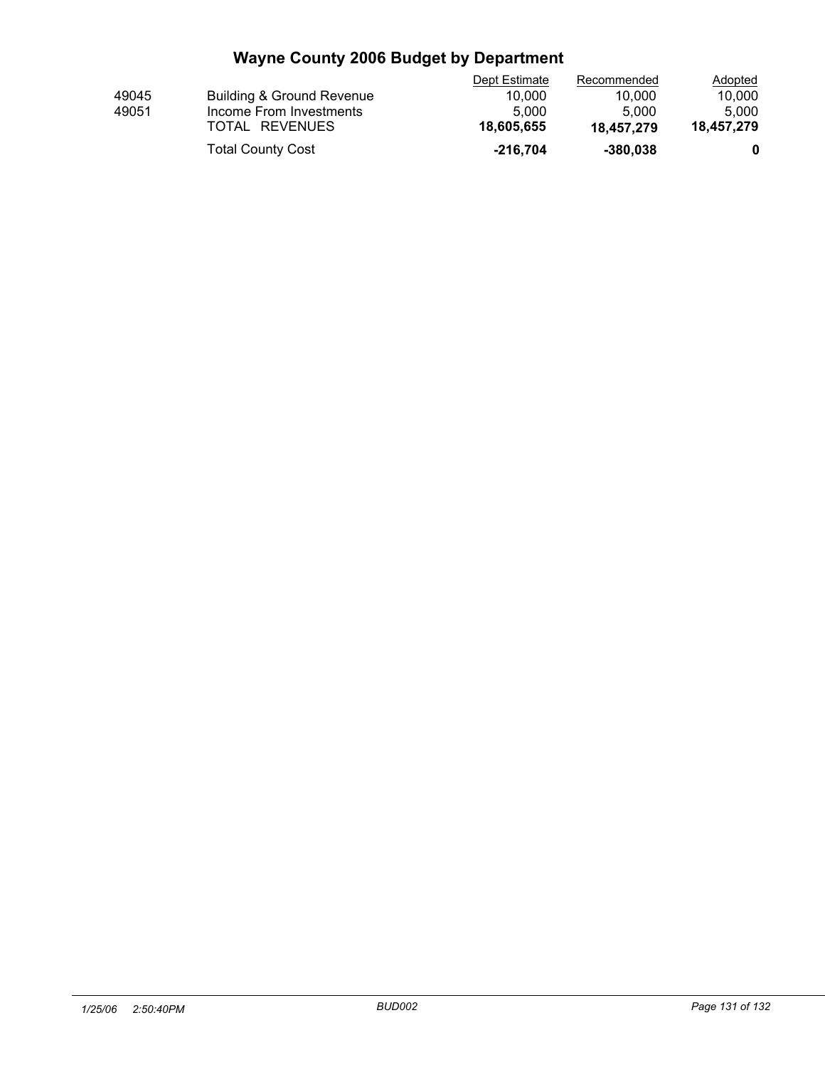# Wayne County 2006 Budget by Department

| | | Dept Estimate | Recommended | Adopted |
|---|---|---|---|---|
| 49045 | Building & Ground Revenue | 10,000 | 10,000 | 10,000 |
| 49051 | Income From Investments | 5,000 | 5,000 | 5,000 |
| | TOTAL REVENUES | **18,605,655** | **18,457,279** | **18,457,279** |
| | Total County Cost | **-216,704** | **-380,038** | **0** |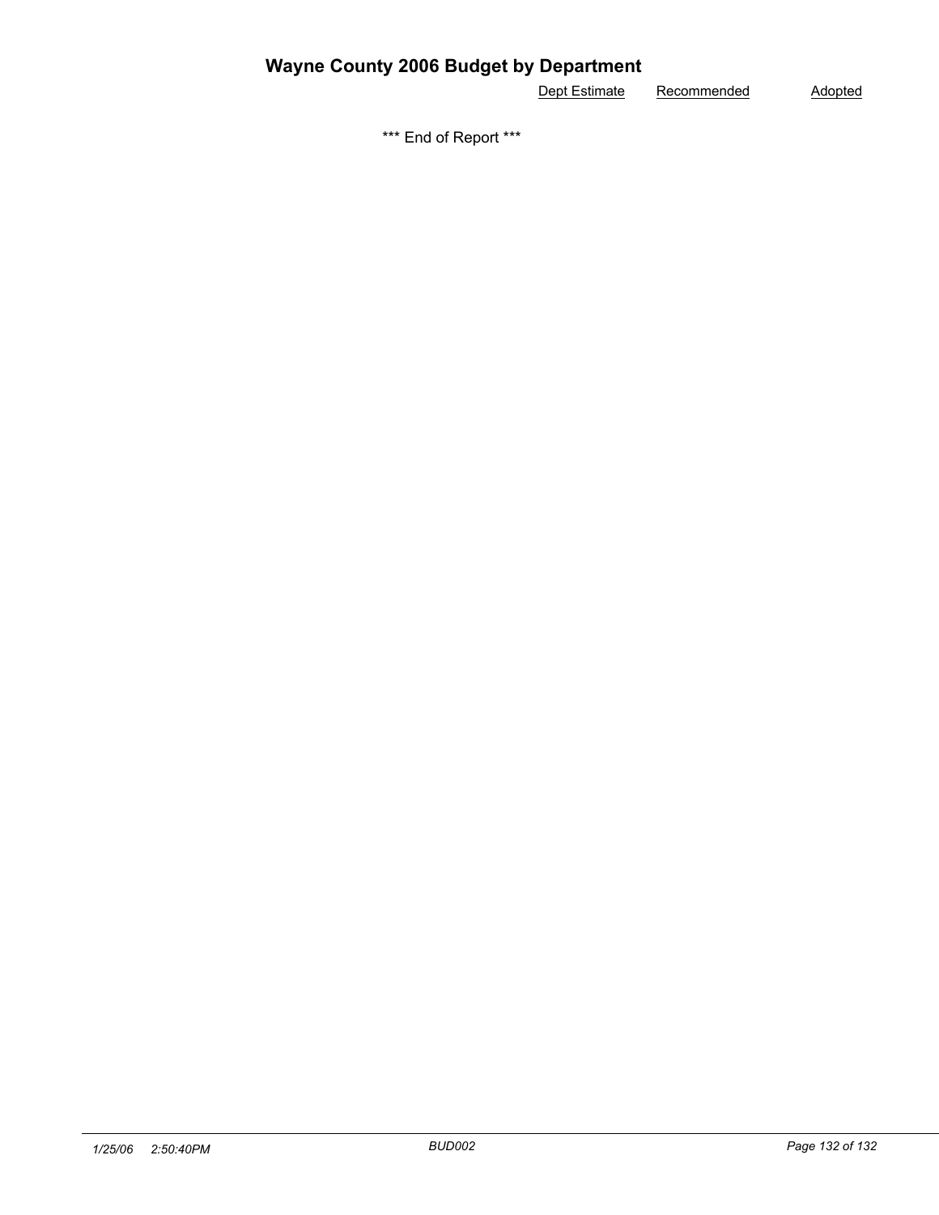# Wayne County 2006 Budget by Department

| | Dept Estimate | Recommended | Adopted |
|---|---|---|---|

*** End of Report ***